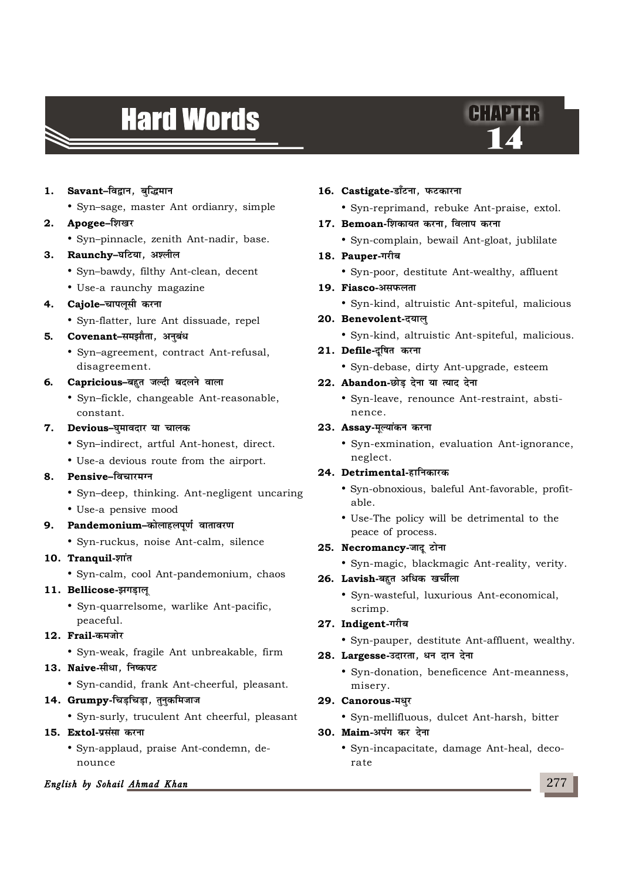# Hard Words

## CHAPTER 14

1. **Savant**–विद्वान, बुद्धिमान
   - Syn–sage, master Ant ordianry, simple
2. **Apogee**–शिखर
   - Syn–pinnacle, zenith Ant-nadir, base.
3. **Raunchy**–घटिया, अश्लील
   - Syn–bawdy, filthy Ant-clean, decent
   - Use-a raunchy magazine
4. **Cajole**–चापलूसी करना
   - Syn-flatter, lure Ant dissuade, repel
5. **Covenant**–समझौता, अनुबंध
   - Syn–agreement, contract Ant-refusal, disagreement.
6. **Capricious**–बहुत जल्दी बदलने वाला
   - Syn–fickle, changeable Ant-reasonable, constant.
7. **Devious**–घुमावदार या चालक
   - Syn–indirect, artful Ant-honest, direct.
   - Use-a devious route from the airport.
8. **Pensive**–विचारमग्न
   - Syn–deep, thinking. Ant-negligent uncaring
   - Use-a pensive mood
9. **Pandemonium**–कोलाहलपूर्ण वातावरण
   - Syn-ruckus, noise Ant-calm, silence
10. **Tranquil**-शांत
    - Syn-calm, cool Ant-pandemonium, chaos
11. **Bellicose**-झगड़ालू
    - Syn-quarrelsome, warlike Ant-pacific, peaceful.
12. **Frail**-कमजोर
    - Syn-weak, fragile Ant unbreakable, firm
13. **Naive**-सीधा, निष्कपट
    - Syn-candid, frank Ant-cheerful, pleasant.
14. **Grumpy**-चिड़चिड़ा, तुनकमिजाज
    - Syn-surly, truculent Ant cheerful, pleasant
15. **Extol**-प्रसंसा करना
    - Syn-applaud, praise Ant-condemn, denounce
16. **Castigate**-डाँटना, फटकारना
    - Syn-reprimand, rebuke Ant-praise, extol.
17. **Bemoan**-शिकायत करना, विलाप करना
    - Syn-complain, bewail Ant-gloat, jublilate
18. **Pauper**-गरीब
    - Syn-poor, destitute Ant-wealthy, affluent
19. **Fiasco**-असफलता
    - Syn-kind, altruistic Ant-spiteful, malicious
20. **Benevolent**-दयालु
    - Syn-kind, altruistic Ant-spiteful, malicious.
21. **Defile**-दूषित करना
    - Syn-debase, dirty Ant-upgrade, esteem
22. **Abandon**-छोड़ देना या त्याद देना
    - Syn-leave, renounce Ant-restraint, abstinence.
23. **Assay**-मूल्यांकन करना
    - Syn-exmination, evaluation Ant-ignorance, neglect.
24. **Detrimental**-हानिकारक
    - Syn-obnoxious, baleful Ant-favorable, profitable.
    - Use-The policy will be detrimental to the peace of process.
25. **Necromancy**-जादू टोना
    - Syn-magic, blackmagic Ant-reality, verity.
26. **Lavish**-बहुत अधिक खर्चीला
    - Syn-wasteful, luxurious Ant-economical, scrimp.
27. **Indigent**-गरीब
    - Syn-pauper, destitute Ant-affluent, wealthy.
28. **Largesse**-उदारता, धन दान देना
    - Syn-donation, beneficence Ant-meanness, misery.
29. **Canorous**-मधुर
    - Syn-mellifluous, dulcet Ant-harsh, bitter
30. **Maim**-अपंग कर देना
    - Syn-incapacitate, damage Ant-heal, decorate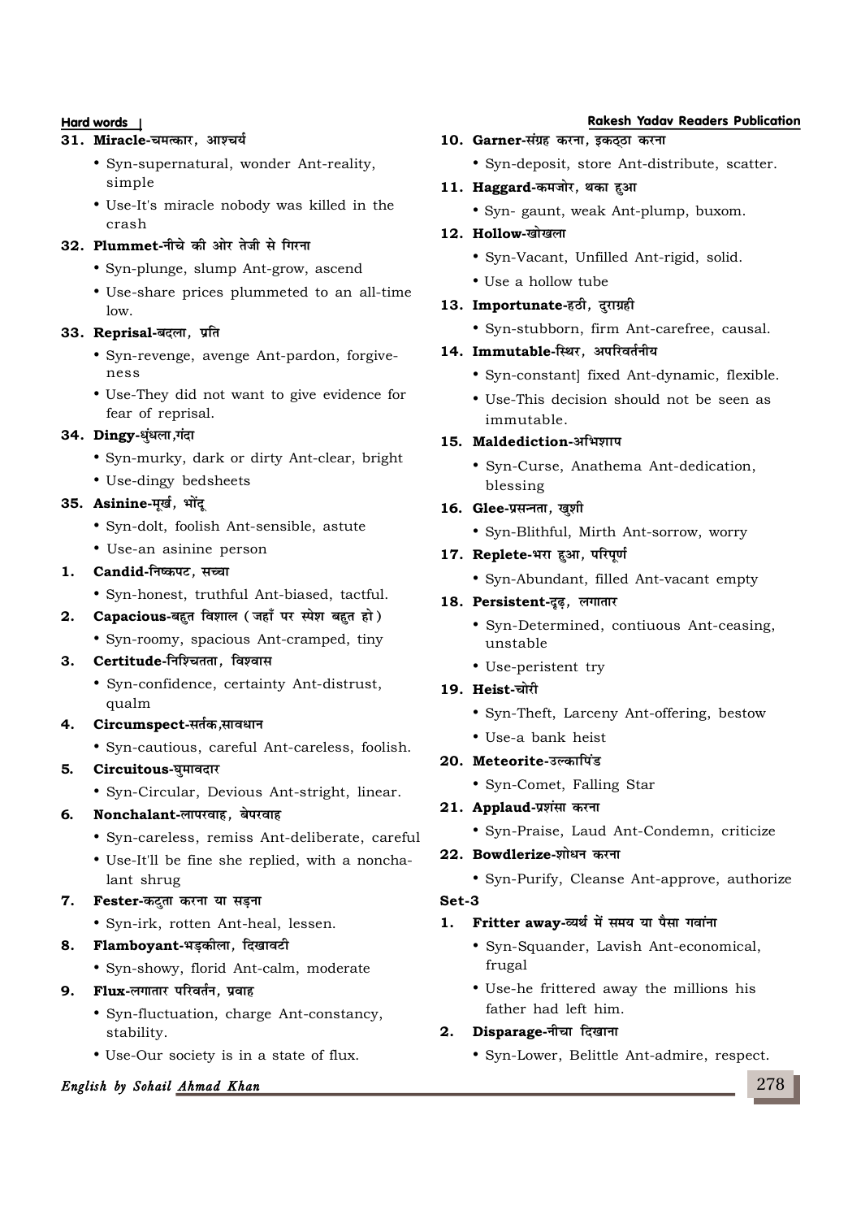**31. Miracle-चमत्कार, आश्चर्य**

- Syn-supernatural, wonder Ant-reality, simple
- Use-It's miracle nobody was killed in the crash

**32. Plummet-नीचे की ओर तेजी से गिरना**

- Syn-plunge, slump Ant-grow, ascend
- Use-share prices plummeted to an all-time low.

**33. Reprisal-बदला, प्रति**

- Syn-revenge, avenge Ant-pardon, forgiveness
- Use-They did not want to give evidence for fear of reprisal.

**34. Dingy-धुंधला,गंदा**

- Syn-murky, dark or dirty Ant-clear, bright
- Use-dingy bedsheets

**35. Asinine-मूर्ख, भोंदू**

- Syn-dolt, foolish Ant-sensible, astute
- Use-an asinine person

**1. Candid-निष्कपट, सच्चा**

- Syn-honest, truthful Ant-biased, tactful.

**2. Capacious-बहुत विशाल (जहाँ पर स्पेश बहुत हो)**

- Syn-roomy, spacious Ant-cramped, tiny

**3. Certitude-निश्चितता, विश्वास**

- Syn-confidence, certainty Ant-distrust, qualm

**4. Circumspect-सर्तक,सावधान**

- Syn-cautious, careful Ant-careless, foolish.

**5. Circuitous-घुमावदार**

- Syn-Circular, Devious Ant-stright, linear.

**6. Nonchalant-लापरवाह, बेपरवाह**

- Syn-careless, remiss Ant-deliberate, careful
- Use-It'll be fine she replied, with a nonchalant shrug

**7. Fester-कटुता करना या सड़ना**

- Syn-irk, rotten Ant-heal, lessen.

**8. Flamboyant-भड़कीला, दिखावटी**

- Syn-showy, florid Ant-calm, moderate

**9. Flux-लगातार परिवर्तन, प्रवाह**

- Syn-fluctuation, charge Ant-constancy, stability.
- Use-Our society is in a state of flux.

**10. Garner-संग्रह करना, इकठ्ठा करना**

- Syn-deposit, store Ant-distribute, scatter.

**11. Haggard-कमजोर, थका हुआ**

- Syn- gaunt, weak Ant-plump, buxom.

**12. Hollow-खोखला**

- Syn-Vacant, Unfilled Ant-rigid, solid.
- Use a hollow tube

**13. Importunate-हठी, दुराग्रही**

- Syn-stubborn, firm Ant-carefree, causal.

**14. Immutable-स्थिर, अपरिवर्तनीय**

- Syn-constant] fixed Ant-dynamic, flexible.
- Use-This decision should not be seen as immutable.

**15. Maldediction-अभिशाप**

- Syn-Curse, Anathema Ant-dedication, blessing

**16. Glee-प्रसन्नता, खुशी**

- Syn-Blithful, Mirth Ant-sorrow, worry

**17. Replete-भरा हुआ, परिपूर्ण**

- Syn-Abundant, filled Ant-vacant empty

**18. Persistent-दृढ़, लगातार**

- Syn-Determined, contiuous Ant-ceasing, unstable
- Use-peristent try

**19. Heist-चोरी**

- Syn-Theft, Larceny Ant-offering, bestow
- Use-a bank heist

**20. Meteorite-उल्कापिंड**

- Syn-Comet, Falling Star

**21. Applaud-प्रशंसा करना**

- Syn-Praise, Laud Ant-Condemn, criticize

**22. Bowdlerize-शोधन करना**

- Syn-Purify, Cleanse Ant-approve, authorize

**Set-3**

**1. Fritter away-व्यर्थ में समय या पैसा गवांना**

- Syn-Squander, Lavish Ant-economical, frugal
- Use-he frittered away the millions his father had left him.

**2. Disparage-नीचा दिखाना**

- Syn-Lower, Belittle Ant-admire, respect.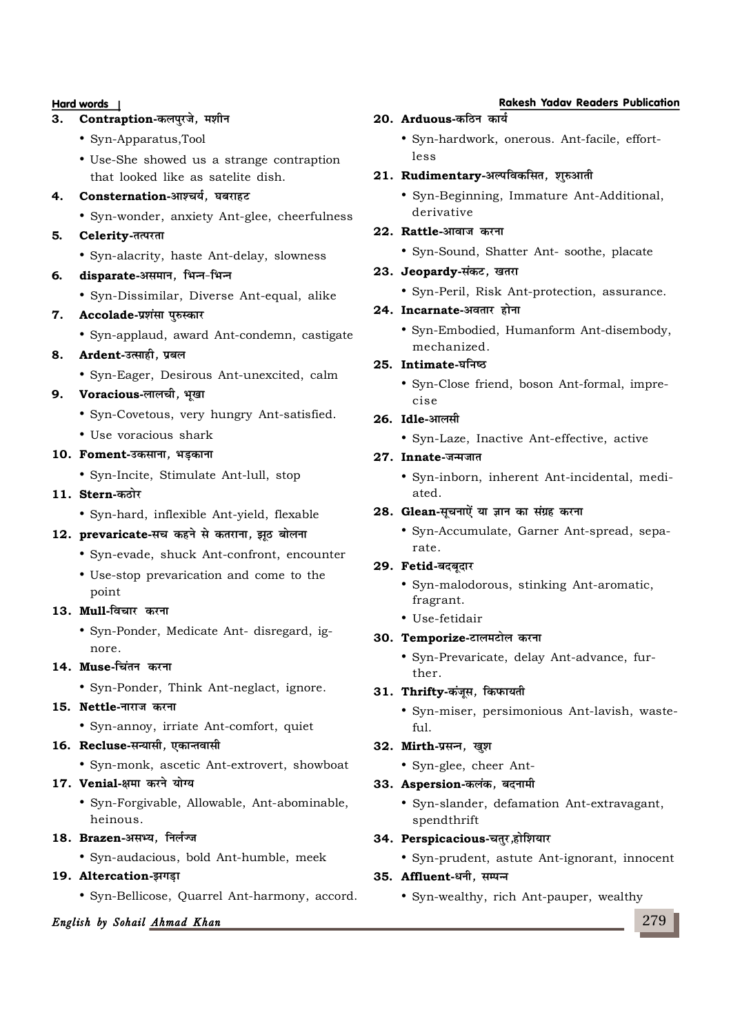3. **Contraption-कलपुरजे, मशीन**
    - Syn-Apparatus,Tool
    - Use-She showed us a strange contraption that looked like as satelite dish.

4. **Consternation-आश्चर्य, घबराहट**
    - Syn-wonder, anxiety Ant-glee, cheerfulness

5. **Celerity-तत्परता**
    - Syn-alacrity, haste Ant-delay, slowness

6. **disparate-असमान, भिन्न-भिन्न**
    - Syn-Dissimilar, Diverse Ant-equal, alike

7. **Accolade-प्रशंसा पुरुस्कार**
    - Syn-applaud, award Ant-condemn, castigate

8. **Ardent-उत्साही, प्रबल**
    - Syn-Eager, Desirous Ant-unexcited, calm

9. **Voracious-लालची, भूखा**
    - Syn-Covetous, very hungry Ant-satisfied.
    - Use voracious shark

10. **Foment-उकसाना, भड़काना**
    - Syn-Incite, Stimulate Ant-lull, stop

11. **Stern-कठोर**
    - Syn-hard, inflexible Ant-yield, flexable

12. **prevaricate-सच कहने से कतराना, झूठ बोलना**
    - Syn-evade, shuck Ant-confront, encounter
    - Use-stop prevarication and come to the point

13. **Mull-विचार करना**
    - Syn-Ponder, Medicate Ant- disregard, ignore.

14. **Muse-चिंतन करना**
    - Syn-Ponder, Think Ant-neglact, ignore.

15. **Nettle-नाराज करना**
    - Syn-annoy, irriate Ant-comfort, quiet

16. **Recluse-सन्यासी, एकान्तवासी**
    - Syn-monk, ascetic Ant-extrovert, showboat

17. **Venial-क्षमा करने योग्य**
    - Syn-Forgivable, Allowable, Ant-abominable, heinous.

18. **Brazen-असभ्य, निर्लज्ज**
    - Syn-audacious, bold Ant-humble, meek

19. **Altercation-झगड़ा**
    - Syn-Bellicose, Quarrel Ant-harmony, accord.

20. **Arduous-कठिन कार्य**
    - Syn-hardwork, onerous. Ant-facile, effortless

21. **Rudimentary-अल्पविकसित, शुरुआती**
    - Syn-Beginning, Immature Ant-Additional, derivative

22. **Rattle-आवाज करना**
    - Syn-Sound, Shatter Ant- soothe, placate

23. **Jeopardy-संकट, खतरा**
    - Syn-Peril, Risk Ant-protection, assurance.

24. **Incarnate-अवतार होना**
    - Syn-Embodied, Humanform Ant-disembody, mechanized.

25. **Intimate-घनिष्ठ**
    - Syn-Close friend, boson Ant-formal, imprecise

26. **Idle-आलसी**
    - Syn-Laze, Inactive Ant-effective, active

27. **Innate-जन्मजात**
    - Syn-inborn, inherent Ant-incidental, mediated.

28. **Glean-सूचनाऐं या ज्ञान का संग्रह करना**
    - Syn-Accumulate, Garner Ant-spread, separate.

29. **Fetid-बदबूदार**
    - Syn-malodorous, stinking Ant-aromatic, fragrant.
    - Use-fetidair

30. **Temporize-टालमटोल करना**
    - Syn-Prevaricate, delay Ant-advance, further.

31. **Thrifty-कंजूस, किफायती**
    - Syn-miser, persimonious Ant-lavish, wasteful.

32. **Mirth-प्रसन्न, खुश**
    - Syn-glee, cheer Ant-

33. **Aspersion-कलंक, बदनामी**
    - Syn-slander, defamation Ant-extravagant, spendthrift

34. **Perspicacious-चतुर,होशियार**
    - Syn-prudent, astute Ant-ignorant, innocent

35. **Affluent-धनी, सम्पन्न**
    - Syn-wealthy, rich Ant-pauper, wealthy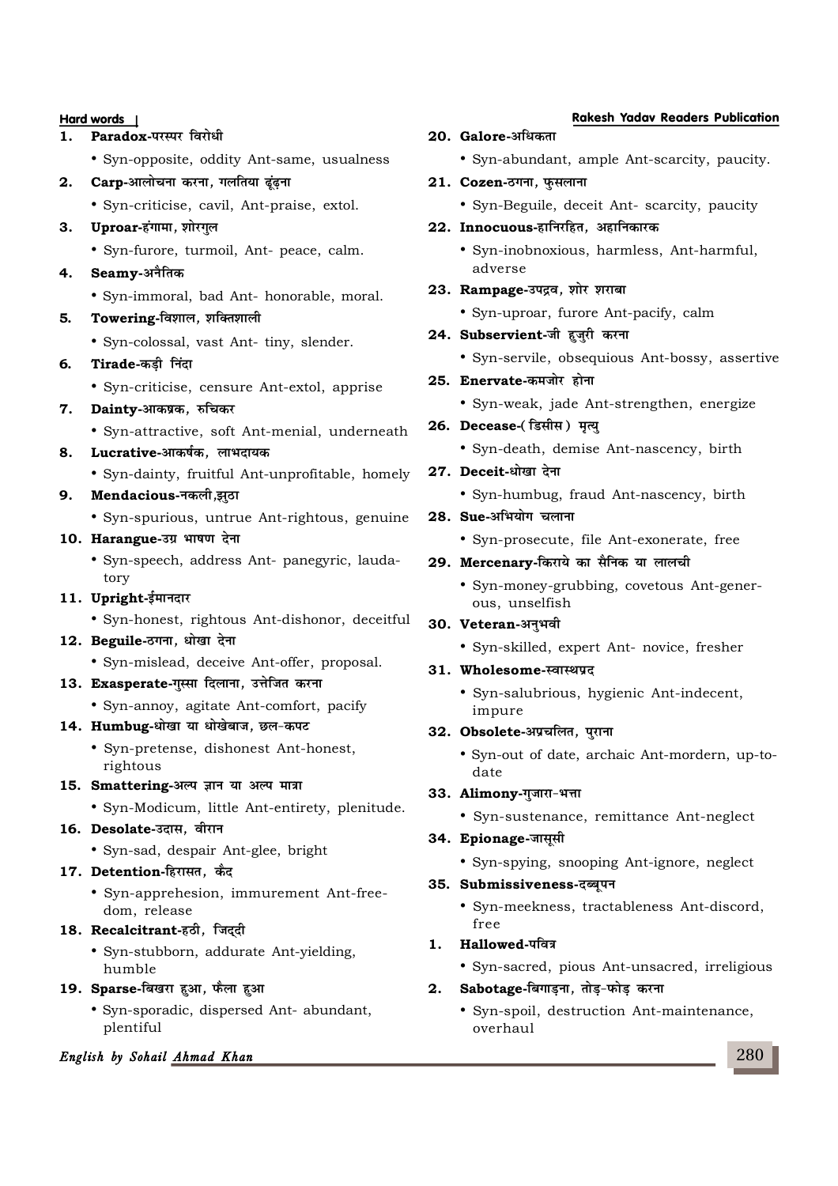1. **Paradox**-परस्पर विरोधी
   - Syn-opposite, oddity Ant-same, usualness
2. **Carp**-आलोचना करना, गलतिया ढूंढ़ना
   - Syn-criticise, cavil, Ant-praise, extol.
3. **Uproar**-हंगामा, शोरगुल
   - Syn-furore, turmoil, Ant- peace, calm.
4. **Seamy**-अनैतिक
   - Syn-immoral, bad Ant- honorable, moral.
5. **Towering**-विशाल, शक्तिशाली
   - Syn-colossal, vast Ant- tiny, slender.
6. **Tirade**-कड़ी निंदा
   - Syn-criticise, censure Ant-extol, apprise
7. **Dainty**-आकष्रक, रुचिकर
   - Syn-attractive, soft Ant-menial, underneath
8. **Lucrative**-आकर्षक, लाभदायक
   - Syn-dainty, fruitful Ant-unprofitable, homely
9. **Mendacious**-नकली,झुठा
   - Syn-spurious, untrue Ant-rightous, genuine
10. **Harangue**-उग्र भाषण देना
    - Syn-speech, address Ant- panegyric, laudatory
11. **Upright**-ईमानदार
    - Syn-honest, rightous Ant-dishonor, deceitful
12. **Beguile**-ठगना, धोखा देना
    - Syn-mislead, deceive Ant-offer, proposal.
13. **Exasperate**-गुस्सा दिलाना, उत्तेजित करना
    - Syn-annoy, agitate Ant-comfort, pacify
14. **Humbug**-धोखा या धोखेबाज, छल-कपट
    - Syn-pretense, dishonest Ant-honest, rightous
15. **Smattering**-अल्प ज्ञान या अल्प मात्रा
    - Syn-Modicum, little Ant-entirety, plenitude.
16. **Desolate**-उदास, वीरान
    - Syn-sad, despair Ant-glee, bright
17. **Detention**-हिरासत, कैद
    - Syn-apprehesion, immurement Ant-freedom, release
18. **Recalcitrant**-हठी, जिद्दी
    - Syn-stubborn, addurate Ant-yielding, humble
19. **Sparse**-बिखरा हुआ, फैला हुआ
    - Syn-sporadic, dispersed Ant- abundant, plentiful
20. **Galore**-अधिकता
    - Syn-abundant, ample Ant-scarcity, paucity.
21. **Cozen**-ठगना, फुसलाना
    - Syn-Beguile, deceit Ant- scarcity, paucity
22. **Innocuous**-हानिरहित, अहानिकारक
    - Syn-inobnoxious, harmless, Ant-harmful, adverse
23. **Rampage**-उपद्रव, शोर शराबा
    - Syn-uproar, furore Ant-pacify, calm
24. **Subservient**-जी हुजुरी करना
    - Syn-servile, obsequious Ant-bossy, assertive
25. **Enervate**-कमजोर होना
    - Syn-weak, jade Ant-strengthen, energize
26. **Decease**-( डिसीस ) मृत्यु
    - Syn-death, demise Ant-nascency, birth
27. **Deceit**-धोखा देना
    - Syn-humbug, fraud Ant-nascency, birth
28. **Sue**-अभियोग चलाना
    - Syn-prosecute, file Ant-exonerate, free
29. **Mercenary**-किराये का सैनिक या लालची
    - Syn-money-grubbing, covetous Ant-generous, unselfish
30. **Veteran**-अनुभवी
    - Syn-skilled, expert Ant- novice, fresher
31. **Wholesome**-स्वास्थप्रद
    - Syn-salubrious, hygienic Ant-indecent, impure
32. **Obsolete**-अप्रचलित, पुराना
    - Syn-out of date, archaic Ant-mordern, up-to-date
33. **Alimony**-गुजारा-भत्ता
    - Syn-sustenance, remittance Ant-neglect
34. **Epionage**-जासूसी
    - Syn-spying, snooping Ant-ignore, neglect
35. **Submissiveness**-दब्बूपन
    - Syn-meekness, tractableness Ant-discord, free

1. **Hallowed**-पवित्र
   - Syn-sacred, pious Ant-unsacred, irreligious
2. **Sabotage**-बिगाड़ना, तोड़-फोड़ करना
   - Syn-spoil, destruction Ant-maintenance, overhaul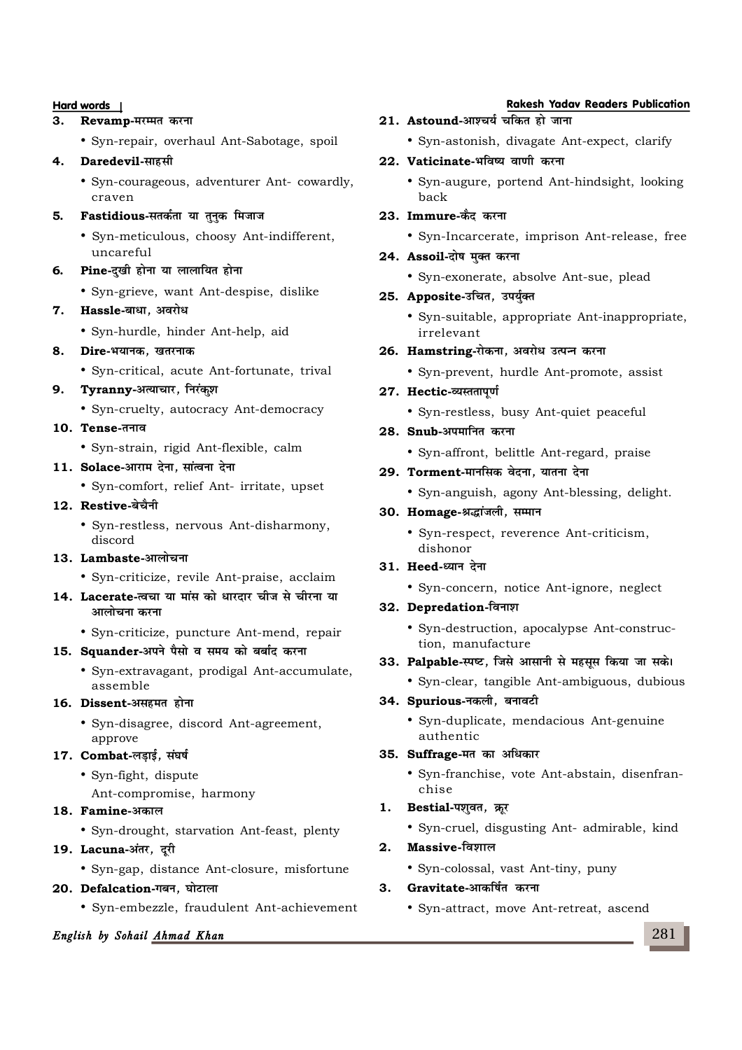3. **Revamp-मरम्मत करना**
    - Syn-repair, overhaul Ant-Sabotage, spoil
4. **Daredevil-साहसी**
    - Syn-courageous, adventurer Ant- cowardly, craven
5. **Fastidious-सतर्कता या तुनक मिजाज**
    - Syn-meticulous, choosy Ant-indifferent, uncareful
6. **Pine-दुखी होना या लालायित होना**
    - Syn-grieve, want Ant-despise, dislike
7. **Hassle-बाधा, अवरोध**
    - Syn-hurdle, hinder Ant-help, aid
8. **Dire-भयानक, खतरनाक**
    - Syn-critical, acute Ant-fortunate, trival
9. **Tyranny-अत्याचार, निरंकुश**
    - Syn-cruelty, autocracy Ant-democracy
10. **Tense-तनाव**
    - Syn-strain, rigid Ant-flexible, calm
11. **Solace-आराम देना, सांत्वना देना**
    - Syn-comfort, relief Ant- irritate, upset
12. **Restive-बेचैनी**
    - Syn-restless, nervous Ant-disharmony, discord
13. **Lambaste-आलोचना**
    - Syn-criticize, revile Ant-praise, acclaim
14. **Lacerate-त्वचा या मांस को धारदार चीज से चीरना या आलोचना करना**
    - Syn-criticize, puncture Ant-mend, repair
15. **Squander-अपने पैसो व समय को बर्बाद करना**
    - Syn-extravagant, prodigal Ant-accumulate, assemble
16. **Dissent-असहमत होना**
    - Syn-disagree, discord Ant-agreement, approve
17. **Combat-लड़ाई, संघर्ष**
    - Syn-fight, dispute
      Ant-compromise, harmony
18. **Famine-अकाल**
    - Syn-drought, starvation Ant-feast, plenty
19. **Lacuna-अंतर, दूरी**
    - Syn-gap, distance Ant-closure, misfortune
20. **Defalcation-गबन, घोटाला**
    - Syn-embezzle, fraudulent Ant-achievement
21. **Astound-आश्चर्य चकित हो जाना**
    - Syn-astonish, divagate Ant-expect, clarify
22. **Vaticinate-भविष्य वाणी करना**
    - Syn-augure, portend Ant-hindsight, looking back
23. **Immure-कैद करना**
    - Syn-Incarcerate, imprison Ant-release, free
24. **Assoil-दोष मुक्त करना**
    - Syn-exonerate, absolve Ant-sue, plead
25. **Apposite-उचित, उपर्युक्त**
    - Syn-suitable, appropriate Ant-inappropriate, irrelevant
26. **Hamstring-रोकना, अवरोध उत्पन्न करना**
    - Syn-prevent, hurdle Ant-promote, assist
27. **Hectic-व्यस्ततापूर्ण**
    - Syn-restless, busy Ant-quiet peaceful
28. **Snub-अपमानित करना**
    - Syn-affront, belittle Ant-regard, praise
29. **Torment-मानसिक वेदना, यातना देना**
    - Syn-anguish, agony Ant-blessing, delight.
30. **Homage-श्रद्धांजली, सम्मान**
    - Syn-respect, reverence Ant-criticism, dishonor
31. **Heed-ध्यान देना**
    - Syn-concern, notice Ant-ignore, neglect
32. **Depredation-विनाश**
    - Syn-destruction, apocalypse Ant-construction, manufacture
33. **Palpable-स्पष्ट, जिसे आसानी से महसूस किया जा सके।**
    - Syn-clear, tangible Ant-ambiguous, dubious
34. **Spurious-नकली, बनावटी**
    - Syn-duplicate, mendacious Ant-genuine authentic
35. **Suffrage-मत का अधिकार**
    - Syn-franchise, vote Ant-abstain, disenfranchise

1. **Bestial-पशुवत, क्रूर**
    - Syn-cruel, disgusting Ant- admirable, kind
2. **Massive-विशाल**
    - Syn-colossal, vast Ant-tiny, puny
3. **Gravitate-आकर्षित करना**
    - Syn-attract, move Ant-retreat, ascend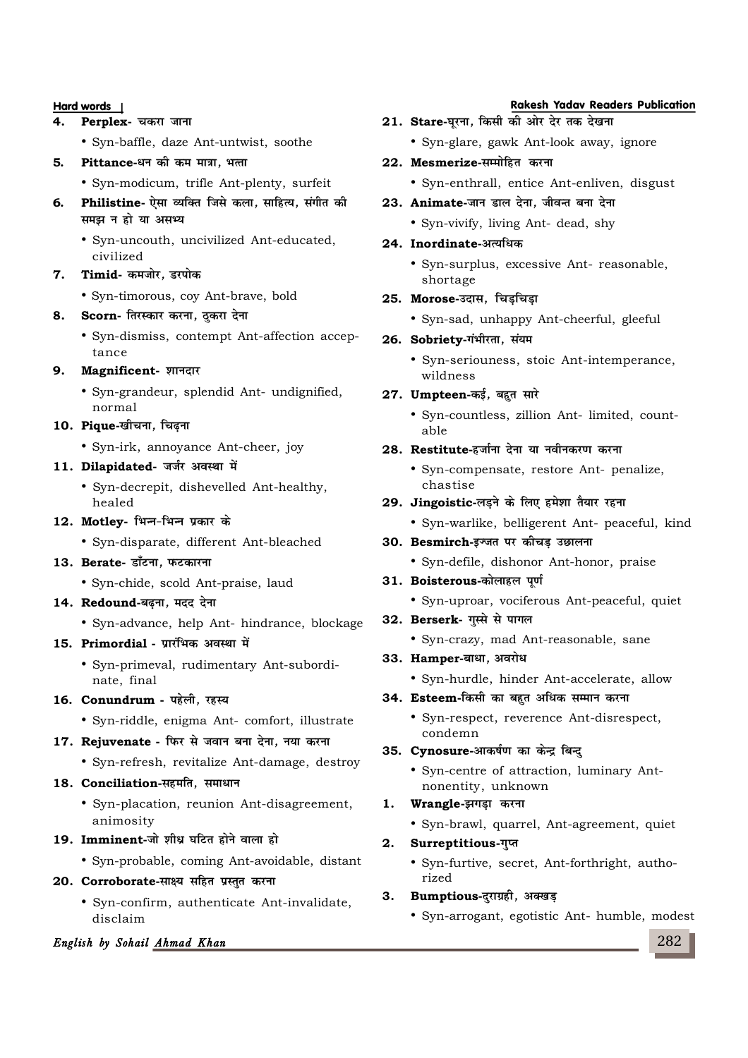4. **Perplex-** चकरा जाना
    - Syn-baffle, daze Ant-untwist, soothe
5. **Pittance**-धन की कम मात्रा, भत्ता
    - Syn-modicum, trifle Ant-plenty, surfeit
6. **Philistine-** ऐसा व्यक्ति जिसे कला, साहित्य, संगीत की समझ न हो या असभ्य
    - Syn-uncouth, uncivilized Ant-educated, civilized
7. **Timid-** कमजोर, डरपोक
    - Syn-timorous, coy Ant-brave, bold
8. **Scorn-** तिरस्कार करना, ठुकरा देना
    - Syn-dismiss, contempt Ant-affection acceptance
9. **Magnificent-** शानदार
    - Syn-grandeur, splendid Ant- undignified, normal
10. **Pique**-खीचना, चिढ़ना
    - Syn-irk, annoyance Ant-cheer, joy
11. **Dilapidated-** जर्जर अवस्था में
    - Syn-decrepit, dishevelled Ant-healthy, healed
12. **Motley-** भिन्न-भिन्न प्रकार के
    - Syn-disparate, different Ant-bleached
13. **Berate-** डाँटना, फटकारना
    - Syn-chide, scold Ant-praise, laud
14. **Redound**-बढ़ना, मदद देना
    - Syn-advance, help Ant- hindrance, blockage
15. **Primordial -** प्रारंभिक अवस्था में
    - Syn-primeval, rudimentary Ant-subordinate, final
16. **Conundrum -** पहेली, रहस्य
    - Syn-riddle, enigma Ant- comfort, illustrate
17. **Rejuvenate -** फिर से जवान बना देना, नया करना
    - Syn-refresh, revitalize Ant-damage, destroy
18. **Conciliation**-सहमति, समाधान
    - Syn-placation, reunion Ant-disagreement, animosity
19. **Imminent**-जो शीध्र घटित होने वाला हो
    - Syn-probable, coming Ant-avoidable, distant
20. **Corroborate**-साक्ष्य सहित प्रस्तुत करना
    - Syn-confirm, authenticate Ant-invalidate, disclaim
21. **Stare**-घूरना, किसी की ओर देर तक देखना
    - Syn-glare, gawk Ant-look away, ignore
22. **Mesmerize**-सम्मोहित करना
    - Syn-enthrall, entice Ant-enliven, disgust
23. **Animate**-जान डाल देना, जीवन्त बना देना
    - Syn-vivify, living Ant- dead, shy
24. **Inordinate**-अत्यधिक
    - Syn-surplus, excessive Ant- reasonable, shortage
25. **Morose**-उदास, चिड़चिड़ा
    - Syn-sad, unhappy Ant-cheerful, gleeful
26. **Sobriety**-गंभीरता, संयम
    - Syn-seriousness, stoic Ant-intemperance, wildness
27. **Umpteen**-कई, बहुत सारे
    - Syn-countless, zillion Ant- limited, countable
28. **Restitute**-हर्जाना देना या नवीनकरण करना
    - Syn-compensate, restore Ant- penalize, chastise
29. **Jingoistic**-लड़ने के लिए हमेशा तैयार रहना
    - Syn-warlike, belligerent Ant- peaceful, kind
30. **Besmirch**-इज्जत पर कीचड़ उछालना
    - Syn-defile, dishonor Ant-honor, praise
31. **Boisterous**-कोलाहल पूर्ण
    - Syn-uproar, vociferous Ant-peaceful, quiet
32. **Berserk-** गुस्से से पागल
    - Syn-crazy, mad Ant-reasonable, sane
33. **Hamper**-बाधा, अवरोध
    - Syn-hurdle, hinder Ant-accelerate, allow
34. **Esteem**-किसी का बहुत अधिक सम्मान करना
    - Syn-respect, reverence Ant-disrespect, condemn
35. **Cynosure**-आकर्षण का केन्द्र बिन्दु
    - Syn-centre of attraction, luminary Ant-nonentity, unknown

1. **Wrangle**-झगड़ा करना
    - Syn-brawl, quarrel, Ant-agreement, quiet
2. **Surreptitious**-गुप्त
    - Syn-furtive, secret, Ant-forthright, authorized
3. **Bumptious**-दुराग्रही, अक्खड़
    - Syn-arrogant, egotistic Ant- humble, modest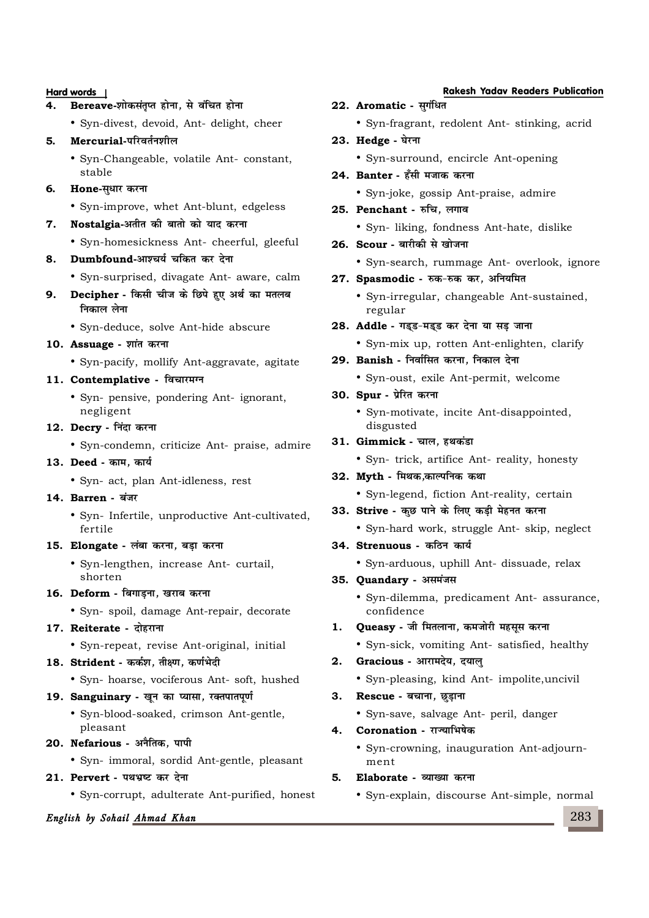4. **Bereave**-शोकसंतृप्त होना, से वंचित होना
   - Syn-divest, devoid, Ant- delight, cheer
5. **Mercurial**-परिवर्तनशील
   - Syn-Changeable, volatile Ant- constant, stable
6. **Hone**-सुधार करना
   - Syn-improve, whet Ant-blunt, edgeless
7. **Nostalgia**-अतीत की बातो को याद करना
   - Syn-homesickness Ant- cheerful, gleeful
8. **Dumbfound**-आश्चर्य चकित कर देना
   - Syn-surprised, divagate Ant- aware, calm
9. **Decipher** - किसी चीज के छिपे हुए अर्थ का मतलब निकाल लेना
   - Syn-deduce, solve Ant-hide abscure
10. **Assuage** - शांत करना
    - Syn-pacify, mollify Ant-aggravate, agitate
11. **Contemplative** - विचारमग्न
    - Syn- pensive, pondering Ant- ignorant, negligent
12. **Decry** - निंदा करना
    - Syn-condemn, criticize Ant- praise, admire
13. **Deed** - काम, कार्य
    - Syn- act, plan Ant-idleness, rest
14. **Barren** - बंजर
    - Syn- Infertile, unproductive Ant-cultivated, fertile
15. **Elongate** - लंबा करना, बड़ा करना
    - Syn-lengthen, increase Ant- curtail, shorten
16. **Deform** - बिगाड़ना, खराब करना
    - Syn- spoil, damage Ant-repair, decorate
17. **Reiterate** - दोहराना
    - Syn-repeat, revise Ant-original, initial
18. **Strident** - कर्कश, तीक्ष्ण, कर्णभेदी
    - Syn- hoarse, vociferous Ant- soft, hushed
19. **Sanguinary** - खून का प्यासा, रक्तपातपूर्ण
    - Syn-blood-soaked, crimson Ant-gentle, pleasant
20. **Nefarious** - अनैतिक, पापी
    - Syn- immoral, sordid Ant-gentle, pleasant
21. **Pervert** - पथभ्रष्ट कर देना
    - Syn-corrupt, adulterate Ant-purified, honest
22. **Aromatic** - सुगंधित
    - Syn-fragrant, redolent Ant- stinking, acrid
23. **Hedge** - घेरना
    - Syn-surround, encircle Ant-opening
24. **Banter** - हँसी मजाक करना
    - Syn-joke, gossip Ant-praise, admire
25. **Penchant** - रुचि, लगाव
    - Syn- liking, fondness Ant-hate, dislike
26. **Scour** - बारीकी से खोजना
    - Syn-search, rummage Ant- overlook, ignore
27. **Spasmodic** - रुक-रुक कर, अनियमित
    - Syn-irregular, changeable Ant-sustained, regular
28. **Addle** - गड्ड-मड्ड कर देना या सड़ जाना
    - Syn-mix up, rotten Ant-enlighten, clarify
29. **Banish** - निर्वासित करना, निकाल देना
    - Syn-oust, exile Ant-permit, welcome
30. **Spur** - प्रेरित करना
    - Syn-motivate, incite Ant-disappointed, disgusted
31. **Gimmick** - चाल, हथकंडा
    - Syn- trick, artifice Ant- reality, honesty
32. **Myth** - मिथक,काल्पनिक कथा
    - Syn-legend, fiction Ant-reality, certain
33. **Strive** - कुछ पाने के लिए कड़ी मेहनत करना
    - Syn-hard work, struggle Ant- skip, neglect
34. **Strenuous** - कठिन कार्य
    - Syn-arduous, uphill Ant- dissuade, relax
35. **Quandary** - असमंजस
    - Syn-dilemma, predicament Ant- assurance, confidence

1. **Queasy** - जी मितलाना, कमजोरी महसूस करना
   - Syn-sick, vomiting Ant- satisfied, healthy
2. **Gracious** - आरामदेय, दयालु
   - Syn-pleasing, kind Ant- impolite,uncivil
3. **Rescue** - बचाना, छुड़ाना
   - Syn-save, salvage Ant- peril, danger
4. **Coronation** - राज्याभिषेक
   - Syn-crowning, inauguration Ant-adjournment
5. **Elaborate** - व्याख्या करना
   - Syn-explain, discourse Ant-simple, normal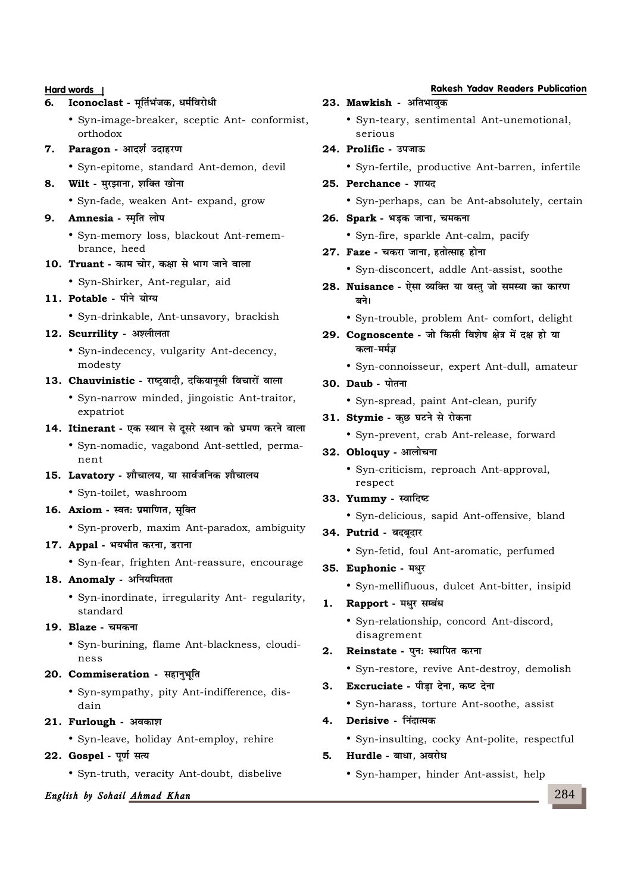6. **Iconoclast - मूर्तिभंजक, धर्मविरोधी**
    - Syn-image-breaker, sceptic Ant- conformist, orthodox
7. **Paragon - आदर्श उदाहरण**
    - Syn-epitome, standard Ant-demon, devil
8. **Wilt - मुरझाना, शक्ति खोना**
    - Syn-fade, weaken Ant- expand, grow
9. **Amnesia - स्मृति लोप**
    - Syn-memory loss, blackout Ant-remembrance, heed
10. **Truant - काम चोर, कक्षा से भाग जाने वाला**
    - Syn-Shirker, Ant-regular, aid
11. **Potable - पीने योग्य**
    - Syn-drinkable, Ant-unsavory, brackish
12. **Scurrility - अश्लीलता**
    - Syn-indecency, vulgarity Ant-decency, modesty
13. **Chauvinistic - राष्ट्रवादी, दकियानूसी विचारों वाला**
    - Syn-narrow minded, jingoistic Ant-traitor, expatriot
14. **Itinerant - एक स्थान से दूसरे स्थान को भ्रमण करने वाला**
    - Syn-nomadic, vagabond Ant-settled, permanent
15. **Lavatory - शौचालय, या सार्वजनिक शौचालय**
    - Syn-toilet, washroom
16. **Axiom - स्वतः प्रमाणित, सूक्ति**
    - Syn-proverb, maxim Ant-paradox, ambiguity
17. **Appal - भयभीत करना, डराना**
    - Syn-fear, frighten Ant-reassure, encourage
18. **Anomaly - अनियमितता**
    - Syn-inordinate, irregularity Ant- regularity, standard
19. **Blaze - चमकना**
    - Syn-burining, flame Ant-blackness, cloudiness
20. **Commiseration - सहानुभूति**
    - Syn-sympathy, pity Ant-indifference, disdain
21. **Furlough - अवकाश**
    - Syn-leave, holiday Ant-employ, rehire
22. **Gospel - पूर्ण सत्य**
    - Syn-truth, veracity Ant-doubt, disbelive
23. **Mawkish - अतिभावुक**
    - Syn-teary, sentimental Ant-unemotional, serious
24. **Prolific - उपजाऊ**
    - Syn-fertile, productive Ant-barren, infertile
25. **Perchance - शायद**
    - Syn-perhaps, can be Ant-absolutely, certain
26. **Spark - भड़क जाना, चमकना**
    - Syn-fire, sparkle Ant-calm, pacify
27. **Faze - चकरा जाना, हतोत्साह होना**
    - Syn-disconcert, addle Ant-assist, soothe
28. **Nuisance - ऐसा व्यक्ति या वस्तु जो समस्या का कारण बने।**
    - Syn-trouble, problem Ant- comfort, delight
29. **Cognoscente - जो किसी विशेष क्षेत्र में दक्ष हो या कला-मर्मज्ञ**
    - Syn-connoisseur, expert Ant-dull, amateur
30. **Daub - पोतना**
    - Syn-spread, paint Ant-clean, purify
31. **Stymie - कुछ घटने से रोकना**
    - Syn-prevent, crab Ant-release, forward
32. **Obloquy - आलोचना**
    - Syn-criticism, reproach Ant-approval, respect
33. **Yummy - स्वादिष्ट**
    - Syn-delicious, sapid Ant-offensive, bland
34. **Putrid - बदबूदार**
    - Syn-fetid, foul Ant-aromatic, perfumed
35. **Euphonic - मधुर**
    - Syn-mellifluous, dulcet Ant-bitter, insipid

1. **Rapport - मधुर सम्बंध**
    - Syn-relationship, concord Ant-discord, disagrement
2. **Reinstate - पुनः स्थापित करना**
    - Syn-restore, revive Ant-destroy, demolish
3. **Excruciate - पीड़ा देना, कष्ट देना**
    - Syn-harass, torture Ant-soothe, assist
4. **Derisive - निंदात्मक**
    - Syn-insulting, cocky Ant-polite, respectful
5. **Hurdle - बाधा, अवरोध**
    - Syn-hamper, hinder Ant-assist, help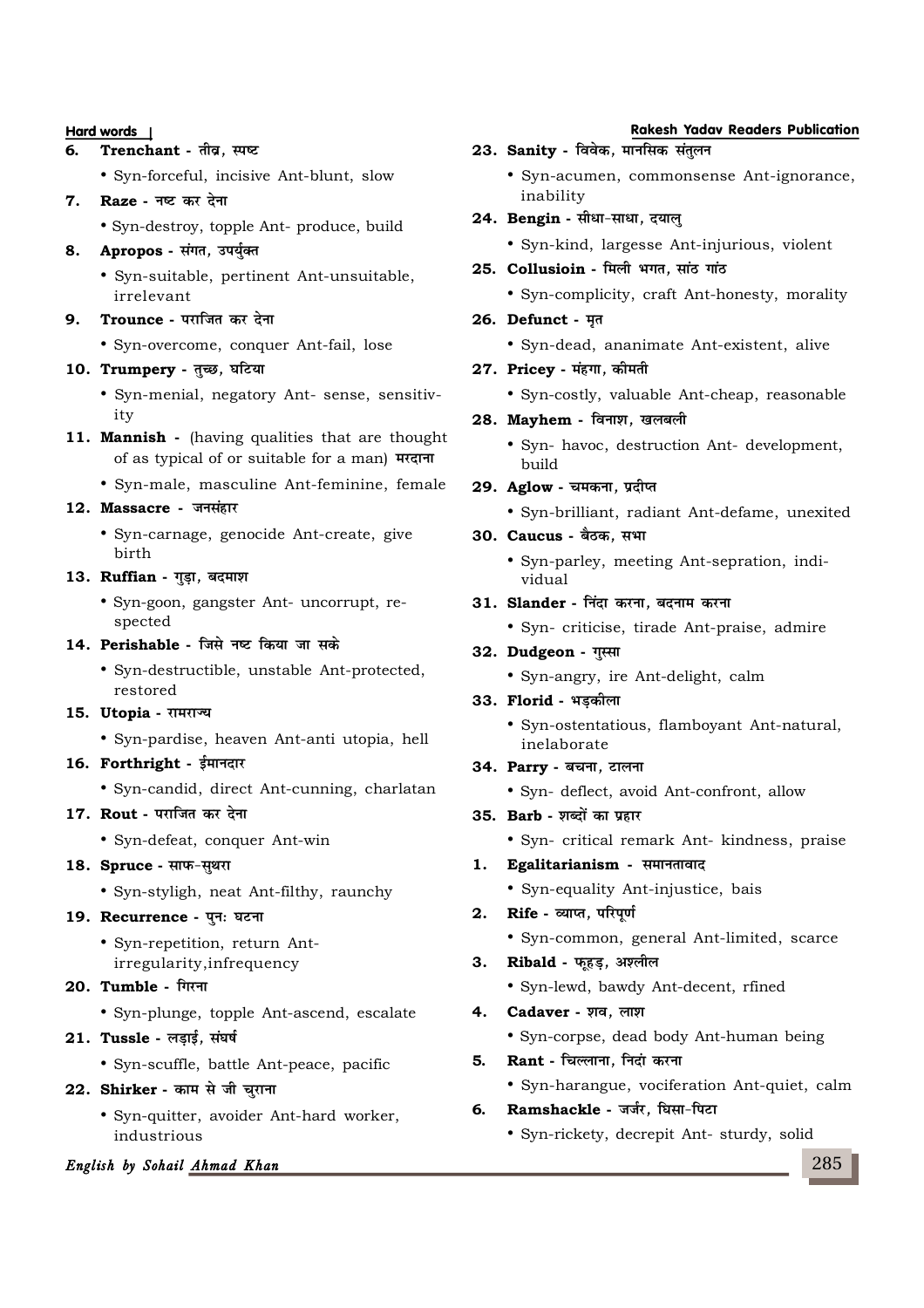6. **Trenchant -** तीव्र, स्पष्ट
   - Syn-forceful, incisive Ant-blunt, slow
7. **Raze -** नष्ट कर देना
   - Syn-destroy, topple Ant- produce, build
8. **Apropos -** संगत, उपर्युक्त
   - Syn-suitable, pertinent Ant-unsuitable, irrelevant
9. **Trounce -** पराजित कर देना
   - Syn-overcome, conquer Ant-fail, lose
10. **Trumpery -** तुच्छ, घटिया
    - Syn-menial, negatory Ant- sense, sensitivity
11. **Mannish -** (having qualities that are thought of as typical of or suitable for a man) **मरदाना**
    - Syn-male, masculine Ant-feminine, female
12. **Massacre -** जनसंहार
    - Syn-carnage, genocide Ant-create, give birth
13. **Ruffian -** गुड़ा, बदमाश
    - Syn-goon, gangster Ant- uncorrupt, respected
14. **Perishable -** जिसे नष्ट किया जा सके
    - Syn-destructible, unstable Ant-protected, restored
15. **Utopia -** रामराज्य
    - Syn-pardise, heaven Ant-anti utopia, hell
16. **Forthright -** ईमानदार
    - Syn-candid, direct Ant-cunning, charlatan
17. **Rout -** पराजित कर देना
    - Syn-defeat, conquer Ant-win
18. **Spruce -** साफ-सुथरा
    - Syn-styligh, neat Ant-filthy, raunchy
19. **Recurrence -** पुनः घटना
    - Syn-repetition, return Ant-irregularity,infrequency
20. **Tumble -** गिरना
    - Syn-plunge, topple Ant-ascend, escalate
21. **Tussle -** लड़ाई, संघर्ष
    - Syn-scuffle, battle Ant-peace, pacific
22. **Shirker -** काम से जी चुराना
    - Syn-quitter, avoider Ant-hard worker, industrious
23. **Sanity -** विवेक, मानसिक संतुलन
    - Syn-acumen, commonsense Ant-ignorance, inability
24. **Bengin -** सीधा-साधा, दयालु
    - Syn-kind, largesse Ant-injurious, violent
25. **Collusioin -** मिली भगत, सांठ गांठ
    - Syn-complicity, craft Ant-honesty, morality
26. **Defunct -** मृत
    - Syn-dead, ananimate Ant-existent, alive
27. **Pricey -** मंहगा, कीमती
    - Syn-costly, valuable Ant-cheap, reasonable
28. **Mayhem -** विनाश, खलबली
    - Syn- havoc, destruction Ant- development, build
29. **Aglow -** चमकना, प्रदीप्त
    - Syn-brilliant, radiant Ant-defame, unexited
30. **Caucus -** बैठक, सभा
    - Syn-parley, meeting Ant-sepration, individual
31. **Slander -** निंदा करना, बदनाम करना
    - Syn- criticise, tirade Ant-praise, admire
32. **Dudgeon -** गुस्सा
    - Syn-angry, ire Ant-delight, calm
33. **Florid -** भड़कीला
    - Syn-ostentatious, flamboyant Ant-natural, inelaborate
34. **Parry -** बचना, टालना
    - Syn- deflect, avoid Ant-confront, allow
35. **Barb -** शब्दों का प्रहार
    - Syn- critical remark Ant- kindness, praise

1. **Egalitarianism -** समानतावाद
   - Syn-equality Ant-injustice, bais
2. **Rife -** व्याप्त, परिपूर्ण
   - Syn-common, general Ant-limited, scarce
3. **Ribald -** फूहड़, अश्लील
   - Syn-lewd, bawdy Ant-decent, rfined
4. **Cadaver -** शव, लाश
   - Syn-corpse, dead body Ant-human being
5. **Rant -** चिल्लाना, निदां करना
   - Syn-harangue, vociferation Ant-quiet, calm
6. **Ramshackle -** जर्जर, घिसा-पिटा
   - Syn-rickety, decrepit Ant- sturdy, solid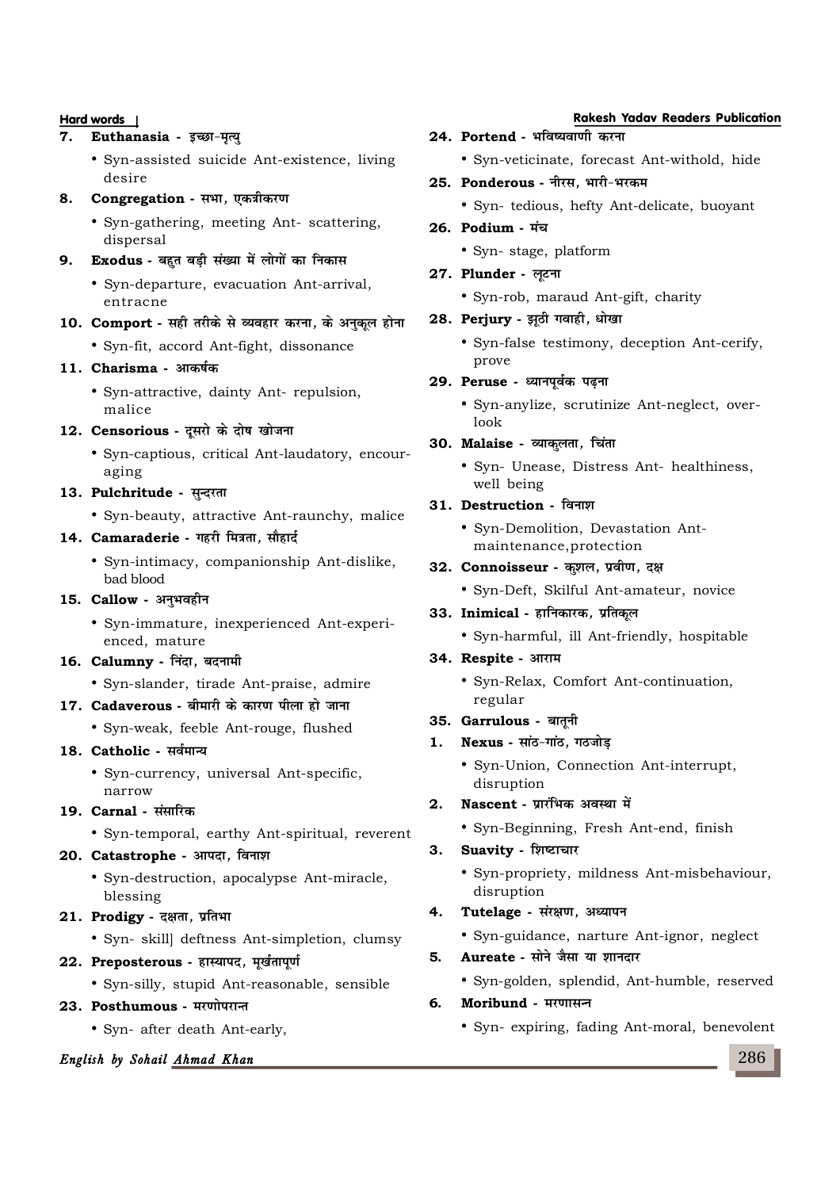7. **Euthanasia -** इच्छा-मृत्यु
    - Syn-assisted suicide Ant-existence, living desire
8. **Congregation -** सभा, एकत्रीकरण
    - Syn-gathering, meeting Ant- scattering, dispersal
9. **Exodus -** बहुत बड़ी संख्या में लोगों का निकास
    - Syn-departure, evacuation Ant-arrival, entracne
10. **Comport -** सही तरीके से व्यवहार करना, के अनुकूल होना
    - Syn-fit, accord Ant-fight, dissonance
11. **Charisma -** आकर्षक
    - Syn-attractive, dainty Ant- repulsion, malice
12. **Censorious -** दूसरो के दोष खोजना
    - Syn-captious, critical Ant-laudatory, encouraging
13. **Pulchritude -** सुन्दरता
    - Syn-beauty, attractive Ant-raunchy, malice
14. **Camaraderie -** गहरी मित्रता, सौहार्द
    - Syn-intimacy, companionship Ant-dislike, bad blood
15. **Callow -** अनुभवहीन
    - Syn-immature, inexperienced Ant-experienced, mature
16. **Calumny -** निंदा, बदनामी
    - Syn-slander, tirade Ant-praise, admire
17. **Cadaverous -** बीमारी के कारण पीला हो जाना
    - Syn-weak, feeble Ant-rouge, flushed
18. **Catholic -** सर्वमान्य
    - Syn-currency, universal Ant-specific, narrow
19. **Carnal -** संसारिक
    - Syn-temporal, earthy Ant-spiritual, reverent
20. **Catastrophe -** आपदा, विनाश
    - Syn-destruction, apocalypse Ant-miracle, blessing
21. **Prodigy -** दक्षता, प्रतिभा
    - Syn- skill] deftness Ant-simpletion, clumsy
22. **Preposterous -** हास्यापद, मूर्खतापूर्ण
    - Syn-silly, stupid Ant-reasonable, sensible
23. **Posthumous -** मरणोपरान्त
    - Syn- after death Ant-early,
24. **Portend -** भविष्यवाणी करना
    - Syn-veticinate, forecast Ant-withold, hide
25. **Ponderous -** नीरस, भारी-भरकम
    - Syn- tedious, hefty Ant-delicate, buoyant
26. **Podium -** मंच
    - Syn- stage, platform
27. **Plunder -** लूटना
    - Syn-rob, maraud Ant-gift, charity
28. **Perjury -** झूठी गवाही, धोखा
    - Syn-false testimony, deception Ant-cerify, prove
29. **Peruse -** ध्यानपूर्वक पढ़ना
    - Syn-anylize, scrutinize Ant-neglect, overlook
30. **Malaise -** व्याकुलता, चिंता
    - Syn- Unease, Distress Ant- healthiness, well being
31. **Destruction -** विनाश
    - Syn-Demolition, Devastation Ant-maintenance,protection
32. **Connoisseur -** कुशल, प्रवीण, दक्ष
    - Syn-Deft, Skilful Ant-amateur, novice
33. **Inimical -** हानिकारक, प्रतिकूल
    - Syn-harmful, ill Ant-friendly, hospitable
34. **Respite -** आराम
    - Syn-Relax, Comfort Ant-continuation, regular
35. **Garrulous -** बातूनी

1. **Nexus -** सांठ-गांठ, गठजोड़
    - Syn-Union, Connection Ant-interrupt, disruption
2. **Nascent -** प्रारंभिक अवस्था में
    - Syn-Beginning, Fresh Ant-end, finish
3. **Suavity -** शिष्टाचार
    - Syn-propriety, mildness Ant-misbehaviour, disruption
4. **Tutelage -** संरक्षण, अध्यापन
    - Syn-guidance, narture Ant-ignor, neglect
5. **Aureate -** सोने जैसा या शानदार
    - Syn-golden, splendid, Ant-humble, reserved
6. **Moribund -** मरणासन्न
    - Syn- expiring, fading Ant-moral, benevolent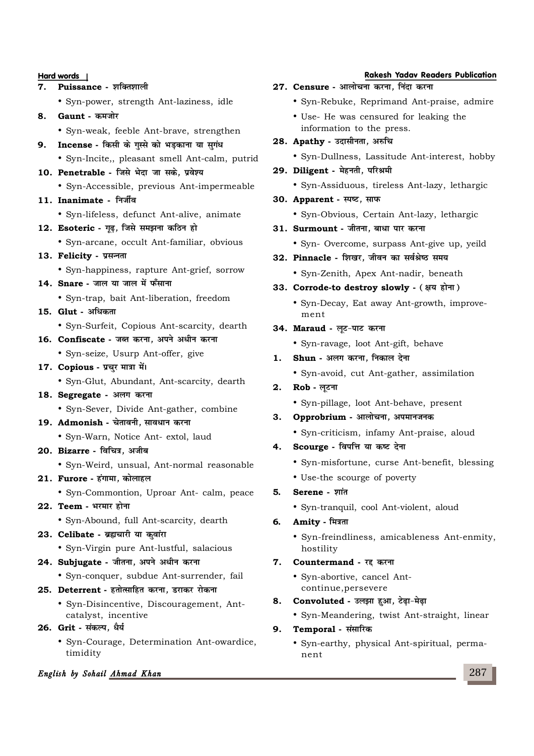7. **Puissance** - शक्तिशाली
   - Syn-power, strength Ant-laziness, idle
8. **Gaunt** - कमजोर
   - Syn-weak, feeble Ant-brave, strengthen
9. **Incense** - किसी के गुस्से को भड़काना या सुगंध
   - Syn-Incite,, pleasant smell Ant-calm, putrid
10. **Penetrable** - जिसे भेदा जा सके, प्रवेश्य
    - Syn-Accessible, previous Ant-impermeable
11. **Inanimate** - निर्जीव
    - Syn-lifeless, defunct Ant-alive, animate
12. **Esoteric** - गूढ़, जिसे समझना कठिन हो
    - Syn-arcane, occult Ant-familiar, obvious
13. **Felicity** - प्रसन्नता
    - Syn-happiness, rapture Ant-grief, sorrow
14. **Snare** - जाल या जाल में फँसाना
    - Syn-trap, bait Ant-liberation, freedom
15. **Glut** - अधिकता
    - Syn-Surfeit, Copious Ant-scarcity, dearth
16. **Confiscate** - जब्त करना, अपने अधीन करना
    - Syn-seize, Usurp Ant-offer, give
17. **Copious** - प्रचुर मात्रा में।
    - Syn-Glut, Abundant, Ant-scarcity, dearth
18. **Segregate** - अलग करना
    - Syn-Sever, Divide Ant-gather, combine
19. **Admonish** - चेतावनी, सावधान करना
    - Syn-Warn, Notice Ant- extol, laud
20. **Bizarre** - विचित्र, अजीब
    - Syn-Weird, unsual, Ant-normal reasonable
21. **Furore** - हंगामा, कोलाहल
    - Syn-Commontion, Uproar Ant- calm, peace
22. **Teem** - भरमार होना
    - Syn-Abound, full Ant-scarcity, dearth
23. **Celibate** - ब्रह्मचारी या कुवांरा
    - Syn-Virgin pure Ant-lustful, salacious
24. **Subjugate** - जीतना, अपने अधीन करना
    - Syn-conquer, subdue Ant-surrender, fail
25. **Deterrent** - हतोत्साहित करना, डराकर रोकना
    - Syn-Disincentive, Discouragement, Ant-catalyst, incentive
26. **Grit** - संकल्प, धैर्य
    - Syn-Courage, Determination Ant-owardice, timidity
27. **Censure** - आलोचना करना, निंदा करना
    - Syn-Rebuke, Reprimand Ant-praise, admire
    - Use- He was censured for leaking the information to the press.
28. **Apathy** - उदासीनता, अरुचि
    - Syn-Dullness, Lassitude Ant-interest, hobby
29. **Diligent** - मेहनती, परिश्रमी
    - Syn-Assiduous, tireless Ant-lazy, lethargic
30. **Apparent** - स्पष्ट, साफ
    - Syn-Obvious, Certain Ant-lazy, lethargic
31. **Surmount** - जीतना, बाधा पार करना
    - Syn- Overcome, surpass Ant-give up, yeild
32. **Pinnacle** - शिखर, जीवन का सर्वश्रेष्ठ समय
    - Syn-Zenith, Apex Ant-nadir, beneath
33. **Corrode-to destroy slowly** - (क्षय होना)
    - Syn-Decay, Eat away Ant-growth, improvement
34. **Maraud** - लूट-पाट करना
    - Syn-ravage, loot Ant-gift, behave

1. **Shun** - अलग करना, निकाल देना
   - Syn-avoid, cut Ant-gather, assimilation
2. **Rob** - लूटना
   - Syn-pillage, loot Ant-behave, present
3. **Opprobrium** - आलोचना, अपमानजनक
   - Syn-criticism, infamy Ant-praise, aloud
4. **Scourge** - विपत्ति या कष्ट देना
   - Syn-misfortune, curse Ant-benefit, blessing
   - Use-the scourge of poverty
5. **Serene** - शांत
   - Syn-tranquil, cool Ant-violent, aloud
6. **Amity** - मित्रता
   - Syn-freindliness, amicableness Ant-enmity, hostility
7. **Countermand** - रद्द करना
   - Syn-abortive, cancel Ant-continue,persevere
8. **Convoluted** - उलझा हुआ, टेढ़ा-मेढ़ा
   - Syn-Meandering, twist Ant-straight, linear
9. **Temporal** - संसारिक
   - Syn-earthy, physical Ant-spiritual, permanent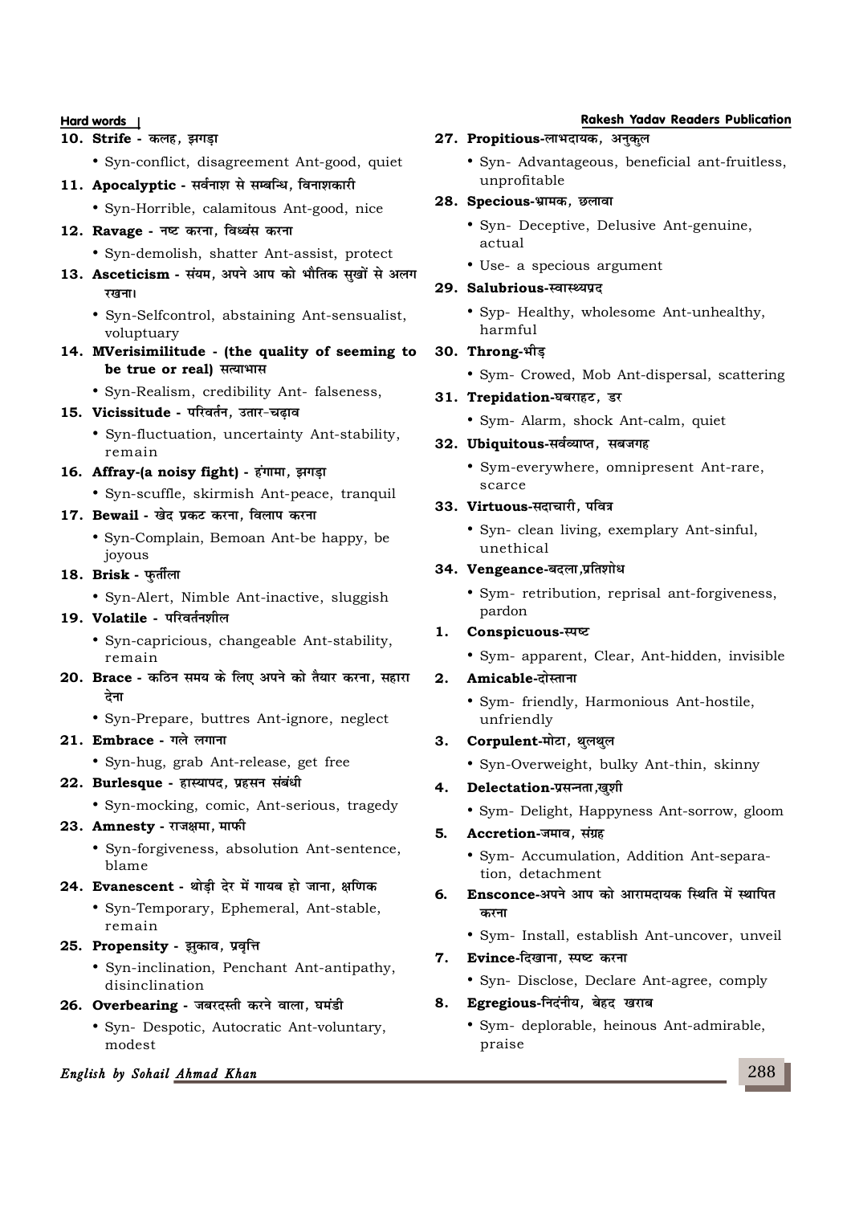**10. Strife - कलह, झगड़ा**

- Syn-conflict, disagreement Ant-good, quiet

**11. Apocalyptic - सर्वनाश से सम्बन्धि, विनाशकारी**

- Syn-Horrible, calamitous Ant-good, nice

**12. Ravage - नष्ट करना, विध्वंस करना**

- Syn-demolish, shatter Ant-assist, protect

**13. Asceticism - संयम, अपने आप को भौतिक सुखों से अलग रखना।**

- Syn-Selfcontrol, abstaining Ant-sensualist, voluptuary

**14. MVerisimilitude - (the quality of seeming to be true or real) सत्याभास**

- Syn-Realism, credibility Ant- falseness,

**15. Vicissitude - परिवर्तन, उतार-चढ़ाव**

- Syn-fluctuation, uncertainty Ant-stability, remain

**16. Affray-(a noisy fight) - हंगामा, झगड़ा**

- Syn-scuffle, skirmish Ant-peace, tranquil

**17. Bewail - खेद प्रकट करना, विलाप करना**

- Syn-Complain, Bemoan Ant-be happy, be joyous

**18. Brisk - फुर्तीला**

- Syn-Alert, Nimble Ant-inactive, sluggish

**19. Volatile - परिवर्तनशील**

- Syn-capricious, changeable Ant-stability, remain

**20. Brace - कठिन समय के लिए अपने को तैयार करना, सहारा देना**

- Syn-Prepare, buttres Ant-ignore, neglect

**21. Embrace - गले लगाना**

- Syn-hug, grab Ant-release, get free

**22. Burlesque - हास्यापद, प्रहसन संबंधी**

- Syn-mocking, comic, Ant-serious, tragedy

**23. Amnesty - राजक्षमा, माफी**

- Syn-forgiveness, absolution Ant-sentence, blame

**24. Evanescent - थोड़ी देर में गायब हो जाना, क्षणिक**

- Syn-Temporary, Ephemeral, Ant-stable, remain

**25. Propensity - झुकाव, प्रवृत्ति**

- Syn-inclination, Penchant Ant-antipathy, disinclination

**26. Overbearing - जबरदस्ती करने वाला, घमंडी**

- Syn- Despotic, Autocratic Ant-voluntary, modest

**27. Propitious-लाभदायक, अनुकुल**

- Syn- Advantageous, beneficial ant-fruitless, unprofitable

**28. Specious-भ्रामक, छलावा**

- Syn- Deceptive, Delusive Ant-genuine, actual
- Use- a specious argument

**29. Salubrious-स्वास्थ्यप्रद**

- Syp- Healthy, wholesome Ant-unhealthy, harmful

**30. Throng-भीड़**

- Sym- Crowed, Mob Ant-dispersal, scattering

**31. Trepidation-घबराहट, डर**

- Sym- Alarm, shock Ant-calm, quiet

**32. Ubiquitous-सर्वव्याप्त, सबजगह**

- Sym-everywhere, omnipresent Ant-rare, scarce

**33. Virtuous-सदाचारी, पवित्र**

- Syn- clean living, exemplary Ant-sinful, unethical

**34. Vengeance-बदला,प्रतिशोध**

- Sym- retribution, reprisal ant-forgiveness, pardon

**1. Conspicuous-स्पष्ट**

- Sym- apparent, Clear, Ant-hidden, invisible

**2. Amicable-दोस्ताना**

- Sym- friendly, Harmonious Ant-hostile, unfriendly

**3. Corpulent-मोटा, थुलथुल**

- Syn-Overweight, bulky Ant-thin, skinny

**4. Delectation-प्रसन्नता,खुशी**

- Sym- Delight, Happyness Ant-sorrow, gloom

**5. Accretion-जमाव, संग्रह**

- Sym- Accumulation, Addition Ant-separation, detachment

**6. Ensconce-अपने आप को आरामदायक स्थिति में स्थापित करना**

- Sym- Install, establish Ant-uncover, unveil

**7. Evince-दिखाना, स्पष्ट करना**

- Syn- Disclose, Declare Ant-agree, comply

**8. Egregious-निदंनीय, बेहद खराब**

- Sym- deplorable, heinous Ant-admirable, praise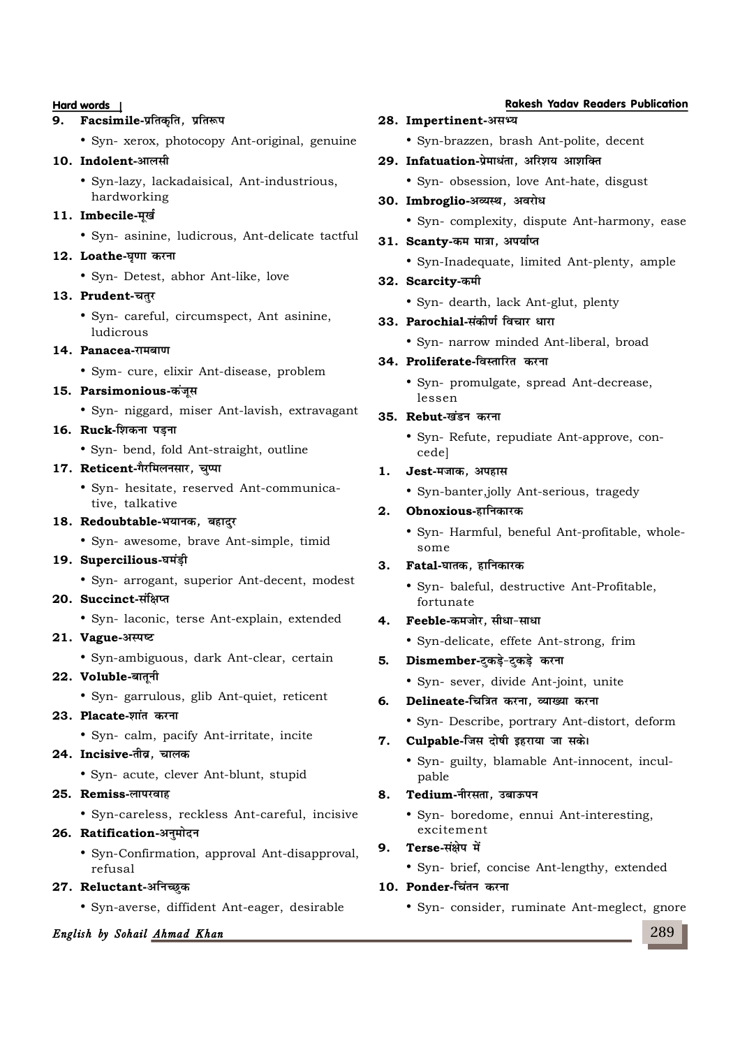9. **Facsimile-प्रतिकृति, प्रतिरूप**
   - Syn- xerox, photocopy Ant-original, genuine
10. **Indolent-आलसी**
    - Syn-lazy, lackadaisical, Ant-industrious, hardworking
11. **Imbecile-मूर्ख**
    - Syn- asinine, ludicrous, Ant-delicate tactful
12. **Loathe-घृणा करना**
    - Syn- Detest, abhor Ant-like, love
13. **Prudent-चतुर**
    - Syn- careful, circumspect, Ant asinine, ludicrous
14. **Panacea-रामबाण**
    - Sym- cure, elixir Ant-disease, problem
15. **Parsimonious-कंजूस**
    - Syn- niggard, miser Ant-lavish, extravagant
16. **Ruck-शिकना पड़ना**
    - Syn- bend, fold Ant-straight, outline
17. **Reticent-गैरमिलनसार, चुप्पा**
    - Syn- hesitate, reserved Ant-communicative, talkative
18. **Redoubtable-भयानक, बहादुर**
    - Syn- awesome, brave Ant-simple, timid
19. **Supercilious-घमंड़ी**
    - Syn- arrogant, superior Ant-decent, modest
20. **Succinct-संक्षिप्त**
    - Syn- laconic, terse Ant-explain, extended
21. **Vague-अस्पष्ट**
    - Syn-ambiguous, dark Ant-clear, certain
22. **Voluble-बातूनी**
    - Syn- garrulous, glib Ant-quiet, reticent
23. **Placate-शांत करना**
    - Syn- calm, pacify Ant-irritate, incite
24. **Incisive-तीव्र, चालक**
    - Syn- acute, clever Ant-blunt, stupid
25. **Remiss-लापरवाह**
    - Syn-careless, reckless Ant-careful, incisive
26. **Ratification-अनुमोदन**
    - Syn-Confirmation, approval Ant-disapproval, refusal
27. **Reluctant-अनिच्छुक**
    - Syn-averse, diffident Ant-eager, desirable
28. **Impertinent-असभ्य**
    - Syn-brazzen, brash Ant-polite, decent
29. **Infatuation-प्रेमाधंता, अरिशय आशक्ति**
    - Syn- obsession, love Ant-hate, disgust
30. **Imbroglio-अव्यस्थ, अवरोध**
    - Syn- complexity, dispute Ant-harmony, ease
31. **Scanty-कम मात्रा, अपर्याप्त**
    - Syn-Inadequate, limited Ant-plenty, ample
32. **Scarcity-कमी**
    - Syn- dearth, lack Ant-glut, plenty
33. **Parochial-संकीर्ण विचार धारा**
    - Syn- narrow minded Ant-liberal, broad
34. **Proliferate-विस्तारित करना**
    - Syn- promulgate, spread Ant-decrease, lessen
35. **Rebut-खंडन करना**
    - Syn- Refute, repudiate Ant-approve, concede]

1. **Jest-मजाक, अपहास**
   - Syn-banter,jolly Ant-serious, tragedy
2. **Obnoxious-हानिकारक**
   - Syn- Harmful, beneful Ant-profitable, wholesome
3. **Fatal-घातक, हानिकारक**
   - Syn- baleful, destructive Ant-Profitable, fortunate
4. **Feeble-कमजोर, सीधा-साधा**
   - Syn-delicate, effete Ant-strong, frim
5. **Dismember-टुकड़े-टुकड़े करना**
   - Syn- sever, divide Ant-joint, unite
6. **Delineate-चित्रित करना, व्याख्या करना**
   - Syn- Describe, portrary Ant-distort, deform
7. **Culpable-जिस दोषी इहराया जा सके।**
   - Syn- guilty, blamable Ant-innocent, inculpable
8. **Tedium-नीरसता, उबाऊपन**
   - Syn- boredome, ennui Ant-interesting, excitement
9. **Terse-संक्षेप में**
   - Syn- brief, concise Ant-lengthy, extended
10. **Ponder-चिंतन करना**
    - Syn- consider, ruminate Ant-meglect, gnore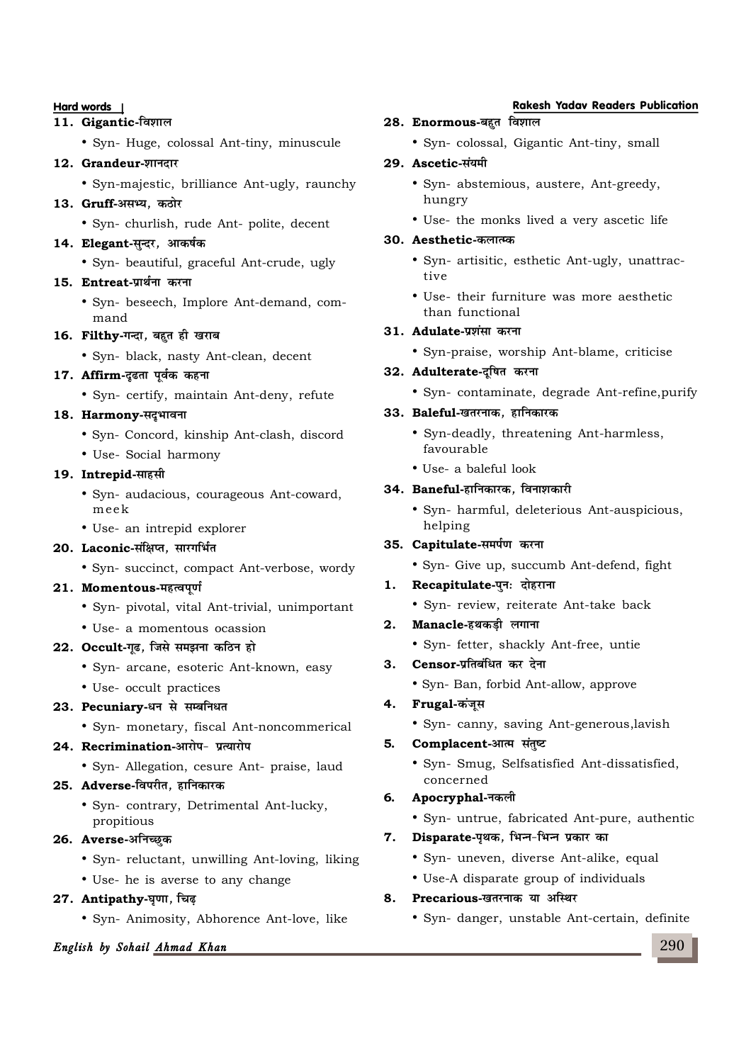**11. Gigantic-विशाल**

- Syn- Huge, colossal Ant-tiny, minuscule

**12. Grandeur-शानदार**

- Syn-majestic, brilliance Ant-ugly, raunchy

**13. Gruff-असभ्य, कठोर**

- Syn- churlish, rude Ant- polite, decent

**14. Elegant-सुन्दर, आकर्षक**

- Syn- beautiful, graceful Ant-crude, ugly

**15. Entreat-प्रार्थना करना**

- Syn- beseech, Implore Ant-demand, command

**16. Filthy-गन्दा, बहुत ही खराब**

- Syn- black, nasty Ant-clean, decent

**17. Affirm-दृढता पूर्वक कहना**

- Syn- certify, maintain Ant-deny, refute

**18. Harmony-सद्भावना**

- Syn- Concord, kinship Ant-clash, discord
- Use- Social harmony

**19. Intrepid-साहसी**

- Syn- audacious, courageous Ant-coward, meek
- Use- an intrepid explorer

**20. Laconic-संक्षिप्त, सारगर्भित**

- Syn- succinct, compact Ant-verbose, wordy

**21. Momentous-महत्वपूर्ण**

- Syn- pivotal, vital Ant-trivial, unimportant
- Use- a momentous ocassion

**22. Occult-गूढ, जिसे समझना कठिन हो**

- Syn- arcane, esoteric Ant-known, easy
- Use- occult practices

**23. Pecuniary-धन से सम्बनिधत**

- Syn- monetary, fiscal Ant-noncommerical

**24. Recrimination-आरोप- प्रत्यारोप**

- Syn- Allegation, cesure Ant- praise, laud

**25. Adverse-विपरीत, हानिकारक**

- Syn- contrary, Detrimental Ant-lucky, propitious

**26. Averse-अनिच्छुक**

- Syn- reluctant, unwilling Ant-loving, liking
- Use- he is averse to any change

**27. Antipathy-घृणा, चिढ़**

- Syn- Animosity, Abhorence Ant-love, like

**28. Enormous-बहुत विशाल**

- Syn- colossal, Gigantic Ant-tiny, small

**29. Ascetic-संयमी**

- Syn- abstemious, austere, Ant-greedy, hungry
- Use- the monks lived a very ascetic life

**30. Aesthetic-कलात्मक**

- Syn- artisitic, esthetic Ant-ugly, unattractive
- Use- their furniture was more aesthetic than functional

**31. Adulate-प्रशंसा करना**

- Syn-praise, worship Ant-blame, criticise

**32. Adulterate-दूषित करना**

- Syn- contaminate, degrade Ant-refine,purify

**33. Baleful-खतरनाक, हानिकारक**

- Syn-deadly, threatening Ant-harmless, favourable
- Use- a baleful look

**34. Baneful-हानिकारक, विनाशकारी**

- Syn- harmful, deleterious Ant-auspicious, helping

**35. Capitulate-समर्पण करना**

- Syn- Give up, succumb Ant-defend, fight

**1. Recapitulate-पुनः दोहराना**

- Syn- review, reiterate Ant-take back

**2. Manacle-हथकड़ी लगाना**

- Syn- fetter, shackly Ant-free, untie

**3. Censor-प्रतिबंधित कर देना**

- Syn- Ban, forbid Ant-allow, approve

**4. Frugal-कंजूस**

- Syn- canny, saving Ant-generous,lavish

**5. Complacent-आत्म संतुष्ट**

- Syn- Smug, Selfsatisfied Ant-dissatisfied, concerned

**6. Apocryphal-नकली**

- Syn- untrue, fabricated Ant-pure, authentic

**7. Disparate-पृथक, भिन्न-भिन्न प्रकार का**

- Syn- uneven, diverse Ant-alike, equal
- Use-A disparate group of individuals

**8. Precarious-खतरनाक या अस्थिर**

- Syn- danger, unstable Ant-certain, definite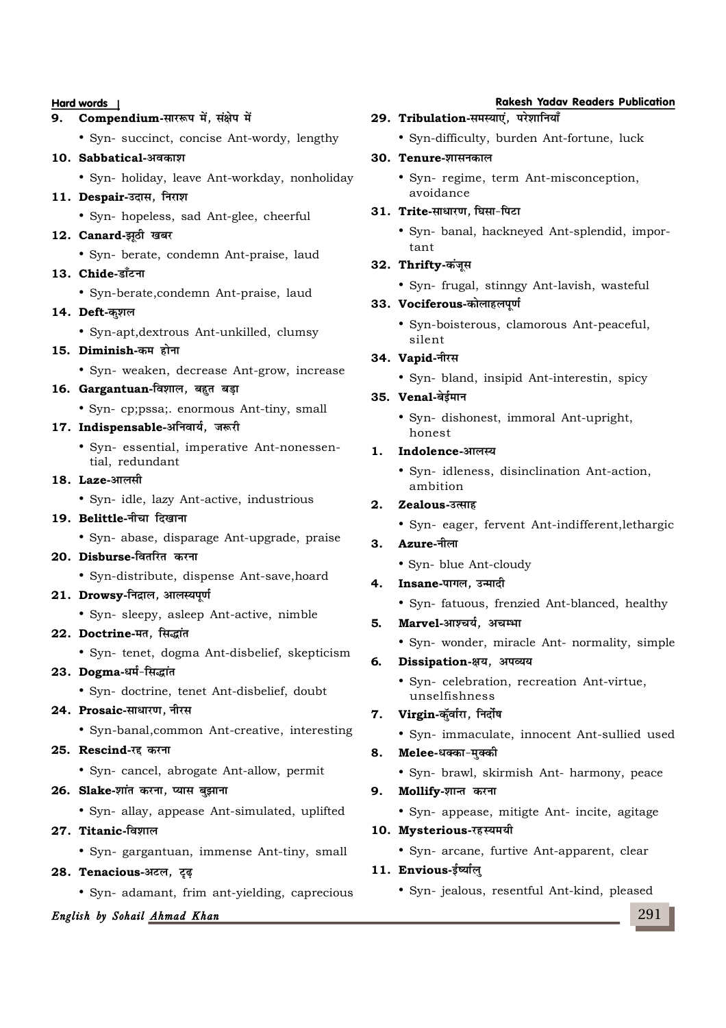9. **Compendium**-साररूप में, संक्षेप में
   - Syn- succinct, concise Ant-wordy, lengthy
10. **Sabbatical**-अवकाश
   - Syn- holiday, leave Ant-workday, nonholiday
11. **Despair**-उदास, निराश
   - Syn- hopeless, sad Ant-glee, cheerful
12. **Canard**-झूठी खबर
   - Syn- berate, condemn Ant-praise, laud
13. **Chide**-डाँटना
   - Syn-berate,condemn Ant-praise, laud
14. **Deft**-कुशल
   - Syn-apt,dextrous Ant-unkilled, clumsy
15. **Diminish**-कम होना
   - Syn- weaken, decrease Ant-grow, increase
16. **Gargantuan**-विशाल, बहुत बड़ा
   - Syn- cp;pssa;. enormous Ant-tiny, small
17. **Indispensable**-अनिवार्य, जरूरी
   - Syn- essential, imperative Ant-nonessential, redundant
18. **Laze**-आलसी
   - Syn- idle, lazy Ant-active, industrious
19. **Belittle**-नीचा दिखाना
   - Syn- abase, disparage Ant-upgrade, praise
20. **Disburse**-वितरित करना
   - Syn-distribute, dispense Ant-save,hoard
21. **Drowsy**-निद्राल, आलस्यपूर्ण
   - Syn- sleepy, asleep Ant-active, nimble
22. **Doctrine**-मत, सिद्धांत
   - Syn- tenet, dogma Ant-disbelief, skepticism
23. **Dogma**-धर्म-सिद्धांत
   - Syn- doctrine, tenet Ant-disbelief, doubt
24. **Prosaic**-साधारण, नीरस
   - Syn-banal,common Ant-creative, interesting
25. **Rescind**-रद्द करना
   - Syn- cancel, abrogate Ant-allow, permit
26. **Slake**-शांत करना, प्यास बुझाना
   - Syn- allay, appease Ant-simulated, uplifted
27. **Titanic**-विशाल
   - Syn- gargantuan, immense Ant-tiny, small
28. **Tenacious**-अटल, दृढ़
   - Syn- adamant, frim ant-yielding, caprecious
29. **Tribulation**-समस्याएं, परेशानियाँ
   - Syn-difficulty, burden Ant-fortune, luck
30. **Tenure**-शासनकाल
   - Syn- regime, term Ant-misconception, avoidance
31. **Trite**-साधारण, घिसा-पिटा
   - Syn- banal, hackneyed Ant-splendid, important
32. **Thrifty**-कंजूस
   - Syn- frugal, stinngy Ant-lavish, wasteful
33. **Vociferous**-कोलाहलपूर्ण
   - Syn-boisterous, clamorous Ant-peaceful, silent
34. **Vapid**-नीरस
   - Syn- bland, insipid Ant-interestin, spicy
35. **Venal**-बेईमान
   - Syn- dishonest, immoral Ant-upright, honest

1. **Indolence**-आलस्य
   - Syn- idleness, disinclination Ant-action, ambition
2. **Zealous**-उत्साह
   - Syn- eager, fervent Ant-indifferent,lethargic
3. **Azure**-नीला
   - Syn- blue Ant-cloudy
4. **Insane**-पागल, उन्मादी
   - Syn- fatuous, frenzied Ant-blanced, healthy
5. **Marvel**-आश्चर्य, अचम्भा
   - Syn- wonder, miracle Ant- normality, simple
6. **Dissipation**-क्षय, अपव्यय
   - Syn- celebration, recreation Ant-virtue, unselfishness
7. **Virgin**-कुँवारा, निर्दोष
   - Syn- immaculate, innocent Ant-sullied used
8. **Melee**-धक्का-मुक्की
   - Syn- brawl, skirmish Ant- harmony, peace
9. **Mollify**-शान्त करना
   - Syn- appease, mitigte Ant- incite, agitage
10. **Mysterious**-रहस्यमयी
    - Syn- arcane, furtive Ant-apparent, clear
11. **Envious**-ईर्ष्यालु
    - Syn- jealous, resentful Ant-kind, pleased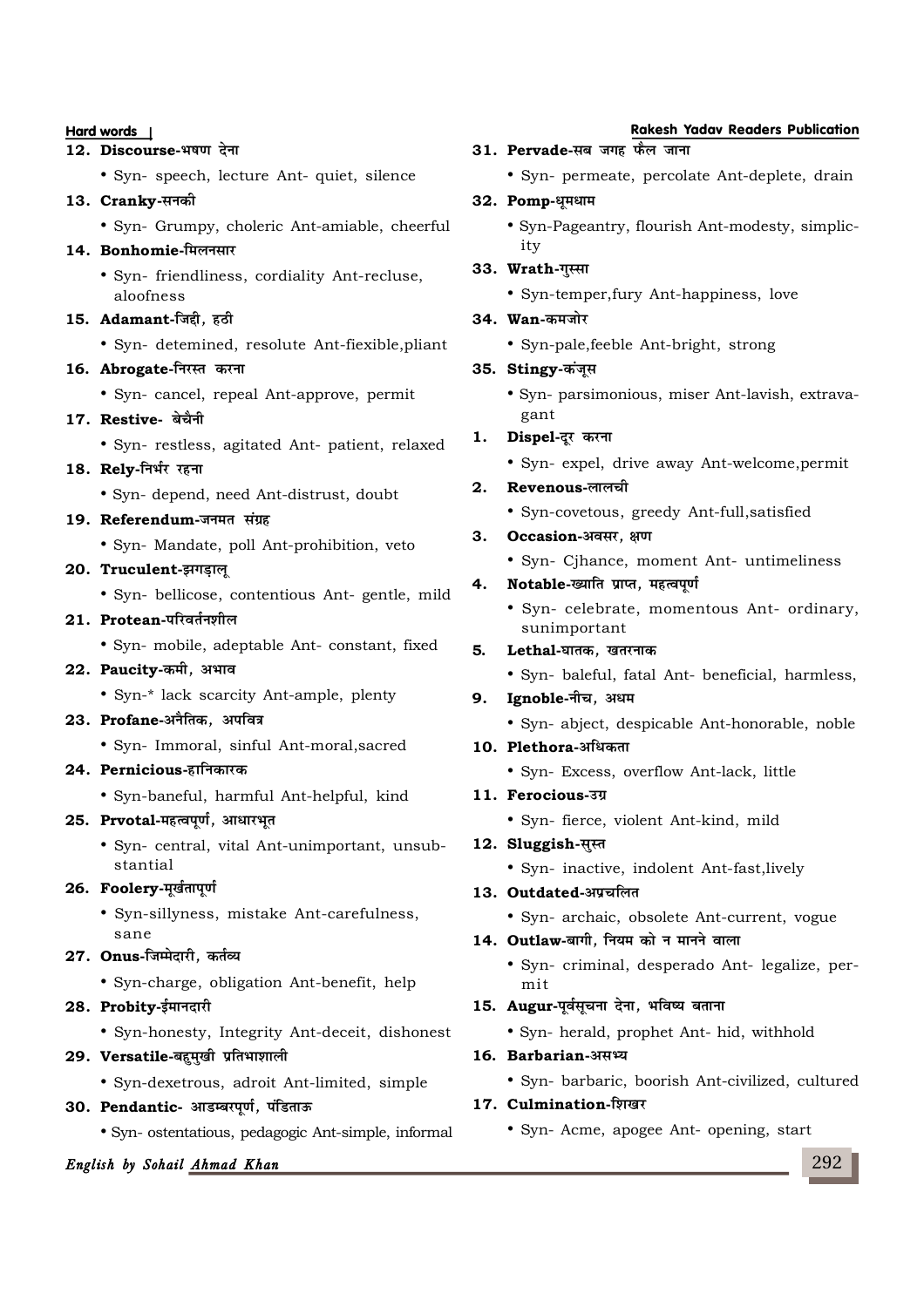12. **Discourse-भषण देना**
    - Syn- speech, lecture Ant- quiet, silence
13. **Cranky-सनकी**
    - Syn- Grumpy, choleric Ant-amiable, cheerful
14. **Bonhomie-मिलनसार**
    - Syn- friendliness, cordiality Ant-recluse, aloofness
15. **Adamant-जिद्दी, हठी**
    - Syn- detemined, resolute Ant-flexible,pliant
16. **Abrogate-निरस्त करना**
    - Syn- cancel, repeal Ant-approve, permit
17. **Restive- बेचैनी**
    - Syn- restless, agitated Ant- patient, relaxed
18. **Rely-निर्भर रहना**
    - Syn- depend, need Ant-distrust, doubt
19. **Referendum-जनमत संग्रह**
    - Syn- Mandate, poll Ant-prohibition, veto
20. **Truculent-झगड़ालू**
    - Syn- bellicose, contentious Ant- gentle, mild
21. **Protean-परिवर्तनशील**
    - Syn- mobile, adeptable Ant- constant, fixed
22. **Paucity-कमी, अभाव**
    - Syn-* lack scarcity Ant-ample, plenty
23. **Profane-अनैतिक, अपवित्र**
    - Syn- Immoral, sinful Ant-moral,sacred
24. **Pernicious-हानिकारक**
    - Syn-baneful, harmful Ant-helpful, kind
25. **Prvotal-महत्वपूर्ण, आधारभूत**
    - Syn- central, vital Ant-unimportant, unsubstantial
26. **Foolery-मूर्खतापूर्ण**
    - Syn-sillyness, mistake Ant-carefulness, sane
27. **Onus-जिम्मेदारी, कर्तव्य**
    - Syn-charge, obligation Ant-benefit, help
28. **Probity-ईमानदारी**
    - Syn-honesty, Integrity Ant-deceit, dishonest
29. **Versatile-बहुमुखी प्रतिभाशाली**
    - Syn-dexetrous, adroit Ant-limited, simple
30. **Pendantic- आडम्बरपूर्ण, पंडिताऊ**
    - Syn- ostentatious, pedagogic Ant-simple, informal
31. **Pervade-सब जगह फैल जाना**
    - Syn- permeate, percolate Ant-deplete, drain
32. **Pomp-धूमधाम**
    - Syn-Pageantry, flourish Ant-modesty, simplicity
33. **Wrath-गुस्सा**
    - Syn-temper,fury Ant-happiness, love
34. **Wan-कमजोर**
    - Syn-pale,feeble Ant-bright, strong
35. **Stingy-कंजूस**
    - Syn- parsimonious, miser Ant-lavish, extravagant

1. **Dispel-दूर करना**
    - Syn- expel, drive away Ant-welcome,permit
2. **Revenous-लालची**
    - Syn-covetous, greedy Ant-full,satisfied
3. **Occasion-अवसर, क्षण**
    - Syn- Cjhance, moment Ant- untimeliness
4. **Notable-ख्याति प्राप्त, महत्वपूर्ण**
    - Syn- celebrate, momentous Ant- ordinary, sunimportant
5. **Lethal-घातक, खतरनाक**
    - Syn- baleful, fatal Ant- beneficial, harmless,
9. **Ignoble-नीच, अधम**
    - Syn- abject, despicable Ant-honorable, noble
10. **Plethora-अधिकता**
    - Syn- Excess, overflow Ant-lack, little
11. **Ferocious-उग्र**
    - Syn- fierce, violent Ant-kind, mild
12. **Sluggish-सुस्त**
    - Syn- inactive, indolent Ant-fast,lively
13. **Outdated-अप्रचलित**
    - Syn- archaic, obsolete Ant-current, vogue
14. **Outlaw-बागी, नियम को न मानने वाला**
    - Syn- criminal, desperado Ant- legalize, permit
15. **Augur-पूर्वसूचना देना, भविष्य बताना**
    - Syn- herald, prophet Ant- hid, withhold
16. **Barbarian-असभ्य**
    - Syn- barbaric, boorish Ant-civilized, cultured
17. **Culmination-शिखर**
    - Syn- Acme, apogee Ant- opening, start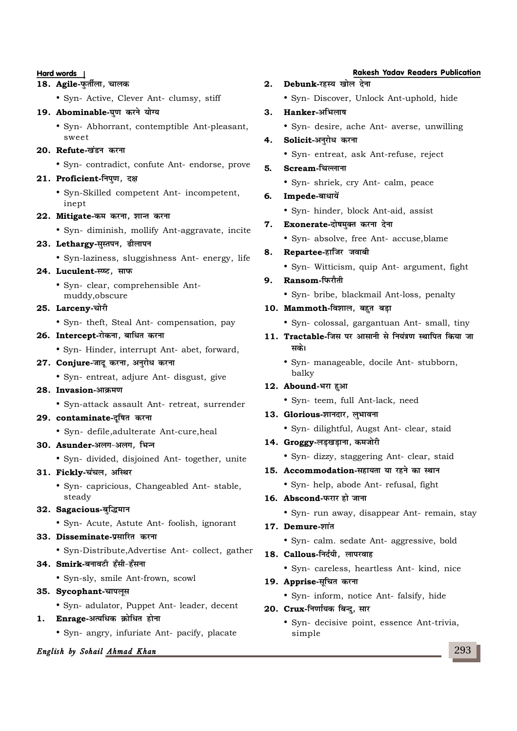**18. Agile-फुर्तीला, चालक**

- Syn- Active, Clever Ant- clumsy, stiff

**19. Abominable-घृण करने योग्य**

- Syn- Abhorrant, contemptible Ant-pleasant, sweet

**20. Refute-खंडन करना**

- Syn- contradict, confute Ant- endorse, prove

**21. Proficient-निपुण, दक्ष**

- Syn-Skilled competent Ant- incompetent, inept

**22. Mitigate-कम करना, शान्त करना**

- Syn- diminish, mollify Ant-aggravate, incite

**23. Lethargy-सुस्तपन, ढीलापन**

- Syn-laziness, sluggishness Ant- energy, life

**24. Luculent-स्प्ष्ट, साफ**

- Syn- clear, comprehensible Ant- muddy,obscure

**25. Larceny-चोरी**

- Syn- theft, Steal Ant- compensation, pay

**26. Intercept-रोकना, बाधित करना**

- Syn- Hinder, interrupt Ant- abet, forward,

**27. Conjure-जादू करना, अनुरोध करना**

- Syn- entreat, adjure Ant- disgust, give

**28. Invasion-आक्रमण**

- Syn-attack assault Ant- retreat, surrender

**29. contaminate-दूषित करना**

- Syn- defile,adulterate Ant-cure,heal

**30. Asunder-अलग-अलग, भिन्न**

- Syn- divided, disjoined Ant- together, unite

**31. Fickly-चंचल, अस्थिर**

- Syn- capricious, Changeabled Ant- stable, steady

**32. Sagacious-बुद्धिमान**

- Syn- Acute, Astute Ant- foolish, ignorant

**33. Disseminate-प्रसारित करना**

- Syn-Distribute,Advertise Ant- collect, gather

**34. Smirk-बनावटी हँसी-हँसना**

- Syn-sly, smile Ant-frown, scowl

**35. Sycophant-चापलूस**

- Syn- adulator, Puppet Ant- leader, decent

**1. Enrage-अत्यधिक क्रोधित होना**

- Syn- angry, infuriate Ant- pacify, placate

**2. Debunk-रहस्य खोल देना**

- Syn- Discover, Unlock Ant-uphold, hide

**3. Hanker-अभिलाष**

- Syn- desire, ache Ant- averse, unwilling

**4. Solicit-अनुरोध करना**

- Syn- entreat, ask Ant-refuse, reject

**5. Scream-चिल्लाना**

- Syn- shriek, cry Ant- calm, peace

**6. Impede-बाधायें**

- Syn- hinder, block Ant-aid, assist

**7. Exonerate-दोषमुक्त करना देना**

- Syn- absolve, free Ant- accuse,blame

**8. Repartee-हाजिर जवाबी**

- Syn- Witticism, quip Ant- argument, fight

**9. Ransom-फिरौती**

- Syn- bribe, blackmail Ant-loss, penalty

**10. Mammoth-विशाल, बहुत बड़ा**

- Syn- colossal, gargantuan Ant- small, tiny

**11. Tractable-जिस पर आसानी से नियंत्रण स्थापित किया जा सके।**

- Syn- manageable, docile Ant- stubborn, balky

**12. Abound-भरा हुआ**

- Syn- teem, full Ant-lack, need

**13. Glorious-शानदार, लुभावना**

- Syn- dilightful, Augst Ant- clear, staid

**14. Groggy-लड़खड़ाना, कमजोरी**

- Syn- dizzy, staggering Ant- clear, staid

**15. Accommodation-सहायता या रहने का स्थान**

- Syn- help, abode Ant- refusal, fight

**16. Abscond-फरार हो जाना**

- Syn- run away, disappear Ant- remain, stay

**17. Demure-शांत**

- Syn- calm. sedate Ant- aggressive, bold

**18. Callous-निर्दयी, लापरवाह**

- Syn- careless, heartless Ant- kind, nice

**19. Apprise-सूचित करना**

- Syn- inform, notice Ant- falsify, hide

**20. Crux-निर्णायक बिन्दु, सार**

- Syn- decisive point, essence Ant-trivia, simple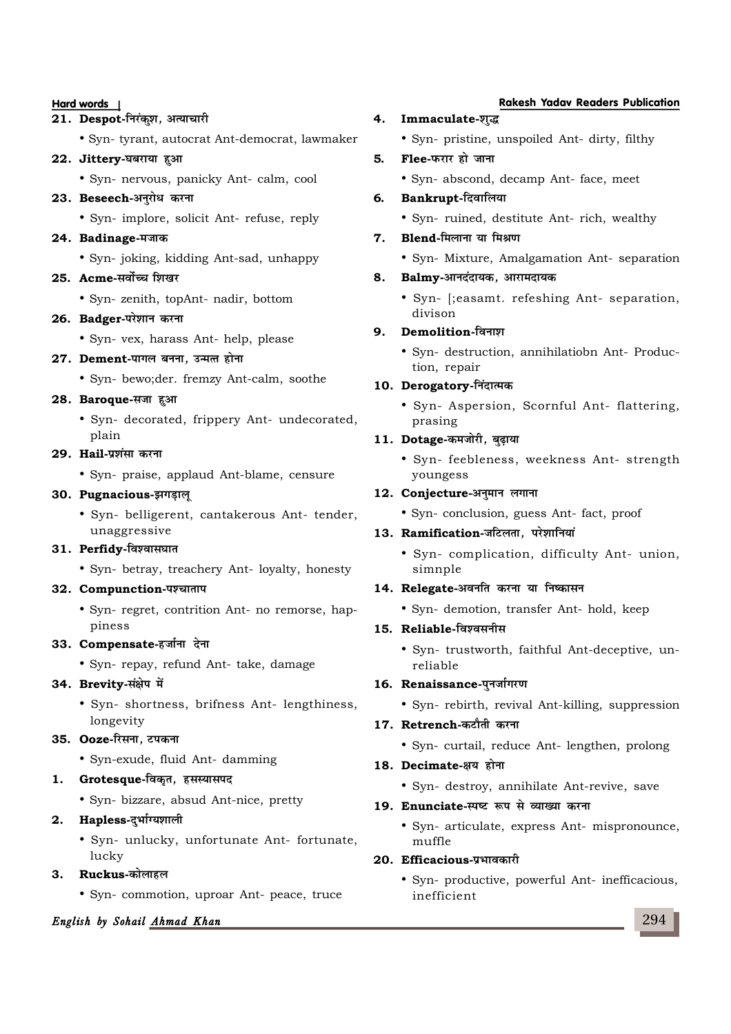21. **Despot**-निरंकुश, अत्याचारी
    - Syn- tyrant, autocrat Ant-democrat, lawmaker

22. **Jittery**-घबराया हुआ
    - Syn- nervous, panicky Ant- calm, cool

23. **Beseech**-अनुरोध करना
    - Syn- implore, solicit Ant- refuse, reply

24. **Badinage**-मजाक
    - Syn- joking, kidding Ant-sad, unhappy

25. **Acme**-सर्वोच्च शिखर
    - Syn- zenith, topAnt- nadir, bottom

26. **Badger**-परेशान करना
    - Syn- vex, harass Ant- help, please

27. **Dement**-पागल बनना, उन्मत्त होना
    - Syn- bewo;der. fremzy Ant-calm, soothe

28. **Baroque**-सजा हुआ
    - Syn- decorated, frippery Ant- undecorated, plain

29. **Hail**-प्रशंसा करना
    - Syn- praise, applaud Ant-blame, censure

30. **Pugnacious**-झगड़ालू
    - Syn- belligerent, cantakerous Ant- tender, unaggressive

31. **Perfidy**-विश्वासघात
    - Syn- betray, treachery Ant- loyalty, honesty

32. **Compunction**-पश्चाताप
    - Syn- regret, contrition Ant- no remorse, happiness

33. **Compensate**-हर्जाना देना
    - Syn- repay, refund Ant- take, damage

34. **Brevity**-संक्षेप में
    - Syn- shortness, brifness Ant- lengthiness, longevity

35. **Ooze**-रिसना, टपकना
    - Syn-exude, fluid Ant- damming

1. **Grotesque**-विकृत, हसस्यासपद
    - Syn- bizzare, absud Ant-nice, pretty

2. **Hapless**-दुर्भाग्यशाली
    - Syn- unlucky, unfortunate Ant- fortunate, lucky

3. **Ruckus**-कोलाहल
    - Syn- commotion, uproar Ant- peace, truce

4. **Immaculate**-शुद्ध
    - Syn- pristine, unspoiled Ant- dirty, filthy

5. **Flee**-फरार हो जाना
    - Syn- abscond, decamp Ant- face, meet

6. **Bankrupt**-दिवालिया
    - Syn- ruined, destitute Ant- rich, wealthy

7. **Blend**-मिलाना या मिश्रण
    - Syn- Mixture, Amalgamation Ant- separation

8. **Balmy**-आनदंदायक, आरामदायक
    - Syn- [;easamt. refeshing Ant- separation, divison

9. **Demolition**-विनाश
    - Syn- destruction, annihilatiobn Ant- Production, repair

10. **Derogatory**-निंदात्मक
    - Syn- Aspersion, Scornful Ant- flattering, prasing

11. **Dotage**-कमजोरी, बुढ़ाया
    - Syn- feebleness, weekness Ant- strength youngess

12. **Conjecture**-अनुमान लगाना
    - Syn- conclusion, guess Ant- fact, proof

13. **Ramification**-जटिलता, परेशानियां
    - Syn- complication, difficulty Ant- union, simnple

14. **Relegate**-अवनति करना या निष्कासन
    - Syn- demotion, transfer Ant- hold, keep

15. **Reliable**-विश्वसनीस
    - Syn- trustworth, faithful Ant-deceptive, unreliable

16. **Renaissance**-पुनर्जागरण
    - Syn- rebirth, revival Ant-killing, suppression

17. **Retrench**-कटौती करना
    - Syn- curtail, reduce Ant- lengthen, prolong

18. **Decimate**-क्षय होना
    - Syn- destroy, annihilate Ant-revive, save

19. **Enunciate**-स्पष्ट रूप से व्याख्या करना
    - Syn- articulate, express Ant- mispronounce, muffle

20. **Efficacious**-प्रभावकारी
    - Syn- productive, powerful Ant- inefficacious, inefficient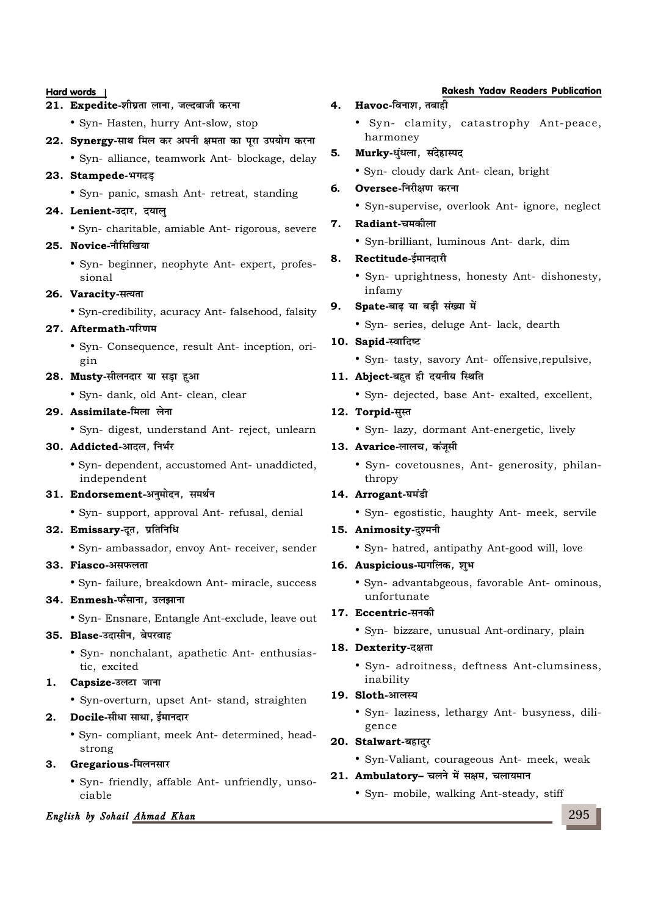**21. Expedite-शीघ्रता लाना, जल्दबाजी करना**

- Syn- Hasten, hurry Ant-slow, stop

**22. Synergy-साथ मिल कर अपनी क्षमता का पूरा उपयोग करना**

- Syn- alliance, teamwork Ant- blockage, delay

**23. Stampede-भगदड़**

- Syn- panic, smash Ant- retreat, standing

**24. Lenient-उदार, दयालु**

- Syn- charitable, amiable Ant- rigorous, severe

**25. Novice-नौसिखिया**

- Syn- beginner, neophyte Ant- expert, professional

**26. Varacity-सत्यता**

- Syn-credibility, acuracy Ant- falsehood, falsity

**27. Aftermath-परिणाम**

- Syn- Consequence, result Ant- inception, origin

**28. Musty-सीलनदार या सड़ा हुआ**

- Syn- dank, old Ant- clean, clear

**29. Assimilate-मिला लेना**

- Syn- digest, understand Ant- reject, unlearn

**30. Addicted-आदल, निर्भर**

- Syn- dependent, accustomed Ant- unaddicted, independent

**31. Endorsement-अनुमोदन, समर्थन**

- Syn- support, approval Ant- refusal, denial

**32. Emissary-दूत, प्रतिनिधि**

- Syn- ambassador, envoy Ant- receiver, sender

**33. Fiasco-असफलता**

- Syn- failure, breakdown Ant- miracle, success

**34. Enmesh-फँसाना, उलझाना**

- Syn- Ensnare, Entangle Ant-exclude, leave out

**35. Blase-उदासीन, बेपरवाह**

- Syn- nonchalant, apathetic Ant- enthusiastic, excited

**1. Capsize-उलटा जाना**

- Syn-overturn, upset Ant- stand, straighten

**2. Docile-सीधा साधा, ईमानदार**

- Syn- compliant, meek Ant- determined, headstrong

**3. Gregarious-मिलनसार**

- Syn- friendly, affable Ant- unfriendly, unsociable

**4. Havoc-विनाश, तबाही**

- Syn- clamity, catastrophy Ant-peace, harmoney

**5. Murky-धुंधला, संदेहास्पद**

- Syn- cloudy dark Ant- clean, bright

**6. Oversee-निरीक्षण करना**

- Syn-supervise, overlook Ant- ignore, neglect

**7. Radiant-चमकीला**

- Syn-brilliant, luminous Ant- dark, dim

**8. Rectitude-ईमानदारी**

- Syn- uprightness, honesty Ant- dishonesty, infamy

**9. Spate-बाढ़ या बड़ी संख्या में**

- Syn- series, deluge Ant- lack, dearth

**10. Sapid-स्वादिष्ट**

- Syn- tasty, savory Ant- offensive,repulsive,

**11. Abject-बहुत ही दयनीय स्थिति**

- Syn- dejected, base Ant- exalted, excellent,

**12. Torpid-सुस्त**

- Syn- lazy, dormant Ant-energetic, lively

**13. Avarice-लालच, कंजूसी**

- Syn- covetousnes, Ant- generosity, philanthropy

**14. Arrogant-घमंडी**

- Syn- egostistic, haughty Ant- meek, servile

**15. Animosity-दुश्मनी**

- Syn- hatred, antipathy Ant-good will, love

**16. Auspicious-मंगलिक, शुभ**

- Syn- advantabgeous, favorable Ant- ominous, unfortunate

**17. Eccentric-सनकी**

- Syn- bizzare, unusual Ant-ordinary, plain

**18. Dexterity-दक्षता**

- Syn- adroitness, deftness Ant-clumsiness, inability

**19. Sloth-आलस्य**

- Syn- laziness, lethargy Ant- busyness, diligence

**20. Stalwart-बहादुर**

- Syn-Valiant, courageous Ant- meek, weak

**21. Ambulatory– चलने में सक्षम, चलायमान**

- Syn- mobile, walking Ant-steady, stiff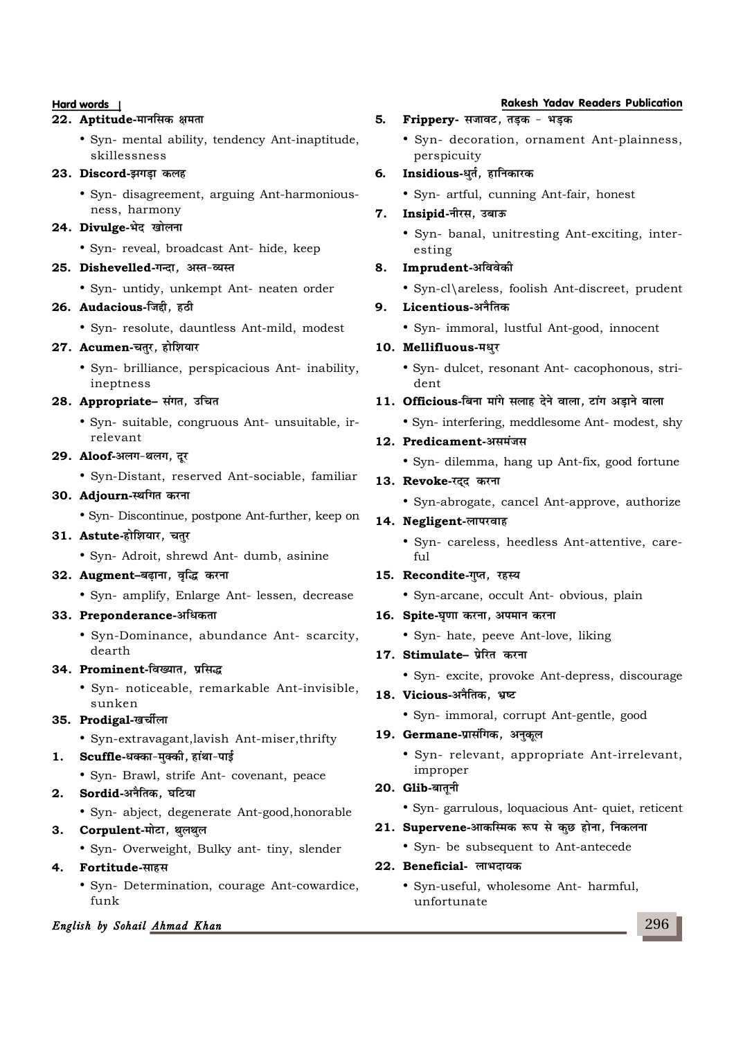22. **Aptitude**-मानसिक क्षमता
    - Syn- mental ability, tendency Ant-inaptitude, skillessness
23. **Discord**-झगड़ा कलह
    - Syn- disagreement, arguing Ant-harmoniousness, harmony
24. **Divulge**-भेद खोलना
    - Syn- reveal, broadcast Ant- hide, keep
25. **Dishevelled**-गन्दा, अस्त-व्यस्त
    - Syn- untidy, unkempt Ant- neaten order
26. **Audacious**-जिद्दी, हठी
    - Syn- resolute, dauntless Ant-mild, modest
27. **Acumen**-चतुर, होशियार
    - Syn- brilliance, perspicacious Ant- inability, ineptness
28. **Appropriate**– संगत, उचित
    - Syn- suitable, congruous Ant- unsuitable, irrelevant
29. **Aloof**-अलग-थलग, दूर
    - Syn-Distant, reserved Ant-sociable, familiar
30. **Adjourn**-स्थगित करना
    - Syn- Discontinue, postpone Ant-further, keep on
31. **Astute**-होशियार, चतुर
    - Syn- Adroit, shrewd Ant- dumb, asinine
32. **Augment**–बढ़ाना, वृद्धि करना
    - Syn- amplify, Enlarge Ant- lessen, decrease
33. **Preponderance**-अधिकता
    - Syn-Dominance, abundance Ant- scarcity, dearth
34. **Prominent**-विख्यात, प्रसिद्ध
    - Syn- noticeable, remarkable Ant-invisible, sunken
35. **Prodigal**-खर्चीला
    - Syn-extravagant,lavish Ant-miser,thrifty

1. **Scuffle**-धक्का-मुक्की, हांथा-पाई
    - Syn- Brawl, strife Ant- covenant, peace
2. **Sordid**-अनैतिक, घटिया
    - Syn- abject, degenerate Ant-good,honorable
3. **Corpulent**-मोटा, थुलथुल
    - Syn- Overweight, Bulky ant- tiny, slender
4. **Fortitude**-साहस
    - Syn- Determination, courage Ant-cowardice, funk
5. **Frippery**- सजावट, तड़क - भड़क
    - Syn- decoration, ornament Ant-plainness, perspicuity
6. **Insidious**-धुर्त, हानिकारक
    - Syn- artful, cunning Ant-fair, honest
7. **Insipid**-नीरस, उबाऊ
    - Syn- banal, unitresting Ant-exciting, interesting
8. **Imprudent**-अविवेकी
    - Syn-cl\areless, foolish Ant-discreet, prudent
9. **Licentious**-अनैतिक
    - Syn- immoral, lustful Ant-good, innocent
10. **Mellifluous**-मधुर
    - Syn- dulcet, resonant Ant- cacophonous, strident
11. **Officious**-बिना मांगे सलाह देने वाला, टांग अड़ाने वाला
    - Syn- interfering, meddlesome Ant- modest, shy
12. **Predicament**-असमंजस
    - Syn- dilemma, hang up Ant-fix, good fortune
13. **Revoke**-रद्द करना
    - Syn-abrogate, cancel Ant-approve, authorize
14. **Negligent**-लापरवाह
    - Syn- careless, heedless Ant-attentive, careful
15. **Recondite**-गुप्त, रहस्य
    - Syn-arcane, occult Ant- obvious, plain
16. **Spite**-घृणा करना, अपमान करना
    - Syn- hate, peeve Ant-love, liking
17. **Stimulate**– प्रेरित करना
    - Syn- excite, provoke Ant-depress, discourage
18. **Vicious**-अनैतिक, भ्रष्ट
    - Syn- immoral, corrupt Ant-gentle, good
19. **Germane**-प्रासंगिक, अनुकूल
    - Syn- relevant, appropriate Ant-irrelevant, improper
20. **Glib**-बातूनी
    - Syn- garrulous, loquacious Ant- quiet, reticent
21. **Supervene**-आकस्मिक रूप से कुछ होना, निकलना
    - Syn- be subsequent to Ant-antecede
22. **Beneficial**- लाभदायक
    - Syn-useful, wholesome Ant- harmful, unfortunate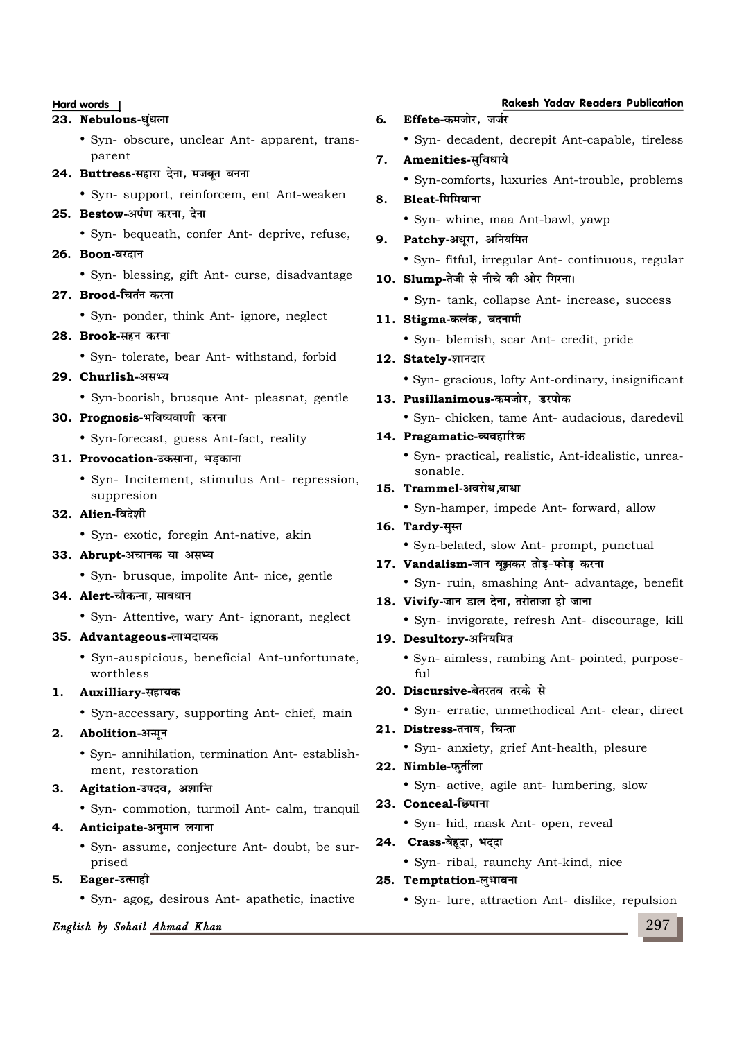23. **Nebulous**-धुंधला
    - Syn- obscure, unclear Ant- apparent, transparent

24. **Buttress**-सहारा देना, मजबूत बनना
    - Syn- support, reinforcem, ent Ant-weaken

25. **Bestow**-अर्पण करना, देना
    - Syn- bequeath, confer Ant- deprive, refuse,

26. **Boon**-वरदान
    - Syn- blessing, gift Ant- curse, disadvantage

27. **Brood**-चिंतन करना
    - Syn- ponder, think Ant- ignore, neglect

28. **Brook**-सहन करना
    - Syn- tolerate, bear Ant- withstand, forbid

29. **Churlish**-असभ्य
    - Syn-boorish, brusque Ant- pleasnat, gentle

30. **Prognosis**-भविष्यवाणी करना
    - Syn-forecast, guess Ant-fact, reality

31. **Provocation**-उकसाना, भड़काना
    - Syn- Incitement, stimulus Ant- repression, suppresion

32. **Alien**-विदेशी
    - Syn- exotic, foregin Ant-native, akin

33. **Abrupt**-अचानक या असभ्य
    - Syn- brusque, impolite Ant- nice, gentle

34. **Alert**-चौकन्ना, सावधान
    - Syn- Attentive, wary Ant- ignorant, neglect

35. **Advantageous**-लाभदायक
    - Syn-auspicious, beneficial Ant-unfortunate, worthless

1. **Auxilliary**-सहायक
    - Syn-accessary, supporting Ant- chief, main

2. **Abolition**-अन्मून
    - Syn- annihilation, termination Ant- establishment, restoration

3. **Agitation**-उपद्रव, अशान्ति
    - Syn- commotion, turmoil Ant- calm, tranquil

4. **Anticipate**-अनुमान लगाना
    - Syn- assume, conjecture Ant- doubt, be surprised

5. **Eager**-उत्साही
    - Syn- agog, desirous Ant- apathetic, inactive

6. **Effete**-कमजोर, जर्जर
    - Syn- decadent, decrepit Ant-capable, tireless

7. **Amenities**-सुविधाये
    - Syn-comforts, luxuries Ant-trouble, problems

8. **Bleat**-मिमियाना
    - Syn- whine, maa Ant-bawl, yawp

9. **Patchy**-अधूरा, अनियमित
    - Syn- fitful, irregular Ant- continuous, regular

10. **Slump**-तेजी से नीचे की ओर गिरना।
    - Syn- tank, collapse Ant- increase, success

11. **Stigma**-कलंक, बदनामी
    - Syn- blemish, scar Ant- credit, pride

12. **Stately**-शानदार
    - Syn- gracious, lofty Ant-ordinary, insignificant

13. **Pusillanimous**-कमजोर, डरपोक
    - Syn- chicken, tame Ant- audacious, daredevil

14. **Pragamatic**-व्यवहारिक
    - Syn- practical, realistic, Ant-idealistic, unreasonable.

15. **Trammel**-अवरोध,बाधा
    - Syn-hamper, impede Ant- forward, allow

16. **Tardy**-सुस्त
    - Syn-belated, slow Ant- prompt, punctual

17. **Vandalism**-जान बूझकर तोड़-फोड़ करना
    - Syn- ruin, smashing Ant- advantage, benefit

18. **Vivify**-जान डाल देना, तरोताजा हो जाना
    - Syn- invigorate, refresh Ant- discourage, kill

19. **Desultory**-अनियमित
    - Syn- aimless, rambing Ant- pointed, purposeful

20. **Discursive**-बेतरतब तरके से
    - Syn- erratic, unmethodical Ant- clear, direct

21. **Distress**-तनाव, चिन्ता
    - Syn- anxiety, grief Ant-health, plesure

22. **Nimble**-फुर्तीला
    - Syn- active, agile ant- lumbering, slow

23. **Conceal**-छिपाना
    - Syn- hid, mask Ant- open, reveal

24. **Crass**-बेहूदा, भद्दा
    - Syn- ribal, raunchy Ant-kind, nice

25. **Temptation**-लुभावना
    - Syn- lure, attraction Ant- dislike, repulsion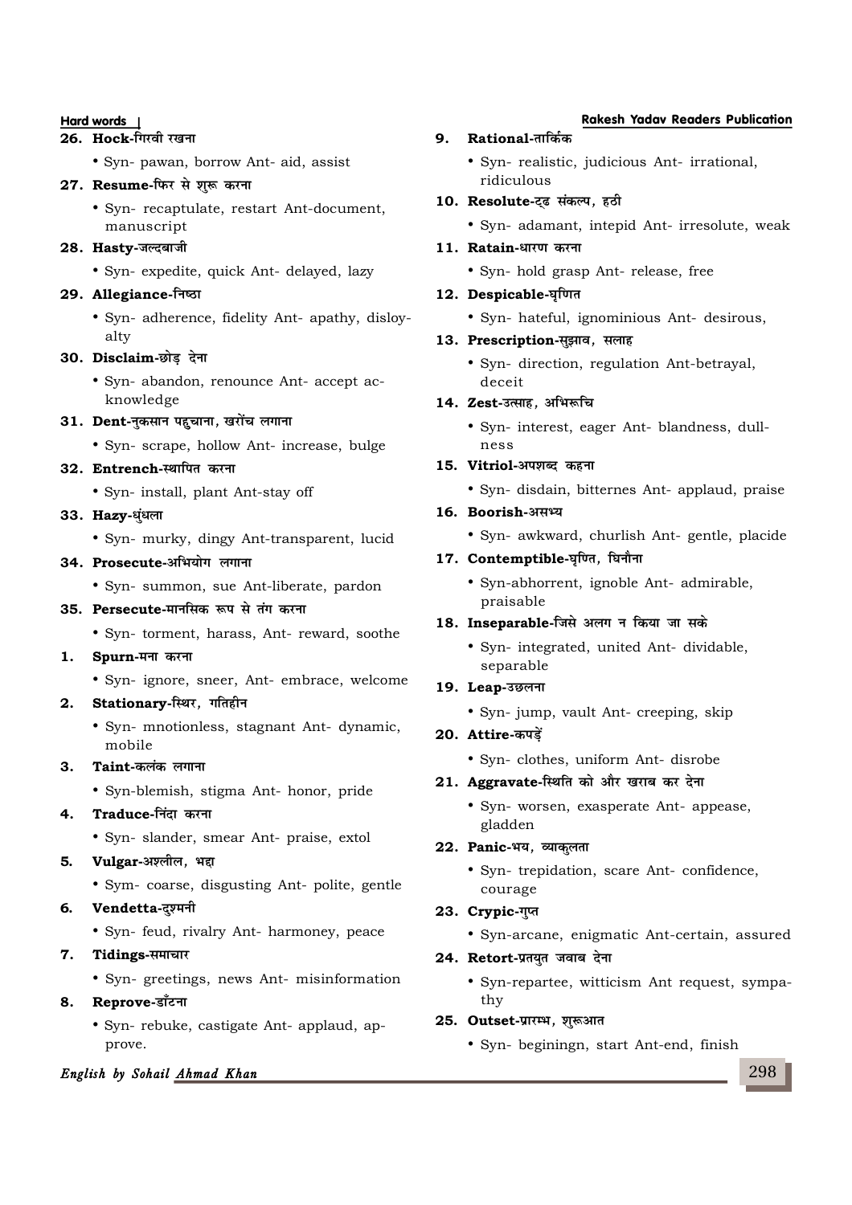**26. Hock-गिरवी रखना**

- Syn- pawan, borrow Ant- aid, assist

**27. Resume-फिर से शुरू करना**

- Syn- recaptulate, restart Ant-document, manuscript

**28. Hasty-जल्दबाजी**

- Syn- expedite, quick Ant- delayed, lazy

**29. Allegiance-निष्ठा**

- Syn- adherence, fidelity Ant- apathy, disloyalty

**30. Disclaim-छोड़ देना**

- Syn- abandon, renounce Ant- accept acknowledge

**31. Dent-नुकसान पहुचाना, खरोंच लगाना**

- Syn- scrape, hollow Ant- increase, bulge

**32. Entrench-स्थापित करना**

- Syn- install, plant Ant-stay off

**33. Hazy-धुंधला**

- Syn- murky, dingy Ant-transparent, lucid

**34. Prosecute-अभियोग लगाना**

- Syn- summon, sue Ant-liberate, pardon

**35. Persecute-मानसिक रूप से तंग करना**

- Syn- torment, harass, Ant- reward, soothe

**1. Spurn-मना करना**

- Syn- ignore, sneer, Ant- embrace, welcome

**2. Stationary-स्थिर, गतिहीन**

- Syn- mnotionless, stagnant Ant- dynamic, mobile

**3. Taint-कलंक लगाना**

- Syn-blemish, stigma Ant- honor, pride

**4. Traduce-निंदा करना**

- Syn- slander, smear Ant- praise, extol

**5. Vulgar-अश्लील, भद्दा**

- Sym- coarse, disgusting Ant- polite, gentle

**6. Vendetta-दुश्मनी**

- Syn- feud, rivalry Ant- harmoney, peace

**7. Tidings-समाचार**

- Syn- greetings, news Ant- misinformation

**8. Reprove-डाँटना**

- Syn- rebuke, castigate Ant- applaud, approve.

**9. Rational-तार्किक**

- Syn- realistic, judicious Ant- irrational, ridiculous

**10. Resolute-दृढ संकल्प, हठी**

- Syn- adamant, intepid Ant- irresolute, weak

**11. Ratain-धारण करना**

- Syn- hold grasp Ant- release, free

**12. Despicable-घृणित**

- Syn- hateful, ignominious Ant- desirous,

**13. Prescription-सुझाव, सलाह**

- Syn- direction, regulation Ant-betrayal, deceit

**14. Zest-उत्साह, अभिरूचि**

- Syn- interest, eager Ant- blandness, dullness

**15. Vitriol-अपशब्द कहना**

- Syn- disdain, bitternes Ant- applaud, praise

**16. Boorish-असभ्य**

- Syn- awkward, churlish Ant- gentle, placide

**17. Contemptible-घृण्ति, घिनौना**

- Syn-abhorrent, ignoble Ant- admirable, praisable

**18. Inseparable-जिसे अलग न किया जा सके**

- Syn- integrated, united Ant- dividable, separable

**19. Leap-उछलना**

- Syn- jump, vault Ant- creeping, skip

**20. Attire-कपड़ें**

- Syn- clothes, uniform Ant- disrobe

**21. Aggravate-स्थिति को और खराब कर देना**

- Syn- worsen, exasperate Ant- appease, gladden

**22. Panic-भय, व्याकुलता**

- Syn- trepidation, scare Ant- confidence, courage

**23. Crypic-गुप्त**

- Syn-arcane, enigmatic Ant-certain, assured

**24. Retort-प्रतयुत जवाब देना**

- Syn-repartee, witticism Ant request, sympathy

**25. Outset-प्रारम्भ, शुरूआत**

- Syn- beginingn, start Ant-end, finish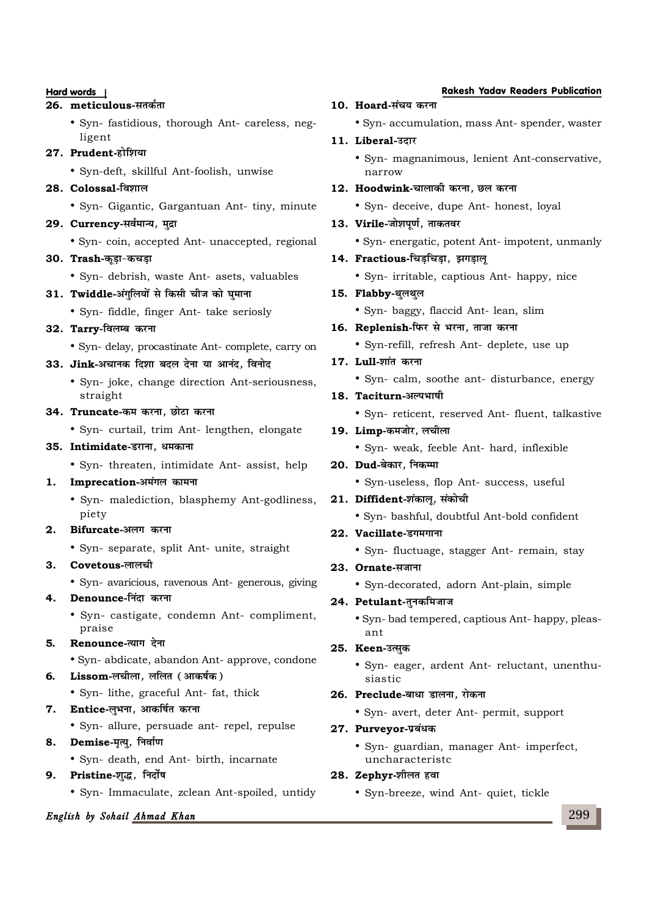**26. meticulous-सतर्कता**

- Syn- fastidious, thorough Ant- careless, negligent

**27. Prudent-होशिया**

- Syn-deft, skillful Ant-foolish, unwise

**28. Colossal-विशाल**

- Syn- Gigantic, Gargantuan Ant- tiny, minute

**29. Currency-सर्वमान्य, मुद्रा**

- Syn- coin, accepted Ant- unaccepted, regional

**30. Trash-कूड़ा-कचड़ा**

- Syn- debrish, waste Ant- asets, valuables

**31. Twiddle-अंगुलियों से किसी चीज को घुमाना**

- Syn- fiddle, finger Ant- take seriosly

**32. Tarry-विलम्ब करना**

- Syn- delay, procastinate Ant- complete, carry on

**33. Jink-अचानक दिशा बदल देना या आनंद, विनोद**

- Syn- joke, change direction Ant-seriousness, straight

**34. Truncate-कम करना, छोटा करना**

- Syn- curtail, trim Ant- lengthen, elongate

**35. Intimidate-डराना, धमकाना**

- Syn- threaten, intimidate Ant- assist, help

**1. Imprecation-अमंगल कामना**

- Syn- malediction, blasphemy Ant-godliness, piety

**2. Bifurcate-अलग करना**

- Syn- separate, split Ant- unite, straight

**3. Covetous-लालची**

- Syn- avaricious, ravenous Ant- generous, giving

**4. Denounce-निंदा करना**

- Syn- castigate, condemn Ant- compliment, praise

**5. Renounce-त्याग देना**

- Syn- abdicate, abandon Ant- approve, condone

**6. Lissom-लचीला, ललित (आकर्षक)**

- Syn- lithe, graceful Ant- fat, thick

**7. Entice-लुभना, आकर्षित करना**

- Syn- allure, persuade ant- repel, repulse

**8. Demise-मृत्यु, निर्वाण**

- Syn- death, end Ant- birth, incarnate

**9. Pristine-शुद्ध, निर्दोष**

- Syn- Immaculate, zclean Ant-spoiled, untidy

**10. Hoard-संचय करना**

- Syn- accumulation, mass Ant- spender, waster

**11. Liberal-उदार**

- Syn- magnanimous, lenient Ant-conservative, narrow

**12. Hoodwink-चालाकी करना, छल करना**

- Syn- deceive, dupe Ant- honest, loyal

**13. Virile-जोशपूर्ण, ताकतवर**

- Syn- energatic, potent Ant- impotent, unmanly

**14. Fractious-चिड़चिड़ा, झगड़ालू**

- Syn- irritable, captious Ant- happy, nice

**15. Flabby-थुलथुल**

- Syn- baggy, flaccid Ant- lean, slim

**16. Replenish-फिर से भरना, ताजा करना**

- Syn-refill, refresh Ant- deplete, use up

**17. Lull-शांत करना**

- Syn- calm, soothe ant- disturbance, energy

**18. Taciturn-अल्पभाषी**

- Syn- reticent, reserved Ant- fluent, talkastive

**19. Limp-कमजोर, लचीला**

- Syn- weak, feeble Ant- hard, inflexible

**20. Dud-बेकार, निकम्मा**

- Syn-useless, flop Ant- success, useful

**21. Diffident-शंकालू, संकोची**

- Syn- bashful, doubtful Ant-bold confident

**22. Vacillate-डगमगाना**

- Syn- fluctuage, stagger Ant- remain, stay

**23. Ornate-सजाना**

- Syn-decorated, adorn Ant-plain, simple

**24. Petulant-तुनकमिजाज**

- Syn- bad tempered, captious Ant- happy, pleasant

**25. Keen-उत्सुक**

- Syn- eager, ardent Ant- reluctant, unenthusiastic

**26. Preclude-बाधा डालना, रोकना**

- Syn- avert, deter Ant- permit, support

**27. Purveyor-प्रबंधक**

- Syn- guardian, manager Ant- imperfect, uncharacteristc

**28. Zephyr-शीलत हवा**

- Syn-breeze, wind Ant- quiet, tickle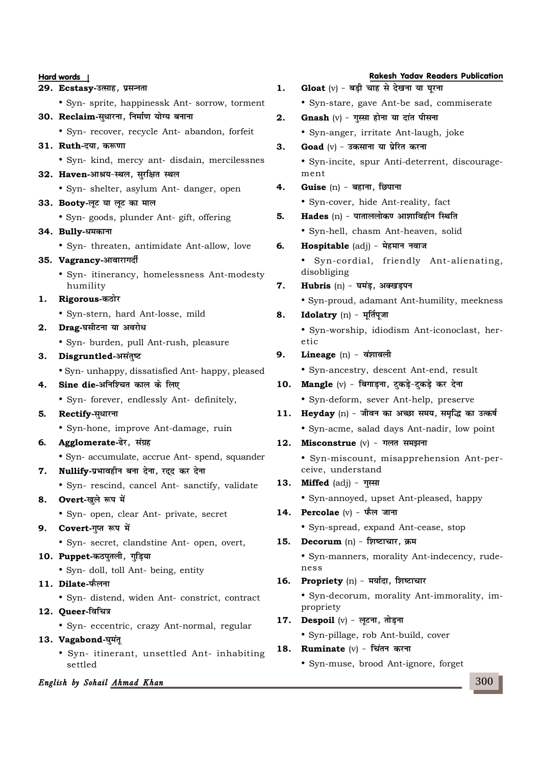**29. Ecstasy-उत्साह, प्रसन्नता**

- Syn- sprite, happinessk Ant- sorrow, torment

**30. Reclaim-सुधारना, निर्माण योग्य बनाना**

- Syn- recover, recycle Ant- abandon, forfeit

**31. Ruth-दया, करूणा**

- Syn- kind, mercy ant- disdain, mercilessnes

**32. Haven-आश्रय-स्थल, सुरक्षित स्थल**

- Syn- shelter, asylum Ant- danger, open

**33. Booty-लूट या लूट का माल**

- Syn- goods, plunder Ant- gift, offering

**34. Bully-धमकाना**

- Syn- threaten, antimidate Ant-allow, love

**35. Vagrancy-आवारागर्दी**

- Syn- itinerancy, homelessness Ant-modesty humility

**1. Rigorous-कठोर**

- Syn-stern, hard Ant-losse, mild

**2. Drag-घसीटना या अवरोध**

- Syn- burden, pull Ant-rush, pleasure

**3. Disgruntled-असंतुष्ट**

- Syn- unhappy, dissatisfied Ant- happy, pleased

**4. Sine die-अनिश्चित काल के लिए**

- Syn- forever, endlessly Ant- definitely,

**5. Rectify-सुधारना**

- Syn-hone, improve Ant-damage, ruin

**6. Agglomerate-ढेर, संग्रह**

- Syn- accumulate, accrue Ant- spend, squander

**7. Nullify-प्रभावहीन बना देना, रद्द कर देना**

- Syn- rescind, cancel Ant- sanctify, validate

**8. Overt-खुले रूप में**

- Syn- open, clear Ant- private, secret

**9. Covert-गुप्त रूप में**

- Syn- secret, clandstine Ant- open, overt,

**10. Puppet-कठपुतली, गुड़िया**

- Syn- doll, toll Ant- being, entity

**11. Dilate-फैलना**

- Syn- distend, widen Ant- constrict, contract

**12. Queer-विचित्र**

- Syn- eccentric, crazy Ant-normal, regular

**13. Vagabond-घुमंतू**

- Syn- itinerant, unsettled Ant- inhabiting settled

**1. Gloat** (v) - **बड़ी चाह से देखना या घूरना**

- Syn-stare, gave Ant-be sad, commiserate

**2. Gnash** (v) - **गुस्सा होना या दांत पीसना**

- Syn-anger, irritate Ant-laugh, joke

**3. Goad** (v) - **उकसाना या प्रेरित करना**

- Syn-incite, spur Anti-deterrent, discouragement

**4. Guise** (n) - **बहाना, छिपाना**

- Syn-cover, hide Ant-reality, fact

**5. Hades** (n) - **पाताललोकण आशाविहीन स्थिति**

- Syn-hell, chasm Ant-heaven, solid

**6. Hospitable** (adj) - **मेहमान नवाज**

- Syn-cordial, friendly Ant-alienating, disobliging

**7. Hubris** (n) - **घमंड, अक्खड़पन**

- Syn-proud, adamant Ant-humility, meekness

**8. Idolatry** (n) - **मूर्तिपूजा**

- Syn-worship, idiodism Ant-iconoclast, heretic

**9. Lineage** (n) - **वंशावली**

- Syn-ancestry, descent Ant-end, result

**10. Mangle** (v) - **बिगाड़ना, टुकड़े-टुकड़े कर देना**

- Syn-deform, sever Ant-help, preserve

**11. Heyday** (n) - **जीवन का अच्छा समय, समृद्धि का उत्कर्ष**

- Syn-acme, salad days Ant-nadir, low point

**12. Misconstrue** (v) - **गलत समझना**

- Syn-miscount, misapprehension Ant-perceive, understand

**13. Miffed** (adj) - **गुस्सा**

- Syn-annoyed, upset Ant-pleased, happy

**14. Percolae** (v) - **फैल जाना**

- Syn-spread, expand Ant-cease, stop

**15. Decorum** (n) - **शिष्टाचार, क्रम**

- Syn-manners, morality Ant-indecency, rudeness

**16. Propriety** (n) - **मर्यादा, शिष्टाचार**

- Syn-decorum, morality Ant-immorality, impropriety

**17. Despoil** (v) - **लूटना, तोड़ना**

- Syn-pillage, rob Ant-build, cover

**18. Ruminate** (v) - **चिंतन करना**

- Syn-muse, brood Ant-ignore, forget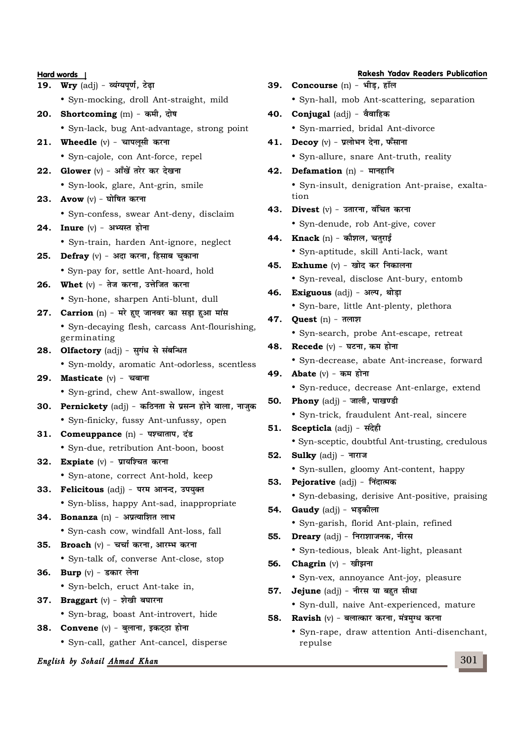19. **Wry** (adj) - व्यंग्यपूर्ण, टेढ़ा
    - Syn-mocking, droll Ant-straight, mild
20. **Shortcoming** (m) - कमी, दोष
    - Syn-lack, bug Ant-advantage, strong point
21. **Wheedle** (v) - चापलूसी करना
    - Syn-cajole, con Ant-force, repel
22. **Glower** (v) - आँखें तरेर कर देखना
    - Syn-look, glare, Ant-grin, smile
23. **Avow** (v) - घोषित करना
    - Syn-confess, swear Ant-deny, disclaim
24. **Inure** (v) - अभ्यस्त होना
    - Syn-train, harden Ant-ignore, neglect
25. **Defray** (v) - अदा करना, हिसाब चुकाना
    - Syn-pay for, settle Ant-hoard, hold
26. **Whet** (v) - तेज करना, उत्तेजित करना
    - Syn-hone, sharpen Anti-blunt, dull
27. **Carrion** (n) - मरे हुए जानवर का सड़ा हुआ मांस
    - Syn-decaying flesh, carcass Ant-flourishing, germinating
28. **Olfactory** (adj) - सुगंध से संबन्धित
    - Syn-moldy, aromatic Ant-odorless, scentless
29. **Masticate** (v) - चबाना
    - Syn-grind, chew Ant-swallow, ingest
30. **Pernickety** (adj) - कठिनता से प्रसन्न होने वाला, नाजुक
    - Syn-finicky, fussy Ant-unfussy, open
31. **Comeuppance** (n) - पश्चाताप, दंड
    - Syn-due, retribution Ant-boon, boost
32. **Expiate** (v) - प्रायश्चित करना
    - Syn-atone, correct Ant-hold, keep
33. **Felicitous** (adj) - परम आनन्द, उपयुक्त
    - Syn-bliss, happy Ant-sad, inappropriate
34. **Bonanza** (n) - अप्रत्याशित लाभ
    - Syn-cash cow, windfall Ant-loss, fall
35. **Broach** (v) - चर्चा करना, आरम्भ करना
    - Syn-talk of, converse Ant-close, stop
36. **Burp** (v) - डकार लेना
    - Syn-belch, eruct Ant-take in,
37. **Braggart** (v) - शेखी बघारना
    - Syn-brag, boast Ant-introvert, hide
38. **Convene** (v) - बुलाना, इकट्ठा होना
    - Syn-call, gather Ant-cancel, disperse
39. **Concourse** (n) - भीड़, हॉल
    - Syn-hall, mob Ant-scattering, separation
40. **Conjugal** (adj) - वैवाहिक
    - Syn-married, bridal Ant-divorce
41. **Decoy** (v) - प्रलोभन देना, फँसाना
    - Syn-allure, snare Ant-truth, reality
42. **Defamation** (n) - मानहानि
    - Syn-insult, denigration Ant-praise, exaltation
43. **Divest** (v) - उतारना, वंचित करना
    - Syn-denude, rob Ant-give, cover
44. **Knack** (n) - कौशल, चतुराई
    - Syn-aptitude, skill Anti-lack, want
45. **Exhume** (v) - खोद कर निकालना
    - Syn-reveal, disclose Ant-bury, entomb
46. **Exiguous** (adj) - अल्प, थोड़ा
    - Syn-bare, little Ant-plenty, plethora
47. **Quest** (n) - तलाश
    - Syn-search, probe Ant-escape, retreat
48. **Recede** (v) - घटना, कम होना
    - Syn-decrease, abate Ant-increase, forward
49. **Abate** (v) - कम होना
    - Syn-reduce, decrease Ant-enlarge, extend
50. **Phony** (adj) - जाली, पाखण्डी
    - Syn-trick, fraudulent Ant-real, sincere
51. **Scepticla** (adj) - संदेही
    - Syn-sceptic, doubtful Ant-trusting, credulous
52. **Sulky** (adj) - नाराज
    - Syn-sullen, gloomy Ant-content, happy
53. **Pejorative** (adj) - निंदात्मक
    - Syn-debasing, derisive Ant-positive, praising
54. **Gaudy** (adj) - भड़कीला
    - Syn-garish, florid Ant-plain, refined
55. **Dreary** (adj) - निराशाजनक, नीरस
    - Syn-tedious, bleak Ant-light, pleasant
56. **Chagrin** (v) - खीझना
    - Syn-vex, annoyance Ant-joy, pleasure
57. **Jejune** (adj) - नीरस या बहुत सीधा
    - Syn-dull, naive Ant-experienced, mature
58. **Ravish** (v) - बलात्कार करना, मंत्रमुग्ध करना
    - Syn-rape, draw attention Anti-disenchant, repulse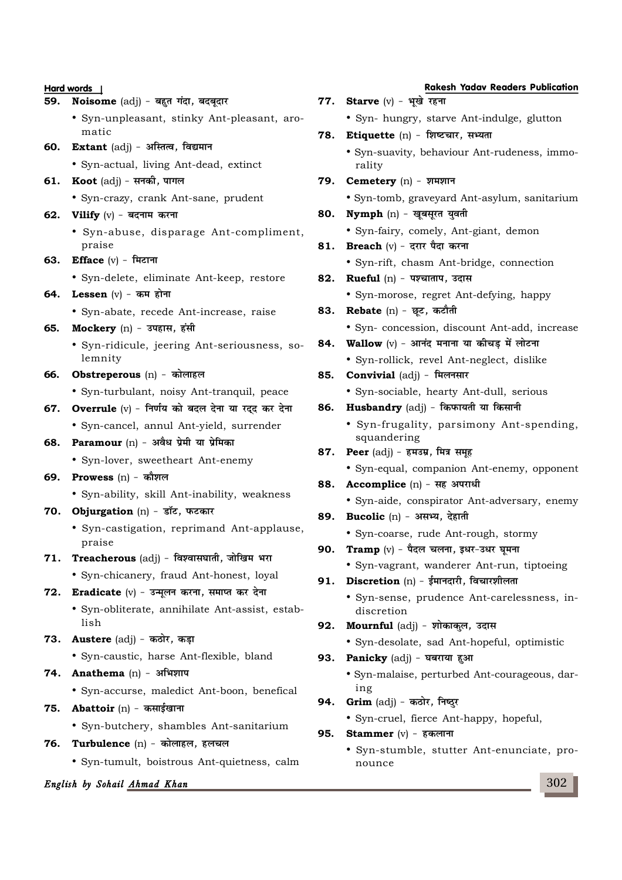59. **Noisome** (adj) - बहुत गंदा, बदबूदार
   - Syn-unpleasant, stinky Ant-pleasant, aromatic

60. **Extant** (adj) - अस्तित्व, विद्यमान
   - Syn-actual, living Ant-dead, extinct

61. **Koot** (adj) - सनकी, पागल
   - Syn-crazy, crank Ant-sane, prudent

62. **Vilify** (v) - बदनाम करना
   - Syn-abuse, disparage Ant-compliment, praise

63. **Efface** (v) - मिटाना
   - Syn-delete, eliminate Ant-keep, restore

64. **Lessen** (v) - कम होना
   - Syn-abate, recede Ant-increase, raise

65. **Mockery** (n) - उपहास, हंसी
   - Syn-ridicule, jeering Ant-seriousness, solemnity

66. **Obstreperous** (n) - कोलाहल
   - Syn-turbulant, noisy Ant-tranquil, peace

67. **Overrule** (v) - निर्णय को बदल देना या रद्द कर देना
   - Syn-cancel, annul Ant-yield, surrender

68. **Paramour** (n) - अवैध प्रेमी या प्रेमिका
   - Syn-lover, sweetheart Ant-enemy

69. **Prowess** (n) - कौशल
   - Syn-ability, skill Ant-inability, weakness

70. **Objurgation** (n) - डॉट, फटकार
   - Syn-castigation, reprimand Ant-applause, praise

71. **Treacherous** (adj) - विश्वासघाती, जोखिम भरा
   - Syn-chicanery, fraud Ant-honest, loyal

72. **Eradicate** (v) - उन्मूलन करना, समाप्त कर देना
   - Syn-obliterate, annihilate Ant-assist, establish

73. **Austere** (adj) - कठोर, कड़ा
   - Syn-caustic, harse Ant-flexible, bland

74. **Anathema** (n) - अभिशाप
   - Syn-accurse, maledict Ant-boon, benefical

75. **Abattoir** (n) - कसाईखाना
   - Syn-butchery, shambles Ant-sanitarium

76. **Turbulence** (n) - कोलाहल, हलचल
   - Syn-tumult, boistrous Ant-quietness, calm

77. **Starve** (v) - भूखे रहना
   - Syn- hungry, starve Ant-indulge, glutton

78. **Etiquette** (n) - शिष्टचार, सभ्यता
   - Syn-suavity, behaviour Ant-rudeness, immorality

79. **Cemetery** (n) - शमशान
   - Syn-tomb, graveyard Ant-asylum, sanitarium

80. **Nymph** (n) - खूबसूरत युवती
   - Syn-fairy, comely, Ant-giant, demon

81. **Breach** (v) - दरार पैदा करना
   - Syn-rift, chasm Ant-bridge, connection

82. **Rueful** (n) - पश्चाताप, उदास
   - Syn-morose, regret Ant-defying, happy

83. **Rebate** (n) - छूट, कटौती
   - Syn- concession, discount Ant-add, increase

84. **Wallow** (v) - आनंद मनाना या कीचड़ में लोटना
   - Syn-rollick, revel Ant-neglect, dislike

85. **Convivial** (adj) - मिलनसार
   - Syn-sociable, hearty Ant-dull, serious

86. **Husbandry** (adj) - किफायती या किसानी
   - Syn-frugality, parsimony Ant-spending, squandering

87. **Peer** (adj) - हमउम्र, मित्र समूह
   - Syn-equal, companion Ant-enemy, opponent

88. **Accomplice** (n) - सह अपराधी
   - Syn-aide, conspirator Ant-adversary, enemy

89. **Bucolic** (n) - असभ्य, देहाती
   - Syn-coarse, rude Ant-rough, stormy

90. **Tramp** (v) - पैदल चलना, इधर-उधर घूमना
   - Syn-vagrant, wanderer Ant-run, tiptoeing

91. **Discretion** (n) - ईमानदारी, विचारशीलता
   - Syn-sense, prudence Ant-carelessness, indiscretion

92. **Mournful** (adj) - शोकाकुल, उदास
   - Syn-desolate, sad Ant-hopeful, optimistic

93. **Panicky** (adj) - घबराया हुआ
   - Syn-malaise, perturbed Ant-courageous, daring

94. **Grim** (adj) - कठोर, निष्ठुर
   - Syn-cruel, fierce Ant-happy, hopeful,

95. **Stammer** (v) - हकलाना
   - Syn-stumble, stutter Ant-enunciate, pronounce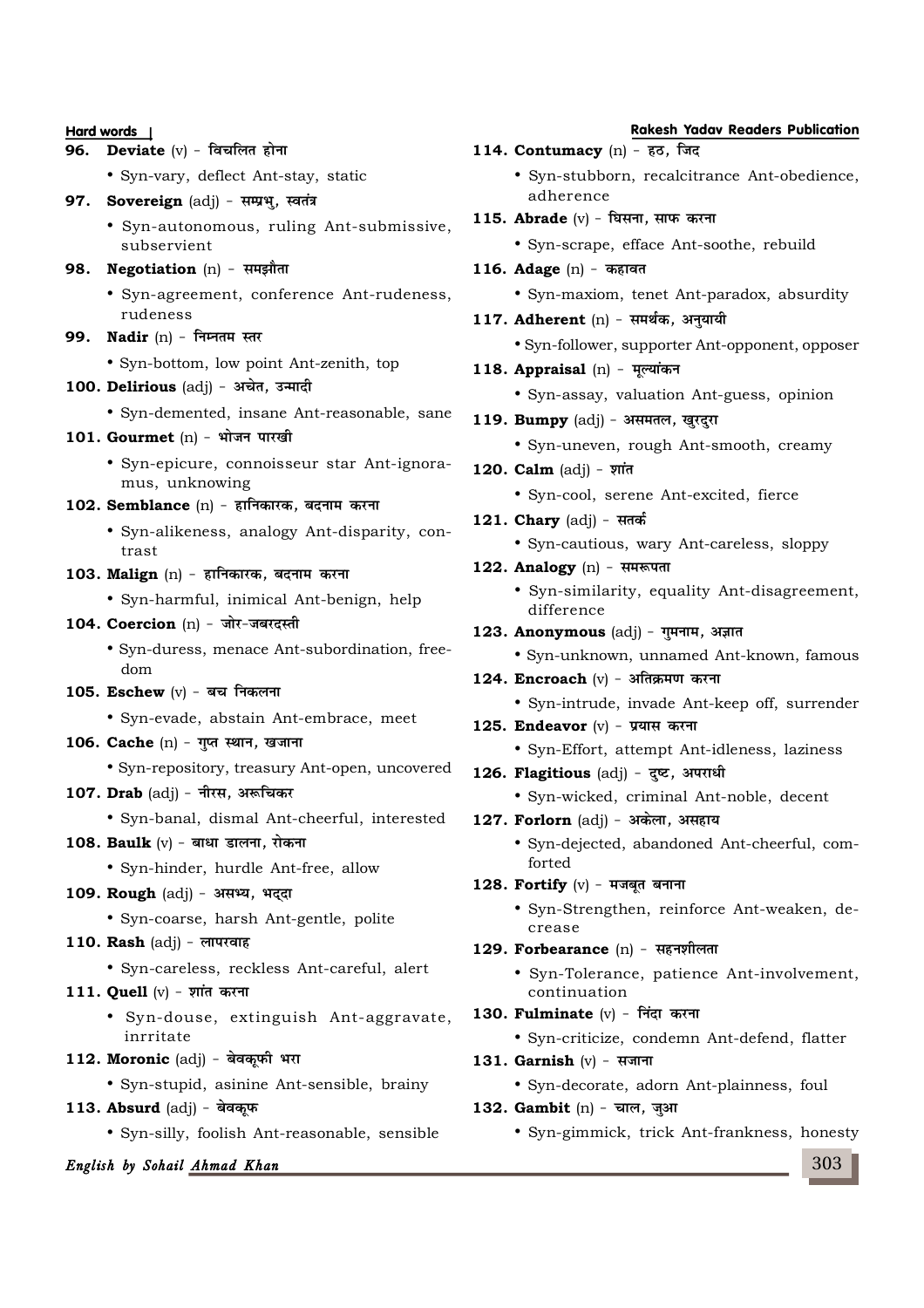**96. Deviate** (v) - विचलित होना

- Syn-vary, deflect Ant-stay, static

**97. Sovereign** (adj) - सम्प्रभु, स्वतंत्र

- Syn-autonomous, ruling Ant-submissive, subservient

**98. Negotiation** (n) - समझौता

- Syn-agreement, conference Ant-rudeness, rudeness

**99. Nadir** (n) - निम्नतम स्तर

- Syn-bottom, low point Ant-zenith, top

**100. Delirious** (adj) - अचेत, उन्मादी

- Syn-demented, insane Ant-reasonable, sane

**101. Gourmet** (n) - भोजन पारखी

- Syn-epicure, connoisseur star Ant-ignoramus, unknowing

**102. Semblance** (n) - हानिकारक, बदनाम करना

- Syn-alikeness, analogy Ant-disparity, contrast

**103. Malign** (n) - हानिकारक, बदनाम करना

- Syn-harmful, inimical Ant-benign, help

**104. Coercion** (n) - जोर-जबरदस्ती

- Syn-duress, menace Ant-subordination, freedom

**105. Eschew** (v) - बच निकलना

- Syn-evade, abstain Ant-embrace, meet

**106. Cache** (n) - गुप्त स्थान, खजाना

- Syn-repository, treasury Ant-open, uncovered

**107. Drab** (adj) - नीरस, अरूचिकर

- Syn-banal, dismal Ant-cheerful, interested

**108. Baulk** (v) - बाधा डालना, रोकना

- Syn-hinder, hurdle Ant-free, allow

**109. Rough** (adj) - असभ्य, भद्दा

- Syn-coarse, harsh Ant-gentle, polite

**110. Rash** (adj) - लापरवाह

- Syn-careless, reckless Ant-careful, alert

**111. Quell** (v) - शांत करना

- Syn-douse, extinguish Ant-aggravate, inrritate

**112. Moronic** (adj) - बेवकूफी भरा

- Syn-stupid, asinine Ant-sensible, brainy

**113. Absurd** (adj) - बेवकूफ

- Syn-silly, foolish Ant-reasonable, sensible

**114. Contumacy** (n) - हठ, जिद

- Syn-stubborn, recalcitrance Ant-obedience, adherence

**115. Abrade** (v) - घिसना, साफ करना

- Syn-scrape, efface Ant-soothe, rebuild

**116. Adage** (n) - कहावत

- Syn-maxiom, tenet Ant-paradox, absurdity

**117. Adherent** (n) - समर्थक, अनुयायी

- Syn-follower, supporter Ant-opponent, opposer

**118. Appraisal** (n) - मूल्यांकन

- Syn-assay, valuation Ant-guess, opinion

**119. Bumpy** (adj) - असमतल, खुरदुरा

- Syn-uneven, rough Ant-smooth, creamy

**120. Calm** (adj) - शांत

- Syn-cool, serene Ant-excited, fierce

**121. Chary** (adj) - सतर्क

- Syn-cautious, wary Ant-careless, sloppy

**122. Analogy** (n) - समरूपता

- Syn-similarity, equality Ant-disagreement, difference

**123. Anonymous** (adj) - गुमनाम, अज्ञात

- Syn-unknown, unnamed Ant-known, famous

**124. Encroach** (v) - अतिक्रमण करना

- Syn-intrude, invade Ant-keep off, surrender

**125. Endeavor** (v) - प्रयास करना

- Syn-Effort, attempt Ant-idleness, laziness

**126. Flagitious** (adj) - दुष्ट, अपराधी

- Syn-wicked, criminal Ant-noble, decent

**127. Forlorn** (adj) - अकेला, असहाय

- Syn-dejected, abandoned Ant-cheerful, comforted

**128. Fortify** (v) - मजबूत बनाना

- Syn-Strengthen, reinforce Ant-weaken, decrease

**129. Forbearance** (n) - सहनशीलता

- Syn-Tolerance, patience Ant-involvement, continuation

**130. Fulminate** (v) - निंदा करना

- Syn-criticize, condemn Ant-defend, flatter

**131. Garnish** (v) - सजाना

- Syn-decorate, adorn Ant-plainness, foul

**132. Gambit** (n) - चाल, जुआ

- Syn-gimmick, trick Ant-frankness, honesty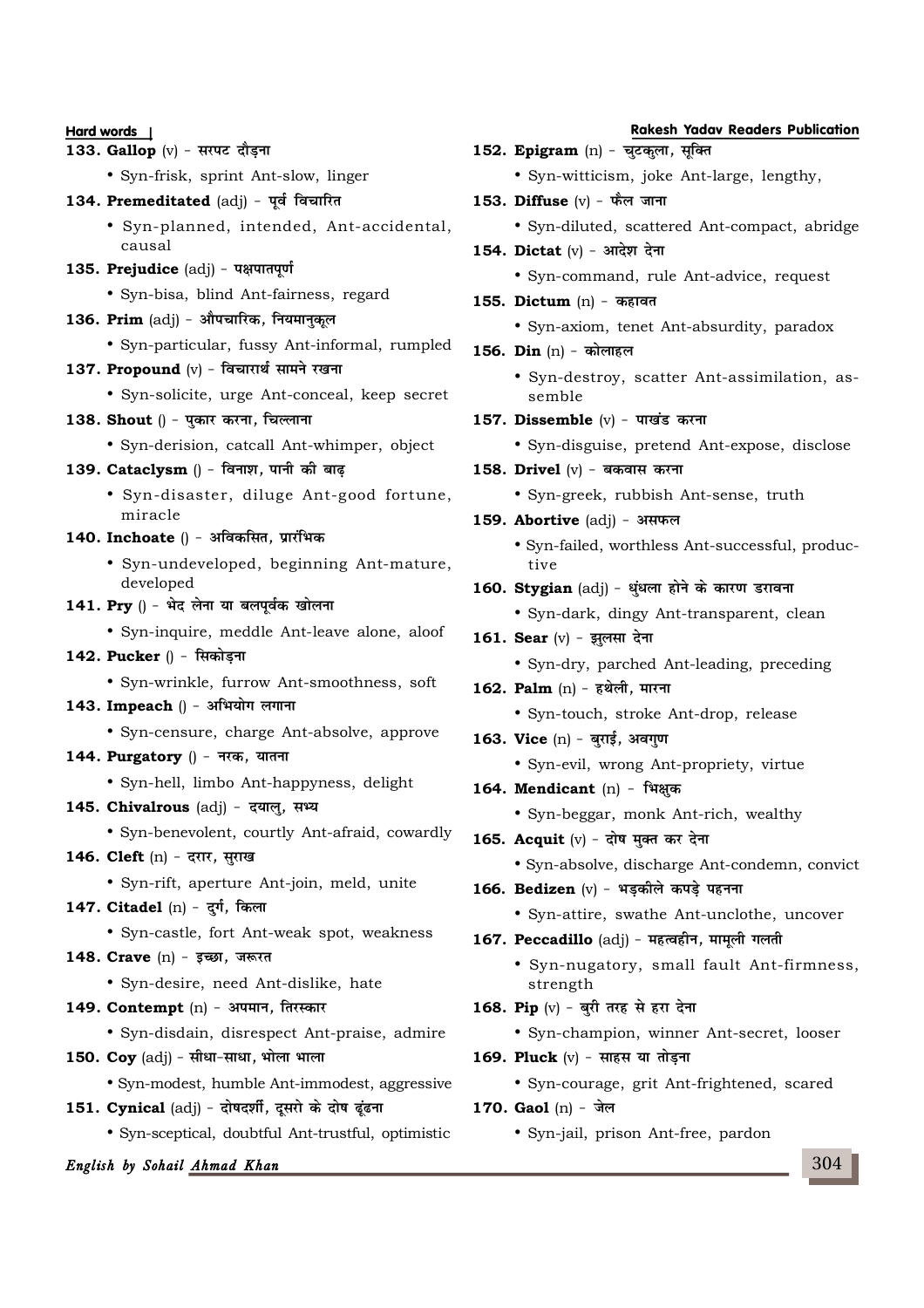**133. Gallop** (v) - सरपट दौड़ना

- Syn-frisk, sprint Ant-slow, linger

**134. Premeditated** (adj) - पूर्व विचारित

- Syn-planned, intended, Ant-accidental, causal

**135. Prejudice** (adj) - पक्षपातपूर्ण

- Syn-bisa, blind Ant-fairness, regard

**136. Prim** (adj) - औपचारिक, नियमानुकूल

- Syn-particular, fussy Ant-informal, rumpled

**137. Propound** (v) - विचारार्थ सामने रखना

- Syn-solicite, urge Ant-conceal, keep secret

**138. Shout** () - पुकार करना, चिल्लाना

- Syn-derision, catcall Ant-whimper, object

**139. Cataclysm** () - विनाश, पानी की बाढ़

- Syn-disaster, diluge Ant-good fortune, miracle

**140. Inchoate** () - अविकसित, प्रारंभिक

- Syn-undeveloped, beginning Ant-mature, developed

**141. Pry** () - भेद लेना या बलपूर्वक खोलना

- Syn-inquire, meddle Ant-leave alone, aloof

**142. Pucker** () - सिकोड़ना

- Syn-wrinkle, furrow Ant-smoothness, soft

**143. Impeach** () - अभियोग लगाना

- Syn-censure, charge Ant-absolve, approve

**144. Purgatory** () - नरक, यातना

- Syn-hell, limbo Ant-happyness, delight

**145. Chivalrous** (adj) - दयालु, सभ्य

- Syn-benevolent, courtly Ant-afraid, cowardly

**146. Cleft** (n) - दरार, सुराख

- Syn-rift, aperture Ant-join, meld, unite

**147. Citadel** (n) - दुर्ग, किला

- Syn-castle, fort Ant-weak spot, weakness

**148. Crave** (n) - इच्छा, जरूरत

- Syn-desire, need Ant-dislike, hate

**149. Contempt** (n) - अपमान, तिरस्कार

- Syn-disdain, disrespect Ant-praise, admire

**150. Coy** (adj) - सीधा-साधा, भोला भाला

- Syn-modest, humble Ant-immodest, aggressive

**151. Cynical** (adj) - दोषदर्शी, दूसरो के दोष ढूंढना

- Syn-sceptical, doubtful Ant-trustful, optimistic

**152. Epigram** (n) - चुटकुला, सूक्ति

- Syn-witticism, joke Ant-large, lengthy,

**153. Diffuse** (v) - फैल जाना

- Syn-diluted, scattered Ant-compact, abridge

**154. Dictat** (v) - आदेश देना

- Syn-command, rule Ant-advice, request

**155. Dictum** (n) - कहावत

- Syn-axiom, tenet Ant-absurdity, paradox

**156. Din** (n) - कोलाहल

- Syn-destroy, scatter Ant-assimilation, assemble

**157. Dissemble** (v) - पाखंड करना

- Syn-disguise, pretend Ant-expose, disclose

**158. Drivel** (v) - बकवास करना

- Syn-greek, rubbish Ant-sense, truth

**159. Abortive** (adj) - असफल

- Syn-failed, worthless Ant-successful, productive

**160. Stygian** (adj) - धुंधला होने के कारण डरावना

- Syn-dark, dingy Ant-transparent, clean

**161. Sear** (v) - झुलसा देना

- Syn-dry, parched Ant-leading, preceding

**162. Palm** (n) - हथेली, मारना

- Syn-touch, stroke Ant-drop, release

**163. Vice** (n) - बुराई, अवगुण

- Syn-evil, wrong Ant-propriety, virtue

**164. Mendicant** (n) - भिक्षुक

- Syn-beggar, monk Ant-rich, wealthy

**165. Acquit** (v) - दोष मुक्त कर देना

- Syn-absolve, discharge Ant-condemn, convict

**166. Bedizen** (v) - भड़कीले कपड़े पहनना

- Syn-attire, swathe Ant-unclothe, uncover

**167. Peccadillo** (adj) - महत्वहीन, मामूली गलती

- Syn-nugatory, small fault Ant-firmness, strength

**168. Pip** (v) - बुरी तरह से हरा देना

- Syn-champion, winner Ant-secret, looser

**169. Pluck** (v) - साहस या तोड़ना

- Syn-courage, grit Ant-frightened, scared

**170. Gaol** (n) - जेल

- Syn-jail, prison Ant-free, pardon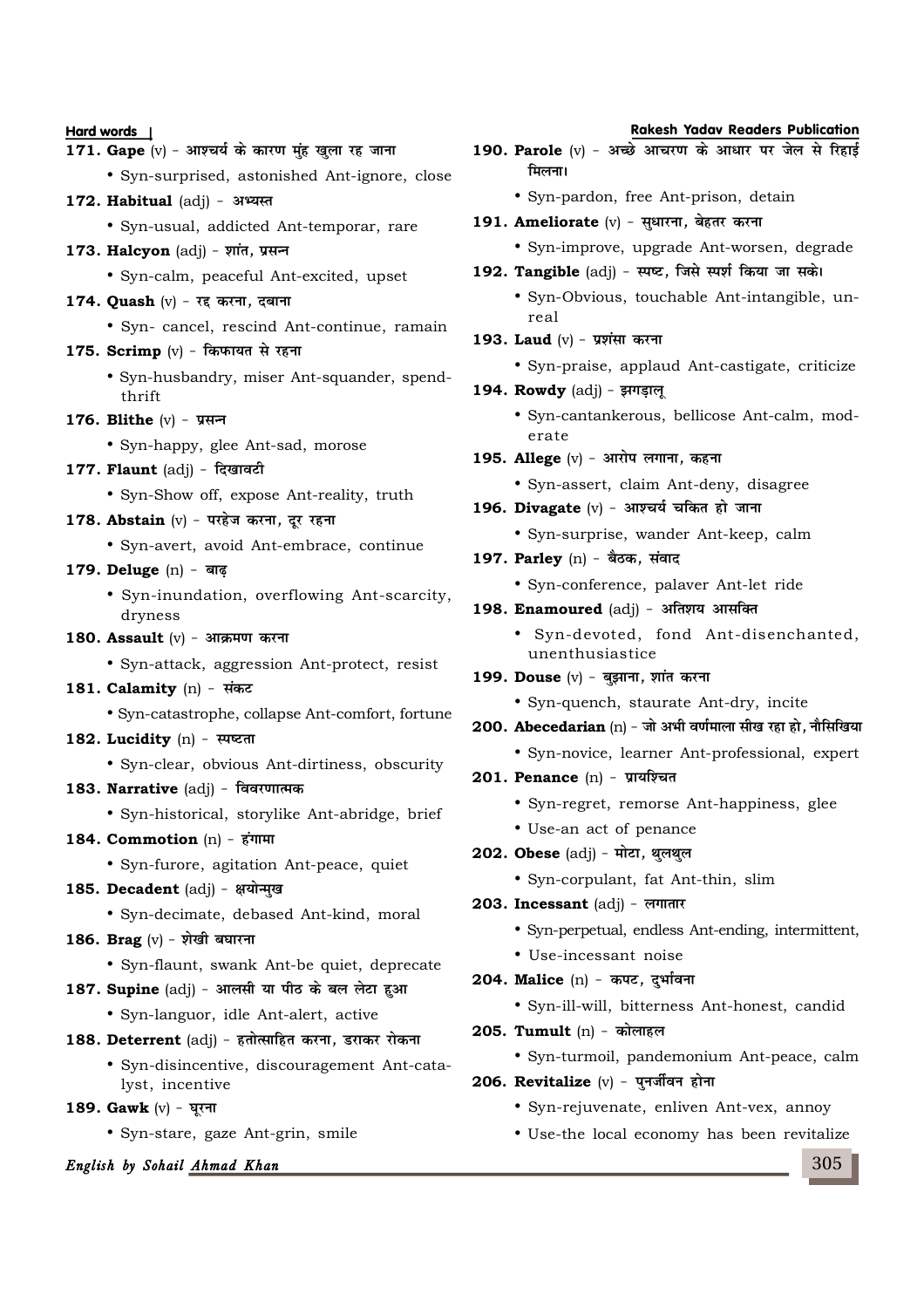**171. Gape** (v) - आश्चर्य के कारण मुंह खुला रह जाना

- Syn-surprised, astonished Ant-ignore, close

**172. Habitual** (adj) - अभ्यस्त

- Syn-usual, addicted Ant-temporar, rare

**173. Halcyon** (adj) - शांत, प्रसन्न

- Syn-calm, peaceful Ant-excited, upset

**174. Quash** (v) - रद्द करना, दबाना

- Syn- cancel, rescind Ant-continue, ramain

**175. Scrimp** (v) - किफायत से रहना

- Syn-husbandry, miser Ant-squander, spendthrift

**176. Blithe** (v) - प्रसन्न

- Syn-happy, glee Ant-sad, morose

**177. Flaunt** (adj) - दिखावटी

- Syn-Show off, expose Ant-reality, truth

**178. Abstain** (v) - परहेज करना, दूर रहना

- Syn-avert, avoid Ant-embrace, continue

**179. Deluge** (n) - बाढ़

- Syn-inundation, overflowing Ant-scarcity, dryness

**180. Assault** (v) - आक्रमण करना

- Syn-attack, aggression Ant-protect, resist

**181. Calamity** (n) - संकट

- Syn-catastrophe, collapse Ant-comfort, fortune

**182. Lucidity** (n) - स्पष्टता

- Syn-clear, obvious Ant-dirtiness, obscurity

**183. Narrative** (adj) - विवरणात्मक

- Syn-historical, storylike Ant-abridge, brief

**184. Commotion** (n) - हंगामा

- Syn-furore, agitation Ant-peace, quiet

**185. Decadent** (adj) - क्षयोन्मुख

- Syn-decimate, debased Ant-kind, moral

**186. Brag** (v) - शेखी बघारना

- Syn-flaunt, swank Ant-be quiet, deprecate

**187. Supine** (adj) - आलसी या पीठ के बल लेटा हुआ

- Syn-languor, idle Ant-alert, active

**188. Deterrent** (adj) - हतोत्साहित करना, डराकर रोकना

- Syn-disincentive, discouragement Ant-catalyst, incentive

**189. Gawk** (v) - घूरना

- Syn-stare, gaze Ant-grin, smile

**190. Parole** (v) - अच्छे आचरण के आधार पर जेल से रिहाई मिलना।

- Syn-pardon, free Ant-prison, detain

**191. Ameliorate** (v) - सुधारना, बेहतर करना

- Syn-improve, upgrade Ant-worsen, degrade

**192. Tangible** (adj) - स्पष्ट, जिसे स्पर्श किया जा सके।

- Syn-Obvious, touchable Ant-intangible, unreal

**193. Laud** (v) - प्रशंसा करना

- Syn-praise, applaud Ant-castigate, criticize

**194. Rowdy** (adj) - झगड़ालू

- Syn-cantankerous, bellicose Ant-calm, moderate

**195. Allege** (v) - आरोप लगाना, कहना

- Syn-assert, claim Ant-deny, disagree

**196. Divagate** (v) - आश्चर्य चकित हो जाना

- Syn-surprise, wander Ant-keep, calm

**197. Parley** (n) - बैठक, संवाद

- Syn-conference, palaver Ant-let ride

**198. Enamoured** (adj) - अतिशय आसक्ति

- Syn-devoted, fond Ant-disenchanted, unenthusiastice

**199. Douse** (v) - बुझाना, शांत करना

- Syn-quench, staurate Ant-dry, incite

**200. Abecedarian** (n) - जो अभी वर्णमाला सीख रहा हो, नौसिखिया

- Syn-novice, learner Ant-professional, expert

**201. Penance** (n) - प्रायश्चित

- Syn-regret, remorse Ant-happiness, glee
- Use-an act of penance

**202. Obese** (adj) - मोटा, थुलथुल

- Syn-corpulant, fat Ant-thin, slim

**203. Incessant** (adj) - लगातार

- Syn-perpetual, endless Ant-ending, intermittent,
- Use-incessant noise

**204. Malice** (n) - कपट, दुर्भावना

- Syn-ill-will, bitterness Ant-honest, candid

**205. Tumult** (n) - कोलाहल

- Syn-turmoil, pandemonium Ant-peace, calm

**206. Revitalize** (v) - पुनर्जीवन होना

- Syn-rejuvenate, enliven Ant-vex, annoy
- Use-the local economy has been revitalize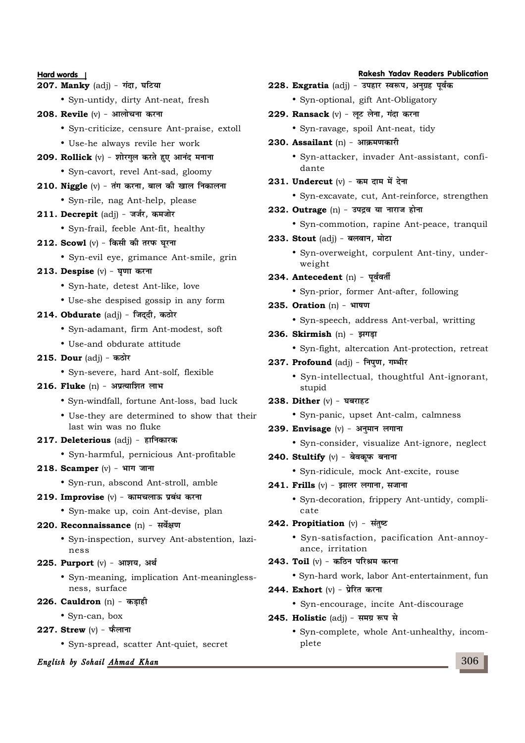**207. Manky** (adj) - गंदा, घटिया

- Syn-untidy, dirty Ant-neat, fresh

**208. Revile** (v) - आलोचना करना

- Syn-criticize, censure Ant-praise, extoll
- Use-he always revile her work

**209. Rollick** (v) - शोरगुल करते हुए आनंद मनाना

- Syn-cavort, revel Ant-sad, gloomy

**210. Niggle** (v) - तंग करना, बाल की खाल निकालना

- Syn-rile, nag Ant-help, please

**211. Decrepit** (adj) - जर्जर, कमजोर

- Syn-frail, feeble Ant-fit, healthy

**212. Scowl** (v) - किसी की तरफ घूरना

- Syn-evil eye, grimance Ant-smile, grin

**213. Despise** (v) - घृणा करना

- Syn-hate, detest Ant-like, love
- Use-she despised gossip in any form

**214. Obdurate** (adj) - जिद्दी, कठोर

- Syn-adamant, firm Ant-modest, soft
- Use-and obdurate attitude

**215. Dour** (adj) - कठोर

- Syn-severe, hard Ant-solf, flexible

**216. Fluke** (n) - अप्रत्याशित लाभ

- Syn-windfall, fortune Ant-loss, bad luck
- Use-they are determined to show that their last win was no fluke

**217. Deleterious** (adj) - हानिकारक

- Syn-harmful, pernicious Ant-profitable

**218. Scamper** (v) - भाग जाना

- Syn-run, abscond Ant-stroll, amble

**219. Improvise** (v) - कामचलाऊ प्रबंध करना

- Syn-make up, coin Ant-devise, plan

**220. Reconnaissance** (n) - सर्वेक्षण

- Syn-inspection, survey Ant-abstention, laziness

**225. Purport** (v) - आशय, अर्थ

- Syn-meaning, implication Ant-meaninglessness, surface

**226. Cauldron** (n) - कड़ाही

- Syn-can, box

**227. Strew** (v) - फैलाना

- Syn-spread, scatter Ant-quiet, secret

**228. Exgratia** (adj) - उपहार स्वरूप, अनुग्रह पूर्वक

- Syn-optional, gift Ant-Obligatory

**229. Ransack** (v) - लूट लेना, गंदा करना

- Syn-ravage, spoil Ant-neat, tidy

**230. Assailant** (n) - आक्रमणकारी

- Syn-attacker, invader Ant-assistant, confidante

**231. Undercut** (v) - कम दाम में देना

- Syn-excavate, cut, Ant-reinforce, strengthen

**232. Outrage** (n) - उपद्रव या नाराज होना

- Syn-commotion, rapine Ant-peace, tranquil

**233. Stout** (adj) - बलवान, मोटा

- Syn-overweight, corpulent Ant-tiny, underweight

**234. Antecedent** (n) - पूर्ववर्ती

- Syn-prior, former Ant-after, following

**235. Oration** (n) - भाषण

- Syn-speech, address Ant-verbal, writting

**236. Skirmish** (n) - झगड़ा

- Syn-fight, altercation Ant-protection, retreat

**237. Profound** (adj) - निपुण, गम्भीर

- Syn-intellectual, thoughtful Ant-ignorant, stupid

**238. Dither** (v) - घबराहट

- Syn-panic, upset Ant-calm, calmness

**239. Envisage** (v) - अनुमान लगाना

- Syn-consider, visualize Ant-ignore, neglect

**240. Stultify** (v) - बेवकूफ बनाना

- Syn-ridicule, mock Ant-excite, rouse

**241. Frills** (v) - झालर लगाना, सजाना

- Syn-decoration, frippery Ant-untidy, complicate

**242. Propitiation** (v) - संतुष्ट

- Syn-satisfaction, pacification Ant-annoyance, irritation

**243. Toil** (v) - कठिन परिश्रम करना

- Syn-hard work, labor Ant-entertainment, fun

**244. Exhort** (v) - प्रेरित करना

- Syn-encourage, incite Ant-discourage

**245. Holistic** (adj) - समग्र रूप से

- Syn-complete, whole Ant-unhealthy, incomplete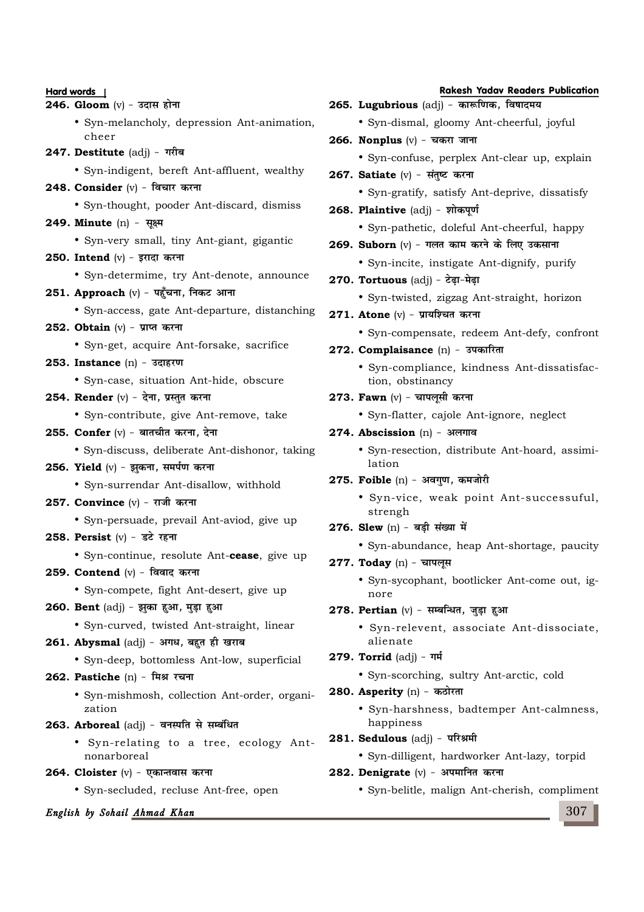**246. Gloom** (v) - उदास होना

- Syn-melancholy, depression Ant-animation, cheer

**247. Destitute** (adj) - गरीब

- Syn-indigent, bereft Ant-affluent, wealthy

**248. Consider** (v) - विचार करना

- Syn-thought, pooder Ant-discard, dismiss

**249. Minute** (n) - सूक्ष्म

- Syn-very small, tiny Ant-giant, gigantic

**250. Intend** (v) - इरादा करना

- Syn-determime, try Ant-denote, announce

**251. Approach** (v) - पहुँचना, निकट आना

- Syn-access, gate Ant-departure, distanching

**252. Obtain** (v) - प्राप्त करना

- Syn-get, acquire Ant-forsake, sacrifice

**253. Instance** (n) - उदाहरण

- Syn-case, situation Ant-hide, obscure

**254. Render** (v) - देना, प्रस्तुत करना

- Syn-contribute, give Ant-remove, take

**255. Confer** (v) - बातचीत करना, देना

- Syn-discuss, deliberate Ant-dishonor, taking

**256. Yield** (v) - झुकना, समर्पण करना

- Syn-surrendar Ant-disallow, withhold

**257. Convince** (v) - राजी करना

- Syn-persuade, prevail Ant-aviod, give up

**258. Persist** (v) - डटे रहना

- Syn-continue, resolute Ant-**cease**, give up

**259. Contend** (v) - विवाद करना

- Syn-compete, fight Ant-desert, give up

**260. Bent** (adj) - झुका हुआ, मुड़ा हुआ

- Syn-curved, twisted Ant-straight, linear

**261. Abysmal** (adj) - अगध, बहुत ही खराब

- Syn-deep, bottomless Ant-low, superficial

**262. Pastiche** (n) - मिश्र रचना

- Syn-mishmosh, collection Ant-order, organization

**263. Arboreal** (adj) - वनस्पति से सम्बंधित

- Syn-relating to a tree, ecology Ant-nonarboreal

**264. Cloister** (v) - एकान्तवास करना

- Syn-secluded, recluse Ant-free, open

**265. Lugubrious** (adj) - कारूणिक, विषादमय

- Syn-dismal, gloomy Ant-cheerful, joyful

**266. Nonplus** (v) - चकरा जाना

- Syn-confuse, perplex Ant-clear up, explain

**267. Satiate** (v) - संतुष्ट करना

- Syn-gratify, satisfy Ant-deprive, dissatisfy

**268. Plaintive** (adj) - शोकपूर्ण

- Syn-pathetic, doleful Ant-cheerful, happy

**269. Suborn** (v) - गलत काम करने के लिए उकसाना

- Syn-incite, instigate Ant-dignify, purify

**270. Tortuous** (adj) - टेढ़ा-मेढ़ा

- Syn-twisted, zigzag Ant-straight, horizon

**271. Atone** (v) - प्रायश्चित करना

- Syn-compensate, redeem Ant-defy, confront

**272. Complaisance** (n) - उपकारिता

- Syn-compliance, kindness Ant-dissatisfaction, obstinancy

**273. Fawn** (v) - चापलूसी करना

- Syn-flatter, cajole Ant-ignore, neglect

**274. Abscission** (n) - अलगाव

- Syn-resection, distribute Ant-hoard, assimilation

**275. Foible** (n) - अवगुण, कमजोरी

- Syn-vice, weak point Ant-successuful, strengh

**276. Slew** (n) - बड़ी संख्या में

- Syn-abundance, heap Ant-shortage, paucity

**277. Today** (n) - चापलूस

- Syn-sycophant, bootlicker Ant-come out, ignore

**278. Pertian** (v) - सम्बन्धित, जुड़ा हुआ

- Syn-relevent, associate Ant-dissociate, alienate

**279. Torrid** (adj) - गर्म

- Syn-scorching, sultry Ant-arctic, cold

**280. Asperity** (n) - कठोरता

- Syn-harshness, badtemper Ant-calmness, happiness

**281. Sedulous** (adj) - परिश्रमी

- Syn-dilligent, hardworker Ant-lazy, torpid

**282. Denigrate** (v) - अपमानित करना

- Syn-belitle, malign Ant-cherish, compliment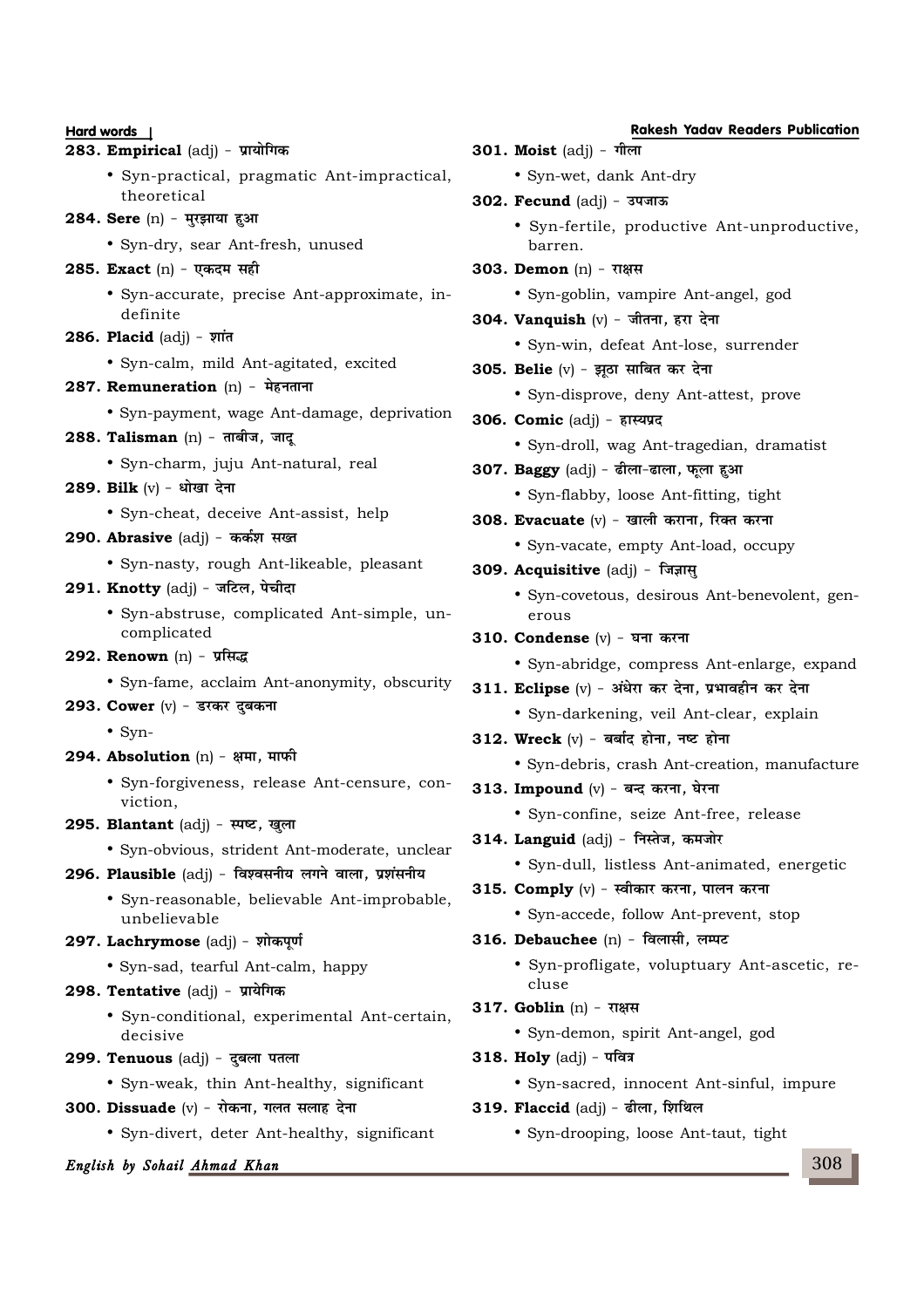**283. Empirical** (adj) - प्रायोगिक

- Syn-practical, pragmatic Ant-impractical, theoretical

**284. Sere** (n) - मुरझाया हुआ

- Syn-dry, sear Ant-fresh, unused

**285. Exact** (n) - एकदम सही

- Syn-accurate, precise Ant-approximate, indefinite

**286. Placid** (adj) - शांत

- Syn-calm, mild Ant-agitated, excited

**287. Remuneration** (n) - मेहनताना

- Syn-payment, wage Ant-damage, deprivation

**288. Talisman** (n) - ताबीज, जादू

- Syn-charm, juju Ant-natural, real

**289. Bilk** (v) - धोखा देना

- Syn-cheat, deceive Ant-assist, help

**290. Abrasive** (adj) - कर्कश सख्त

- Syn-nasty, rough Ant-likeable, pleasant

**291. Knotty** (adj) - जटिल, पेचीदा

- Syn-abstruse, complicated Ant-simple, uncomplicated

**292. Renown** (n) - प्रसिद्ध

- Syn-fame, acclaim Ant-anonymity, obscurity

**293. Cower** (v) - डरकर दुबकना

- Syn-

**294. Absolution** (n) - क्षमा, माफी

- Syn-forgiveness, release Ant-censure, conviction,

**295. Blantant** (adj) - स्पष्ट, खुला

- Syn-obvious, strident Ant-moderate, unclear

**296. Plausible** (adj) - विश्वसनीय लगने वाला, प्रशंसनीय

- Syn-reasonable, believable Ant-improbable, unbelievable

**297. Lachrymose** (adj) - शोकपूर्ण

- Syn-sad, tearful Ant-calm, happy

**298. Tentative** (adj) - प्रायेगिक

- Syn-conditional, experimental Ant-certain, decisive

**299. Tenuous** (adj) - दुबला पतला

- Syn-weak, thin Ant-healthy, significant

**300. Dissuade** (v) - रोकना, गलत सलाह देना

- Syn-divert, deter Ant-healthy, significant

**301. Moist** (adj) - गीला

- Syn-wet, dank Ant-dry

**302. Fecund** (adj) - उपजाऊ

- Syn-fertile, productive Ant-unproductive, barren.

**303. Demon** (n) - राक्षस

- Syn-goblin, vampire Ant-angel, god

**304. Vanquish** (v) - जीतना, हरा देना

- Syn-win, defeat Ant-lose, surrender

**305. Belie** (v) - झूठा साबित कर देना

- Syn-disprove, deny Ant-attest, prove

**306. Comic** (adj) - हास्यप्रद

- Syn-droll, wag Ant-tragedian, dramatist

**307. Baggy** (adj) - ढीला-ढाला, फूला हुआ

- Syn-flabby, loose Ant-fitting, tight

**308. Evacuate** (v) - खाली कराना, रिक्त करना

- Syn-vacate, empty Ant-load, occupy

**309. Acquisitive** (adj) - जिज्ञासु

- Syn-covetous, desirous Ant-benevolent, generous

**310. Condense** (v) - घना करना

- Syn-abridge, compress Ant-enlarge, expand

**311. Eclipse** (v) - अंधेरा कर देना, प्रभावहीन कर देना

- Syn-darkening, veil Ant-clear, explain

**312. Wreck** (v) - बर्बाद होना, नष्ट होना

- Syn-debris, crash Ant-creation, manufacture

**313. Impound** (v) - बन्द करना, घेरना

- Syn-confine, seize Ant-free, release

**314. Languid** (adj) - निस्तेज, कमजोर

- Syn-dull, listless Ant-animated, energetic

**315. Comply** (v) - स्वीकार करना, पालन करना

- Syn-accede, follow Ant-prevent, stop

**316. Debauchee** (n) - विलासी, लम्पट

- Syn-profligate, voluptuary Ant-ascetic, recluse

**317. Goblin** (n) - राक्षस

- Syn-demon, spirit Ant-angel, god

**318. Holy** (adj) - पवित्र

- Syn-sacred, innocent Ant-sinful, impure

**319. Flaccid** (adj) - ढीला, शिथिल

- Syn-drooping, loose Ant-taut, tight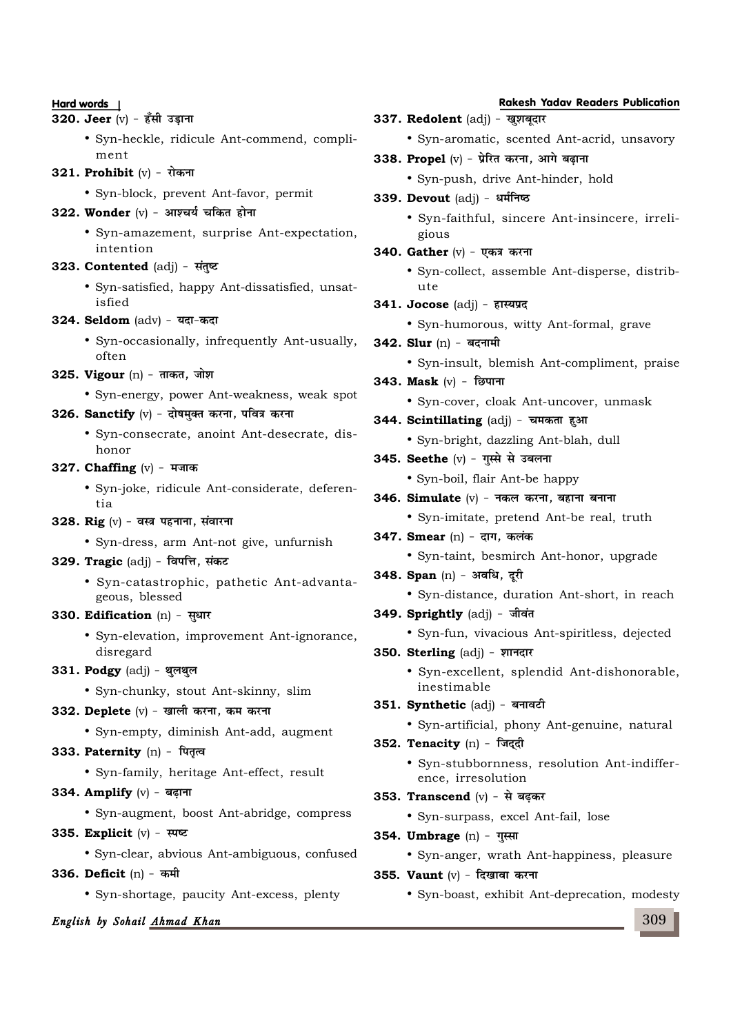**320. Jeer** (v) - हँसी उड़ाना

- Syn-heckle, ridicule Ant-commend, compliment

**321. Prohibit** (v) - रोकना

- Syn-block, prevent Ant-favor, permit

**322. Wonder** (v) - आश्चर्य चकित होना

- Syn-amazement, surprise Ant-expectation, intention

**323. Contented** (adj) - संतुष्ट

- Syn-satisfied, happy Ant-dissatisfied, unsatisfied

**324. Seldom** (adv) - यदा-कदा

- Syn-occasionally, infrequently Ant-usually, often

**325. Vigour** (n) - ताकत, जोश

- Syn-energy, power Ant-weakness, weak spot

**326. Sanctify** (v) - दोषमुक्त करना, पवित्र करना

- Syn-consecrate, anoint Ant-desecrate, dishonor

**327. Chaffing** (v) - मजाक

- Syn-joke, ridicule Ant-considerate, deferentia

**328. Rig** (v) - वस्त्र पहनाना, संवारना

- Syn-dress, arm Ant-not give, unfurnish

**329. Tragic** (adj) - विपत्ति, संकट

- Syn-catastrophic, pathetic Ant-advantageous, blessed

**330. Edification** (n) - सुधार

- Syn-elevation, improvement Ant-ignorance, disregard

**331. Podgy** (adj) - थुलथुल

- Syn-chunky, stout Ant-skinny, slim

**332. Deplete** (v) - खाली करना, कम करना

- Syn-empty, diminish Ant-add, augment

**333. Paternity** (n) - पितृत्व

- Syn-family, heritage Ant-effect, result

**334. Amplify** (v) - बढ़ाना

- Syn-augment, boost Ant-abridge, compress

**335. Explicit** (v) - स्पष्ट

- Syn-clear, abvious Ant-ambiguous, confused

**336. Deficit** (n) - कमी

- Syn-shortage, paucity Ant-excess, plenty

**337. Redolent** (adj) - खुशबूदार

- Syn-aromatic, scented Ant-acrid, unsavory

**338. Propel** (v) - प्रेरित करना, आगे बढ़ाना

- Syn-push, drive Ant-hinder, hold

**339. Devout** (adj) - धर्मनिष्ठ

- Syn-faithful, sincere Ant-insincere, irreligious

**340. Gather** (v) - एकत्र करना

- Syn-collect, assemble Ant-disperse, distribute

**341. Jocose** (adj) - हास्यप्रद

- Syn-humorous, witty Ant-formal, grave

**342. Slur** (n) - बदनामी

- Syn-insult, blemish Ant-compliment, praise

**343. Mask** (v) - छिपाना

- Syn-cover, cloak Ant-uncover, unmask

**344. Scintillating** (adj) - चमकता हुआ

- Syn-bright, dazzling Ant-blah, dull

**345. Seethe** (v) - गुस्से से उबलना

- Syn-boil, flair Ant-be happy

**346. Simulate** (v) - नकल करना, बहाना बनाना

- Syn-imitate, pretend Ant-be real, truth

**347. Smear** (n) - दाग, कलंक

- Syn-taint, besmirch Ant-honor, upgrade

**348. Span** (n) - अवधि, दूरी

- Syn-distance, duration Ant-short, in reach

**349. Sprightly** (adj) - जीवंत

- Syn-fun, vivacious Ant-spiritless, dejected

**350. Sterling** (adj) - शानदार

- Syn-excellent, splendid Ant-dishonorable, inestimable

**351. Synthetic** (adj) - बनावटी

- Syn-artificial, phony Ant-genuine, natural

**352. Tenacity** (n) - जिद्दी

- Syn-stubbornness, resolution Ant-indifference, irresolution

**353. Transcend** (v) - से बढ़कर

- Syn-surpass, excel Ant-fail, lose

**354. Umbrage** (n) - गुस्सा

- Syn-anger, wrath Ant-happiness, pleasure

**355. Vaunt** (v) - दिखावा करना

- Syn-boast, exhibit Ant-deprecation, modesty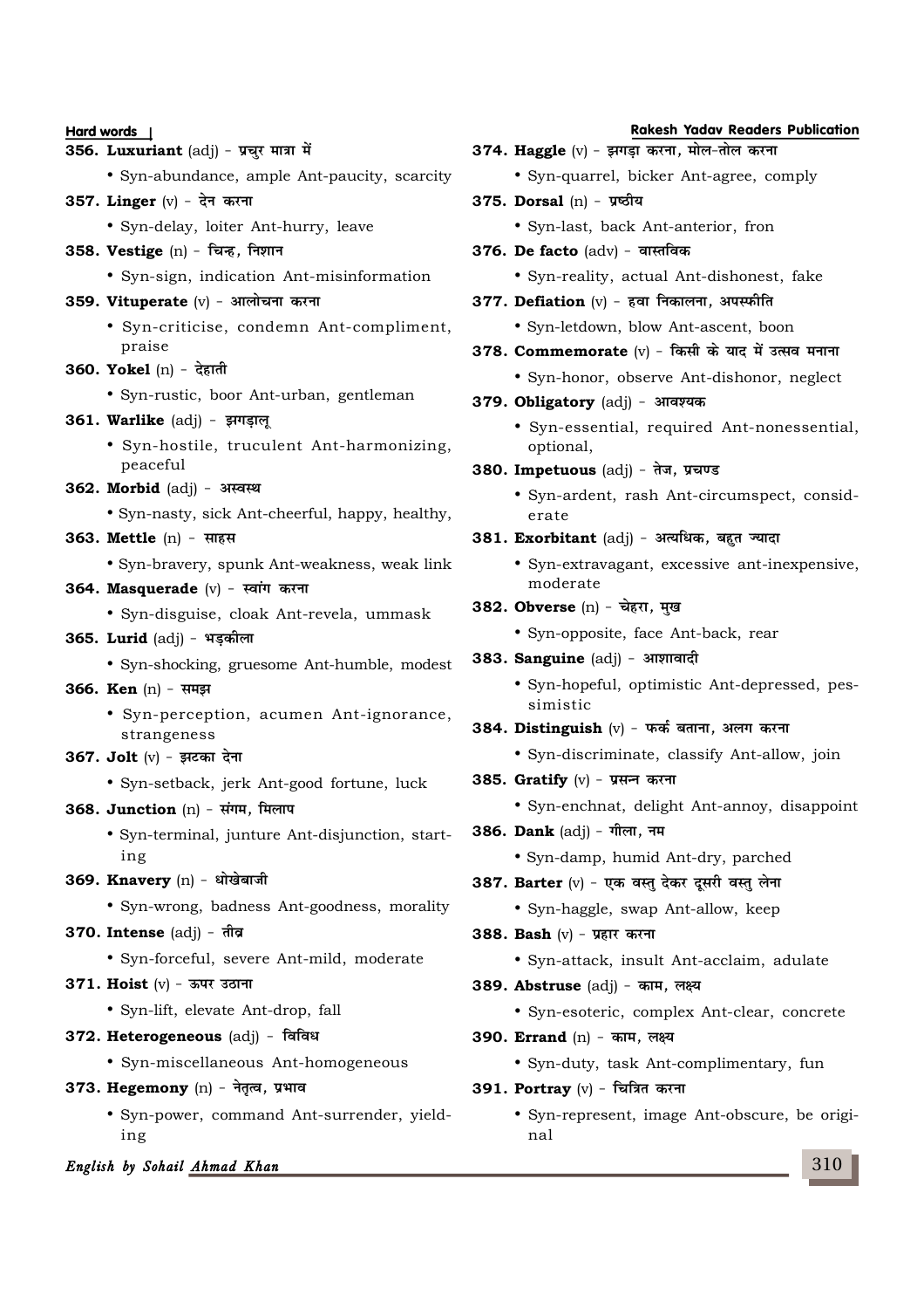**356. Luxuriant** (adj) - प्रचुर मात्रा में

- Syn-abundance, ample Ant-paucity, scarcity

**357. Linger** (v) - देन करना

- Syn-delay, loiter Ant-hurry, leave

**358. Vestige** (n) - चिन्ह, निशान

- Syn-sign, indication Ant-misinformation

**359. Vituperate** (v) - आलोचना करना

- Syn-criticise, condemn Ant-compliment, praise

**360. Yokel** (n) - देहाती

- Syn-rustic, boor Ant-urban, gentleman

**361. Warlike** (adj) - झगड़ालू

- Syn-hostile, truculent Ant-harmonizing, peaceful

**362. Morbid** (adj) - अस्वस्थ

- Syn-nasty, sick Ant-cheerful, happy, healthy,

**363. Mettle** (n) - साहस

- Syn-bravery, spunk Ant-weakness, weak link

**364. Masquerade** (v) - स्वांग करना

- Syn-disguise, cloak Ant-revela, ummask

**365. Lurid** (adj) - भड़कीला

- Syn-shocking, gruesome Ant-humble, modest

**366. Ken** (n) - समझ

- Syn-perception, acumen Ant-ignorance, strangeness

**367. Jolt** (v) - झटका देना

- Syn-setback, jerk Ant-good fortune, luck

**368. Junction** (n) - संगम, मिलाप

- Syn-terminal, junture Ant-disjunction, starting

**369. Knavery** (n) - धोखेबाजी

- Syn-wrong, badness Ant-goodness, morality

**370. Intense** (adj) - तीव्र

- Syn-forceful, severe Ant-mild, moderate

**371. Hoist** (v) - ऊपर उठाना

- Syn-lift, elevate Ant-drop, fall

**372. Heterogeneous** (adj) - विविध

- Syn-miscellaneous Ant-homogeneous

**373. Hegemony** (n) - नेतृत्व, प्रभाव

- Syn-power, command Ant-surrender, yielding

**374. Haggle** (v) - झगड़ा करना, मोल-तोल करना

- Syn-quarrel, bicker Ant-agree, comply

**375. Dorsal** (n) - प्रष्ठीय

- Syn-last, back Ant-anterior, fron

**376. De facto** (adv) - वास्तविक

- Syn-reality, actual Ant-dishonest, fake

**377. Defiation** (v) - हवा निकालना, अपस्फीति

- Syn-letdown, blow Ant-ascent, boon

**378. Commemorate** (v) - किसी के याद में उत्सव मनाना

- Syn-honor, observe Ant-dishonor, neglect

**379. Obligatory** (adj) - आवश्यक

- Syn-essential, required Ant-nonessential, optional,

**380. Impetuous** (adj) - तेज, प्रचण्ड

- Syn-ardent, rash Ant-circumspect, considerate

**381. Exorbitant** (adj) - अत्यधिक, बहुत ज्यादा

- Syn-extravagant, excessive ant-inexpensive, moderate

**382. Obverse** (n) - चेहरा, मुख

- Syn-opposite, face Ant-back, rear

**383. Sanguine** (adj) - आशावादी

- Syn-hopeful, optimistic Ant-depressed, pessimistic

**384. Distinguish** (v) - फर्क बताना, अलग करना

- Syn-discriminate, classify Ant-allow, join

**385. Gratify** (v) - प्रसन्न करना

- Syn-enchnat, delight Ant-annoy, disappoint

**386. Dank** (adj) - गीला, नम

- Syn-damp, humid Ant-dry, parched

**387. Barter** (v) - एक वस्तु देकर दूसरी वस्तु लेना

- Syn-haggle, swap Ant-allow, keep

**388. Bash** (v) - प्रहार करना

- Syn-attack, insult Ant-acclaim, adulate

**389. Abstruse** (adj) - काम, लक्ष्य

- Syn-esoteric, complex Ant-clear, concrete

**390. Errand** (n) - काम, लक्ष्य

- Syn-duty, task Ant-complimentary, fun

**391. Portray** (v) - चित्रित करना

- Syn-represent, image Ant-obscure, be original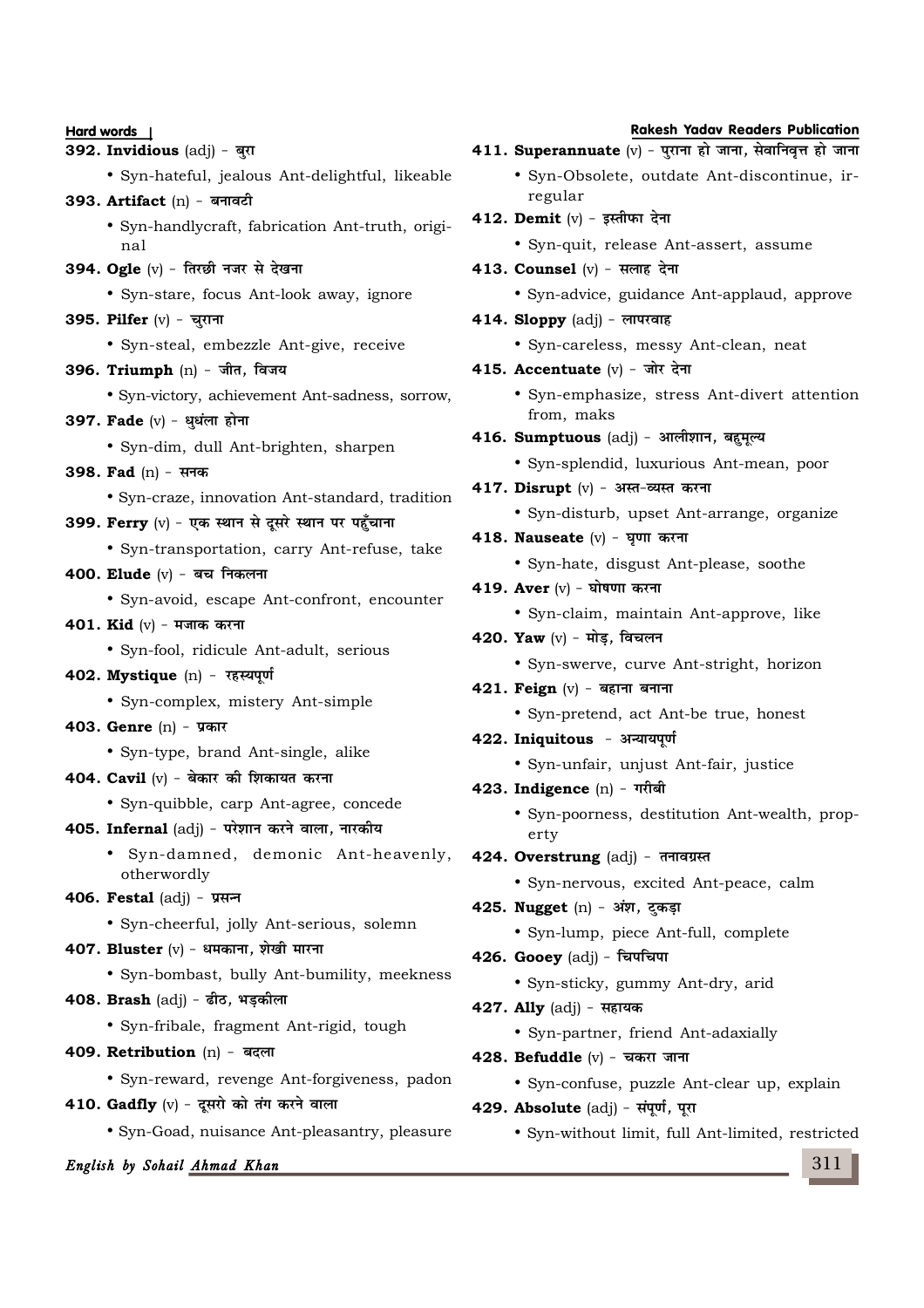**392. Invidious** (adj) - बुरा

- Syn-hateful, jealous Ant-delightful, likeable

**393. Artifact** (n) - बनावटी

- Syn-handlycraft, fabrication Ant-truth, original

**394. Ogle** (v) - तिरछी नजर से देखना

- Syn-stare, focus Ant-look away, ignore

**395. Pilfer** (v) - चुराना

- Syn-steal, embezzle Ant-give, receive

**396. Triumph** (n) - जीत, विजय

- Syn-victory, achievement Ant-sadness, sorrow,

**397. Fade** (v) - धुधंला होना

- Syn-dim, dull Ant-brighten, sharpen

**398. Fad** (n) - सनक

- Syn-craze, innovation Ant-standard, tradition

**399. Ferry** (v) - एक स्थान से दूसरे स्थान पर पहुँचाना

- Syn-transportation, carry Ant-refuse, take

**400. Elude** (v) - बच निकलना

- Syn-avoid, escape Ant-confront, encounter

**401. Kid** (v) - मजाक करना

- Syn-fool, ridicule Ant-adult, serious

**402. Mystique** (n) - रहस्यपूर्ण

- Syn-complex, mistery Ant-simple

**403. Genre** (n) - प्रकार

- Syn-type, brand Ant-single, alike

**404. Cavil** (v) - बेकार की शिकायत करना

- Syn-quibble, carp Ant-agree, concede

**405. Infernal** (adj) - परेशान करने वाला, नारकीय

- Syn-damned, demonic Ant-heavenly, otherwordly

**406. Festal** (adj) - प्रसन्न

- Syn-cheerful, jolly Ant-serious, solemn

**407. Bluster** (v) - धमकाना, शेखी मारना

- Syn-bombast, bully Ant-bumility, meekness

**408. Brash** (adj) - ढीठ, भड़कीला

- Syn-fribale, fragment Ant-rigid, tough

**409. Retribution** (n) - बदला

- Syn-reward, revenge Ant-forgiveness, padon

**410. Gadfly** (v) - दूसरो को तंग करने वाला

- Syn-Goad, nuisance Ant-pleasantry, pleasure

**411. Superannuate** (v) - पुराना हो जाना, सेवानिवृत्त हो जाना

- Syn-Obsolete, outdate Ant-discontinue, irregular

**412. Demit** (v) - इस्तीफा देना

- Syn-quit, release Ant-assert, assume

**413. Counsel** (v) - सलाह देना

- Syn-advice, guidance Ant-applaud, approve

**414. Sloppy** (adj) - लापरवाह

- Syn-careless, messy Ant-clean, neat

**415. Accentuate** (v) - जोर देना

- Syn-emphasize, stress Ant-divert attention from, maks

**416. Sumptuous** (adj) - आलीशान, बहुमूल्य

- Syn-splendid, luxurious Ant-mean, poor

**417. Disrupt** (v) - अस्त-व्यस्त करना

- Syn-disturb, upset Ant-arrange, organize

**418. Nauseate** (v) - घृणा करना

- Syn-hate, disgust Ant-please, soothe

**419. Aver** (v) - घोषणा करना

- Syn-claim, maintain Ant-approve, like

**420. Yaw** (v) - मोड़, विचलन

- Syn-swerve, curve Ant-stright, horizon

**421. Feign** (v) - बहाना बनाना

- Syn-pretend, act Ant-be true, honest

**422. Iniquitous** - अन्यायपूर्ण

- Syn-unfair, unjust Ant-fair, justice

**423. Indigence** (n) - गरीबी

- Syn-poorness, destitution Ant-wealth, property

**424. Overstrung** (adj) - तनावग्रस्त

- Syn-nervous, excited Ant-peace, calm

**425. Nugget** (n) - अंश, टुकड़ा

- Syn-lump, piece Ant-full, complete

**426. Gooey** (adj) - चिपचिपा

- Syn-sticky, gummy Ant-dry, arid

**427. Ally** (adj) - सहायक

- Syn-partner, friend Ant-adaxially

**428. Befuddle** (v) - चकरा जाना

- Syn-confuse, puzzle Ant-clear up, explain

**429. Absolute** (adj) - संपूर्ण, पूरा

- Syn-without limit, full Ant-limited, restricted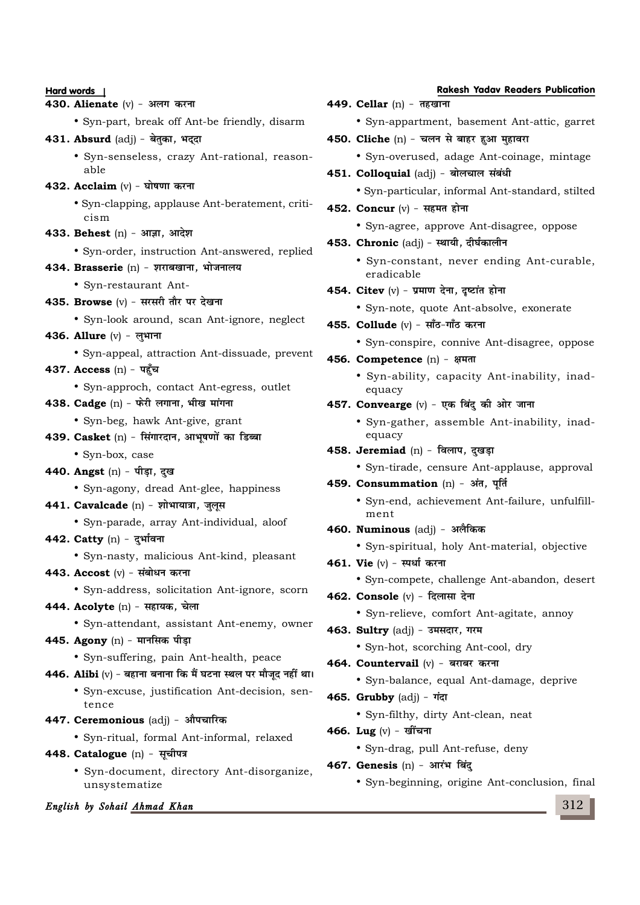**430. Alienate** (v) - अलग करना

- Syn-part, break off Ant-be friendly, disarm

**431. Absurd** (adj) - बेतुका, भद्दा

- Syn-senseless, crazy Ant-rational, reasonable

**432. Acclaim** (v) - घोषणा करना

- Syn-clapping, applause Ant-beratement, criticism

**433. Behest** (n) - आज्ञा, आदेश

- Syn-order, instruction Ant-answered, replied

**434. Brasserie** (n) - शराबखाना, भोजनालय

- Syn-restaurant Ant-

**435. Browse** (v) - सरसरी तौर पर देखना

- Syn-look around, scan Ant-ignore, neglect

**436. Allure** (v) - लुभाना

- Syn-appeal, attraction Ant-dissuade, prevent

**437. Access** (n) - पहुँच

- Syn-approch, contact Ant-egress, outlet

**438. Cadge** (n) - फेरी लगाना, भीख मांगना

- Syn-beg, hawk Ant-give, grant

**439. Casket** (n) - सिंगारदान, आभूषणों का डिब्बा

- Syn-box, case

**440. Angst** (n) - पीड़ा, दुख

- Syn-agony, dread Ant-glee, happiness

**441. Cavalcade** (n) - शोभायात्रा, जुलूस

- Syn-parade, array Ant-individual, aloof

**442. Catty** (n) - दुर्भावना

- Syn-nasty, malicious Ant-kind, pleasant

**443. Accost** (v) - संबोधन करना

- Syn-address, solicitation Ant-ignore, scorn

**444. Acolyte** (n) - सहायक, चेला

- Syn-attendant, assistant Ant-enemy, owner

**445. Agony** (n) - मानसिक पीड़ा

- Syn-suffering, pain Ant-health, peace

**446. Alibi** (v) - बहाना बनाना कि मैं घटना स्थल पर मौजूद नहीं था।

- Syn-excuse, justification Ant-decision, sentence

**447. Ceremonious** (adj) - औपचारिक

- Syn-ritual, formal Ant-informal, relaxed

**448. Catalogue** (n) - सूचीपत्र

- Syn-document, directory Ant-disorganize, unsystematize

**449. Cellar** (n) - तहखाना

- Syn-appartment, basement Ant-attic, garret

**450. Cliche** (n) - चलन से बाहर हुआ मुहावरा

- Syn-overused, adage Ant-coinage, mintage

**451. Colloquial** (adj) - बोलचाल संबंधी

- Syn-particular, informal Ant-standard, stilted

**452. Concur** (v) - सहमत होना

- Syn-agree, approve Ant-disagree, oppose

**453. Chronic** (adj) - स्थायी, दीर्घकालीन

- Syn-constant, never ending Ant-curable, eradicable

**454. Citev** (v) - प्रमाण देना, दृष्टांत होना

- Syn-note, quote Ant-absolve, exonerate

**455. Collude** (v) - साँठ-गाँठ करना

- Syn-conspire, connive Ant-disagree, oppose

**456. Competence** (n) - क्षमता

- Syn-ability, capacity Ant-inability, inadequacy

**457. Convearge** (v) - एक बिंदु की ओर जाना

- Syn-gather, assemble Ant-inability, inadequacy

**458. Jeremiad** (n) - विलाप, दुखड़ा

- Syn-tirade, censure Ant-applause, approval

**459. Consummation** (n) - अंत, पूर्ति

- Syn-end, achievement Ant-failure, unfulfillment

**460. Numinous** (adj) - अलैकिक

- Syn-spiritual, holy Ant-material, objective

**461. Vie** (v) - स्पर्धा करना

- Syn-compete, challenge Ant-abandon, desert

**462. Console** (v) - दिलासा देना

- Syn-relieve, comfort Ant-agitate, annoy

**463. Sultry** (adj) - उमसदार, गरम

- Syn-hot, scorching Ant-cool, dry

**464. Countervail** (v) - बराबर करना

- Syn-balance, equal Ant-damage, deprive

**465. Grubby** (adj) - गंदा

- Syn-filthy, dirty Ant-clean, neat

**466. Lug** (v) - खींचना

- Syn-drag, pull Ant-refuse, deny

**467. Genesis** (n) - आरंभ बिंदु

- Syn-beginning, origine Ant-conclusion, final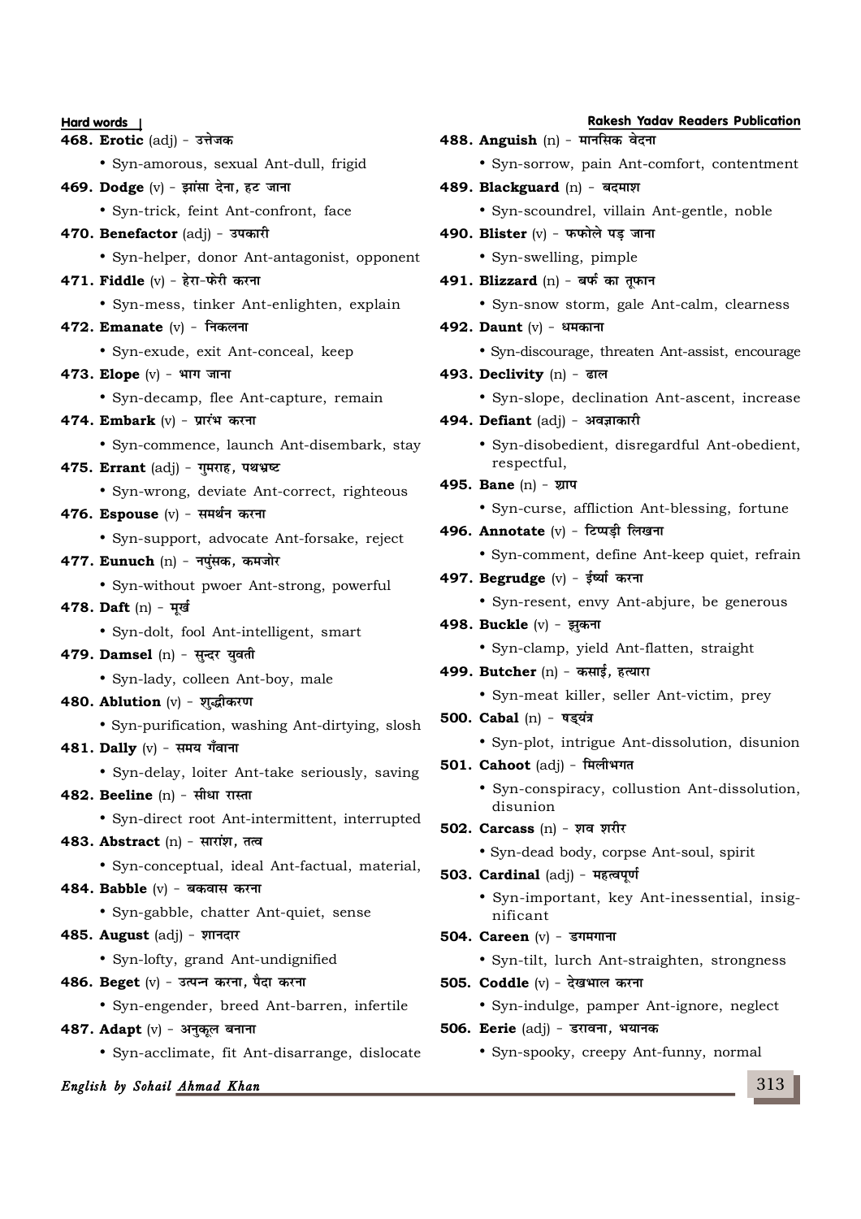**468. Erotic** (adj) - उत्तेजक

- Syn-amorous, sexual Ant-dull, frigid

**469. Dodge** (v) - झांसा देना, हट जाना

- Syn-trick, feint Ant-confront, face

**470. Benefactor** (adj) - उपकारी

- Syn-helper, donor Ant-antagonist, opponent

**471. Fiddle** (v) - हेरा-फेरी करना

- Syn-mess, tinker Ant-enlighten, explain

**472. Emanate** (v) - निकलना

- Syn-exude, exit Ant-conceal, keep

**473. Elope** (v) - भाग जाना

- Syn-decamp, flee Ant-capture, remain

**474. Embark** (v) - प्रारंभ करना

- Syn-commence, launch Ant-disembark, stay

**475. Errant** (adj) - गुमराह, पथभ्रष्ट

- Syn-wrong, deviate Ant-correct, righteous

**476. Espouse** (v) - समर्थन करना

- Syn-support, advocate Ant-forsake, reject

**477. Eunuch** (n) - नपुंसक, कमजोर

- Syn-without pwoer Ant-strong, powerful

**478. Daft** (n) - मूर्ख

- Syn-dolt, fool Ant-intelligent, smart

**479. Damsel** (n) - सुन्दर युवती

- Syn-lady, colleen Ant-boy, male

**480. Ablution** (v) - शुद्धीकरण

- Syn-purification, washing Ant-dirtying, slosh

**481. Dally** (v) - समय गँवाना

- Syn-delay, loiter Ant-take seriously, saving

**482. Beeline** (n) - सीधा रास्ता

- Syn-direct root Ant-intermittent, interrupted

**483. Abstract** (n) - सारांश, तत्व

- Syn-conceptual, ideal Ant-factual, material,

**484. Babble** (v) - बकवास करना

- Syn-gabble, chatter Ant-quiet, sense

**485. August** (adj) - शानदार

- Syn-lofty, grand Ant-undignified

**486. Beget** (v) - उत्पन्न करना, पैदा करना

- Syn-engender, breed Ant-barren, infertile

**487. Adapt** (v) - अनुकूल बनाना

- Syn-acclimate, fit Ant-disarrange, dislocate

**488. Anguish** (n) - मानसिक वेदना

- Syn-sorrow, pain Ant-comfort, contentment

**489. Blackguard** (n) - बदमाश

- Syn-scoundrel, villain Ant-gentle, noble

**490. Blister** (v) - फफोले पड़ जाना

- Syn-swelling, pimple

**491. Blizzard** (n) - बर्फ का तूफान

- Syn-snow storm, gale Ant-calm, clearness

**492. Daunt** (v) - धमकाना

- Syn-discourage, threaten Ant-assist, encourage

**493. Declivity** (n) - ढाल

- Syn-slope, declination Ant-ascent, increase

**494. Defiant** (adj) - अवज्ञाकारी

- Syn-disobedient, disregardful Ant-obedient, respectful,

**495. Bane** (n) - श्राप

- Syn-curse, affliction Ant-blessing, fortune

**496. Annotate** (v) - टिप्पड़ी लिखना

- Syn-comment, define Ant-keep quiet, refrain

**497. Begrudge** (v) - ईर्ष्या करना

- Syn-resent, envy Ant-abjure, be generous

**498. Buckle** (v) - झुकना

- Syn-clamp, yield Ant-flatten, straight

**499. Butcher** (n) - कसाई, हत्यारा

- Syn-meat killer, seller Ant-victim, prey

**500. Cabal** (n) - षड्‌यंत्र

- Syn-plot, intrigue Ant-dissolution, disunion

**501. Cahoot** (adj) - मिलीभगत

- Syn-conspiracy, collustion Ant-dissolution, disunion

**502. Carcass** (n) - शव शरीर

- Syn-dead body, corpse Ant-soul, spirit

**503. Cardinal** (adj) - महत्वपूर्ण

- Syn-important, key Ant-inessential, insignificant

**504. Careen** (v) - डगमगाना

- Syn-tilt, lurch Ant-straighten, strongness

**505. Coddle** (v) - देखभाल करना

- Syn-indulge, pamper Ant-ignore, neglect

**506. Eerie** (adj) - डरावना, भयानक

- Syn-spooky, creepy Ant-funny, normal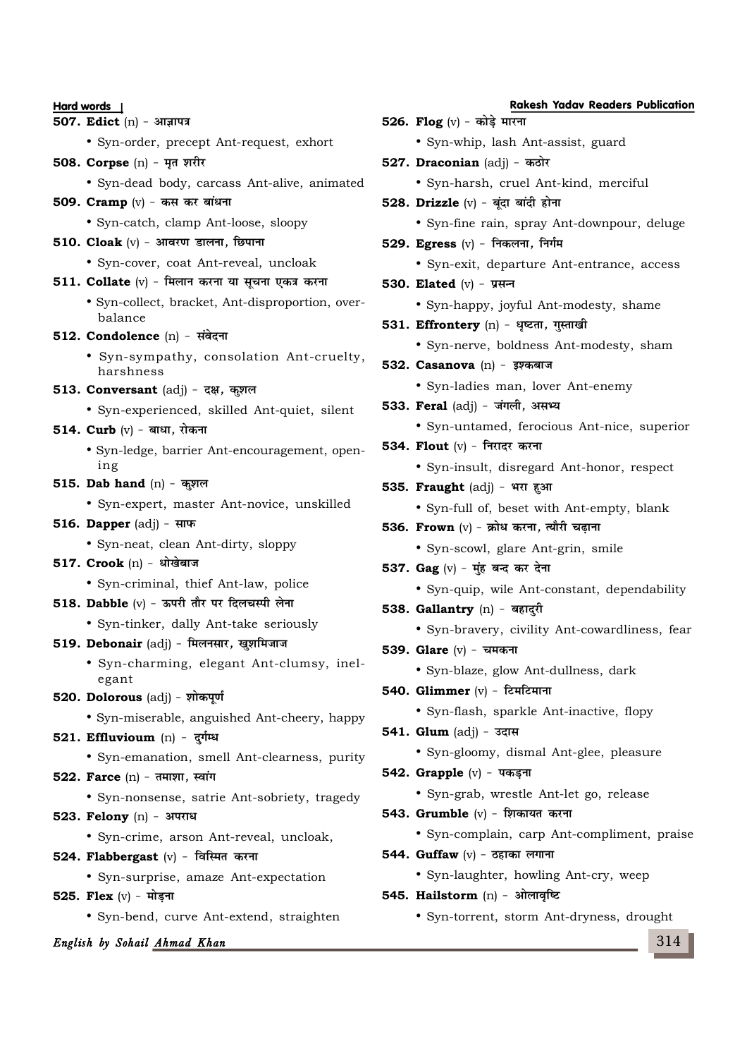**507. Edict** (n) - आज्ञापत्र

- Syn-order, precept Ant-request, exhort

**508. Corpse** (n) - मृत शरीर

- Syn-dead body, carcass Ant-alive, animated

**509. Cramp** (v) - कस कर बांधना

- Syn-catch, clamp Ant-loose, sloopy

**510. Cloak** (v) - आवरण डालना, छिपाना

- Syn-cover, coat Ant-reveal, uncloak

**511. Collate** (v) - मिलान करना या सूचना एकत्र करना

- Syn-collect, bracket, Ant-disproportion, over-balance

**512. Condolence** (n) - संवेदना

- Syn-sympathy, consolation Ant-cruelty, harshness

**513. Conversant** (adj) - दक्ष, कुशल

- Syn-experienced, skilled Ant-quiet, silent

**514. Curb** (v) - बाधा, रोकना

- Syn-ledge, barrier Ant-encouragement, opening

**515. Dab hand** (n) - कुशल

- Syn-expert, master Ant-novice, unskilled

**516. Dapper** (adj) - साफ

- Syn-neat, clean Ant-dirty, sloppy

**517. Crook** (n) - धोखेबाज

- Syn-criminal, thief Ant-law, police

**518. Dabble** (v) - ऊपरी तौर पर दिलचस्पी लेना

- Syn-tinker, dally Ant-take seriously

**519. Debonair** (adj) - मिलनसार, खुशमिजाज

- Syn-charming, elegant Ant-clumsy, inelegant

**520. Dolorous** (adj) - शोकपूर्ण

- Syn-miserable, anguished Ant-cheery, happy

**521. Effluvioum** (n) - दुर्गन्ध

- Syn-emanation, smell Ant-clearness, purity

**522. Farce** (n) - तमाशा, स्वांग

- Syn-nonsense, satrie Ant-sobriety, tragedy

**523. Felony** (n) - अपराध

- Syn-crime, arson Ant-reveal, uncloak,

**524. Flabbergast** (v) - विस्मित करना

- Syn-surprise, amaze Ant-expectation

**525. Flex** (v) - मोड़ना

- Syn-bend, curve Ant-extend, straighten

**526. Flog** (v) - कोड़े मारना

- Syn-whip, lash Ant-assist, guard

**527. Draconian** (adj) - कठोर

- Syn-harsh, cruel Ant-kind, merciful

**528. Drizzle** (v) - बूंदा बांदी होना

- Syn-fine rain, spray Ant-downpour, deluge

**529. Egress** (v) - निकलना, निर्गम

- Syn-exit, departure Ant-entrance, access

**530. Elated** (v) - प्रसन्न

- Syn-happy, joyful Ant-modesty, shame

**531. Effrontery** (n) - धृष्टता, गुस्ताखी

- Syn-nerve, boldness Ant-modesty, sham

**532. Casanova** (n) - इश्कबाज

- Syn-ladies man, lover Ant-enemy

**533. Feral** (adj) - जंगली, असभ्य

- Syn-untamed, ferocious Ant-nice, superior

**534. Flout** (v) - निरादर करना

- Syn-insult, disregard Ant-honor, respect

**535. Fraught** (adj) - भरा हुआ

- Syn-full of, beset with Ant-empty, blank

**536. Frown** (v) - क्रोध करना, त्यौरी चढ़ाना

- Syn-scowl, glare Ant-grin, smile

**537. Gag** (v) - मुंह बन्द कर देना

- Syn-quip, wile Ant-constant, dependability

**538. Gallantry** (n) - बहादुरी

- Syn-bravery, civility Ant-cowardliness, fear

**539. Glare** (v) - चमकना

- Syn-blaze, glow Ant-dullness, dark

**540. Glimmer** (v) - टिमटिमाना

- Syn-flash, sparkle Ant-inactive, flopy

**541. Glum** (adj) - उदास

- Syn-gloomy, dismal Ant-glee, pleasure

**542. Grapple** (v) - पकड़ना

- Syn-grab, wrestle Ant-let go, release

**543. Grumble** (v) - शिकायत करना

- Syn-complain, carp Ant-compliment, praise

**544. Guffaw** (v) - ठहाका लगाना

- Syn-laughter, howling Ant-cry, weep

**545. Hailstorm** (n) - ओलावृष्टि

- Syn-torrent, storm Ant-dryness, drought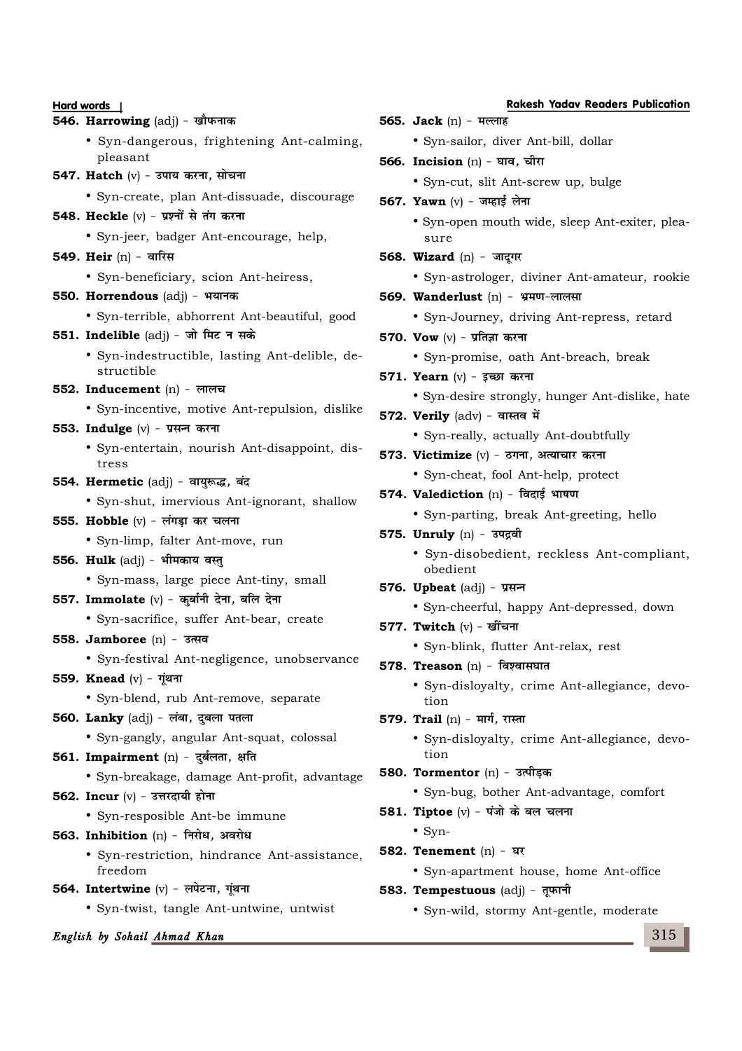**546. Harrowing** (adj) - खौफनाक

- Syn-dangerous, frightening Ant-calming, pleasant

**547. Hatch** (v) - उपाय करना, सोचना

- Syn-create, plan Ant-dissuade, discourage

**548. Heckle** (v) - प्रश्नों से तंग करना

- Syn-jeer, badger Ant-encourage, help,

**549. Heir** (n) - वारिस

- Syn-beneficiary, scion Ant-heiress,

**550. Horrendous** (adj) - भयानक

- Syn-terrible, abhorrent Ant-beautiful, good

**551. Indelible** (adj) - जो मिट न सके

- Syn-indestructible, lasting Ant-delible, destructible

**552. Inducement** (n) - लालच

- Syn-incentive, motive Ant-repulsion, dislike

**553. Indulge** (v) - प्रसन्न करना

- Syn-entertain, nourish Ant-disappoint, distress

**554. Hermetic** (adj) - वायुरूद्ध, बंद

- Syn-shut, imervious Ant-ignorant, shallow

**555. Hobble** (v) - लंगड़ा कर चलना

- Syn-limp, falter Ant-move, run

**556. Hulk** (adj) - भीमकाय वस्तु

- Syn-mass, large piece Ant-tiny, small

**557. Immolate** (v) - कुर्बानी देना, बलि देना

- Syn-sacrifice, suffer Ant-bear, create

**558. Jamboree** (n) - उत्सव

- Syn-festival Ant-negligence, unobservance

**559. Knead** (v) - गूंथना

- Syn-blend, rub Ant-remove, separate

**560. Lanky** (adj) - लंबा, दुबला पतला

- Syn-gangly, angular Ant-squat, colossal

**561. Impairment** (n) - दुर्बलता, क्षति

- Syn-breakage, damage Ant-profit, advantage

**562. Incur** (v) - उत्तरदायी होना

- Syn-resposible Ant-be immune

**563. Inhibition** (n) - निरोध, अवरोध

- Syn-restriction, hindrance Ant-assistance, freedom

**564. Intertwine** (v) - लपेटना, गूंथना

- Syn-twist, tangle Ant-untwine, untwist

**565. Jack** (n) - मल्लाह

- Syn-sailor, diver Ant-bill, dollar

**566. Incision** (n) - घाव, चीरा

- Syn-cut, slit Ant-screw up, bulge

**567. Yawn** (v) - जम्हाई लेना

- Syn-open mouth wide, sleep Ant-exiter, pleasure

**568. Wizard** (n) - जादूगर

- Syn-astrologer, diviner Ant-amateur, rookie

**569. Wanderlust** (n) - भ्रमण-लालसा

- Syn-Journey, driving Ant-repress, retard

**570. Vow** (v) - प्रतिज्ञा करना

- Syn-promise, oath Ant-breach, break

**571. Yearn** (v) - इच्छा करना

- Syn-desire strongly, hunger Ant-dislike, hate

**572. Verily** (adv) - वास्तव में

- Syn-really, actually Ant-doubtfully

**573. Victimize** (v) - ठगना, अत्याचार करना

- Syn-cheat, fool Ant-help, protect

**574. Valediction** (n) - विदाई भाषण

- Syn-parting, break Ant-greeting, hello

**575. Unruly** (n) - उपद्रवी

- Syn-disobedient, reckless Ant-compliant, obedient

**576. Upbeat** (adj) - प्रसन्न

- Syn-cheerful, happy Ant-depressed, down

**577. Twitch** (v) - खींचना

- Syn-blink, flutter Ant-relax, rest

**578. Treason** (n) - विश्वासघात

- Syn-disloyalty, crime Ant-allegiance, devotion

**579. Trail** (n) - मार्ग, रास्ता

- Syn-disloyalty, crime Ant-allegiance, devotion

**580. Tormentor** (n) - उत्पीड़क

- Syn-bug, bother Ant-advantage, comfort

**581. Tiptoe** (v) - पंजो के बल चलना

- Syn-

**582. Tenement** (n) - घर

- Syn-apartment house, home Ant-office

**583. Tempestuous** (adj) - तूफानी

- Syn-wild, stormy Ant-gentle, moderate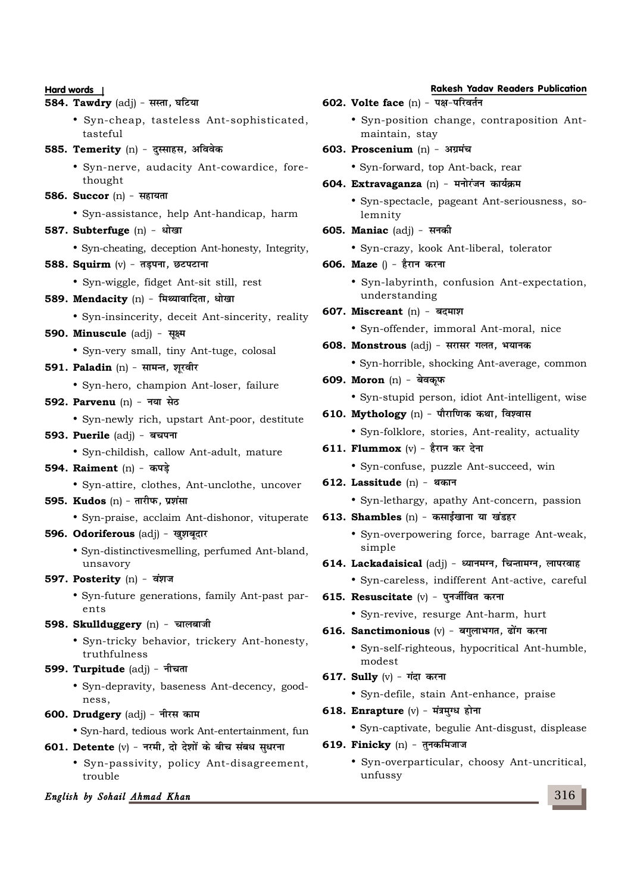**584. Tawdry** (adj) - सस्ता, घटिया

- Syn-cheap, tasteless Ant-sophisticated, tasteful

**585. Temerity** (n) - दुस्साहस, अविवेक

- Syn-nerve, audacity Ant-cowardice, forethought

**586. Succor** (n) - सहायता

- Syn-assistance, help Ant-handicap, harm

**587. Subterfuge** (n) - धोखा

- Syn-cheating, deception Ant-honesty, Integrity,

**588. Squirm** (v) - तड़पना, छटपटाना

- Syn-wiggle, fidget Ant-sit still, rest

**589. Mendacity** (n) - मिथ्यावादिता, धोखा

- Syn-insincerity, deceit Ant-sincerity, reality

**590. Minuscule** (adj) - सूक्ष्म

- Syn-very small, tiny Ant-tuge, colosal

**591. Paladin** (n) - सामन्त, शूरवीर

- Syn-hero, champion Ant-loser, failure

**592. Parvenu** (n) - नया सेठ

- Syn-newly rich, upstart Ant-poor, destitute

**593. Puerile** (adj) - बचपना

- Syn-childish, callow Ant-adult, mature

**594. Raiment** (n) - कपड़े

- Syn-attire, clothes, Ant-unclothe, uncover

**595. Kudos** (n) - तारीफ, प्रशंसा

- Syn-praise, acclaim Ant-dishonor, vituperate

**596. Odoriferous** (adj) - खुशबूदार

- Syn-distinctivesmelling, perfumed Ant-bland, unsavory

**597. Posterity** (n) - वंशज

- Syn-future generations, family Ant-past parents

**598. Skullduggery** (n) - चालबाजी

- Syn-tricky behavior, trickery Ant-honesty, truthfulness

**599. Turpitude** (adj) - नीचता

- Syn-depravity, baseness Ant-decency, goodness,

**600. Drudgery** (adj) - नीरस काम

- Syn-hard, tedious work Ant-entertainment, fun

**601. Detente** (v) - नरमी, दो देशों के बीच संबध सुधरना

- Syn-passivity, policy Ant-disagreement, trouble

**602. Volte face** (n) - पक्ष-परिवर्तन

- Syn-position change, contraposition Ant-maintain, stay

**603. Proscenium** (n) - अग्रमंच

- Syn-forward, top Ant-back, rear

**604. Extravaganza** (n) - मनोरंजन कार्यक्रम

- Syn-spectacle, pageant Ant-seriousness, solemnity

**605. Maniac** (adj) - सनकी

- Syn-crazy, kook Ant-liberal, tolerator

**606. Maze** () - हैरान करना

- Syn-labyrinth, confusion Ant-expectation, understanding

**607. Miscreant** (n) - बदमाश

- Syn-offender, immoral Ant-moral, nice

**608. Monstrous** (adj) - सरासर गलत, भयानक

- Syn-horrible, shocking Ant-average, common

**609. Moron** (n) - बेवकूफ

- Syn-stupid person, idiot Ant-intelligent, wise

**610. Mythology** (n) - पौराणिक कथा, विश्वास

- Syn-folklore, stories, Ant-reality, actuality

**611. Flummox** (v) - हैरान कर देना

- Syn-confuse, puzzle Ant-succeed, win

**612. Lassitude** (n) - थकान

- Syn-lethargy, apathy Ant-concern, passion

**613. Shambles** (n) - कसाईखाना या खंडहर

- Syn-overpowering force, barrage Ant-weak, simple

**614. Lackadaisical** (adj) - ध्यानमग्न, चिन्तामग्न, लापरवाह

- Syn-careless, indifferent Ant-active, careful

**615. Resuscitate** (v) - पुनर्जीवित करना

- Syn-revive, resurge Ant-harm, hurt

**616. Sanctimonious** (v) - बगुलाभगत, ढोंग करना

- Syn-self-righteous, hypocritical Ant-humble, modest

**617. Sully** (v) - गंदा करना

- Syn-defile, stain Ant-enhance, praise

**618. Enrapture** (v) - मंत्रमुग्ध होना

- Syn-captivate, begulie Ant-disgust, displease

**619. Finicky** (n) - तुनकमिजाज

- Syn-overparticular, choosy Ant-uncritical, unfussy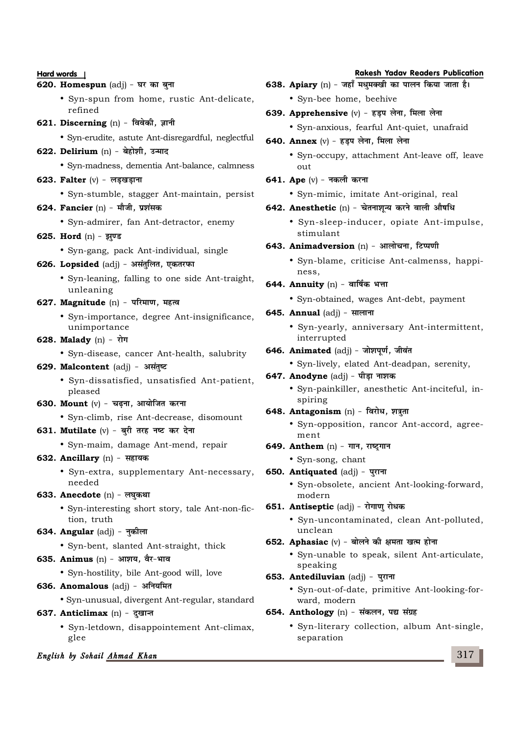**620. Homespun** (adj) - घर का बुना

- Syn-spun from home, rustic Ant-delicate, refined

**621. Discerning** (n) - विवेकी, ज्ञानी

- Syn-erudite, astute Ant-disregardful, neglectful

**622. Delirium** (n) - बेहोशी, उन्माद

- Syn-madness, dementia Ant-balance, calmness

**623. Falter** (v) - लड़खड़ाना

- Syn-stumble, stagger Ant-maintain, persist

**624. Fancier** (n) - मौजी, प्रशंसक

- Syn-admirer, fan Ant-detractor, enemy

**625. Hord** (n) - झुण्ड

- Syn-gang, pack Ant-individual, single

**626. Lopsided** (adj) - असंतुलित, एकतरफा

- Syn-leaning, falling to one side Ant-traight, unleaning

**627. Magnitude** (n) - परिमाण, महत्व

- Syn-importance, degree Ant-insignificance, unimportance

**628. Malady** (n) - रोग

- Syn-disease, cancer Ant-health, salubrity

**629. Malcontent** (adj) - असंतुष्ट

- Syn-dissatisfied, unsatisfied Ant-patient, pleased

**630. Mount** (v) - चढ़ना, आयोजित करना

- Syn-climb, rise Ant-decrease, disomount

**631. Mutilate** (v) - बुरी तरह नष्ट कर देना

- Syn-maim, damage Ant-mend, repair

**632. Ancillary** (n) - सहायक

- Syn-extra, supplementary Ant-necessary, needed

**633. Anecdote** (n) - लघुकथा

- Syn-interesting short story, tale Ant-non-fiction, truth

**634. Angular** (adj) - नुकीला

- Syn-bent, slanted Ant-straight, thick

**635. Animus** (n) - आशय, वैर-भाव

- Syn-hostility, bile Ant-good will, love

**636. Anomalous** (adj) - अनियमित

- Syn-unusual, divergent Ant-regular, standard

**637. Anticlimax** (n) - दुखान्त

- Syn-letdown, disappointement Ant-climax, glee

**638. Apiary** (n) - जहाँ मधुमक्खी का पालन किया जाता है।

- Syn-bee home, beehive

**639. Apprehensive** (v) - हड़प लेना, मिला लेना

- Syn-anxious, fearful Ant-quiet, unafraid

**640. Annex** (v) - हड़प लेना, मिला लेना

- Syn-occupy, attachment Ant-leave off, leave out

**641. Ape** (v) - नकली करना

- Syn-mimic, imitate Ant-original, real

**642. Anesthetic** (n) - चेतनाशून्य करने वाली औषधि

- Syn-sleep-inducer, opiate Ant-impulse, stimulant

**643. Animadversion** (n) - आलोचना, टिप्पणी

- Syn-blame, criticise Ant-calmenss, happiness,

**644. Annuity** (n) - वार्षिक भत्ता

- Syn-obtained, wages Ant-debt, payment

**645. Annual** (adj) - सालाना

- Syn-yearly, anniversary Ant-intermittent, interrupted

**646. Animated** (adj) - जोशपूर्ण, जीवंत

- Syn-lively, elated Ant-deadpan, serenity,

**647. Anodyne** (adj) - पीड़ा नाशक

- Syn-painkiller, anesthetic Ant-inciteful, inspiring

**648. Antagonism** (n) - विरोध, शत्रुता

- Syn-opposition, rancor Ant-accord, agreement

**649. Anthem** (n) - गान, राष्ट्रगान

- Syn-song, chant

**650. Antiquated** (adj) - पुराना

- Syn-obsolete, ancient Ant-looking-forward, modern

**651. Antiseptic** (adj) - रोगाणु रोधक

- Syn-uncontaminated, clean Ant-polluted, unclean

**652. Aphasiac** (v) - बोलने की क्षमता खत्म होना

- Syn-unable to speak, silent Ant-articulate, speaking

**653. Antediluvian** (adj) - पुराना

- Syn-out-of-date, primitive Ant-looking-forward, modern

**654. Anthology** (n) - संकलन, पद्य संग्रह

- Syn-literary collection, album Ant-single, separation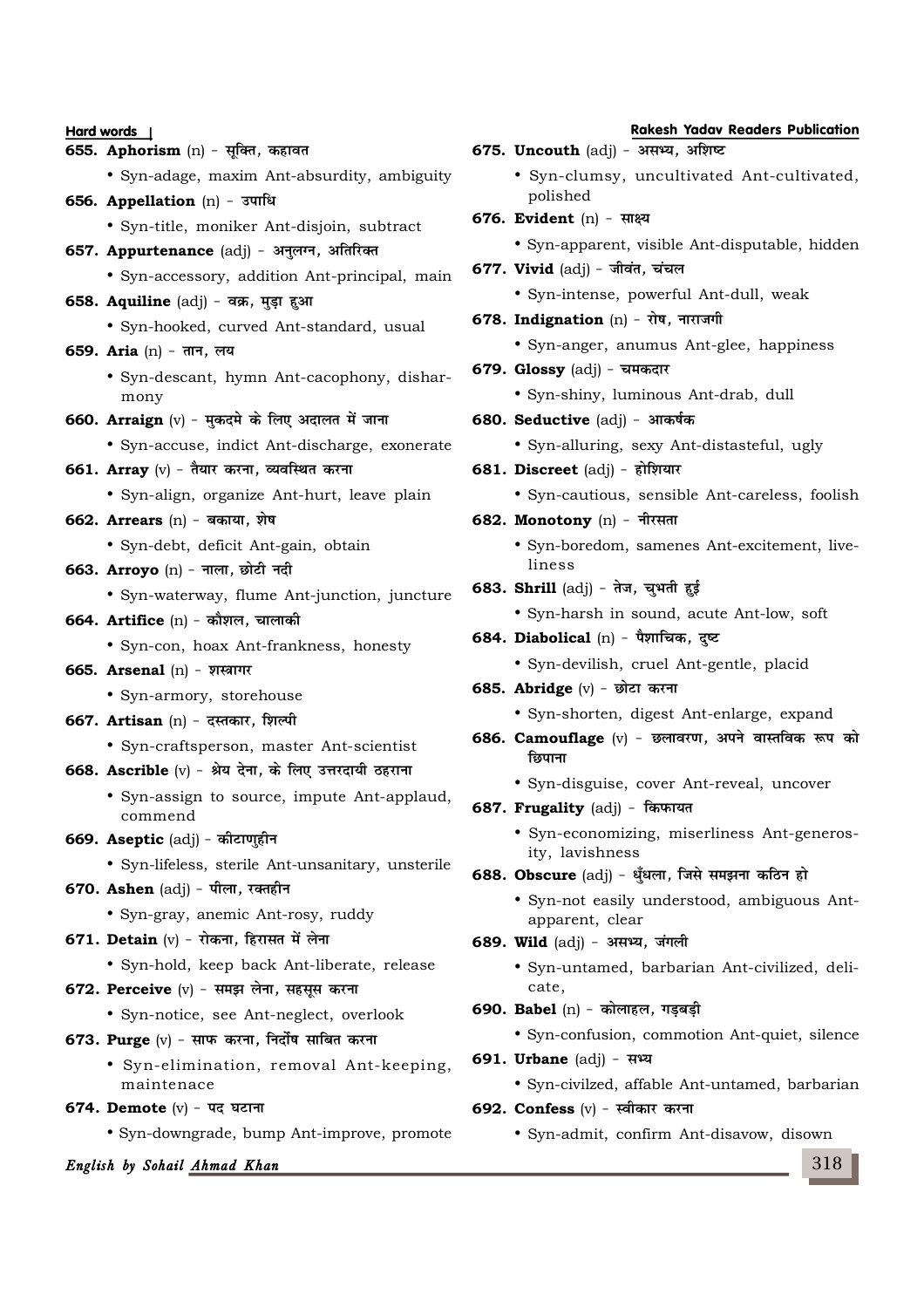**655. Aphorism** (n) - सूक्ति, कहावत

- Syn-adage, maxim Ant-absurdity, ambiguity

**656. Appellation** (n) - उपाधि

- Syn-title, moniker Ant-disjoin, subtract

**657. Appurtenance** (adj) - अनुलग्न, अतिरिक्त

- Syn-accessory, addition Ant-principal, main

**658. Aquiline** (adj) - वक्र, मुड़ा हुआ

- Syn-hooked, curved Ant-standard, usual

**659. Aria** (n) - तान, लय

- Syn-descant, hymn Ant-cacophony, disharmony

**660. Arraign** (v) - मुकदमे के लिए अदालत में जाना

- Syn-accuse, indict Ant-discharge, exonerate

**661. Array** (v) - तैयार करना, व्यवस्थित करना

- Syn-align, organize Ant-hurt, leave plain

**662. Arrears** (n) - बकाया, शेष

- Syn-debt, deficit Ant-gain, obtain

**663. Arroyo** (n) - नाला, छोटी नदी

- Syn-waterway, flume Ant-junction, juncture

**664. Artifice** (n) - कौशल, चालाकी

- Syn-con, hoax Ant-frankness, honesty

**665. Arsenal** (n) - शस्त्रागर

- Syn-armory, storehouse

**667. Artisan** (n) - दस्तकार, शिल्पी

- Syn-craftsperson, master Ant-scientist

**668. Ascrible** (v) - श्रेय देना, के लिए उत्तरदायी ठहराना

- Syn-assign to source, impute Ant-applaud, commend

**669. Aseptic** (adj) - कीटाणुहीन

- Syn-lifeless, sterile Ant-unsanitary, unsterile

**670. Ashen** (adj) - पीला, रक्तहीन

- Syn-gray, anemic Ant-rosy, ruddy

**671. Detain** (v) - रोकना, हिरासत में लेना

- Syn-hold, keep back Ant-liberate, release

**672. Perceive** (v) - समझ लेना, सहसूस करना

- Syn-notice, see Ant-neglect, overlook

**673. Purge** (v) - साफ करना, निर्दोष साबित करना

- Syn-elimination, removal Ant-keeping, maintenace

**674. Demote** (v) - पद घटाना

- Syn-downgrade, bump Ant-improve, promote

**675. Uncouth** (adj) - असभ्य, अशिष्ट

- Syn-clumsy, uncultivated Ant-cultivated, polished

**676. Evident** (n) - साक्ष्य

- Syn-apparent, visible Ant-disputable, hidden

**677. Vivid** (adj) - जीवंत, चंचल

- Syn-intense, powerful Ant-dull, weak

**678. Indignation** (n) - रोष, नाराजगी

- Syn-anger, anumus Ant-glee, happiness

**679. Glossy** (adj) - चमकदार

- Syn-shiny, luminous Ant-drab, dull

**680. Seductive** (adj) - आकर्षक

- Syn-alluring, sexy Ant-distasteful, ugly

**681. Discreet** (adj) - होशियार

- Syn-cautious, sensible Ant-careless, foolish

**682. Monotony** (n) - नीरसता

- Syn-boredom, samenes Ant-excitement, liveliness

**683. Shrill** (adj) - तेज, चुभती हुई

- Syn-harsh in sound, acute Ant-low, soft

**684. Diabolical** (n) - पैशाचिक, दुष्ट

- Syn-devilish, cruel Ant-gentle, placid

**685. Abridge** (v) - छोटा करना

- Syn-shorten, digest Ant-enlarge, expand

**686. Camouflage** (v) - छलावरण, अपने वास्तविक रूप को छिपाना

- Syn-disguise, cover Ant-reveal, uncover

**687. Frugality** (adj) - किफायत

- Syn-economizing, miserliness Ant-generosity, lavishness

**688. Obscure** (adj) - धुँधला, जिसे समझना कठिन हो

- Syn-not easily understood, ambiguous Ant-apparent, clear

**689. Wild** (adj) - असभ्य, जंगली

- Syn-untamed, barbarian Ant-civilized, delicate,

**690. Babel** (n) - कोलाहल, गड़बड़ी

- Syn-confusion, commotion Ant-quiet, silence

**691. Urbane** (adj) - सभ्य

- Syn-civilzed, affable Ant-untamed, barbarian

**692. Confess** (v) - स्वीकार करना

- Syn-admit, confirm Ant-disavow, disown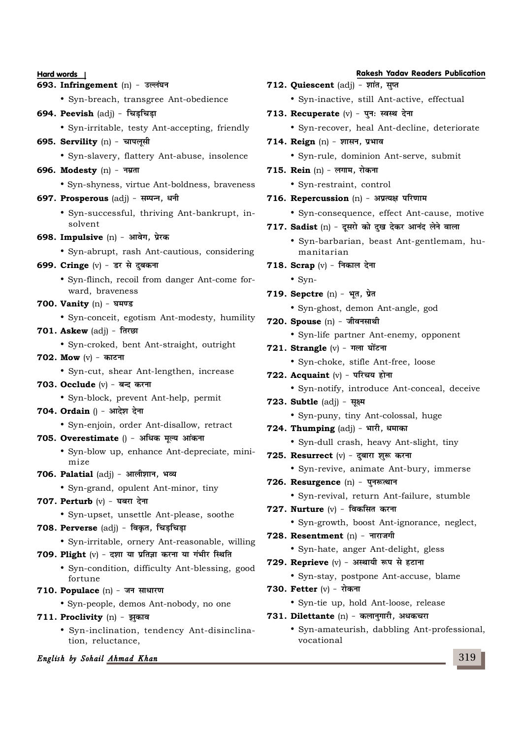**693. Infringement** (n) - उल्लंघन

- Syn-breach, transgree Ant-obedience

**694. Peevish** (adj) - चिड़चिड़ा

- Syn-irritable, testy Ant-accepting, friendly

**695. Servility** (n) - चापलूसी

- Syn-slavery, flattery Ant-abuse, insolence

**696. Modesty** (n) - नम्रता

- Syn-shyness, virtue Ant-boldness, braveness

**697. Prosperous** (adj) - सम्पन्न, धनी

- Syn-successful, thriving Ant-bankrupt, insolvent

**698. Impulsive** (n) - आवेग, प्रेरक

- Syn-abrupt, rash Ant-cautious, considering

**699. Cringe** (v) - डर से दुबकना

- Syn-flinch, recoil from danger Ant-come forward, braveness

**700. Vanity** (n) - घमण्ड

- Syn-conceit, egotism Ant-modesty, humility

**701. Askew** (adj) - तिरछा

- Syn-croked, bent Ant-straight, outright

**702. Mow** (v) - काटना

- Syn-cut, shear Ant-lengthen, increase

**703. Occlude** (v) - बन्द करना

- Syn-block, prevent Ant-help, permit

**704. Ordain** () - आदेश देना

- Syn-enjoin, order Ant-disallow, retract

**705. Overestimate** () - अधिक मूल्य आंकना

- Syn-blow up, enhance Ant-depreciate, minimize

**706. Palatial** (adj) - आलीशान, भव्य

- Syn-grand, opulent Ant-minor, tiny

**707. Perturb** (v) - घबरा देना

- Syn-upset, unsettle Ant-please, soothe

**708. Perverse** (adj) - विकृत, चिड़चिड़ा

- Syn-irritable, ornery Ant-reasonable, willing

**709. Plight** (v) - दशा या प्रतिज्ञा करना या गंभीर स्थिति

- Syn-condition, difficulty Ant-blessing, good fortune

**710. Populace** (n) - जन साधारण

- Syn-people, demos Ant-nobody, no one

**711. Proclivity** (n) - झुकाव

- Syn-inclination, tendency Ant-disinclination, reluctance,

**712. Quiescent** (adj) - शांत, सुप्त

- Syn-inactive, still Ant-active, effectual

**713. Recuperate** (v) - पुनः स्वस्थ देना

- Syn-recover, heal Ant-decline, deteriorate

**714. Reign** (n) - शासन, प्रभाव

- Syn-rule, dominion Ant-serve, submit

**715. Rein** (n) - लगाम, रोकना

- Syn-restraint, control

**716. Repercussion** (n) - अप्रत्यक्ष परिणाम

- Syn-consequence, effect Ant-cause, motive

**717. Sadist** (n) - दूसरो को दुख देकर आनंद लेने वाला

- Syn-barbarian, beast Ant-gentlemam, humanitarian

**718. Scrap** (v) - निकाल देना

- Syn-

**719. Sepctre** (n) - भूत, प्रेत

- Syn-ghost, demon Ant-angle, god

**720. Spouse** (n) - जीवनसाथी

- Syn-life partner Ant-enemy, opponent

**721. Strangle** (v) - गला घोंटना

- Syn-choke, stifle Ant-free, loose

**722. Acquaint** (v) - परिचय होना

- Syn-notify, introduce Ant-conceal, deceive

**723. Subtle** (adj) - सूक्ष्म

- Syn-puny, tiny Ant-colossal, huge

**724. Thumping** (adj) - भारी, धमाका

- Syn-dull crash, heavy Ant-slight, tiny

**725. Resurrect** (v) - दुबारा शुरू करना

- Syn-revive, animate Ant-bury, immerse

**726. Resurgence** (n) - पुनरूत्थान

- Syn-revival, return Ant-failure, stumble

**727. Nurture** (v) - विकसित करना

- Syn-growth, boost Ant-ignorance, neglect,

**728. Resentment** (n) - नाराजगी

- Syn-hate, anger Ant-delight, gless

**729. Reprieve** (v) - अस्थायी रूप से हटाना

- Syn-stay, postpone Ant-accuse, blame

**730. Fetter** (v) - रोकना

- Syn-tie up, hold Ant-loose, release

**731. Dilettante** (n) - कलानुगारी, अधकचरा

- Syn-amateurish, dabbling Ant-professional, vocational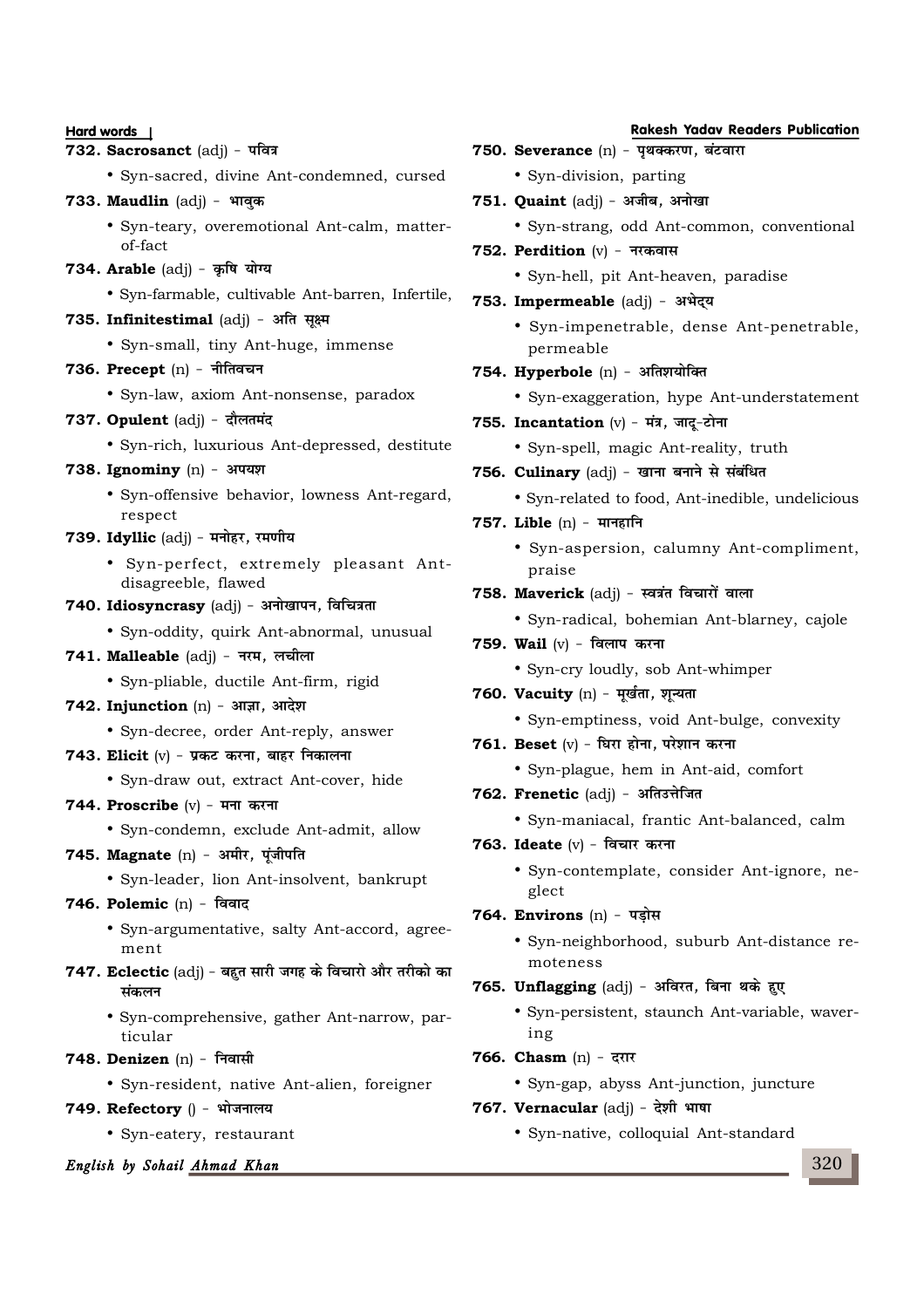**732. Sacrosanct** (adj) - पवित्र

- Syn-sacred, divine Ant-condemned, cursed

**733. Maudlin** (adj) - भावुक

- Syn-teary, overemotional Ant-calm, matter-of-fact

**734. Arable** (adj) - कृषि योग्य

- Syn-farmable, cultivable Ant-barren, Infertile,

**735. Infinitestimal** (adj) - अति सूक्ष्म

- Syn-small, tiny Ant-huge, immense

**736. Precept** (n) - नीतिवचन

- Syn-law, axiom Ant-nonsense, paradox

**737. Opulent** (adj) - दौलतमंद

- Syn-rich, luxurious Ant-depressed, destitute

**738. Ignominy** (n) - अपयश

- Syn-offensive behavior, lowness Ant-regard, respect

**739. Idyllic** (adj) - मनोहर, रमणीय

- Syn-perfect, extremely pleasant Ant-disagreeble, flawed

**740. Idiosyncrasy** (adj) - अनोखापन, विचित्रता

- Syn-oddity, quirk Ant-abnormal, unusual

**741. Malleable** (adj) - नरम, लचीला

- Syn-pliable, ductile Ant-firm, rigid

**742. Injunction** (n) - आज्ञा, आदेश

- Syn-decree, order Ant-reply, answer

**743. Elicit** (v) - प्रकट करना, बाहर निकालना

- Syn-draw out, extract Ant-cover, hide

**744. Proscribe** (v) - मना करना

- Syn-condemn, exclude Ant-admit, allow

**745. Magnate** (n) - अमीर, पूंजीपति

- Syn-leader, lion Ant-insolvent, bankrupt

**746. Polemic** (n) - विवाद

- Syn-argumentative, salty Ant-accord, agreement

**747. Eclectic** (adj) - बहुत सारी जगह के विचारो और तरीको का संकलन

- Syn-comprehensive, gather Ant-narrow, particular

**748. Denizen** (n) - निवासी

- Syn-resident, native Ant-alien, foreigner

**749. Refectory** () - भोजनालय

- Syn-eatery, restaurant

**750. Severance** (n) - पृथक्करण, बंटवारा

- Syn-division, parting

**751. Quaint** (adj) - अजीब, अनोखा

- Syn-strang, odd Ant-common, conventional

**752. Perdition** (v) - नरकवास

- Syn-hell, pit Ant-heaven, paradise

**753. Impermeable** (adj) - अभेद्य

- Syn-impenetrable, dense Ant-penetrable, permeable

**754. Hyperbole** (n) - अतिशयोक्ति

- Syn-exaggeration, hype Ant-understatement

**755. Incantation** (v) - मंत्र, जादू-टोना

- Syn-spell, magic Ant-reality, truth

**756. Culinary** (adj) - खाना बनाने से संबंधित

- Syn-related to food, Ant-inedible, undelicious

**757. Lible** (n) - मानहानि

- Syn-aspersion, calumny Ant-compliment, praise

**758. Maverick** (adj) - स्वत्रंत विचारों वाला

- Syn-radical, bohemian Ant-blarney, cajole

**759. Wail** (v) - विलाप करना

- Syn-cry loudly, sob Ant-whimper

**760. Vacuity** (n) - मूर्खता, शून्यता

- Syn-emptiness, void Ant-bulge, convexity

**761. Beset** (v) - घिरा होना, परेशान करना

- Syn-plague, hem in Ant-aid, comfort

**762. Frenetic** (adj) - अतिउत्तेजित

- Syn-maniacal, frantic Ant-balanced, calm

**763. Ideate** (v) - विचार करना

- Syn-contemplate, consider Ant-ignore, neglect

**764. Environs** (n) - पड़ोस

- Syn-neighborhood, suburb Ant-distance remoteness

**765. Unflagging** (adj) - अविरत, बिना थके हुए

- Syn-persistent, staunch Ant-variable, wavering

**766. Chasm** (n) - दरार

- Syn-gap, abyss Ant-junction, juncture

**767. Vernacular** (adj) - देशी भाषा

- Syn-native, colloquial Ant-standard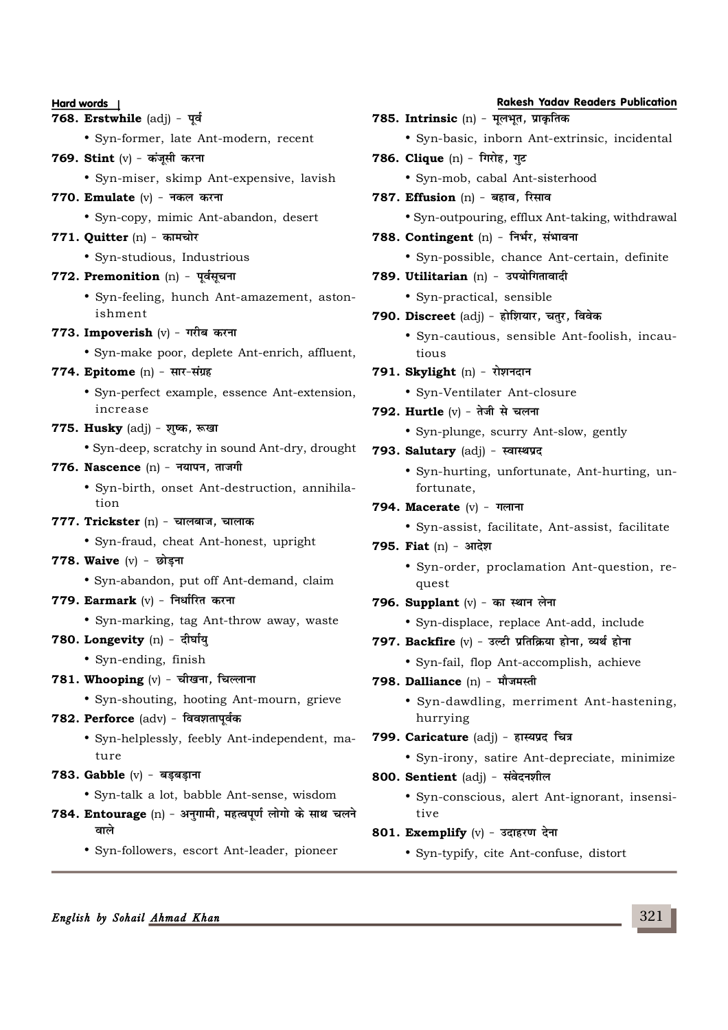**768. Erstwhile** (adj) - पूर्व

- Syn-former, late Ant-modern, recent

**769. Stint** (v) - कंजूसी करना

- Syn-miser, skimp Ant-expensive, lavish

**770. Emulate** (v) - नकल करना

- Syn-copy, mimic Ant-abandon, desert

**771. Quitter** (n) - कामचोर

- Syn-studious, Industrious

**772. Premonition** (n) - पूर्वसूचना

- Syn-feeling, hunch Ant-amazement, astonishment

**773. Impoverish** (v) - गरीब करना

- Syn-make poor, deplete Ant-enrich, affluent,

**774. Epitome** (n) - सार-संग्रह

- Syn-perfect example, essence Ant-extension, increase

**775. Husky** (adj) - शुष्क, रूखा

- Syn-deep, scratchy in sound Ant-dry, drought

**776. Nascence** (n) - नयापन, ताजगी

- Syn-birth, onset Ant-destruction, annihilation

**777. Trickster** (n) - चालबाज, चालाक

- Syn-fraud, cheat Ant-honest, upright

**778. Waive** (v) - छोड़ना

- Syn-abandon, put off Ant-demand, claim

**779. Earmark** (v) - निर्धारित करना

- Syn-marking, tag Ant-throw away, waste

**780. Longevity** (n) - दीर्घायु

- Syn-ending, finish

**781. Whooping** (v) - चीखना, चिल्लाना

- Syn-shouting, hooting Ant-mourn, grieve

**782. Perforce** (adv) - विवशतापूर्वक

- Syn-helplessly, feebly Ant-independent, mature

**783. Gabble** (v) - बड़बड़ाना

- Syn-talk a lot, babble Ant-sense, wisdom

**784. Entourage** (n) - अनुगामी, महत्वपूर्ण लोगो के साथ चलने वाले

- Syn-followers, escort Ant-leader, pioneer

**785. Intrinsic** (n) - मूलभूत, प्राकृतिक

- Syn-basic, inborn Ant-extrinsic, incidental

**786. Clique** (n) - गिरोह, गुट

- Syn-mob, cabal Ant-sisterhood

**787. Effusion** (n) - बहाव, रिसाव

- Syn-outpouring, efflux Ant-taking, withdrawal

**788. Contingent** (n) - निर्भर, संभावना

- Syn-possible, chance Ant-certain, definite

**789. Utilitarian** (n) - उपयोगितावादी

- Syn-practical, sensible

**790. Discreet** (adj) - होशियार, चतुर, विवेक

- Syn-cautious, sensible Ant-foolish, incautious

**791. Skylight** (n) - रोशनदान

- Syn-Ventilater Ant-closure

**792. Hurtle** (v) - तेजी से चलना

- Syn-plunge, scurry Ant-slow, gently

**793. Salutary** (adj) - स्वास्थ्यप्रद

- Syn-hurting, unfortunate, Ant-hurting, unfortunate,

**794. Macerate** (v) - गलाना

- Syn-assist, facilitate, Ant-assist, facilitate

**795. Fiat** (n) - आदेश

- Syn-order, proclamation Ant-question, request

**796. Supplant** (v) - का स्थान लेना

- Syn-displace, replace Ant-add, include

**797. Backfire** (v) - उल्टी प्रतिक्रिया होना, व्यर्थ होना

- Syn-fail, flop Ant-accomplish, achieve

**798. Dalliance** (n) - मौजमस्ती

- Syn-dawdling, merriment Ant-hastening, hurrying

**799. Caricature** (adj) - हास्यप्रद चित्र

- Syn-irony, satire Ant-depreciate, minimize

**800. Sentient** (adj) - संवेदनशील

- Syn-conscious, alert Ant-ignorant, insensitive

**801. Exemplify** (v) - उदाहरण देना

- Syn-typify, cite Ant-confuse, distort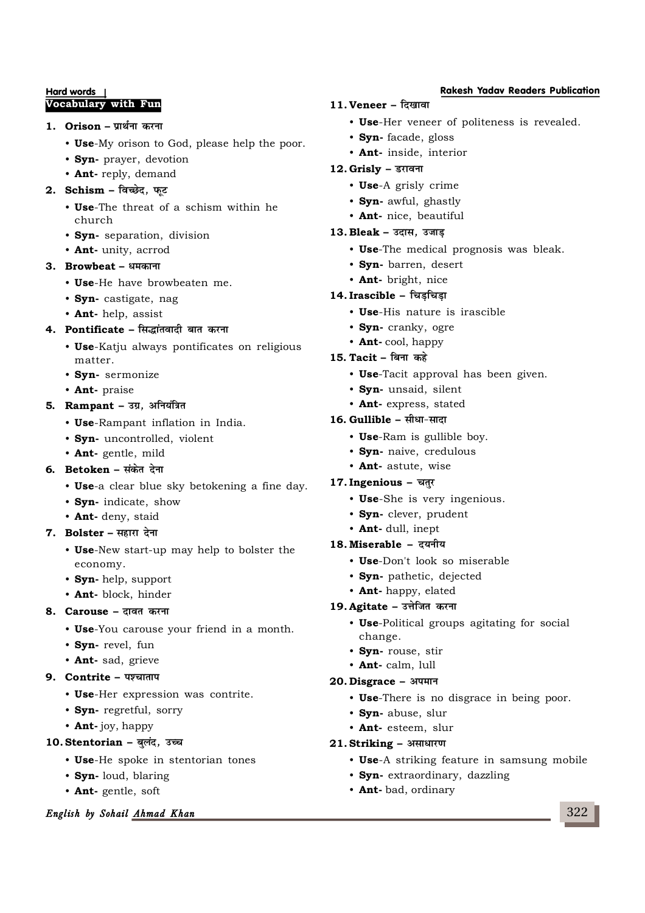Hard words |

**Vocabulary with Fun**

1. **Orison – प्रार्थना करना**
   - **Use**-My orison to God, please help the poor.
   - **Syn-** prayer, devotion
   - **Ant-** reply, demand
2. **Schism – विच्छेद, फूट**
   - **Use**-The threat of a schism within he church
   - **Syn-** separation, division
   - **Ant-** unity, acrrod
3. **Browbeat – धमकाना**
   - **Use**-He have browbeaten me.
   - **Syn-** castigate, nag
   - **Ant-** help, assist
4. **Pontificate – सिद्धांतवादी बात करना**
   - **Use**-Katju always pontificates on religious matter.
   - **Syn-** sermonize
   - **Ant-** praise
5. **Rampant – उग्र, अनियंत्रित**
   - **Use**-Rampant inflation in India.
   - **Syn-** uncontrolled, violent
   - **Ant-** gentle, mild
6. **Betoken – संकेत देना**
   - **Use**-a clear blue sky betokening a fine day.
   - **Syn-** indicate, show
   - **Ant-** deny, staid
7. **Bolster – सहारा देना**
   - **Use**-New start-up may help to bolster the economy.
   - **Syn-** help, support
   - **Ant-** block, hinder
8. **Carouse – दावत करना**
   - **Use**-You carouse your friend in a month.
   - **Syn-** revel, fun
   - **Ant-** sad, grieve
9. **Contrite – पश्चाताप**
   - **Use**-Her expression was contrite.
   - **Syn-** regretful, sorry
   - **Ant-** joy, happy
10. **Stentorian – बुलंद, उच्च**
    - **Use**-He spoke in stentorian tones
    - **Syn-** loud, blaring
    - **Ant-** gentle, soft
11. **Veneer – दिखावा**
    - **Use**-Her veneer of politeness is revealed.
    - **Syn-** facade, gloss
    - **Ant-** inside, interior
12. **Grisly – डरावना**
    - **Use**-A grisly crime
    - **Syn-** awful, ghastly
    - **Ant-** nice, beautiful
13. **Bleak – उदास, उजाड़**
    - **Use**-The medical prognosis was bleak.
    - **Syn-** barren, desert
    - **Ant-** bright, nice
14. **Irascible – चिड़चिड़ा**
    - **Use**-His nature is irascible
    - **Syn-** cranky, ogre
    - **Ant-** cool, happy
15. **Tacit – बिना कहे**
    - **Use**-Tacit approval has been given.
    - **Syn-** unsaid, silent
    - **Ant-** express, stated
16. **Gullible – सीधा-सादा**
    - **Use**-Ram is gullible boy.
    - **Syn-** naive, credulous
    - **Ant-** astute, wise
17. **Ingenious – चतुर**
    - **Use**-She is very ingenious.
    - **Syn-** clever, prudent
    - **Ant-** dull, inept
18. **Miserable – दयनीय**
    - **Use**-Don't look so miserable
    - **Syn-** pathetic, dejected
    - **Ant-** happy, elated
19. **Agitate – उत्तेजित करना**
    - **Use**-Political groups agitating for social change.
    - **Syn-** rouse, stir
    - **Ant-** calm, lull
20. **Disgrace – अपमान**
    - **Use**-There is no disgrace in being poor.
    - **Syn-** abuse, slur
    - **Ant-** esteem, slur
21. **Striking – असाधारण**
    - **Use**-A striking feature in samsung mobile
    - **Syn-** extraordinary, dazzling
    - **Ant-** bad, ordinary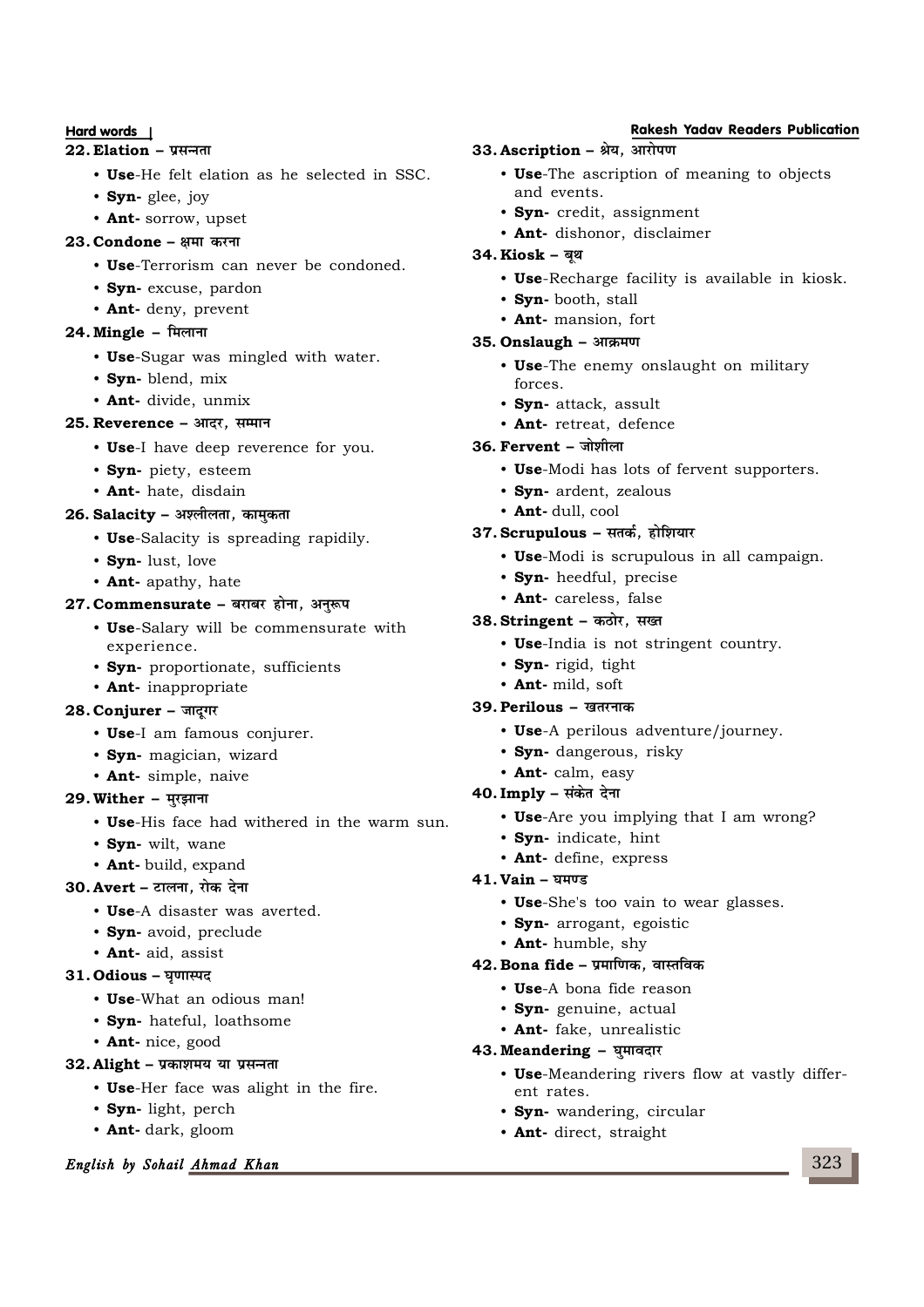**22. Elation – प्रसन्नता**

- **Use**-He felt elation as he selected in SSC.
- **Syn-** glee, joy
- **Ant-** sorrow, upset

**23. Condone – क्षमा करना**

- **Use**-Terrorism can never be condoned.
- **Syn-** excuse, pardon
- **Ant-** deny, prevent

**24. Mingle – मिलाना**

- **Use**-Sugar was mingled with water.
- **Syn-** blend, mix
- **Ant-** divide, unmix

**25. Reverence – आदर, सम्मान**

- **Use**-I have deep reverence for you.
- **Syn-** piety, esteem
- **Ant-** hate, disdain

**26. Salacity – अश्लीलता, कामुकता**

- **Use**-Salacity is spreading rapidily.
- **Syn-** lust, love
- **Ant-** apathy, hate

**27. Commensurate – बराबर होना, अनुरूप**

- **Use**-Salary will be commensurate with experience.
- **Syn-** proportionate, sufficients
- **Ant-** inappropriate

**28. Conjurer – जादूगर**

- **Use**-I am famous conjurer.
- **Syn-** magician, wizard
- **Ant-** simple, naive

**29. Wither – मुरझाना**

- **Use**-His face had withered in the warm sun.
- **Syn-** wilt, wane
- **Ant-** build, expand

**30. Avert – टालना, रोक देना**

- **Use**-A disaster was averted.
- **Syn-** avoid, preclude
- **Ant-** aid, assist

**31. Odious – घृणास्पद**

- **Use**-What an odious man!
- **Syn-** hateful, loathsome
- **Ant-** nice, good

**32. Alight – प्रकाशमय या प्रसन्नता**

- **Use**-Her face was alight in the fire.
- **Syn-** light, perch
- **Ant-** dark, gloom

**33. Ascription – श्रेय, आरोपण**

- **Use**-The ascription of meaning to objects and events.
- **Syn-** credit, assignment
- **Ant-** dishonor, disclaimer

**34. Kiosk – बूथ**

- **Use**-Recharge facility is available in kiosk.
- **Syn-** booth, stall
- **Ant-** mansion, fort

**35. Onslaugh – आक्रमण**

- **Use**-The enemy onslaught on military forces.
- **Syn-** attack, assult
- **Ant-** retreat, defence

**36. Fervent – जोशीला**

- **Use**-Modi has lots of fervent supporters.
- **Syn-** ardent, zealous
- **Ant-** dull, cool

**37. Scrupulous – सतर्क, होशियार**

- **Use**-Modi is scrupulous in all campaign.
- **Syn-** heedful, precise
- **Ant-** careless, false

**38. Stringent – कठोर, सख्त**

- **Use**-India is not stringent country.
- **Syn-** rigid, tight
- **Ant-** mild, soft

**39. Perilous – खतरनाक**

- **Use**-A perilous adventure/journey.
- **Syn-** dangerous, risky
- **Ant-** calm, easy

**40. Imply – संकेत देना**

- **Use**-Are you implying that I am wrong?
- **Syn-** indicate, hint
- **Ant-** define, express

**41. Vain – घमण्ड**

- **Use**-She's too vain to wear glasses.
- **Syn-** arrogant, egoistic
- **Ant-** humble, shy

**42. Bona fide – प्रमाणिक, वास्तविक**

- **Use**-A bona fide reason
- **Syn-** genuine, actual
- **Ant-** fake, unrealistic

**43. Meandering – घुमावदार**

- **Use**-Meandering rivers flow at vastly different rates.
- **Syn-** wandering, circular
- **Ant-** direct, straight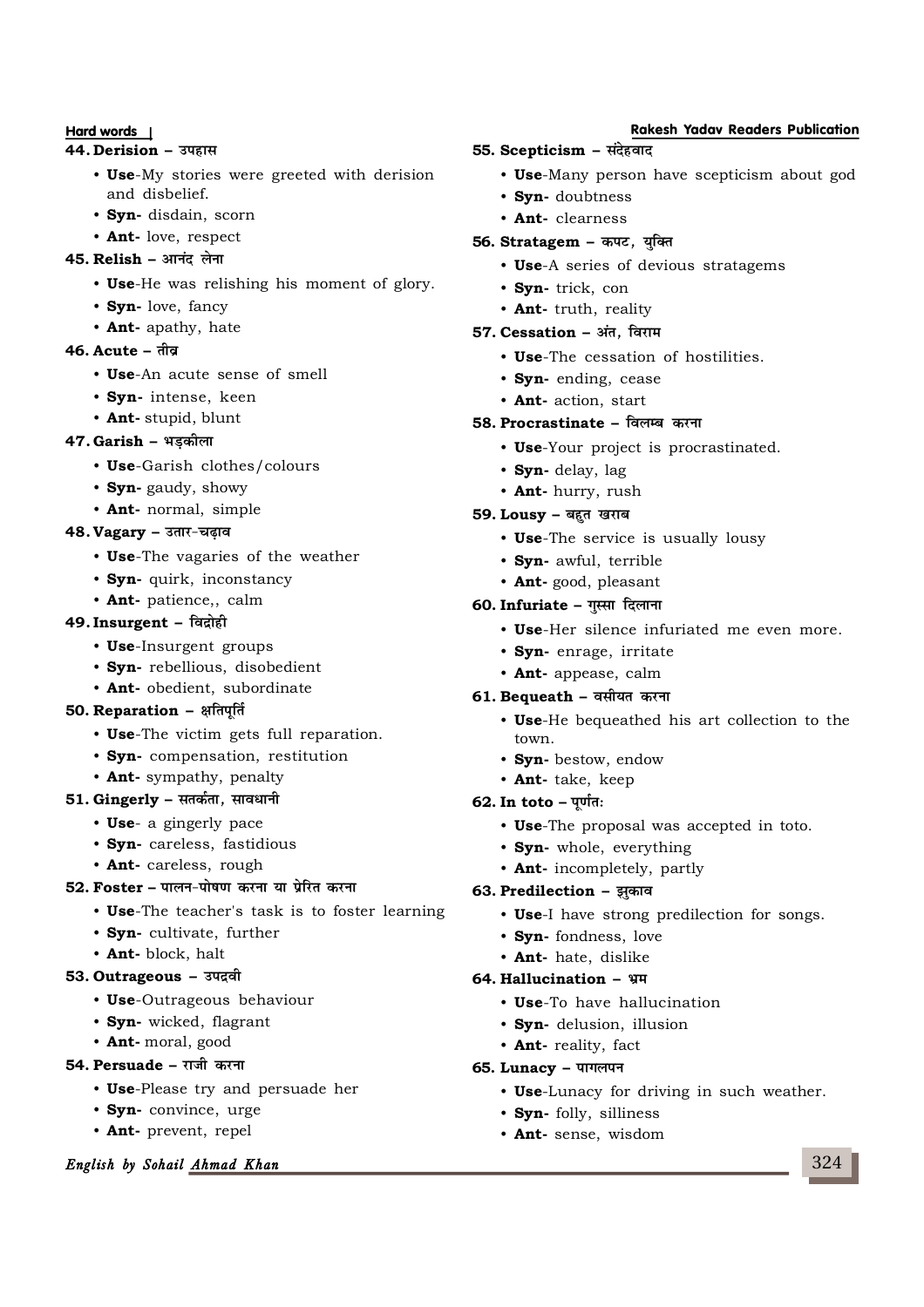### 44. Derision – उपहास

- **Use**-My stories were greeted with derision and disbelief.
- **Syn-** disdain, scorn
- **Ant-** love, respect

### 45. Relish – आनंद लेना

- **Use**-He was relishing his moment of glory.
- **Syn-** love, fancy
- **Ant-** apathy, hate

### 46. Acute – तीव्र

- **Use**-An acute sense of smell
- **Syn-** intense, keen
- **Ant-** stupid, blunt

### 47. Garish – भड़कीला

- **Use**-Garish clothes/colours
- **Syn-** gaudy, showy
- **Ant-** normal, simple

### 48. Vagary – उतार-चढ़ाव

- **Use**-The vagaries of the weather
- **Syn-** quirk, inconstancy
- **Ant-** patience,, calm

### 49. Insurgent – विद्रोही

- **Use**-Insurgent groups
- **Syn-** rebellious, disobedient
- **Ant-** obedient, subordinate

### 50. Reparation – क्षतिपूर्ति

- **Use**-The victim gets full reparation.
- **Syn-** compensation, restitution
- **Ant-** sympathy, penalty

### 51. Gingerly – सतर्कता, सावधानी

- **Use**- a gingerly pace
- **Syn-** careless, fastidious
- **Ant-** careless, rough

### 52. Foster – पालन-पोषण करना या प्रेरित करना

- **Use**-The teacher's task is to foster learning
- **Syn-** cultivate, further
- **Ant-** block, halt

### 53. Outrageous – उपद्रवी

- **Use**-Outrageous behaviour
- **Syn-** wicked, flagrant
- **Ant-** moral, good

### 54. Persuade – राजी करना

- **Use**-Please try and persuade her
- **Syn-** convince, urge
- **Ant-** prevent, repel

### 55. Scepticism – संदेहवाद

- **Use**-Many person have scepticism about god
- **Syn-** doubtness
- **Ant-** clearness

### 56. Stratagem – कपट, युक्ति

- **Use**-A series of devious stratagems
- **Syn-** trick, con
- **Ant-** truth, reality

### 57. Cessation – अंत, विराम

- **Use**-The cessation of hostilities.
- **Syn-** ending, cease
- **Ant-** action, start

### 58. Procrastinate – विलम्ब करना

- **Use**-Your project is procrastinated.
- **Syn-** delay, lag
- **Ant-** hurry, rush

### 59. Lousy – बहुत खराब

- **Use**-The service is usually lousy
- **Syn-** awful, terrible
- **Ant-** good, pleasant

### 60. Infuriate – गुस्सा दिलाना

- **Use**-Her silence infuriated me even more.
- **Syn-** enrage, irritate
- **Ant-** appease, calm

### 61. Bequeath – वसीयत करना

- **Use**-He bequeathed his art collection to the town.
- **Syn-** bestow, endow
- **Ant-** take, keep

### 62. In toto – पूर्णतः

- **Use**-The proposal was accepted in toto.
- **Syn-** whole, everything
- **Ant-** incompletely, partly

### 63. Predilection – झुकाव

- **Use**-I have strong predilection for songs.
- **Syn-** fondness, love
- **Ant-** hate, dislike

### 64. Hallucination – भ्रम

- **Use**-To have hallucination
- **Syn-** delusion, illusion
- **Ant-** reality, fact

### 65. Lunacy – पागलपन

- **Use**-Lunacy for driving in such weather.
- **Syn-** folly, silliness
- **Ant-** sense, wisdom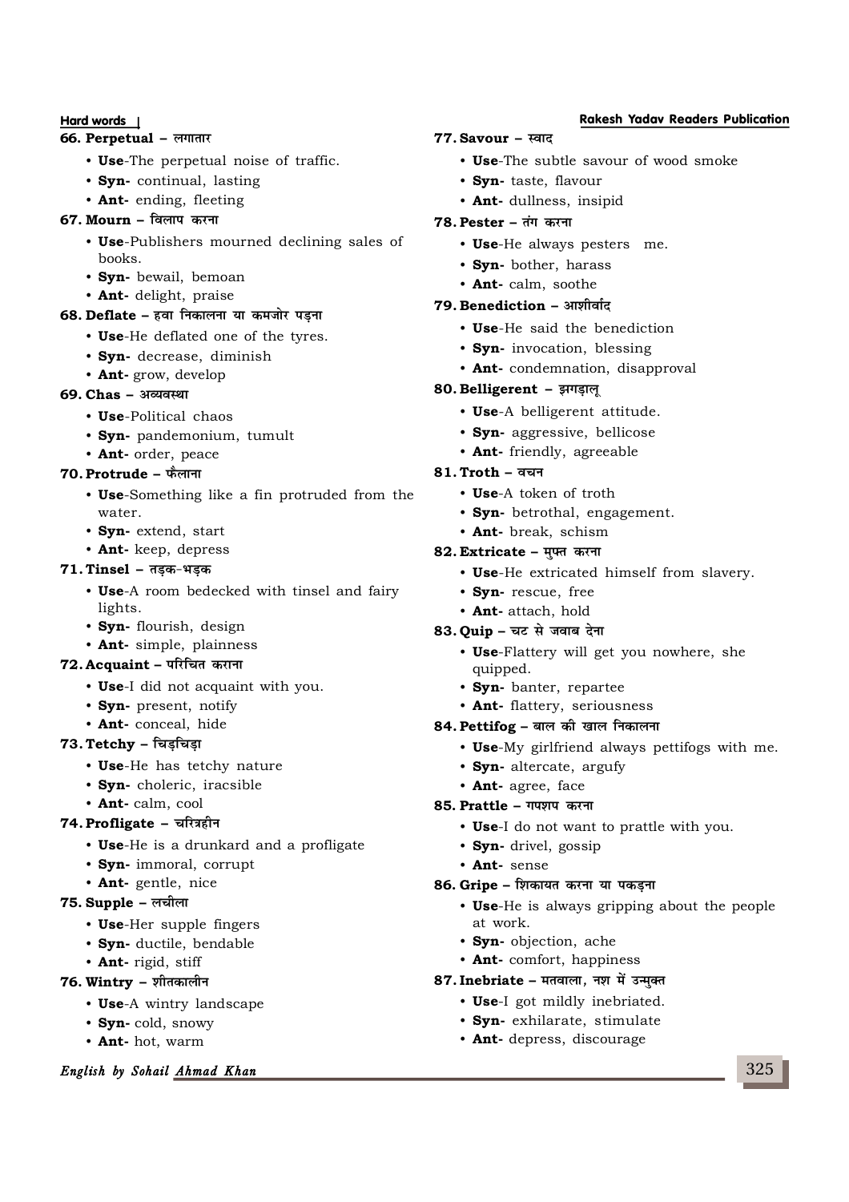### 66. Perpetual – लगातार

- **Use**-The perpetual noise of traffic.
- **Syn-** continual, lasting
- **Ant-** ending, fleeting

### 67. Mourn – विलाप करना

- **Use**-Publishers mourned declining sales of books.
- **Syn-** bewail, bemoan
- **Ant-** delight, praise

### 68. Deflate – हवा निकालना या कमजोर पड़ना

- **Use**-He deflated one of the tyres.
- **Syn-** decrease, diminish
- **Ant-** grow, develop

### 69. Chas – अव्यवस्था

- **Use**-Political chaos
- **Syn-** pandemonium, tumult
- **Ant-** order, peace

### 70. Protrude – फैलाना

- **Use**-Something like a fin protruded from the water.
- **Syn-** extend, start
- **Ant-** keep, depress

### 71. Tinsel – तड़क-भड़क

- **Use**-A room bedecked with tinsel and fairy lights.
- **Syn-** flourish, design
- **Ant-** simple, plainness

### 72. Acquaint – परिचित कराना

- **Use**-I did not acquaint with you.
- **Syn-** present, notify
- **Ant-** conceal, hide

### 73. Tetchy – चिड़चिड़ा

- **Use**-He has tetchy nature
- **Syn-** choleric, iracsible
- **Ant-** calm, cool

### 74. Profligate – चरित्रहीन

- **Use**-He is a drunkard and a profligate
- **Syn-** immoral, corrupt
- **Ant-** gentle, nice

### 75. Supple – लचीला

- **Use**-Her supple fingers
- **Syn-** ductile, bendable
- **Ant-** rigid, stiff

### 76. Wintry – शीतकालीन

- **Use**-A wintry landscape
- **Syn-** cold, snowy
- **Ant-** hot, warm

### 77. Savour – स्वाद

- **Use**-The subtle savour of wood smoke
- **Syn-** taste, flavour
- **Ant-** dullness, insipid

### 78. Pester – तंग करना

- **Use**-He always pesters me.
- **Syn-** bother, harass
- **Ant-** calm, soothe

### 79. Benediction – आशीर्वाद

- **Use**-He said the benediction
- **Syn-** invocation, blessing
- **Ant-** condemnation, disapproval

### 80. Belligerent – झगड़ालू

- **Use**-A belligerent attitude.
- **Syn-** aggressive, bellicose
- **Ant-** friendly, agreeable

### 81. Troth – वचन

- **Use**-A token of troth
- **Syn-** betrothal, engagement.
- **Ant-** break, schism

### 82. Extricate – मुक्त करना

- **Use**-He extricated himself from slavery.
- **Syn-** rescue, free
- **Ant-** attach, hold

### 83. Quip – चट से जवाब देना

- **Use**-Flattery will get you nowhere, she quipped.
- **Syn-** banter, repartee
- **Ant-** flattery, seriousness

### 84. Pettifog – बाल की खाल निकालना

- **Use**-My girlfriend always pettifogs with me.
- **Syn-** altercate, argufy
- **Ant-** agree, face

### 85. Prattle – गपशप करना

- **Use**-I do not want to prattle with you.
- **Syn-** drivel, gossip
- **Ant-** sense

### 86. Gripe – शिकायत करना या पकड़ना

- **Use**-He is always gripping about the people at work.
- **Syn-** objection, ache
- **Ant-** comfort, happiness

### 87. Inebriate – मतवाला, नशे में उन्मुक्त

- **Use**-I got mildly inebriated.
- **Syn-** exhilarate, stimulate
- **Ant-** depress, discourage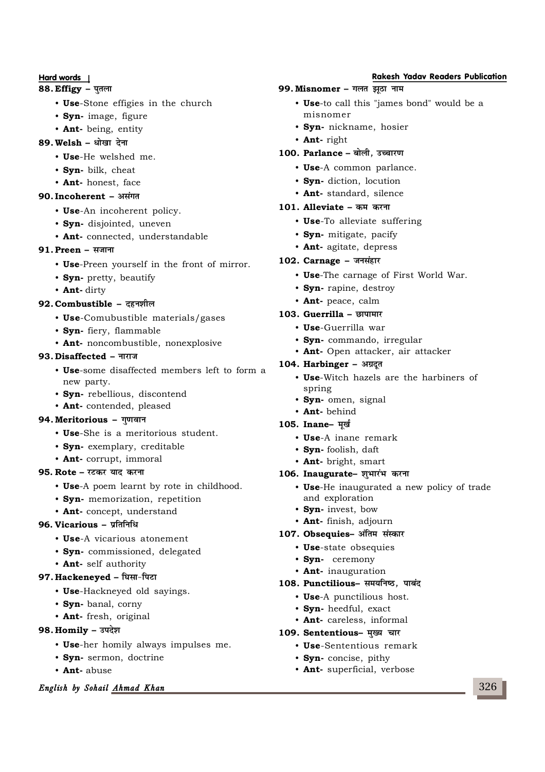**88. Effigy – पुतला**

- **Use**-Stone effigies in the church
- **Syn-** image, figure
- **Ant-** being, entity

**89. Welsh – धोखा देना**

- **Use**-He welshed me.
- **Syn-** bilk, cheat
- **Ant-** honest, face

**90. Incoherent – असंगत**

- **Use**-An incoherent policy.
- **Syn-** disjointed, uneven
- **Ant-** connected, understandable

**91. Preen – सजाना**

- **Use**-Preen yourself in the front of mirror.
- **Syn-** pretty, beautify
- **Ant-** dirty

**92. Combustible – दहनशील**

- **Use**-Comubustible materials/gases
- **Syn-** fiery, flammable
- **Ant-** noncombustible, nonexplosive

**93. Disaffected – नाराज**

- **Use**-some disaffected members left to form a new party.
- **Syn-** rebellious, discontend
- **Ant-** contended, pleased

**94. Meritorious – गुणवान**

- **Use**-She is a meritorious student.
- **Syn-** exemplary, creditable
- **Ant-** corrupt, immoral

**95. Rote – रटकर याद करना**

- **Use**-A poem learnt by rote in childhood.
- **Syn-** memorization, repetition
- **Ant-** concept, understand

**96. Vicarious – प्रतिनिधि**

- **Use**-A vicarious atonement
- **Syn-** commissioned, delegated
- **Ant-** self authority

**97. Hackeneyed – घिसा-पिटा**

- **Use**-Hackneyed old sayings.
- **Syn-** banal, corny
- **Ant-** fresh, original

**98. Homily – उपदेश**

- **Use**-her homily always impulses me.
- **Syn-** sermon, doctrine
- **Ant-** abuse

**99. Misnomer – गलत झूठा नाम**

- **Use**-to call this "james bond" would be a misnomer
- **Syn-** nickname, hosier
- **Ant-** right

**100. Parlance – बोली, उच्चारण**

- **Use**-A common parlance.
- **Syn-** diction, locution
- **Ant-** standard, silence

**101. Alleviate – कम करना**

- **Use**-To alleviate suffering
- **Syn-** mitigate, pacify
- **Ant-** agitate, depress

**102. Carnage – जनसंहार**

- **Use**-The carnage of First World War.
- **Syn-** rapine, destroy
- **Ant-** peace, calm

**103. Guerrilla – छापामार**

- **Use**-Guerrilla war
- **Syn-** commando, irregular
- **Ant-** Open attacker, air attacker

**104. Harbinger – अग्रदूत**

- **Use**-Witch hazels are the harbiners of spring
- **Syn-** omen, signal
- **Ant-** behind

**105. Inane– मूर्ख**

- **Use**-A inane remark
- **Syn-** foolish, daft
- **Ant-** bright, smart

**106. Inaugurate– शुभारंभ करना**

- **Use**-He inaugurated a new policy of trade and exploration
- **Syn-** invest, bow
- **Ant-** finish, adjourn

**107. Obsequies– अंतिम संस्कार**

- **Use**-state obsequies
- **Syn-** ceremony
- **Ant-** inauguration

**108. Punctilious– समयनिष्ठ, पाबंद**

- **Use**-A punctilious host.
- **Syn-** heedful, exact
- **Ant-** careless, informal

**109. Sententious– मुख्य चार**

- **Use**-Sententious remark
- **Syn-** concise, pithy
- **Ant-** superficial, verbose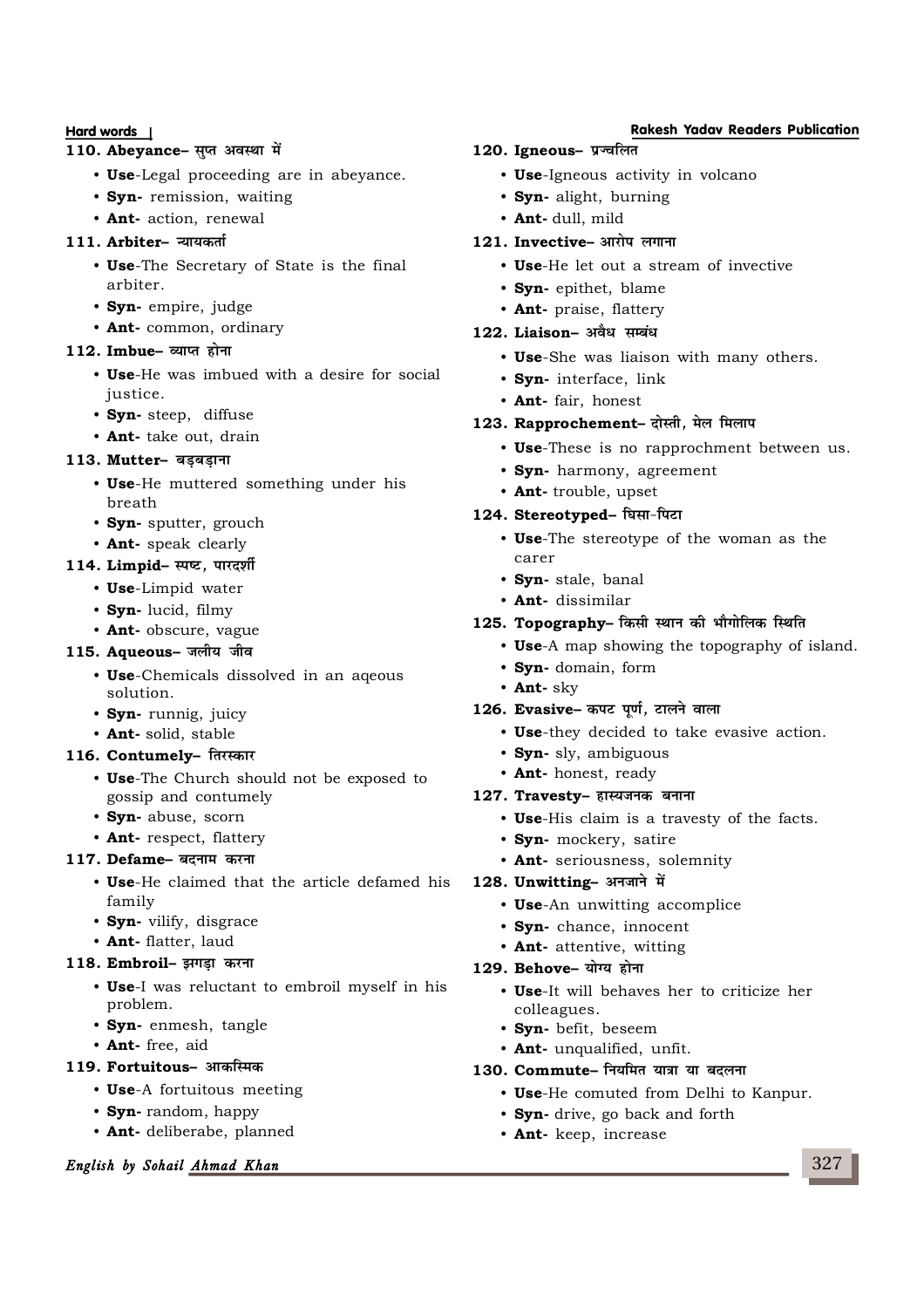### 110. Abeyance– सुप्त अवस्था में

- **Use**-Legal proceeding are in abeyance.
- **Syn-** remission, waiting
- **Ant-** action, renewal

### 111. Arbiter– न्यायकर्ता

- **Use**-The Secretary of State is the final arbiter.
- **Syn-** empire, judge
- **Ant-** common, ordinary

### 112. Imbue– व्याप्त होना

- **Use**-He was imbued with a desire for social justice.
- **Syn-** steep, diffuse
- **Ant-** take out, drain

### 113. Mutter– बड़बड़ाना

- **Use**-He muttered something under his breath
- **Syn-** sputter, grouch
- **Ant-** speak clearly

### 114. Limpid– स्पष्ट, पारदर्शी

- **Use**-Limpid water
- **Syn-** lucid, filmy
- **Ant-** obscure, vague

### 115. Aqueous– जलीय जीव

- **Use**-Chemicals dissolved in an aqeous solution.
- **Syn-** runnig, juicy
- **Ant-** solid, stable

### 116. Contumely– तिरस्कार

- **Use**-The Church should not be exposed to gossip and contumely
- **Syn-** abuse, scorn
- **Ant-** respect, flattery

### 117. Defame– बदनाम करना

- **Use**-He claimed that the article defamed his family
- **Syn-** vilify, disgrace
- **Ant-** flatter, laud

### 118. Embroil– झगड़ा करना

- **Use**-I was reluctant to embroil myself in his problem.
- **Syn-** enmesh, tangle
- **Ant-** free, aid

### 119. Fortuitous– आकस्मिक

- **Use**-A fortuitous meeting
- **Syn-** random, happy
- **Ant-** deliberabe, planned

### 120. Igneous– प्रज्वलित

- **Use**-Igneous activity in volcano
- **Syn-** alight, burning
- **Ant-** dull, mild

### 121. Invective– आरोप लगाना

- **Use**-He let out a stream of invective
- **Syn-** epithet, blame
- **Ant-** praise, flattery

### 122. Liaison– अवैध सम्बंध

- **Use**-She was liaison with many others.
- **Syn-** interface, link
- **Ant-** fair, honest

### 123. Rapprochement– दोस्ती, मेल मिलाप

- **Use**-These is no rapprochment between us.
- **Syn-** harmony, agreement
- **Ant-** trouble, upset

### 124. Stereotyped– घिसा-पिटा

- **Use**-The stereotype of the woman as the carer
- **Syn-** stale, banal
- **Ant-** dissimilar

### 125. Topography– किसी स्थान की भौगोलिक स्थिति

- **Use**-A map showing the topography of island.
- **Syn-** domain, form
- **Ant-** sky

### 126. Evasive– कपट पूर्ण, टालने वाला

- **Use**-they decided to take evasive action.
- **Syn-** sly, ambiguous
- **Ant-** honest, ready

### 127. Travesty– हास्यजनक बनाना

- **Use**-His claim is a travesty of the facts.
- **Syn-** mockery, satire
- **Ant-** seriousness, solemnity

### 128. Unwitting– अनजाने में

- **Use**-An unwitting accomplice
- **Syn-** chance, innocent
- **Ant-** attentive, witting

### 129. Behove– योग्य होना

- **Use**-It will behaves her to criticize her colleagues.
- **Syn-** befit, beseem
- **Ant-** unqualified, unfit.

### 130. Commute– नियमित यात्रा या बदलना

- **Use**-He comuted from Delhi to Kanpur.
- **Syn-** drive, go back and forth
- **Ant-** keep, increase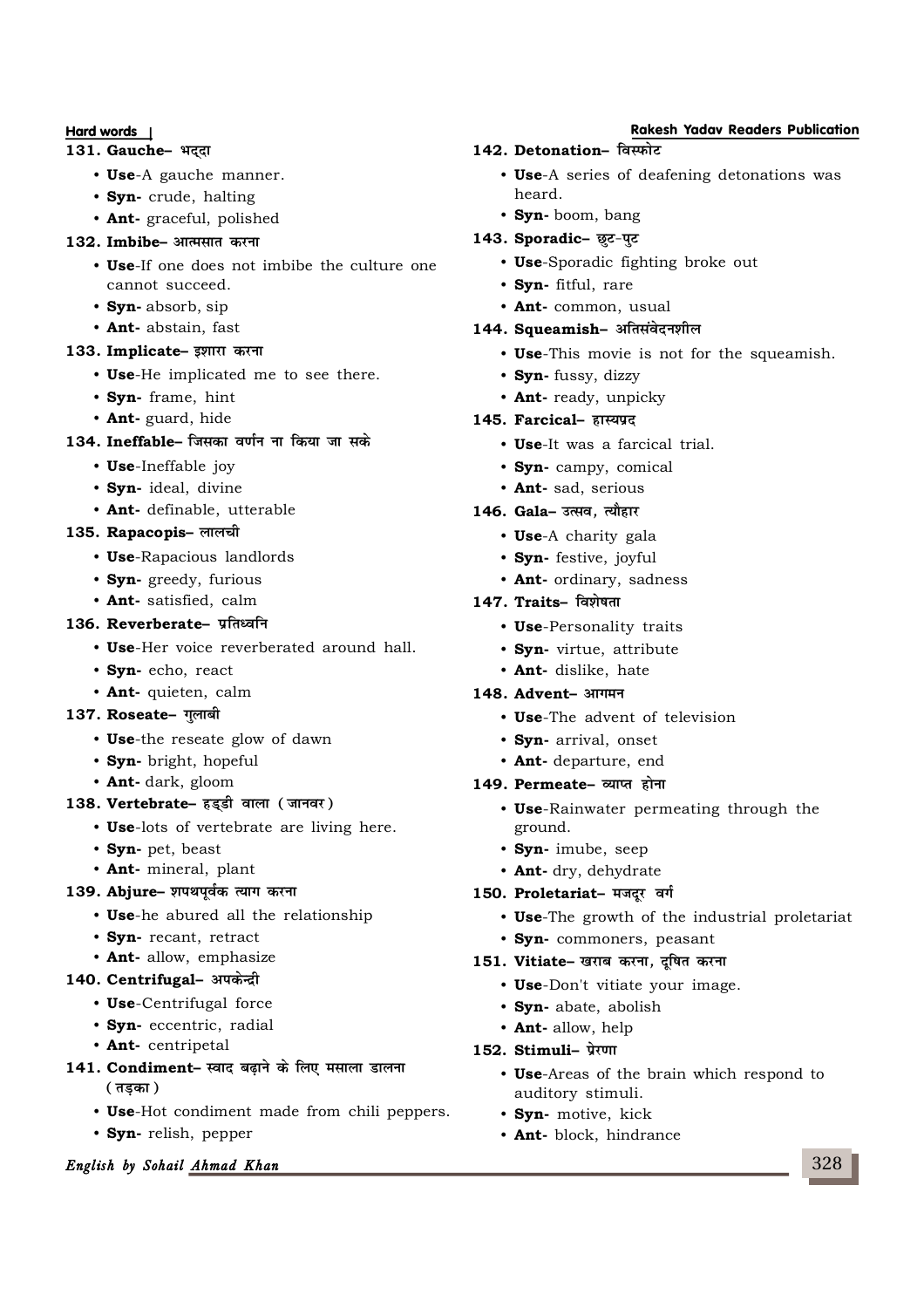**131. Gauche– भद्दा**

- **Use**-A gauche manner.
- **Syn-** crude, halting
- **Ant-** graceful, polished

**132. Imbibe– आत्मसात करना**

- **Use**-If one does not imbibe the culture one cannot succeed.
- **Syn-** absorb, sip
- **Ant-** abstain, fast

**133. Implicate– इशारा करना**

- **Use**-He implicated me to see there.
- **Syn-** frame, hint
- **Ant-** guard, hide

**134. Ineffable– जिसका वर्णन ना किया जा सके**

- **Use**-Ineffable joy
- **Syn-** ideal, divine
- **Ant-** definable, utterable

**135. Rapacopis– लालची**

- **Use**-Rapacious landlords
- **Syn-** greedy, furious
- **Ant-** satisfied, calm

**136. Reverberate– प्रतिध्वनि**

- **Use**-Her voice reverberated around hall.
- **Syn-** echo, react
- **Ant-** quieten, calm

**137. Roseate– गुलाबी**

- **Use**-the reseate glow of dawn
- **Syn-** bright, hopeful
- **Ant-** dark, gloom

**138. Vertebrate– हड्डी वाला (जानवर)**

- **Use**-lots of vertebrate are living here.
- **Syn-** pet, beast
- **Ant-** mineral, plant

**139. Abjure– शपथपूर्वक त्याग करना**

- **Use**-he abured all the relationship
- **Syn-** recant, retract
- **Ant-** allow, emphasize

**140. Centrifugal– अपकेन्द्री**

- **Use**-Centrifugal force
- **Syn-** eccentric, radial
- **Ant-** centripetal

**141. Condiment– स्वाद बढ़ाने के लिए मसाला डालना (तड़का)**

- **Use**-Hot condiment made from chili peppers.
- **Syn-** relish, pepper

**142. Detonation– विस्फोट**

- **Use**-A series of deafening detonations was heard.
- **Syn-** boom, bang

**143. Sporadic– छुट-पुट**

- **Use**-Sporadic fighting broke out
- **Syn-** fitful, rare
- **Ant-** common, usual

**144. Squeamish– अतिसंवेदनशील**

- **Use**-This movie is not for the squeamish.
- **Syn-** fussy, dizzy
- **Ant-** ready, unpicky

**145. Farcical– हास्यप्रद**

- **Use**-It was a farcical trial.
- **Syn-** campy, comical
- **Ant-** sad, serious

**146. Gala– उत्सव, त्यौहार**

- **Use**-A charity gala
- **Syn-** festive, joyful
- **Ant-** ordinary, sadness

**147. Traits– विशेषता**

- **Use**-Personality traits
- **Syn-** virtue, attribute
- **Ant-** dislike, hate

**148. Advent– आगमन**

- **Use**-The advent of television
- **Syn-** arrival, onset
- **Ant-** departure, end

**149. Permeate– व्याप्त होना**

- **Use**-Rainwater permeating through the ground.
- **Syn-** imube, seep
- **Ant-** dry, dehydrate

**150. Proletariat– मजदूर वर्ग**

- **Use**-The growth of the industrial proletariat
- **Syn-** commoners, peasant

**151. Vitiate– खराब करना, दूषित करना**

- **Use**-Don't vitiate your image.
- **Syn-** abate, abolish
- **Ant-** allow, help

**152. Stimuli– प्रेरणा**

- **Use**-Areas of the brain which respond to auditory stimuli.
- **Syn-** motive, kick
- **Ant-** block, hindrance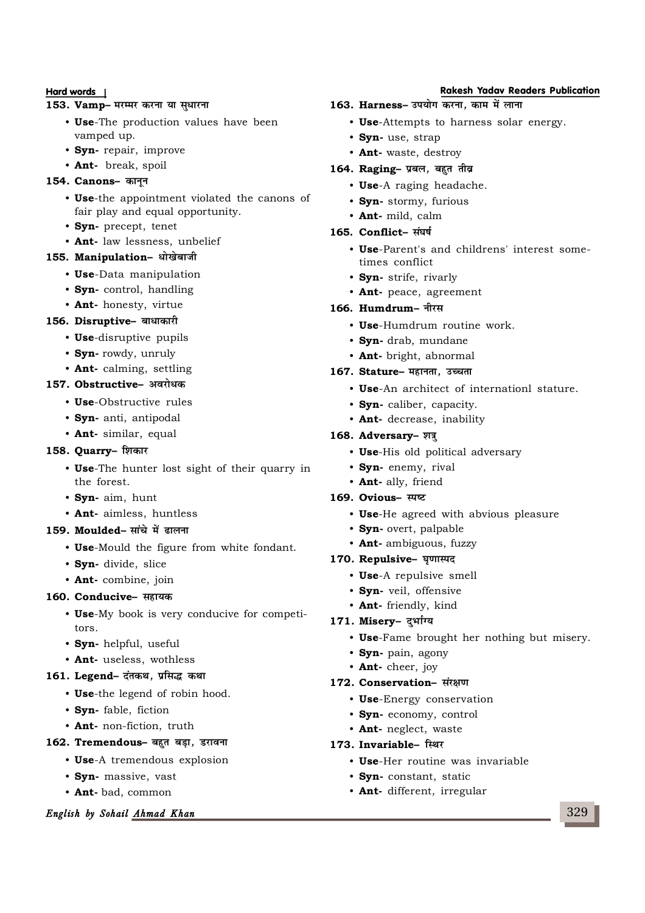**153. Vamp– मरम्मर करना या सुधारना**

- **Use**-The production values have been vamped up.
- **Syn-** repair, improve
- **Ant-** break, spoil

**154. Canons– कानून**

- **Use**-the appointment violated the canons of fair play and equal opportunity.
- **Syn-** precept, tenet
- **Ant-** law lessness, unbelief

**155. Manipulation– धोखेबाजी**

- **Use**-Data manipulation
- **Syn-** control, handling
- **Ant-** honesty, virtue

**156. Disruptive– बाधाकारी**

- **Use**-disruptive pupils
- **Syn-** rowdy, unruly
- **Ant-** calming, settling

**157. Obstructive– अवरोधक**

- **Use**-Obstructive rules
- **Syn-** anti, antipodal
- **Ant-** similar, equal

**158. Quarry– शिकार**

- **Use**-The hunter lost sight of their quarry in the forest.
- **Syn-** aim, hunt
- **Ant-** aimless, huntless

**159. Moulded– सांचे में ढालना**

- **Use**-Mould the figure from white fondant.
- **Syn-** divide, slice
- **Ant-** combine, join

**160. Conducive– सहायक**

- **Use**-My book is very conducive for competitors.
- **Syn-** helpful, useful
- **Ant-** useless, wothless

**161. Legend– दंतकथ, प्रसिद्ध कथा**

- **Use**-the legend of robin hood.
- **Syn-** fable, fiction
- **Ant-** non-fiction, truth

**162. Tremendous– बहुत बड़ा, डरावना**

- **Use**-A tremendous explosion
- **Syn-** massive, vast
- **Ant-** bad, common

**163. Harness– उपयोग करना, काम में लाना**

- **Use**-Attempts to harness solar energy.
- **Syn-** use, strap
- **Ant-** waste, destroy

**164. Raging– प्रबल, बहुत तीव्र**

- **Use**-A raging headache.
- **Syn-** stormy, furious
- **Ant-** mild, calm

**165. Conflict– संघर्ष**

- **Use**-Parent's and childrens' interest sometimes conflict
- **Syn-** strife, rivarly
- **Ant-** peace, agreement

**166. Humdrum– नीरस**

- **Use**-Humdrum routine work.
- **Syn-** drab, mundane
- **Ant-** bright, abnormal

**167. Stature– महानता, उच्चता**

- **Use**-An architect of internationl stature.
- **Syn-** caliber, capacity.
- **Ant-** decrease, inability

**168. Adversary– शत्रु**

- **Use**-His old political adversary
- **Syn-** enemy, rival
- **Ant-** ally, friend

**169. Ovious– स्पष्ट**

- **Use**-He agreed with abvious pleasure
- **Syn-** overt, palpable
- **Ant-** ambiguous, fuzzy

**170. Repulsive– घृणास्पद**

- **Use**-A repulsive smell
- **Syn-** veil, offensive
- **Ant-** friendly, kind

**171. Misery– दुर्भाग्य**

- **Use**-Fame brought her nothing but misery.
- **Syn-** pain, agony
- **Ant-** cheer, joy

**172. Conservation– संरक्षण**

- **Use**-Energy conservation
- **Syn-** economy, control
- **Ant-** neglect, waste

**173. Invariable– स्थिर**

- **Use**-Her routine was invariable
- **Syn-** constant, static
- **Ant-** different, irregular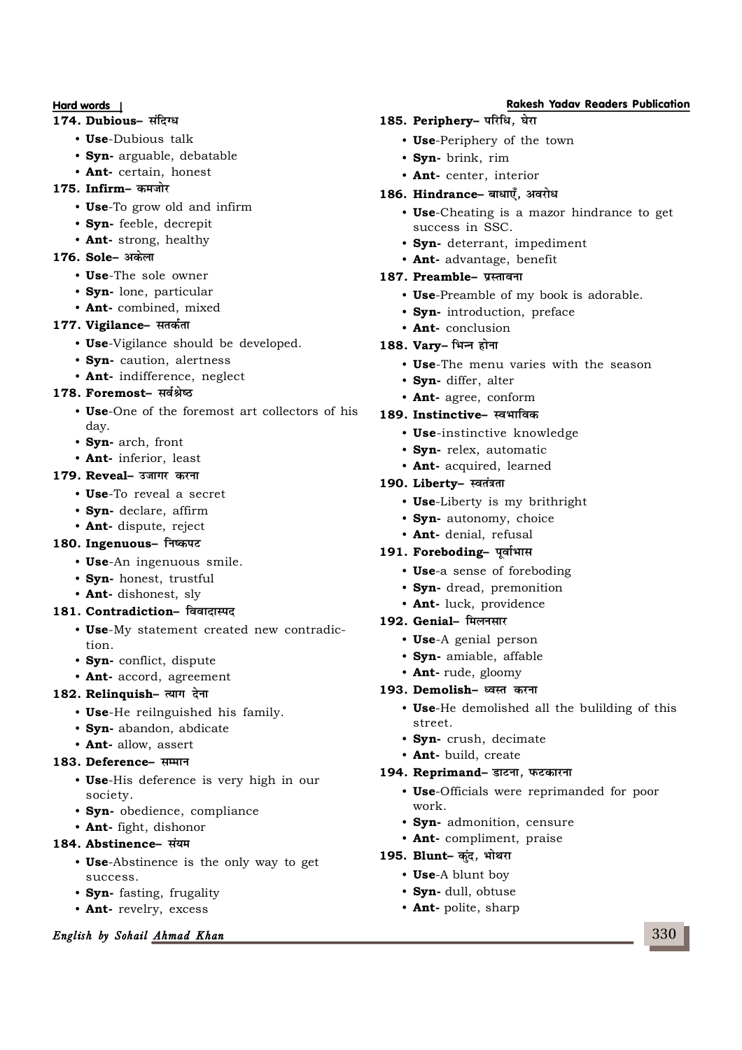**174. Dubious– संदिग्ध**

- **Use**-Dubious talk
- **Syn-** arguable, debatable
- **Ant-** certain, honest

**175. Infirm– कमजोर**

- **Use**-To grow old and infirm
- **Syn-** feeble, decrepit
- **Ant-** strong, healthy

**176. Sole– अकेला**

- **Use**-The sole owner
- **Syn-** lone, particular
- **Ant-** combined, mixed

**177. Vigilance– सतर्कता**

- **Use**-Vigilance should be developed.
- **Syn-** caution, alertness
- **Ant-** indifference, neglect

**178. Foremost– सर्वश्रेष्ठ**

- **Use**-One of the foremost art collectors of his day.
- **Syn-** arch, front
- **Ant-** inferior, least

**179. Reveal– उजागर करना**

- **Use**-To reveal a secret
- **Syn-** declare, affirm
- **Ant-** dispute, reject

**180. Ingenuous– निष्कपट**

- **Use**-An ingenuous smile.
- **Syn-** honest, trustful
- **Ant-** dishonest, sly

**181. Contradiction– विवादास्पद**

- **Use**-My statement created new contradiction.
- **Syn-** conflict, dispute
- **Ant-** accord, agreement

**182. Relinquish– त्याग देना**

- **Use**-He reilnguished his family.
- **Syn-** abandon, abdicate
- **Ant-** allow, assert

**183. Deference– सम्मान**

- **Use**-His deference is very high in our society.
- **Syn-** obedience, compliance
- **Ant-** fight, dishonor

**184. Abstinence– संयम**

- **Use**-Abstinence is the only way to get success.
- **Syn-** fasting, frugality
- **Ant-** revelry, excess

**185. Periphery– परिधि, घेरा**

- **Use**-Periphery of the town
- **Syn-** brink, rim
- **Ant-** center, interior

**186. Hindrance– बाधाएँ, अवरोध**

- **Use**-Cheating is a mazor hindrance to get success in SSC.
- **Syn-** deterrant, impediment
- **Ant-** advantage, benefit

**187. Preamble– प्रस्तावना**

- **Use**-Preamble of my book is adorable.
- **Syn-** introduction, preface
- **Ant-** conclusion

**188. Vary– भिन्न होना**

- **Use**-The menu varies with the season
- **Syn-** differ, alter
- **Ant-** agree, conform

**189. Instinctive– स्वभाविक**

- **Use**-instinctive knowledge
- **Syn-** relex, automatic
- **Ant-** acquired, learned

**190. Liberty– स्वतंत्रता**

- **Use**-Liberty is my brithright
- **Syn-** autonomy, choice
- **Ant-** denial, refusal

**191. Foreboding– पूर्वाभास**

- **Use**-a sense of foreboding
- **Syn-** dread, premonition
- **Ant-** luck, providence

**192. Genial– मिलनसार**

- **Use**-A genial person
- **Syn-** amiable, affable
- **Ant-** rude, gloomy

**193. Demolish– ध्वस्त करना**

- **Use**-He demolished all the bulilding of this street.
- **Syn-** crush, decimate
- **Ant-** build, create

**194. Reprimand– डाटना, फटकारना**

- **Use**-Officials were reprimanded for poor work.
- **Syn-** admonition, censure
- **Ant-** compliment, praise

**195. Blunt– कुंद, भोथरा**

- **Use**-A blunt boy
- **Syn-** dull, obtuse
- **Ant-** polite, sharp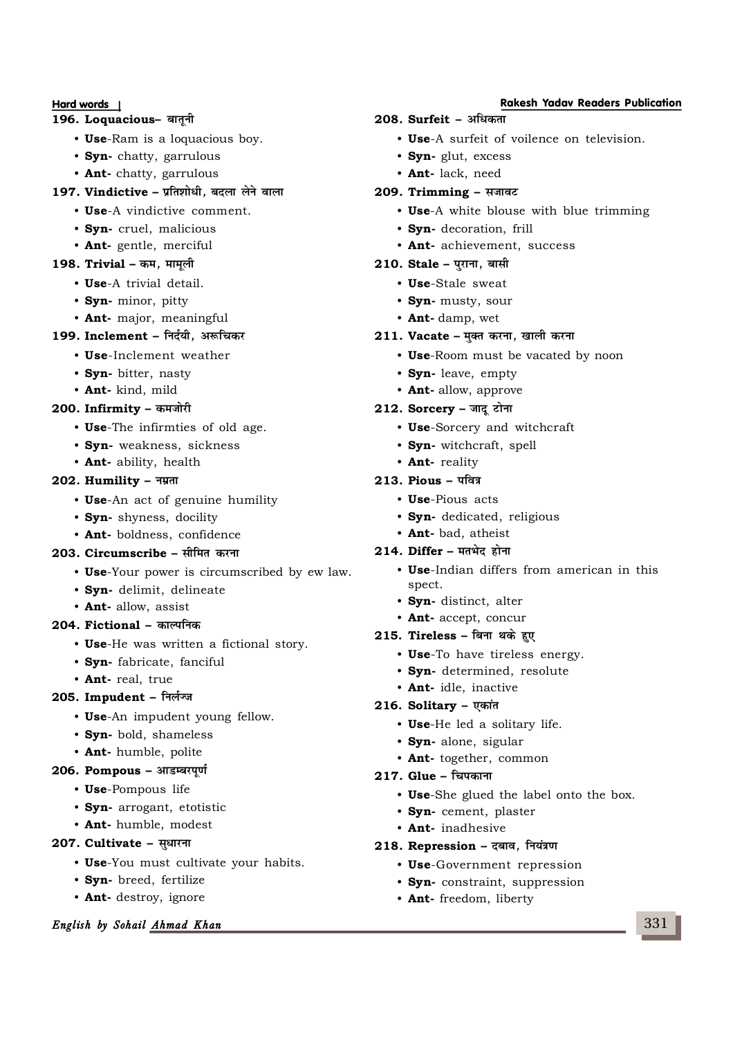### 196. Loquacious– बातूनी

- **Use**-Ram is a loquacious boy.
- **Syn-** chatty, garrulous
- **Ant-** chatty, garrulous

### 197. Vindictive – प्रतिशोधी, बदला लेने वाला

- **Use**-A vindictive comment.
- **Syn-** cruel, malicious
- **Ant-** gentle, merciful

### 198. Trivial – कम, मामूली

- **Use**-A trivial detail.
- **Syn-** minor, pitty
- **Ant-** major, meaningful

### 199. Inclement – निर्दयी, अरूचिकर

- **Use**-Inclement weather
- **Syn-** bitter, nasty
- **Ant-** kind, mild

### 200. Infirmity – कमजोरी

- **Use**-The infirmties of old age.
- **Syn-** weakness, sickness
- **Ant-** ability, health

### 202. Humility – नम्रता

- **Use**-An act of genuine humility
- **Syn-** shyness, docility
- **Ant-** boldness, confidence

### 203. Circumscribe – सीमित करना

- **Use**-Your power is circumscribed by ew law.
- **Syn-** delimit, delineate
- **Ant-** allow, assist

### 204. Fictional – काल्पनिक

- **Use**-He was written a fictional story.
- **Syn-** fabricate, fanciful
- **Ant-** real, true

### 205. Impudent – निर्लज्ज

- **Use**-An impudent young fellow.
- **Syn-** bold, shameless
- **Ant-** humble, polite

### 206. Pompous – आडम्बरपूर्ण

- **Use**-Pompous life
- **Syn-** arrogant, etotistic
- **Ant-** humble, modest

### 207. Cultivate – सुधारना

- **Use**-You must cultivate your habits.
- **Syn-** breed, fertilize
- **Ant-** destroy, ignore

### 208. Surfeit – अधिकता

- **Use**-A surfeit of voilence on television.
- **Syn-** glut, excess
- **Ant-** lack, need

### 209. Trimming – सजावट

- **Use**-A white blouse with blue trimming
- **Syn-** decoration, frill
- **Ant-** achievement, success

### 210. Stale – पुराना, बासी

- **Use**-Stale sweat
- **Syn-** musty, sour
- **Ant-** damp, wet

### 211. Vacate – मुक्त करना, खाली करना

- **Use**-Room must be vacated by noon
- **Syn-** leave, empty
- **Ant-** allow, approve

### 212. Sorcery – जादू टोना

- **Use**-Sorcery and witchcraft
- **Syn-** witchcraft, spell
- **Ant-** reality

### 213. Pious – पवित्र

- **Use**-Pious acts
- **Syn-** dedicated, religious
- **Ant-** bad, atheist

### 214. Differ – मतभेद होना

- **Use**-Indian differs from american in this spect.
- **Syn-** distinct, alter
- **Ant-** accept, concur

### 215. Tireless – बिना थके हुए

- **Use**-To have tireless energy.
- **Syn-** determined, resolute
- **Ant-** idle, inactive

### 216. Solitary – एकांत

- **Use**-He led a solitary life.
- **Syn-** alone, sigular
- **Ant-** together, common

### 217. Glue – चिपकाना

- **Use**-She glued the label onto the box.
- **Syn-** cement, plaster
- **Ant-** inadhesive

### 218. Repression – दबाव, नियंत्रण

- **Use**-Government repression
- **Syn-** constraint, suppression
- **Ant-** freedom, liberty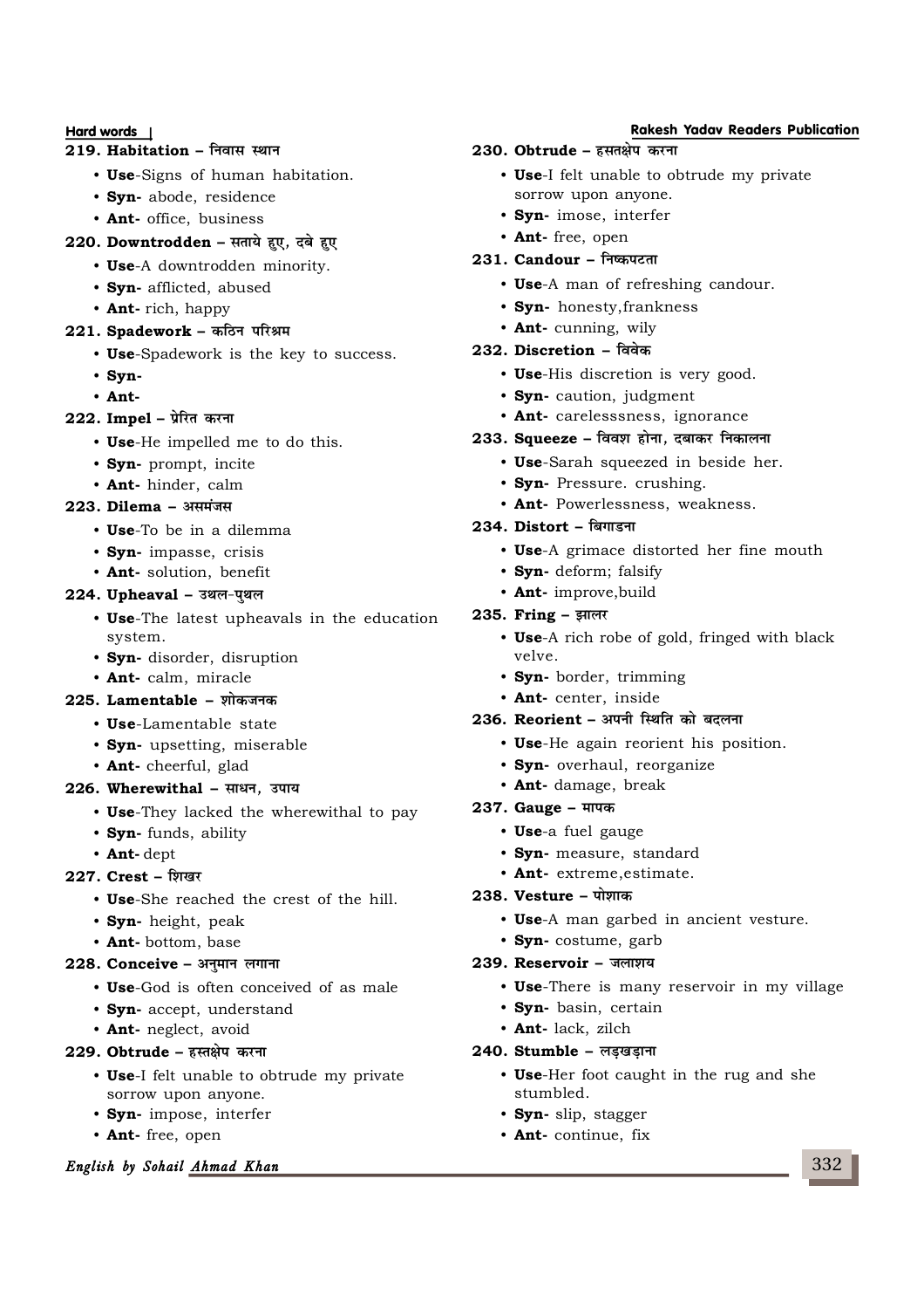**219. Habitation – निवास स्थान**

- **Use**-Signs of human habitation.
- **Syn-** abode, residence
- **Ant-** office, business

**220. Downtrodden – सताये हुए, दबे हुए**

- **Use**-A downtrodden minority.
- **Syn-** afflicted, abused
- **Ant-** rich, happy

**221. Spadework – कठिन परिश्रम**

- **Use**-Spadework is the key to success.
- **Syn-**
- **Ant-**

**222. Impel – प्रेरित करना**

- **Use**-He impelled me to do this.
- **Syn-** prompt, incite
- **Ant-** hinder, calm

**223. Dilema – असमंजस**

- **Use**-To be in a dilemma
- **Syn-** impasse, crisis
- **Ant-** solution, benefit

**224. Upheaval – उथल-पुथल**

- **Use**-The latest upheavals in the education system.
- **Syn-** disorder, disruption
- **Ant-** calm, miracle

**225. Lamentable – शोकजनक**

- **Use**-Lamentable state
- **Syn-** upsetting, miserable
- **Ant-** cheerful, glad

**226. Wherewithal – साधन, उपाय**

- **Use**-They lacked the wherewithal to pay
- **Syn-** funds, ability
- **Ant-** dept

**227. Crest – शिखर**

- **Use**-She reached the crest of the hill.
- **Syn-** height, peak
- **Ant-** bottom, base

**228. Conceive – अनुमान लगाना**

- **Use**-God is often conceived of as male
- **Syn-** accept, understand
- **Ant-** neglect, avoid

**229. Obtrude – हस्तक्षेप करना**

- **Use**-I felt unable to obtrude my private sorrow upon anyone.
- **Syn-** impose, interfer
- **Ant-** free, open

**230. Obtrude – हसतक्षेप करना**

- **Use**-I felt unable to obtrude my private sorrow upon anyone.
- **Syn-** imose, interfer
- **Ant-** free, open

**231. Candour – निष्कपटता**

- **Use**-A man of refreshing candour.
- **Syn-** honesty,frankness
- **Ant-** cunning, wily

**232. Discretion – विवेक**

- **Use**-His discretion is very good.
- **Syn-** caution, judgment
- **Ant-** carelesssness, ignorance

**233. Squeeze – विवश होना, दबाकर निकालना**

- **Use**-Sarah squeezed in beside her.
- **Syn-** Pressure. crushing.
- **Ant-** Powerlessness, weakness.

**234. Distort – बिगाडना**

- **Use**-A grimace distorted her fine mouth
- **Syn-** deform; falsify
- **Ant-** improve,build

**235. Fring – झालर**

- **Use**-A rich robe of gold, fringed with black velve.
- **Syn-** border, trimming
- **Ant-** center, inside

**236. Reorient – अपनी स्थिति को बदलना**

- **Use**-He again reorient his position.
- **Syn-** overhaul, reorganize
- **Ant-** damage, break

**237. Gauge – मापक**

- **Use**-a fuel gauge
- **Syn-** measure, standard
- **Ant-** extreme,estimate.

**238. Vesture – पोशाक**

- **Use**-A man garbed in ancient vesture.
- **Syn-** costume, garb

**239. Reservoir – जलाशय**

- **Use**-There is many reservoir in my village
- **Syn-** basin, certain
- **Ant-** lack, zilch

**240. Stumble – लड़खड़ाना**

- **Use**-Her foot caught in the rug and she stumbled.
- **Syn-** slip, stagger
- **Ant-** continue, fix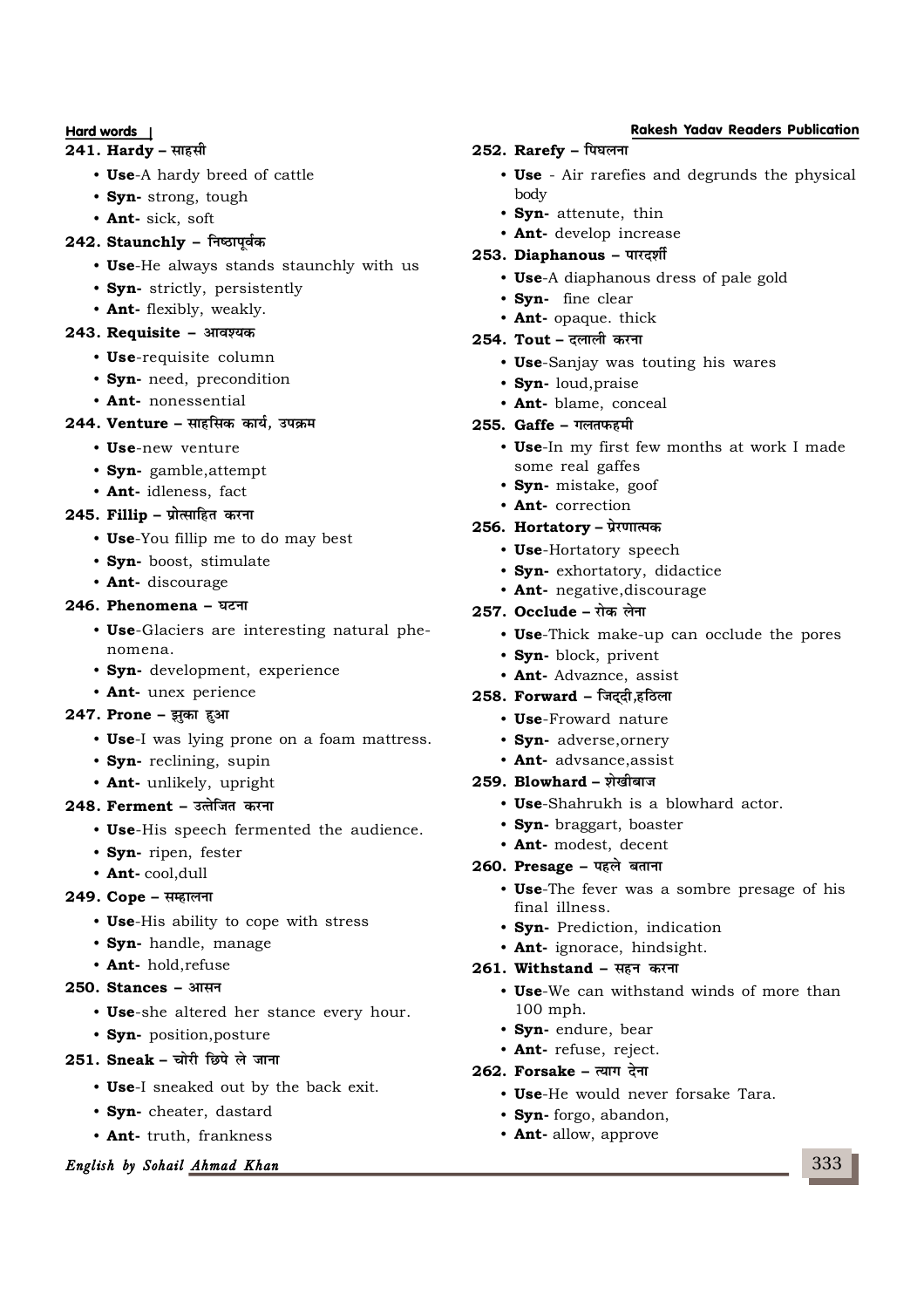**241. Hardy – साहसी**

- **Use**-A hardy breed of cattle
- **Syn-** strong, tough
- **Ant-** sick, soft

**242. Staunchly – निष्ठापूर्वक**

- **Use**-He always stands staunchly with us
- **Syn-** strictly, persistently
- **Ant-** flexibly, weakly.

**243. Requisite – आवश्यक**

- **Use**-requisite column
- **Syn-** need, precondition
- **Ant-** nonessential

**244. Venture – साहसिक कार्य, उपक्रम**

- **Use**-new venture
- **Syn-** gamble,attempt
- **Ant-** idleness, fact

**245. Fillip – प्रोत्साहित करना**

- **Use**-You fillip me to do may best
- **Syn-** boost, stimulate
- **Ant-** discourage

**246. Phenomena – घटना**

- **Use**-Glaciers are interesting natural phenomena.
- **Syn-** development, experience
- **Ant-** unex perience

**247. Prone – झुका हुआ**

- **Use**-I was lying prone on a foam mattress.
- **Syn-** reclining, supin
- **Ant-** unlikely, upright

**248. Ferment – उत्तेजित करना**

- **Use**-His speech fermented the audience.
- **Syn-** ripen, fester
- **Ant-** cool,dull

**249. Cope – सम्हालना**

- **Use**-His ability to cope with stress
- **Syn-** handle, manage
- **Ant-** hold,refuse

**250. Stances – आसन**

- **Use**-she altered her stance every hour.
- **Syn-** position,posture

**251. Sneak – चोरी छिपे ले जाना**

- **Use**-I sneaked out by the back exit.
- **Syn-** cheater, dastard
- **Ant-** truth, frankness

**252. Rarefy – पिघलना**

- **Use** - Air rarefies and degrunds the physical body
- **Syn-** attenute, thin
- **Ant-** develop increase

**253. Diaphanous – पारदर्शी**

- **Use**-A diaphanous dress of pale gold
- **Syn-** fine clear
- **Ant-** opaque. thick

**254. Tout – दलाली करना**

- **Use**-Sanjay was touting his wares
- **Syn-** loud,praise
- **Ant-** blame, conceal

**255. Gaffe – गलतफहमी**

- **Use**-In my first few months at work I made some real gaffes
- **Syn-** mistake, goof
- **Ant-** correction

**256. Hortatory – प्रेरणात्मक**

- **Use**-Hortatory speech
- **Syn-** exhortatory, didactice
- **Ant-** negative,discourage

**257. Occlude – रोक लेना**

- **Use**-Thick make-up can occlude the pores
- **Syn-** block, privent
- **Ant-** Advaznce, assist

**258. Forward – जिद्दी,हठिला**

- **Use**-Froward nature
- **Syn-** adverse,ornery
- **Ant-** advsance,assist

**259. Blowhard – शेखीबाज**

- **Use**-Shahrukh is a blowhard actor.
- **Syn-** braggart, boaster
- **Ant-** modest, decent

**260. Presage – पहले बताना**

- **Use**-The fever was a sombre presage of his final illness.
- **Syn-** Prediction, indication
- **Ant-** ignorace, hindsight.

**261. Withstand – सहन करना**

- **Use**-We can withstand winds of more than 100 mph.
- **Syn-** endure, bear
- **Ant-** refuse, reject.

**262. Forsake – त्याग देना**

- **Use**-He would never forsake Tara.
- **Syn-** forgo, abandon,
- **Ant-** allow, approve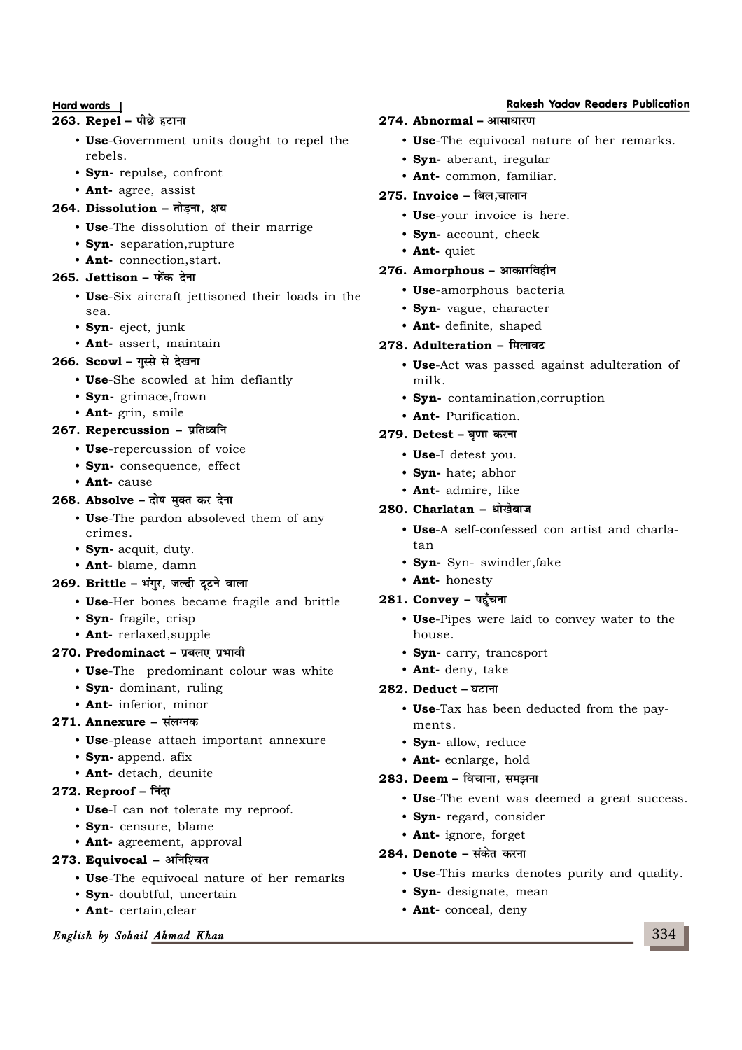### 263. Repel – पीछे हटाना

- **Use**-Government units dought to repel the rebels.
- **Syn-** repulse, confront
- **Ant-** agree, assist

### 264. Dissolution – तोड़ना, क्षय

- **Use**-The dissolution of their marrige
- **Syn-** separation,rupture
- **Ant-** connection,start.

### 265. Jettison – फेंक देना

- **Use**-Six aircraft jettisoned their loads in the sea.
- **Syn-** eject, junk
- **Ant-** assert, maintain

### 266. Scowl – गुस्से से देखना

- **Use**-She scowled at him defiantly
- **Syn-** grimace,frown
- **Ant-** grin, smile

### 267. Repercussion – प्रतिध्वनि

- **Use**-repercussion of voice
- **Syn-** consequence, effect
- **Ant-** cause

### 268. Absolve – दोष मुक्त कर देना

- **Use**-The pardon absoleved them of any crimes.
- **Syn-** acquit, duty.
- **Ant-** blame, damn

### 269. Brittle – भंगुर, जल्दी टूटने वाला

- **Use**-Her bones became fragile and brittle
- **Syn-** fragile, crisp
- **Ant-** rerlaxed,supple

### 270. Predominact – प्रबलए प्रभावी

- **Use**-The predominant colour was white
- **Syn-** dominant, ruling
- **Ant-** inferior, minor

### 271. Annexure – संलग्नक

- **Use**-please attach important annexure
- **Syn-** append. afix
- **Ant-** detach, deunite

### 272. Reproof – निंदा

- **Use**-I can not tolerate my reproof.
- **Syn-** censure, blame
- **Ant-** agreement, approval

### 273. Equivocal – अनिश्चित

- **Use**-The equivocal nature of her remarks
- **Syn-** doubtful, uncertain
- **Ant-** certain,clear

### 274. Abnormal – आसाधारण

- **Use**-The equivocal nature of her remarks.
- **Syn-** aberant, iregular
- **Ant-** common, familiar.

### 275. Invoice – बिल,चालान

- **Use**-your invoice is here.
- **Syn-** account, check
- **Ant-** quiet

### 276. Amorphous – आकारविहीन

- **Use**-amorphous bacteria
- **Syn-** vague, character
- **Ant-** definite, shaped

### 278. Adulteration – मिलावट

- **Use**-Act was passed against adulteration of milk.
- **Syn-** contamination,corruption
- **Ant-** Purification.

### 279. Detest – घृणा करना

- **Use**-I detest you.
- **Syn-** hate; abhor
- **Ant-** admire, like

### 280. Charlatan – धोखेबाज

- **Use**-A self-confessed con artist and charlatan
- **Syn-** Syn- swindler,fake
- **Ant-** honesty

### 281. Convey – पहुँचना

- **Use**-Pipes were laid to convey water to the house.
- **Syn-** carry, trancsport
- **Ant-** deny, take

### 282. Deduct – घटाना

- **Use**-Tax has been deducted from the payments.
- **Syn-** allow, reduce
- **Ant-** ecnlarge, hold

### 283. Deem – विचाना, समझना

- **Use**-The event was deemed a great success.
- **Syn-** regard, consider
- **Ant-** ignore, forget

### 284. Denote – संकेत करना

- **Use**-This marks denotes purity and quality.
- **Syn-** designate, mean
- **Ant-** conceal, deny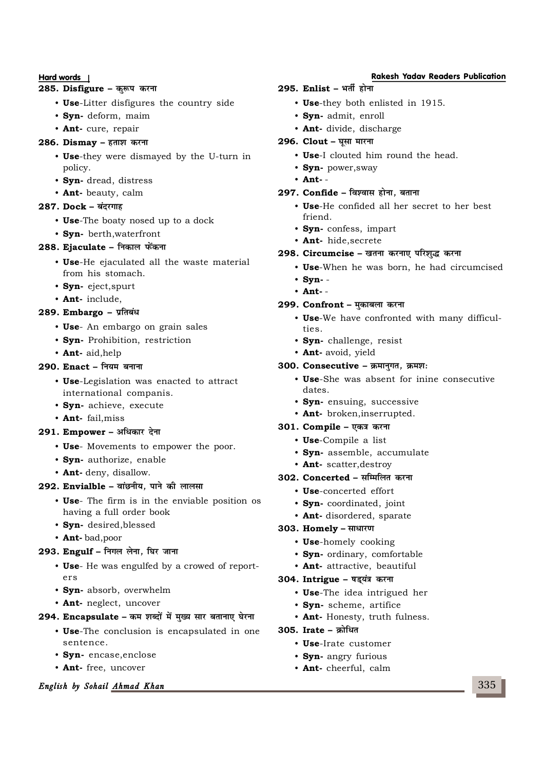### 285. Disfigure – कुरूप करना

- **Use**-Litter disfigures the country side
- **Syn-** deform, maim
- **Ant-** cure, repair

### 286. Dismay – हताश करना

- **Use**-they were dismayed by the U-turn in policy.
- **Syn-** dread, distress
- **Ant-** beauty, calm

### 287. Dock – बंदरगाह

- **Use**-The boaty nosed up to a dock
- **Syn-** berth,waterfront

### 288. Ejaculate – निकाल फेंकना

- **Use**-He ejaculated all the waste material from his stomach.
- **Syn-** eject,spurt
- **Ant-** include,

### 289. Embargo – प्रतिबंध

- **Use**- An embargo on grain sales
- **Syn-** Prohibition, restriction
- **Ant-** aid,help

### 290. Enact – नियम बनाना

- **Use**-Legislation was enacted to attract international companis.
- **Syn-** achieve, execute
- **Ant-** fail,miss

### 291. Empower – अधिकार देना

- **Use**- Movements to empower the poor.
- **Syn-** authorize, enable
- **Ant-** deny, disallow.

### 292. Envialble – वांछनीय, पाने की लालसा

- **Use**- The firm is in the enviable position os having a full order book
- **Syn-** desired,blessed
- **Ant-** bad,poor

### 293. Engulf – निगल लेना, घिर जाना

- **Use**- He was engulfed by a crowed of reporters
- **Syn-** absorb, overwhelm
- **Ant-** neglect, uncover

### 294. Encapsulate – कम शब्दों में मुख्य सार बतानाए घेरना

- **Use**-The conclusion is encapsulated in one sentence.
- **Syn-** encase,enclose
- **Ant-** free, uncover

### 295. Enlist – भर्ती होना

- **Use**-they both enlisted in 1915.
- **Syn-** admit, enroll
- **Ant-** divide, discharge

### 296. Clout – घूसा मारना

- **Use**-I clouted him round the head.
- **Syn-** power,sway
- **Ant-** -

### 297. Confide – विश्वास होना, बताना

- **Use**-He confided all her secret to her best friend.
- **Syn-** confess, impart
- **Ant-** hide,secrete

### 298. Circumcise – खतना करनाए परिशुद्ध करना

- **Use**-When he was born, he had circumcised
- **Syn-** -
- **Ant-** -

### 299. Confront – मुकाबला करना

- **Use**-We have confronted with many difficulties.
- **Syn-** challenge, resist
- **Ant-** avoid, yield

### 300. Consecutive – क्रमानुगत, क्रमशः

- **Use**-She was absent for inine consecutive dates.
- **Syn-** ensuing, successive
- **Ant-** broken,inserrupted.

### 301. Compile – एकत्र करना

- **Use**-Compile a list
- **Syn-** assemble, accumulate
- **Ant-** scatter,destroy

### 302. Concerted – सम्मिलित करना

- **Use**-concerted effort
- **Syn-** coordinated, joint
- **Ant-** disordered, sparate

### 303. Homely – साधारण

- **Use**-homely cooking
- **Syn-** ordinary, comfortable
- **Ant-** attractive, beautiful

### 304. Intrigue – षड्यंत्र करना

- **Use**-The idea intrigued her
- **Syn-** scheme, artifice
- **Ant-** Honesty, truth fulness.

### 305. Irate – क्रोधित

- **Use**-Irate customer
- **Syn-** angry furious
- **Ant-** cheerful, calm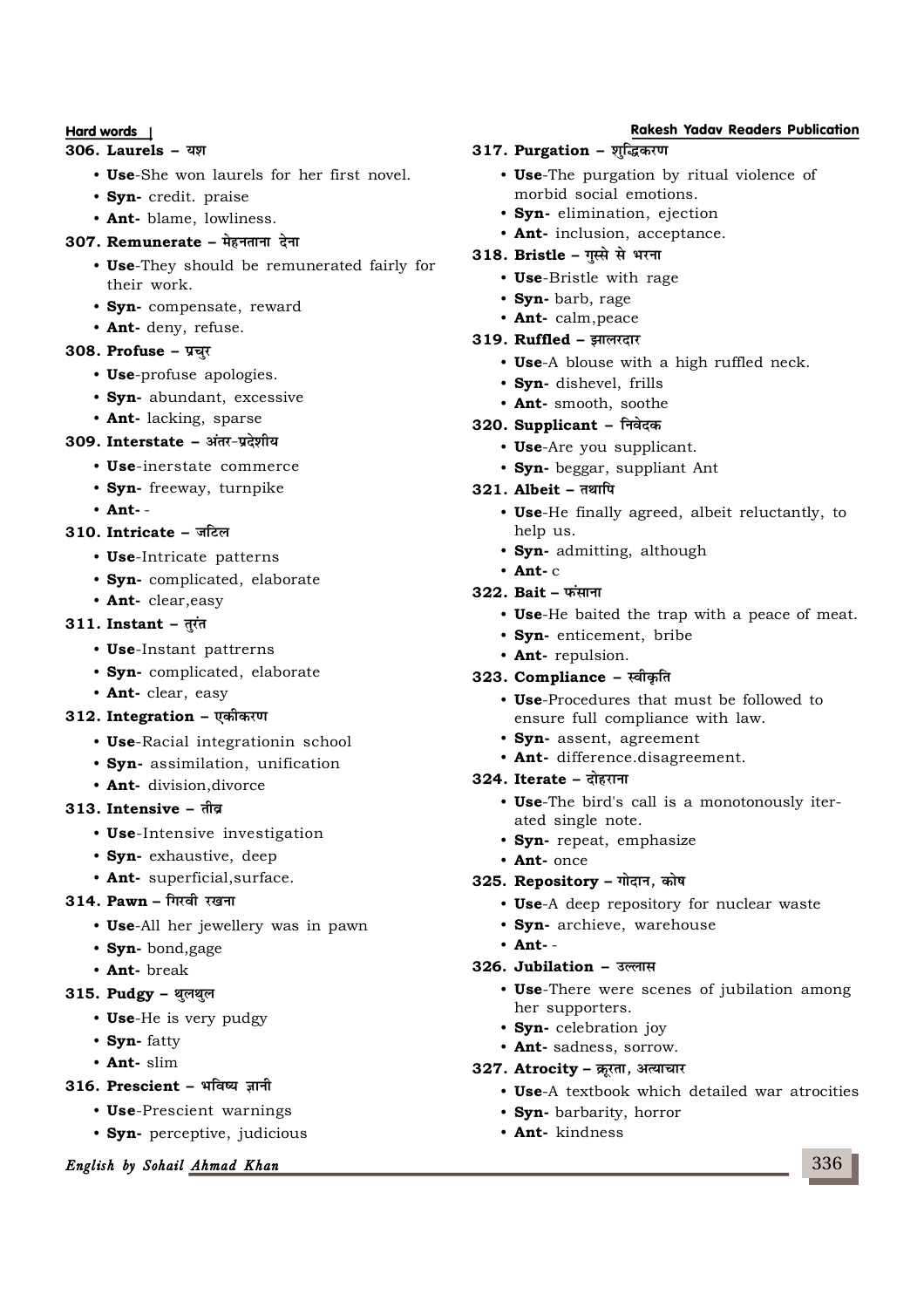### 306. Laurels – यश

- **Use**-She won laurels for her first novel.
- **Syn-** credit. praise
- **Ant-** blame, lowliness.

### 307. Remunerate – मेहनताना देना

- **Use**-They should be remunerated fairly for their work.
- **Syn-** compensate, reward
- **Ant-** deny, refuse.

### 308. Profuse – प्रचुर

- **Use**-profuse apologies.
- **Syn-** abundant, excessive
- **Ant-** lacking, sparse

### 309. Interstate – अंतर-प्रदेशीय

- **Use**-inerstate commerce
- **Syn-** freeway, turnpike
- **Ant-** -

### 310. Intricate – जटिल

- **Use**-Intricate patterns
- **Syn-** complicated, elaborate
- **Ant-** clear,easy

### 311. Instant – तुरंत

- **Use**-Instant pattrerns
- **Syn-** complicated, elaborate
- **Ant-** clear, easy

### 312. Integration – एकीकरण

- **Use**-Racial integrationin school
- **Syn-** assimilation, unification
- **Ant-** division,divorce

### 313. Intensive – तीव्र

- **Use**-Intensive investigation
- **Syn-** exhaustive, deep
- **Ant-** superficial,surface.

### 314. Pawn – गिरवी रखना

- **Use**-All her jewellery was in pawn
- **Syn-** bond,gage
- **Ant-** break

### 315. Pudgy – थुलथुल

- **Use**-He is very pudgy
- **Syn-** fatty
- **Ant-** slim

### 316. Prescient – भविष्य ज्ञानी

- **Use**-Prescient warnings
- **Syn-** perceptive, judicious

### 317. Purgation – शुद्धिकरण

- **Use**-The purgation by ritual violence of morbid social emotions.
- **Syn-** elimination, ejection
- **Ant-** inclusion, acceptance.

### 318. Bristle – गुस्से से भरना

- **Use**-Bristle with rage
- **Syn-** barb, rage
- **Ant-** calm,peace

### 319. Ruffled – झालरदार

- **Use**-A blouse with a high ruffled neck.
- **Syn-** dishevel, frills
- **Ant-** smooth, soothe

### 320. Supplicant – निवेदक

- **Use**-Are you supplicant.
- **Syn-** beggar, suppliant Ant

### 321. Albeit – तथापि

- **Use**-He finally agreed, albeit reluctantly, to help us.
- **Syn-** admitting, although
- **Ant-** c

### 322. Bait – फंसाना

- **Use**-He baited the trap with a peace of meat.
- **Syn-** enticement, bribe
- **Ant-** repulsion.

### 323. Compliance – स्वीकृति

- **Use**-Procedures that must be followed to ensure full compliance with law.
- **Syn-** assent, agreement
- **Ant-** difference.disagreement.

### 324. Iterate – दोहराना

- **Use**-The bird's call is a monotonously iterated single note.
- **Syn-** repeat, emphasize
- **Ant-** once

### 325. Repository – गोदान, कोष

- **Use**-A deep repository for nuclear waste
- **Syn-** archieve, warehouse
- **Ant-** -

### 326. Jubilation – उल्लास

- **Use**-There were scenes of jubilation among her supporters.
- **Syn-** celebration joy
- **Ant-** sadness, sorrow.

### 327. Atrocity – क्रूरता, अत्याचार

- **Use**-A textbook which detailed war atrocities
- **Syn-** barbarity, horror
- **Ant-** kindness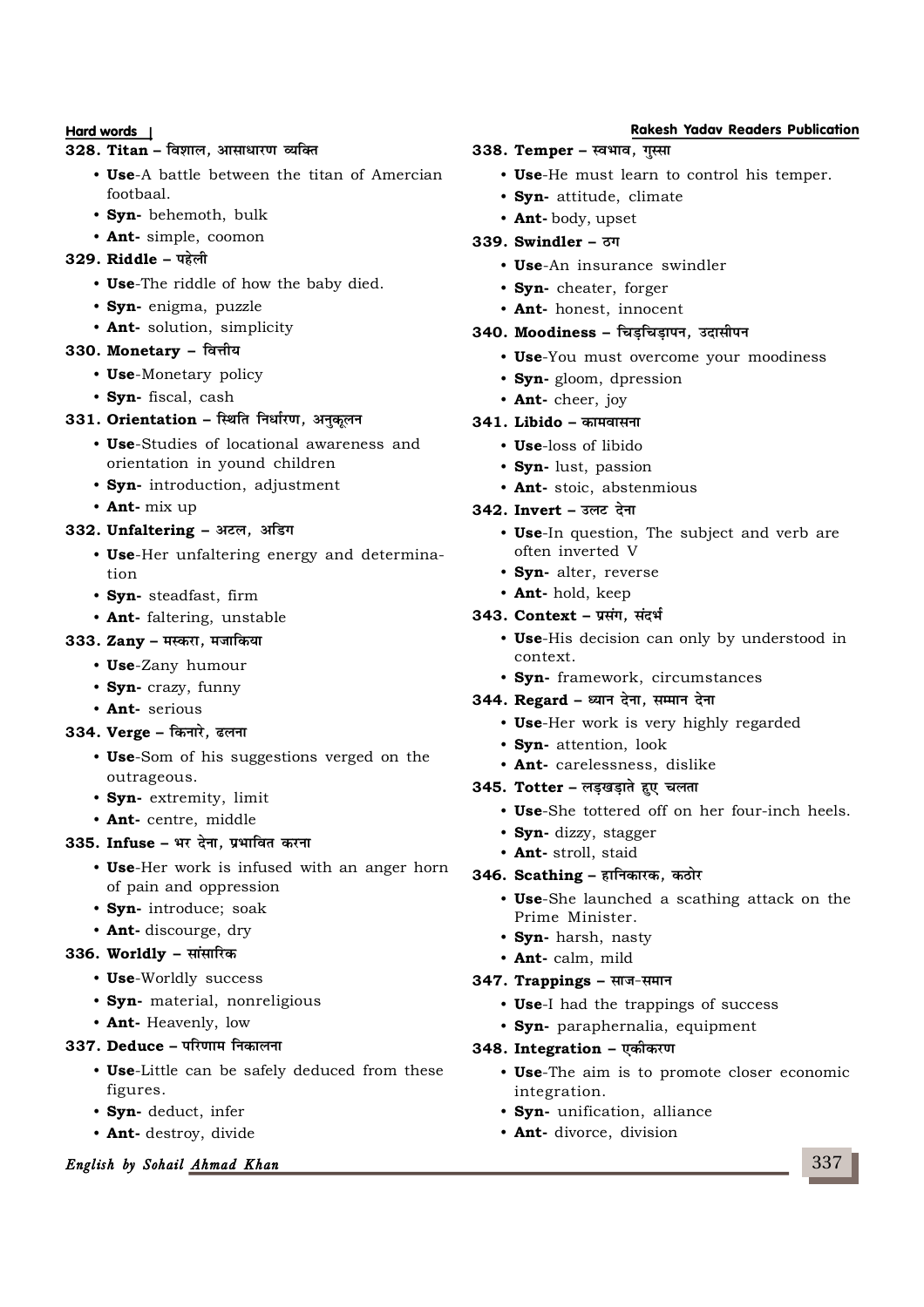**328. Titan – विशाल, आसाधारण व्यक्ति**

- **Use**-A battle between the titan of Amercian footbaal.
- **Syn-** behemoth, bulk
- **Ant-** simple, coomon

**329. Riddle – पहेली**

- **Use**-The riddle of how the baby died.
- **Syn-** enigma, puzzle
- **Ant-** solution, simplicity

**330. Monetary – वित्तीय**

- **Use**-Monetary policy
- **Syn-** fiscal, cash

**331. Orientation – स्थिति निर्धारण, अनुकूलन**

- **Use**-Studies of locational awareness and orientation in yound children
- **Syn-** introduction, adjustment
- **Ant-** mix up

**332. Unfaltering – अटल, अडिग**

- **Use**-Her unfaltering energy and determination
- **Syn-** steadfast, firm
- **Ant-** faltering, unstable

**333. Zany – मस्करा, मजाकिया**

- **Use**-Zany humour
- **Syn-** crazy, funny
- **Ant-** serious

**334. Verge – किनारे, ढलना**

- **Use**-Som of his suggestions verged on the outrageous.
- **Syn-** extremity, limit
- **Ant-** centre, middle

**335. Infuse – भर देना, प्रभावित करना**

- **Use**-Her work is infused with an anger horn of pain and oppression
- **Syn-** introduce; soak
- **Ant-** discourge, dry

**336. Worldly – सांसारिक**

- **Use**-Worldly success
- **Syn-** material, nonreligious
- **Ant-** Heavenly, low

**337. Deduce – परिणाम निकालना**

- **Use**-Little can be safely deduced from these figures.
- **Syn-** deduct, infer
- **Ant-** destroy, divide

**338. Temper – स्वभाव, गुस्सा**

- **Use**-He must learn to control his temper.
- **Syn-** attitude, climate
- **Ant-** body, upset

**339. Swindler – ठग**

- **Use**-An insurance swindler
- **Syn-** cheater, forger
- **Ant-** honest, innocent

**340. Moodiness – चिड़चिड़ापन, उदासीपन**

- **Use**-You must overcome your moodiness
- **Syn-** gloom, dpression
- **Ant-** cheer, joy

**341. Libido – कामवासना**

- **Use**-loss of libido
- **Syn-** lust, passion
- **Ant-** stoic, abstenmious

**342. Invert – उलट देना**

- **Use**-In question, The subject and verb are often inverted V
- **Syn-** alter, reverse
- **Ant-** hold, keep

**343. Context – प्रसंग, संदर्भ**

- **Use**-His decision can only by understood in context.
- **Syn-** framework, circumstances

**344. Regard – ध्यान देना, सम्मान देना**

- **Use**-Her work is very highly regarded
- **Syn-** attention, look
- **Ant-** carelessness, dislike

**345. Totter – लड़खड़ाते हुए चलता**

- **Use**-She tottered off on her four-inch heels.
- **Syn-** dizzy, stagger
- **Ant-** stroll, staid

**346. Scathing – हानिकारक, कठोर**

- **Use**-She launched a scathing attack on the Prime Minister.
- **Syn-** harsh, nasty
- **Ant-** calm, mild

**347. Trappings – साज-समान**

- **Use**-I had the trappings of success
- **Syn-** paraphernalia, equipment

**348. Integration – एकीकरण**

- **Use**-The aim is to promote closer economic integration.
- **Syn-** unification, alliance
- **Ant-** divorce, division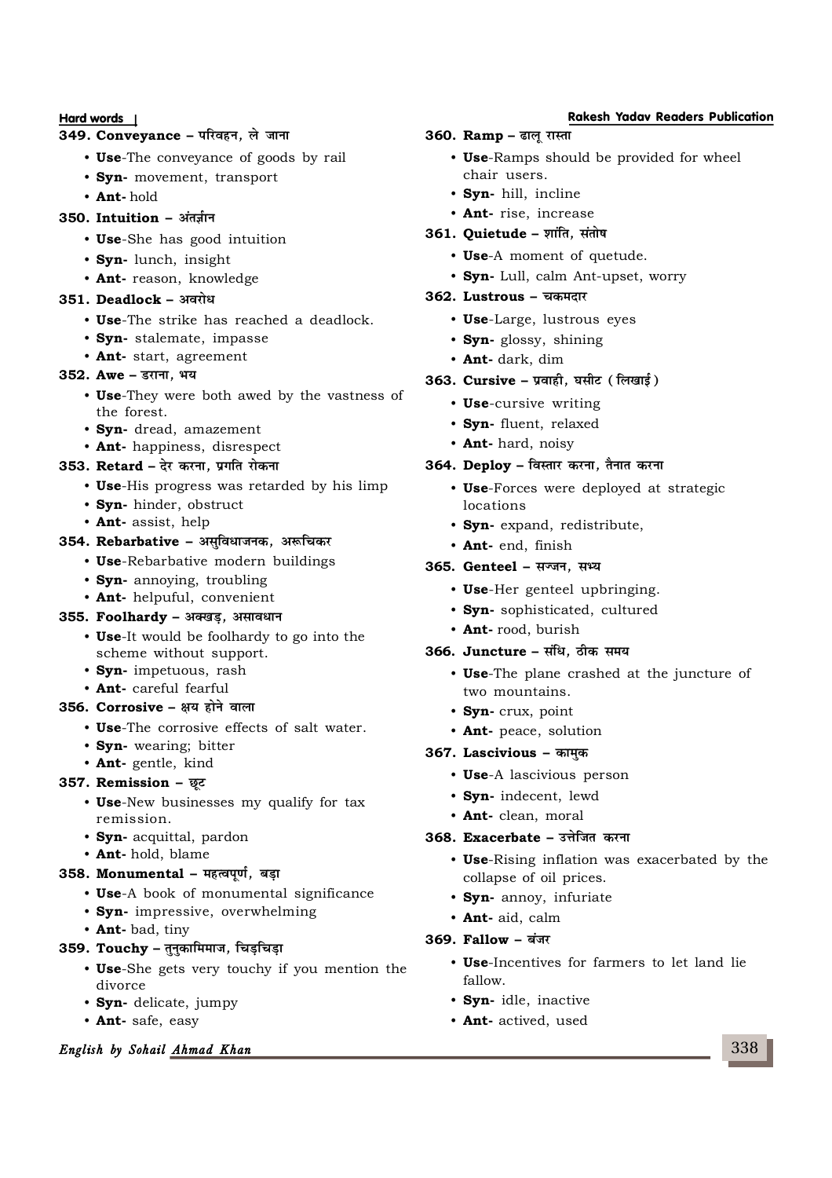### 349. Conveyance – परिवहन, ले जाना

- **Use**-The conveyance of goods by rail
- **Syn-** movement, transport
- **Ant-** hold

### 350. Intuition – अंतर्ज्ञान

- **Use**-She has good intuition
- **Syn-** lunch, insight
- **Ant-** reason, knowledge

### 351. Deadlock – अवरोध

- **Use**-The strike has reached a deadlock.
- **Syn-** stalemate, impasse
- **Ant-** start, agreement

### 352. Awe – डराना, भय

- **Use**-They were both awed by the vastness of the forest.
- **Syn-** dread, amazement
- **Ant-** happiness, disrespect

### 353. Retard – देर करना, प्रगति रोकना

- **Use**-His progress was retarded by his limp
- **Syn-** hinder, obstruct
- **Ant-** assist, help

### 354. Rebarbative – असुविधाजनक, अरूचिकर

- **Use**-Rebarbative modern buildings
- **Syn-** annoying, troubling
- **Ant-** helpuful, convenient

### 355. Foolhardy – अक्खड़, असावधान

- **Use**-It would be foolhardy to go into the scheme without support.
- **Syn-** impetuous, rash
- **Ant-** careful fearful

### 356. Corrosive – क्षय होने वाला

- **Use**-The corrosive effects of salt water.
- **Syn-** wearing; bitter
- **Ant-** gentle, kind

### 357. Remission – छूट

- **Use**-New businesses my qualify for tax remission.
- **Syn-** acquittal, pardon
- **Ant-** hold, blame

### 358. Monumental – महत्वपूर्ण, बड़ा

- **Use**-A book of monumental significance
- **Syn-** impressive, overwhelming
- **Ant-** bad, tiny

### 359. Touchy – तुनुकामिमाज, चिड़चिड़ा

- **Use**-She gets very touchy if you mention the divorce
- **Syn-** delicate, jumpy
- **Ant-** safe, easy

### 360. Ramp – ढालू रास्ता

- **Use**-Ramps should be provided for wheel chair users.
- **Syn-** hill, incline
- **Ant-** rise, increase

### 361. Quietude – शांति, संतोष

- **Use**-A moment of quetude.
- **Syn-** Lull, calm Ant-upset, worry

### 362. Lustrous – चकमदार

- **Use**-Large, lustrous eyes
- **Syn-** glossy, shining
- **Ant-** dark, dim

### 363. Cursive – प्रवाही, घसीट (लिखाई)

- **Use**-cursive writing
- **Syn-** fluent, relaxed
- **Ant-** hard, noisy

### 364. Deploy – विस्तार करना, तैनात करना

- **Use**-Forces were deployed at strategic locations
- **Syn-** expand, redistribute,
- **Ant-** end, finish

### 365. Genteel – सज्जन, सभ्य

- **Use**-Her genteel upbringing.
- **Syn-** sophisticated, cultured
- **Ant-** rood, burish

### 366. Juncture – संधि, ठीक समय

- **Use**-The plane crashed at the juncture of two mountains.
- **Syn-** crux, point
- **Ant-** peace, solution

### 367. Lascivious – कामुक

- **Use**-A lascivious person
- **Syn-** indecent, lewd
- **Ant-** clean, moral

### 368. Exacerbate – उत्तेजित करना

- **Use**-Rising inflation was exacerbated by the collapse of oil prices.
- **Syn-** annoy, infuriate
- **Ant-** aid, calm

### 369. Fallow – बंजर

- **Use**-Incentives for farmers to let land lie fallow.
- **Syn-** idle, inactive
- **Ant-** actived, used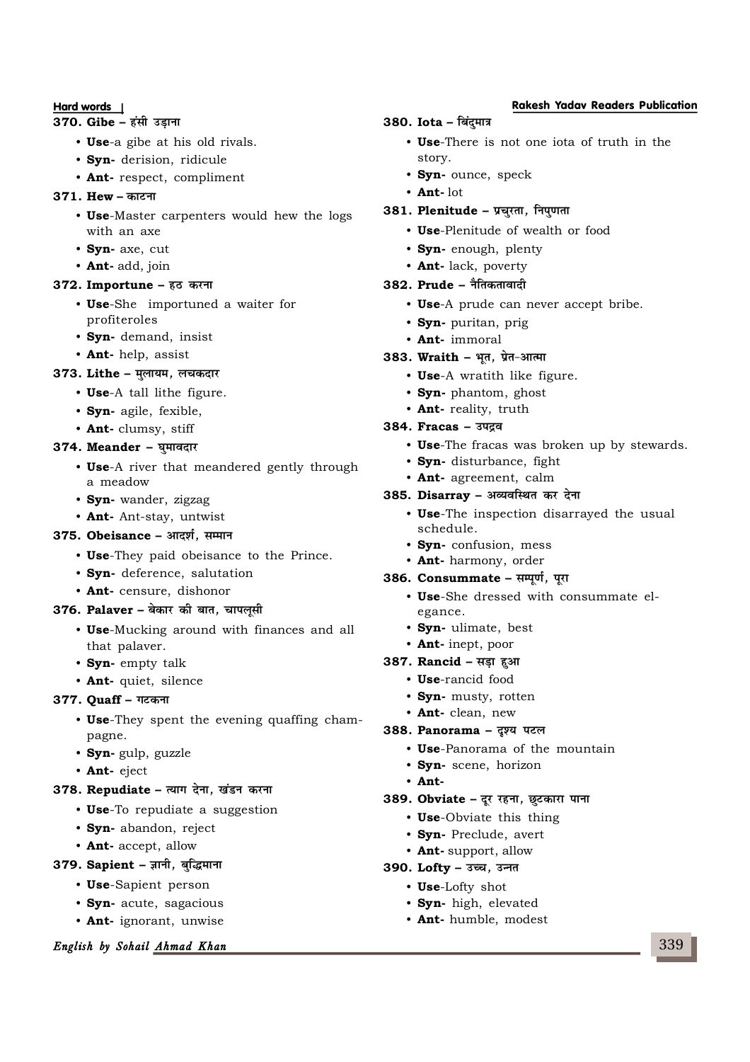**370. Gibe – हंसी उड़ाना**

- **Use**-a gibe at his old rivals.
- **Syn-** derision, ridicule
- **Ant-** respect, compliment

**371. Hew – काटना**

- **Use**-Master carpenters would hew the logs with an axe
- **Syn-** axe, cut
- **Ant-** add, join

**372. Importune – हठ करना**

- **Use**-She importuned a waiter for profiteroles
- **Syn-** demand, insist
- **Ant-** help, assist

**373. Lithe – मुलायम, लचकदार**

- **Use**-A tall lithe figure.
- **Syn-** agile, fexible,
- **Ant-** clumsy, stiff

**374. Meander – घुमावदार**

- **Use**-A river that meandered gently through a meadow
- **Syn-** wander, zigzag
- **Ant-** Ant-stay, untwist

**375. Obeisance – आदर्श, सम्मान**

- **Use**-They paid obeisance to the Prince.
- **Syn-** deference, salutation
- **Ant-** censure, dishonor

**376. Palaver – बेकार की बात, चापलूसी**

- **Use**-Mucking around with finances and all that palaver.
- **Syn-** empty talk
- **Ant-** quiet, silence

**377. Quaff – गटकना**

- **Use**-They spent the evening quaffing champagne.
- **Syn-** gulp, guzzle
- **Ant-** eject

**378. Repudiate – त्याग देना, खंडन करना**

- **Use**-To repudiate a suggestion
- **Syn-** abandon, reject
- **Ant-** accept, allow

**379. Sapient – ज्ञानी, बुद्धिमाना**

- **Use**-Sapient person
- **Syn-** acute, sagacious
- **Ant-** ignorant, unwise

**380. Iota – बिंदुमात्र**

- **Use**-There is not one iota of truth in the story.
- **Syn-** ounce, speck
- **Ant-** lot

**381. Plenitude – प्रचुरता, निपुणता**

- **Use**-Plenitude of wealth or food
- **Syn-** enough, plenty
- **Ant-** lack, poverty

**382. Prude – नैतिकतावादी**

- **Use**-A prude can never accept bribe.
- **Syn-** puritan, prig
- **Ant-** immoral

**383. Wraith – भूत, प्रेत-आत्मा**

- **Use**-A wratith like figure.
- **Syn-** phantom, ghost
- **Ant-** reality, truth

**384. Fracas – उपद्रव**

- **Use**-The fracas was broken up by stewards.
- **Syn-** disturbance, fight
- **Ant-** agreement, calm

**385. Disarray – अव्यवस्थित कर देना**

- **Use**-The inspection disarrayed the usual schedule.
- **Syn-** confusion, mess
- **Ant-** harmony, order

**386. Consummate – सम्पूर्ण, पूरा**

- **Use**-She dressed with consummate elegance.
- **Syn-** ulimate, best
- **Ant-** inept, poor

**387. Rancid – सड़ा हुआ**

- **Use**-rancid food
- **Syn-** musty, rotten
- **Ant-** clean, new

**388. Panorama – दृश्य पटल**

- **Use**-Panorama of the mountain
- **Syn-** scene, horizon
- **Ant-**

**389. Obviate – दूर रहना, छुटकारा पाना**

- **Use**-Obviate this thing
- **Syn-** Preclude, avert
- **Ant-** support, allow

**390. Lofty – उच्च, उन्नत**

- **Use**-Lofty shot
- **Syn-** high, elevated
- **Ant-** humble, modest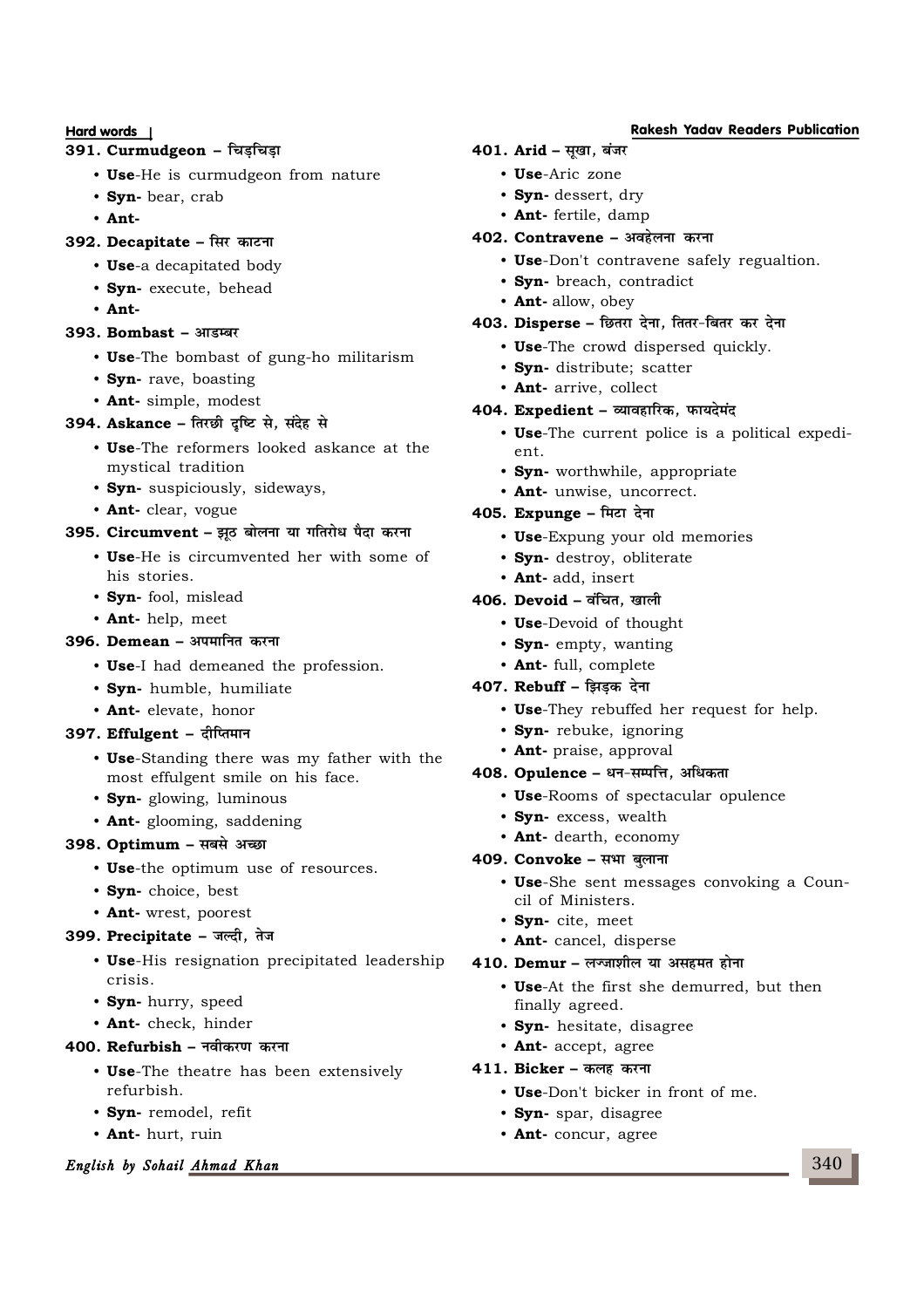### 391. Curmudgeon – चिड़चिड़ा

- **Use**-He is curmudgeon from nature
- **Syn-** bear, crab
- **Ant-**

### 392. Decapitate – सिर काटना

- **Use**-a decapitated body
- **Syn-** execute, behead
- **Ant-**

### 393. Bombast – आडम्बर

- **Use**-The bombast of gung-ho militarism
- **Syn-** rave, boasting
- **Ant-** simple, modest

### 394. Askance – तिरछी दृष्टि से, संदेह से

- **Use**-The reformers looked askance at the mystical tradition
- **Syn-** suspiciously, sideways,
- **Ant-** clear, vogue

### 395. Circumvent – झूठ बोलना या गतिरोध पैदा करना

- **Use**-He is circumvented her with some of his stories.
- **Syn-** fool, mislead
- **Ant-** help, meet

### 396. Demean – अपमानित करना

- **Use**-I had demeaned the profession.
- **Syn-** humble, humiliate
- **Ant-** elevate, honor

### 397. Effulgent – दीप्तिमान

- **Use**-Standing there was my father with the most effulgent smile on his face.
- **Syn-** glowing, luminous
- **Ant-** glooming, saddening

### 398. Optimum – सबसे अच्छा

- **Use**-the optimum use of resources.
- **Syn-** choice, best
- **Ant-** wrest, poorest

### 399. Precipitate – जल्दी, तेज

- **Use**-His resignation precipitated leadership crisis.
- **Syn-** hurry, speed
- **Ant-** check, hinder

### 400. Refurbish – नवीकरण करना

- **Use**-The theatre has been extensively refurbish.
- **Syn-** remodel, refit
- **Ant-** hurt, ruin

### 401. Arid – सूखा, बंजर

- **Use**-Aric zone
- **Syn-** dessert, dry
- **Ant-** fertile, damp

### 402. Contravene – अवहेलना करना

- **Use**-Don't contravene safely regualtion.
- **Syn-** breach, contradict
- **Ant-** allow, obey

### 403. Disperse – छितरा देना, तितर-बितर कर देना

- **Use**-The crowd dispersed quickly.
- **Syn-** distribute; scatter
- **Ant-** arrive, collect

### 404. Expedient – व्यावहारिक, फायदेमंद

- **Use**-The current police is a political expedient.
- **Syn-** worthwhile, appropriate
- **Ant-** unwise, uncorrect.

### 405. Expunge – मिटा देना

- **Use**-Expung your old memories
- **Syn-** destroy, obliterate
- **Ant-** add, insert

### 406. Devoid – वंचित, खाली

- **Use**-Devoid of thought
- **Syn-** empty, wanting
- **Ant-** full, complete

### 407. Rebuff – झिड़क देना

- **Use**-They rebuffed her request for help.
- **Syn-** rebuke, ignoring
- **Ant-** praise, approval

### 408. Opulence – धन-सम्पत्ति, अधिकता

- **Use**-Rooms of spectacular opulence
- **Syn-** excess, wealth
- **Ant-** dearth, economy

### 409. Convoke – सभा बुलाना

- **Use**-She sent messages convoking a Council of Ministers.
- **Syn-** cite, meet
- **Ant-** cancel, disperse

### 410. Demur – लज्जाशील या असहमत होना

- **Use**-At the first she demurred, but then finally agreed.
- **Syn-** hesitate, disagree
- **Ant-** accept, agree

### 411. Bicker – कलह करना

- **Use**-Don't bicker in front of me.
- **Syn-** spar, disagree
- **Ant-** concur, agree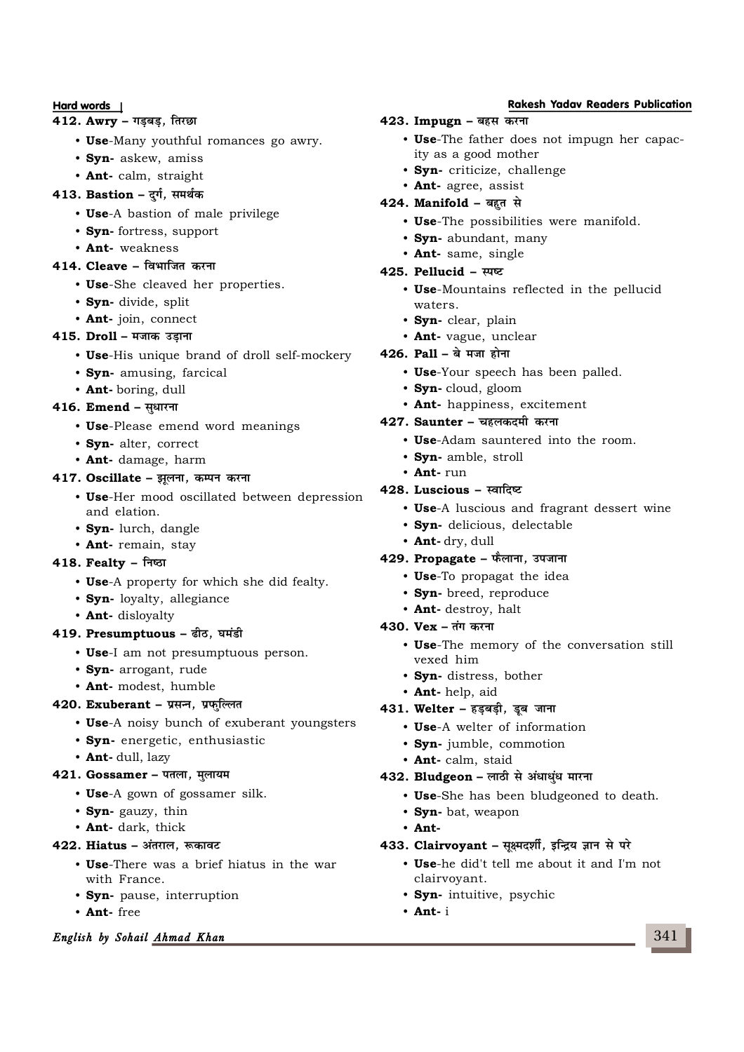**412. Awry – गड़बड़, तिरछा**

- **Use**-Many youthful romances go awry.
- **Syn-** askew, amiss
- **Ant-** calm, straight

**413. Bastion – दुर्ग, समर्थक**

- **Use**-A bastion of male privilege
- **Syn-** fortress, support
- **Ant-** weakness

**414. Cleave – विभाजित करना**

- **Use**-She cleaved her properties.
- **Syn-** divide, split
- **Ant-** join, connect

**415. Droll – मजाक उड़ाना**

- **Use**-His unique brand of droll self-mockery
- **Syn-** amusing, farcical
- **Ant-** boring, dull

**416. Emend – सुधारना**

- **Use**-Please emend word meanings
- **Syn-** alter, correct
- **Ant-** damage, harm

**417. Oscillate – झूलना, कम्पन करना**

- **Use**-Her mood oscillated between depression and elation.
- **Syn-** lurch, dangle
- **Ant-** remain, stay

**418. Fealty – निष्ठा**

- **Use**-A property for which she did fealty.
- **Syn-** loyalty, allegiance
- **Ant-** disloyalty

**419. Presumptuous – ढीठ, घमंडी**

- **Use**-I am not presumptuous person.
- **Syn-** arrogant, rude
- **Ant-** modest, humble

**420. Exuberant – प्रसन्न, प्रफुल्लित**

- **Use**-A noisy bunch of exuberant youngsters
- **Syn-** energetic, enthusiastic
- **Ant-** dull, lazy

**421. Gossamer – पतला, मुलायम**

- **Use**-A gown of gossamer silk.
- **Syn-** gauzy, thin
- **Ant-** dark, thick

**422. Hiatus – अंतराल, रूकावट**

- **Use**-There was a brief hiatus in the war with France.
- **Syn-** pause, interruption
- **Ant-** free

**423. Impugn – बहस करना**

- **Use**-The father does not impugn her capacity as a good mother
- **Syn-** criticize, challenge
- **Ant-** agree, assist

**424. Manifold – बहुत से**

- **Use**-The possibilities were manifold.
- **Syn-** abundant, many
- **Ant-** same, single

**425. Pellucid – स्पष्ट**

- **Use**-Mountains reflected in the pellucid waters.
- **Syn-** clear, plain
- **Ant-** vague, unclear

**426. Pall – बे मजा होना**

- **Use**-Your speech has been palled.
- **Syn-** cloud, gloom
- **Ant-** happiness, excitement

**427. Saunter – चहलकदमी करना**

- **Use**-Adam sauntered into the room.
- **Syn-** amble, stroll
- **Ant-** run

**428. Luscious – स्वादिष्ट**

- **Use**-A luscious and fragrant dessert wine
- **Syn-** delicious, delectable
- **Ant-** dry, dull

**429. Propagate – फैलाना, उपजाना**

- **Use**-To propagat the idea
- **Syn-** breed, reproduce
- **Ant-** destroy, halt

**430. Vex – तंग करना**

- **Use**-The memory of the conversation still vexed him
- **Syn-** distress, bother
- **Ant-** help, aid

**431. Welter – हड़बड़ी, डूब जाना**

- **Use**-A welter of information
- **Syn-** jumble, commotion
- **Ant-** calm, staid

**432. Bludgeon – लाठी से अंधाधुंध मारना**

- **Use**-She has been bludgeoned to death.
- **Syn-** bat, weapon
- **Ant-**

**433. Clairvoyant – सूक्ष्मदर्शी, इन्द्रिय ज्ञान से परे**

- **Use**-he did't tell me about it and I'm not clairvoyant.
- **Syn-** intuitive, psychic
- **Ant-** i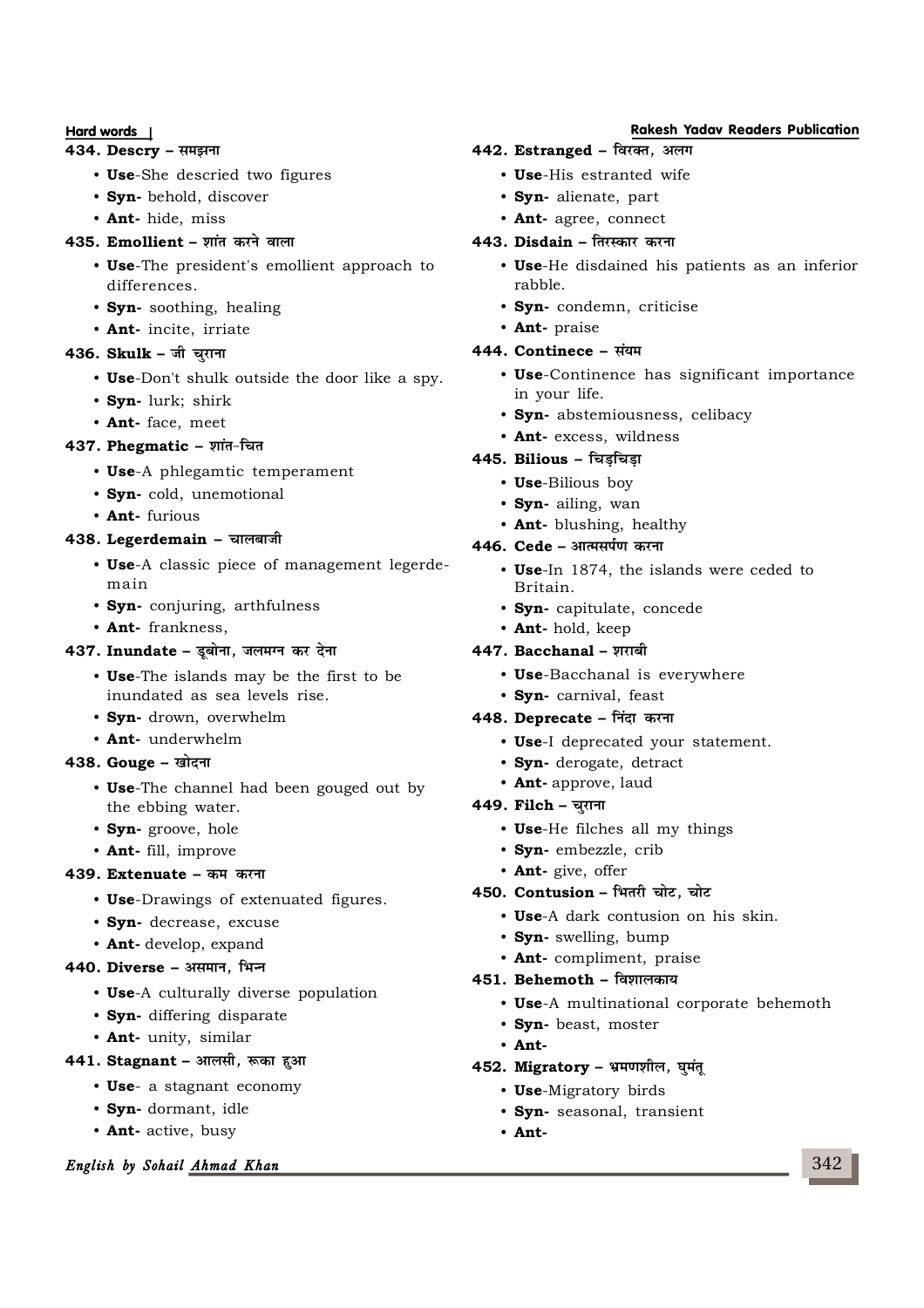### 434. Descry – समझना

- **Use**-She descried two figures
- **Syn-** behold, discover
- **Ant-** hide, miss

### 435. Emollient – शांत करने वाला

- **Use**-The president's emollient approach to differences.
- **Syn-** soothing, healing
- **Ant-** incite, irriate

### 436. Skulk – जी चुराना

- **Use**-Don't shulk outside the door like a spy.
- **Syn-** lurk; shirk
- **Ant-** face, meet

### 437. Phegmatic – शांत-चित

- **Use**-A phlegamtic temperament
- **Syn-** cold, unemotional
- **Ant-** furious

### 438. Legerdemain – चालबाजी

- **Use**-A classic piece of management legerdemain
- **Syn-** conjuring, arthfulness
- **Ant-** frankness,

### 437. Inundate – डूबोना, जलमग्न कर देना

- **Use**-The islands may be the first to be inundated as sea levels rise.
- **Syn-** drown, overwhelm
- **Ant-** underwhelm

### 438. Gouge – खोदना

- **Use**-The channel had been gouged out by the ebbing water.
- **Syn-** groove, hole
- **Ant-** fill, improve

### 439. Extenuate – कम करना

- **Use**-Drawings of extenuated figures.
- **Syn-** decrease, excuse
- **Ant-** develop, expand

### 440. Diverse – असमान, भिन्न

- **Use**-A culturally diverse population
- **Syn-** differing disparate
- **Ant-** unity, similar

### 441. Stagnant – आलसी, रूका हुआ

- **Use**- a stagnant economy
- **Syn-** dormant, idle
- **Ant-** active, busy

### 442. Estranged – विरक्त, अलग

- **Use**-His estranted wife
- **Syn-** alienate, part
- **Ant-** agree, connect

### 443. Disdain – तिरस्कार करना

- **Use**-He disdained his patients as an inferior rabble.
- **Syn-** condemn, criticise
- **Ant-** praise

### 444. Continece – संयम

- **Use**-Continence has significant importance in your life.
- **Syn-** abstemiousness, celibacy
- **Ant-** excess, wildness

### 445. Bilious – चिड़चिड़ा

- **Use**-Bilious boy
- **Syn-** ailing, wan
- **Ant-** blushing, healthy

### 446. Cede – आत्मसर्पण करना

- **Use**-In 1874, the islands were ceded to Britain.
- **Syn-** capitulate, concede
- **Ant-** hold, keep

### 447. Bacchanal – शराबी

- **Use**-Bacchanal is everywhere
- **Syn-** carnival, feast

### 448. Deprecate – निंदा करना

- **Use**-I deprecated your statement.
- **Syn-** derogate, detract
- **Ant-** approve, laud

### 449. Filch – चुराना

- **Use**-He filches all my things
- **Syn-** embezzle, crib
- **Ant-** give, offer

### 450. Contusion – भितरी चोट, चोट

- **Use**-A dark contusion on his skin.
- **Syn-** swelling, bump
- **Ant-** compliment, praise

### 451. Behemoth – विशालकाय

- **Use**-A multinational corporate behemoth
- **Syn-** beast, moster
- **Ant-**

### 452. Migratory – भ्रमणशील, घुमंतू

- **Use**-Migratory birds
- **Syn-** seasonal, transient
- **Ant-**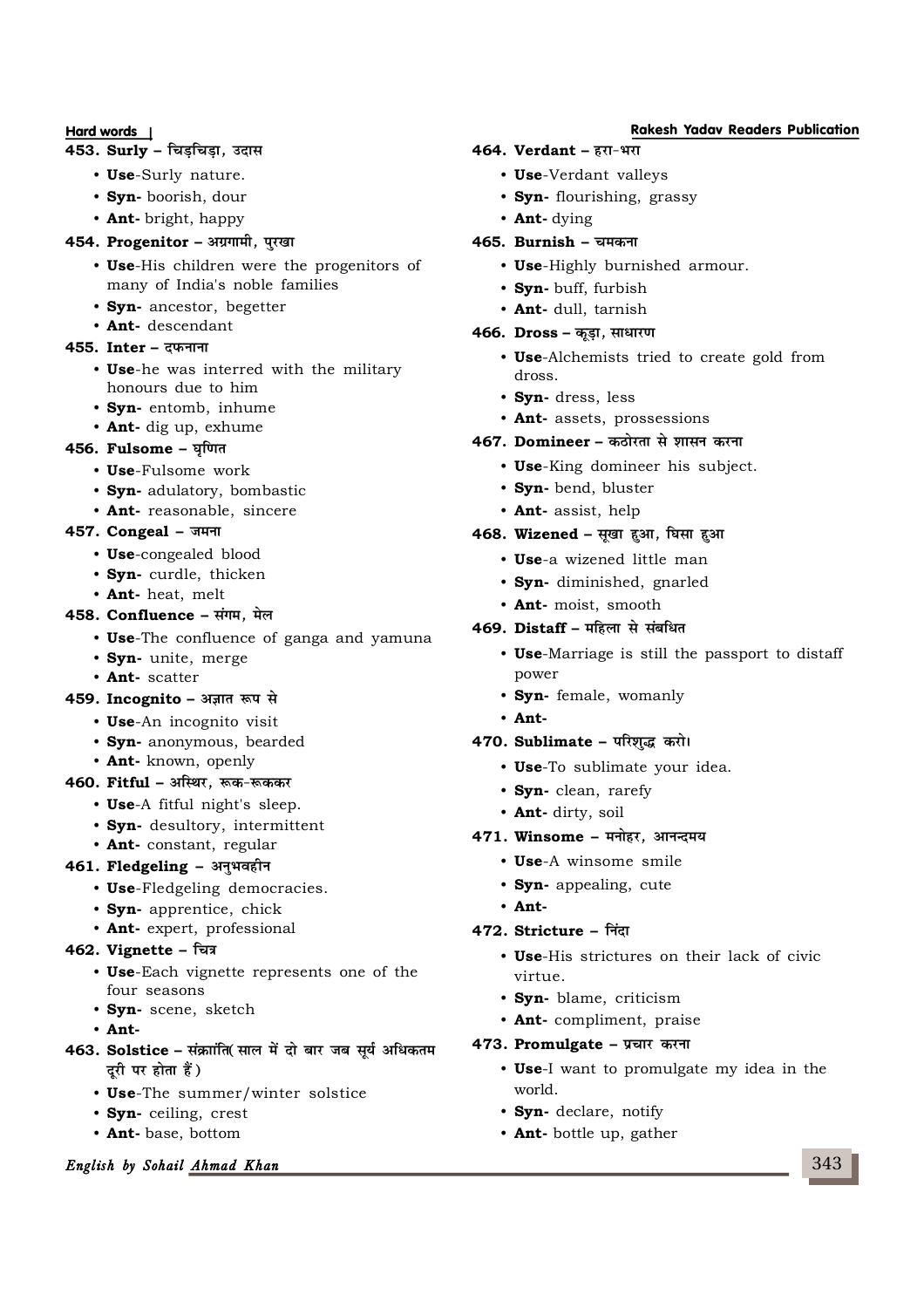### 453. Surly – चिड़चिड़ा, उदास

- **Use**-Surly nature.
- **Syn-** boorish, dour
- **Ant-** bright, happy

### 454. Progenitor – अग्रगामी, पुरखा

- **Use**-His children were the progenitors of many of India's noble families
- **Syn-** ancestor, begetter
- **Ant-** descendant

### 455. Inter – दफनाना

- **Use**-he was interred with the military honours due to him
- **Syn-** entomb, inhume
- **Ant-** dig up, exhume

### 456. Fulsome – घृणित

- **Use**-Fulsome work
- **Syn-** adulatory, bombastic
- **Ant-** reasonable, sincere

### 457. Congeal – जमना

- **Use**-congealed blood
- **Syn-** curdle, thicken
- **Ant-** heat, melt

### 458. Confluence – संगम, मेल

- **Use**-The confluence of ganga and yamuna
- **Syn-** unite, merge
- **Ant-** scatter

### 459. Incognito – अज्ञात रूप से

- **Use**-An incognito visit
- **Syn-** anonymous, bearded
- **Ant-** known, openly

### 460. Fitful – अस्थिर, रूक-रूककर

- **Use**-A fitful night's sleep.
- **Syn-** desultory, intermittent
- **Ant-** constant, regular

### 461. Fledgeling – अनुभवहीन

- **Use**-Fledgeling democracies.
- **Syn-** apprentice, chick
- **Ant-** expert, professional

### 462. Vignette – चित्र

- **Use**-Each vignette represents one of the four seasons
- **Syn-** scene, sketch
- **Ant-**

### 463. Solstice – संक्रांति( साल में दो बार जब सूर्य अधिकतम दूरी पर होता हैं )

- **Use**-The summer/winter solstice
- **Syn-** ceiling, crest
- **Ant-** base, bottom

### 464. Verdant – हरा-भरा

- **Use**-Verdant valleys
- **Syn-** flourishing, grassy
- **Ant-** dying

### 465. Burnish – चमकना

- **Use**-Highly burnished armour.
- **Syn-** buff, furbish
- **Ant-** dull, tarnish

### 466. Dross – कूड़ा, साधारण

- **Use**-Alchemists tried to create gold from dross.
- **Syn-** dress, less
- **Ant-** assets, prossessions

### 467. Domineer – कठोरता से शासन करना

- **Use**-King domineer his subject.
- **Syn-** bend, bluster
- **Ant-** assist, help

### 468. Wizened – सूखा हुआ, घिसा हुआ

- **Use**-a wizened little man
- **Syn-** diminished, gnarled
- **Ant-** moist, smooth

### 469. Distaff – महिला से संबधित

- **Use**-Marriage is still the passport to distaff power
- **Syn-** female, womanly
- **Ant-**

### 470. Sublimate – परिशुद्ध करो।

- **Use**-To sublimate your idea.
- **Syn-** clean, rarefy
- **Ant-** dirty, soil

### 471. Winsome – मनोहर, आनन्दमय

- **Use**-A winsome smile
- **Syn-** appealing, cute
- **Ant-**

### 472. Stricture – निंदा

- **Use**-His strictures on their lack of civic virtue.
- **Syn-** blame, criticism
- **Ant-** compliment, praise

### 473. Promulgate – प्रचार करना

- **Use**-I want to promulgate my idea in the world.
- **Syn-** declare, notify
- **Ant-** bottle up, gather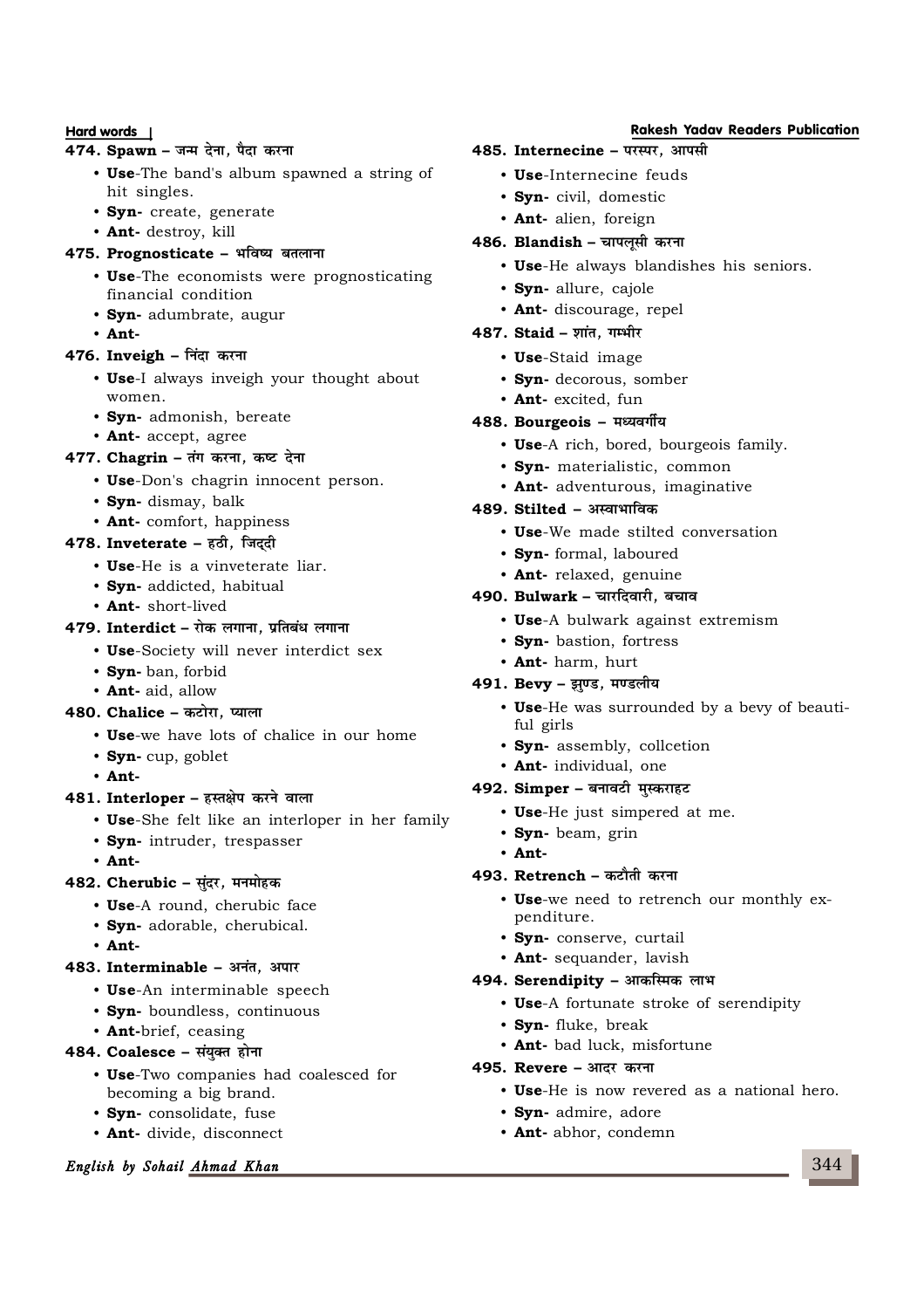**474. Spawn – जन्म देना, पैदा करना**

- **Use**-The band's album spawned a string of hit singles.
- **Syn-** create, generate
- **Ant-** destroy, kill

**475. Prognosticate – भविष्य बतलाना**

- **Use**-The economists were prognosticating financial condition
- **Syn-** adumbrate, augur
- **Ant-**

**476. Inveigh – निंदा करना**

- **Use**-I always inveigh your thought about women.
- **Syn-** admonish, bereate
- **Ant-** accept, agree

**477. Chagrin – तंग करना, कष्ट देना**

- **Use**-Don's chagrin innocent person.
- **Syn-** dismay, balk
- **Ant-** comfort, happiness

**478. Inveterate – हठी, जिद्दी**

- **Use**-He is a vinveterate liar.
- **Syn-** addicted, habitual
- **Ant-** short-lived

**479. Interdict – रोक लगाना, प्रतिबंध लगाना**

- **Use**-Society will never interdict sex
- **Syn-** ban, forbid
- **Ant-** aid, allow

**480. Chalice – कटोरा, प्याला**

- **Use**-we have lots of chalice in our home
- **Syn-** cup, goblet
- **Ant-**

**481. Interloper – हस्तक्षेप करने वाला**

- **Use**-She felt like an interloper in her family
- **Syn-** intruder, trespasser
- **Ant-**

**482. Cherubic – सुंदर, मनमोहक**

- **Use**-A round, cherubic face
- **Syn-** adorable, cherubical.
- **Ant-**

**483. Interminable – अनंत, अपार**

- **Use**-An interminable speech
- **Syn-** boundless, continuous
- **Ant-**brief, ceasing

**484. Coalesce – संयुक्त होना**

- **Use**-Two companies had coalesced for becoming a big brand.
- **Syn-** consolidate, fuse
- **Ant-** divide, disconnect

**485. Internecine – परस्पर, आपसी**

- **Use**-Internecine feuds
- **Syn-** civil, domestic
- **Ant-** alien, foreign

**486. Blandish – चापलूसी करना**

- **Use**-He always blandishes his seniors.
- **Syn-** allure, cajole
- **Ant-** discourage, repel

**487. Staid – शांत, गम्भीर**

- **Use**-Staid image
- **Syn-** decorous, somber
- **Ant-** excited, fun

**488. Bourgeois – मध्यवर्गीय**

- **Use**-A rich, bored, bourgeois family.
- **Syn-** materialistic, common
- **Ant-** adventurous, imaginative

**489. Stilted – अस्वाभाविक**

- **Use**-We made stilted conversation
- **Syn-** formal, laboured
- **Ant-** relaxed, genuine

**490. Bulwark – चारदिवारी, बचाव**

- **Use**-A bulwark against extremism
- **Syn-** bastion, fortress
- **Ant-** harm, hurt

**491. Bevy – झुण्ड, मण्डलीय**

- **Use**-He was surrounded by a bevy of beautiful girls
- **Syn-** assembly, collcetion
- **Ant-** individual, one

**492. Simper – बनावटी मुस्कराहट**

- **Use**-He just simpered at me.
- **Syn-** beam, grin
- **Ant-**

**493. Retrench – कटौती करना**

- **Use**-we need to retrench our monthly expenditure.
- **Syn-** conserve, curtail
- **Ant-** sequander, lavish

**494. Serendipity – आकस्मिक लाभ**

- **Use**-A fortunate stroke of serendipity
- **Syn-** fluke, break
- **Ant-** bad luck, misfortune

**495. Revere – आदर करना**

- **Use**-He is now revered as a national hero.
- **Syn-** admire, adore
- **Ant-** abhor, condemn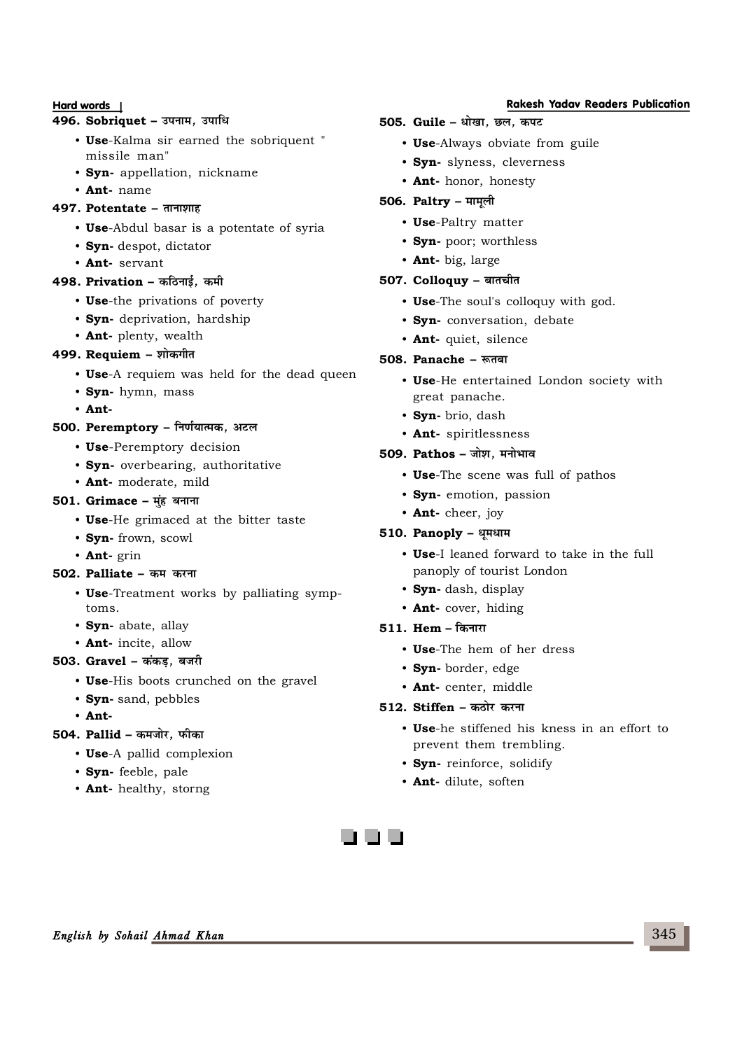### 496. Sobriquet – उपनाम, उपाधि

- **Use**-Kalma sir earned the sobriquent " missile man"
- **Syn-** appellation, nickname
- **Ant-** name

### 497. Potentate – तानाशाह

- **Use**-Abdul basar is a potentate of syria
- **Syn-** despot, dictator
- **Ant-** servant

### 498. Privation – कठिनाई, कमी

- **Use**-the privations of poverty
- **Syn-** deprivation, hardship
- **Ant-** plenty, wealth

### 499. Requiem – शोकगीत

- **Use**-A requiem was held for the dead queen
- **Syn-** hymn, mass
- **Ant-**

### 500. Peremptory – निर्णयात्मक, अटल

- **Use**-Peremptory decision
- **Syn-** overbearing, authoritative
- **Ant-** moderate, mild

### 501. Grimace – मुंह बनाना

- **Use**-He grimaced at the bitter taste
- **Syn-** frown, scowl
- **Ant-** grin

### 502. Palliate – कम करना

- **Use**-Treatment works by palliating symptoms.
- **Syn-** abate, allay
- **Ant-** incite, allow

### 503. Gravel – कंकड़, बजरी

- **Use**-His boots crunched on the gravel
- **Syn-** sand, pebbles
- **Ant-**

### 504. Pallid – कमजोर, फीका

- **Use**-A pallid complexion
- **Syn-** feeble, pale
- **Ant-** healthy, storng

### 505. Guile – धोखा, छल, कपट

- **Use**-Always obviate from guile
- **Syn-** slyness, cleverness
- **Ant-** honor, honesty

### 506. Paltry – मामूली

- **Use**-Paltry matter
- **Syn-** poor; worthless
- **Ant-** big, large

### 507. Colloquy – बातचीत

- **Use**-The soul's colloquy with god.
- **Syn-** conversation, debate
- **Ant-** quiet, silence

### 508. Panache – रूतबा

- **Use**-He entertained London society with great panache.
- **Syn-** brio, dash
- **Ant-** spiritlessness

### 509. Pathos – जोश, मनोभाव

- **Use**-The scene was full of pathos
- **Syn-** emotion, passion
- **Ant-** cheer, joy

### 510. Panoply – धूमधाम

- **Use**-I leaned forward to take in the full panoply of tourist London
- **Syn-** dash, display
- **Ant-** cover, hiding

### 511. Hem – किनारा

- **Use**-The hem of her dress
- **Syn-** border, edge
- **Ant-** center, middle

### 512. Stiffen – कठोर करना

- **Use**-he stiffened his kness in an effort to prevent them trembling.
- **Syn-** reinforce, solidify
- **Ant-** dilute, soften